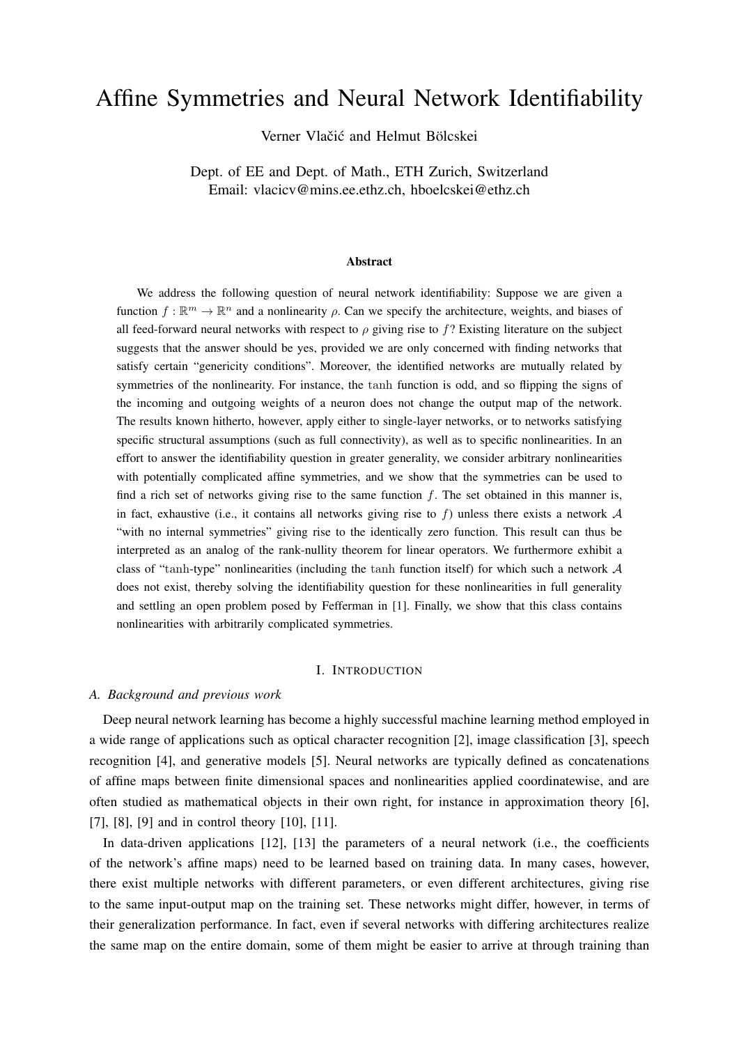# Affine Symmetries and Neural Network Identifiability

Verner Vlačić and Helmut Bölcskei

Dept. of EE and Dept. of Math., ETH Zurich, Switzerland
Email: vlacicv@mins.ee.ethz.ch, hboelcskei@ethz.ch

### Abstract

We address the following question of neural network identifiability: Suppose we are given a function $f : \mathbb{R}^m \to \mathbb{R}^n$ and a nonlinearity $\rho$. Can we specify the architecture, weights, and biases of all feed-forward neural networks with respect to $\rho$ giving rise to $f$? Existing literature on the subject suggests that the answer should be yes, provided we are only concerned with finding networks that satisfy certain "genericity conditions". Moreover, the identified networks are mutually related by symmetries of the nonlinearity. For instance, the $\tanh$ function is odd, and so flipping the signs of the incoming and outgoing weights of a neuron does not change the output map of the network. The results known hitherto, however, apply either to single-layer networks, or to networks satisfying specific structural assumptions (such as full connectivity), as well as to specific nonlinearities. In an effort to answer the identifiability question in greater generality, we consider arbitrary nonlinearities with potentially complicated affine symmetries, and we show that the symmetries can be used to find a rich set of networks giving rise to the same function $f$. The set obtained in this manner is, in fact, exhaustive (i.e., it contains all networks giving rise to $f$) unless there exists a network $\mathcal{A}$ "with no internal symmetries" giving rise to the identically zero function. This result can thus be interpreted as an analog of the rank-nullity theorem for linear operators. We furthermore exhibit a class of "$\tanh$-type" nonlinearities (including the $\tanh$ function itself) for which such a network $\mathcal{A}$ does not exist, thereby solving the identifiability question for these nonlinearities in full generality and settling an open problem posed by Fefferman in [1]. Finally, we show that this class contains nonlinearities with arbitrarily complicated symmetries.

## I. Introduction

### A. Background and previous work

Deep neural network learning has become a highly successful machine learning method employed in a wide range of applications such as optical character recognition [2], image classification [3], speech recognition [4], and generative models [5]. Neural networks are typically defined as concatenations of affine maps between finite dimensional spaces and nonlinearities applied coordinatewise, and are often studied as mathematical objects in their own right, for instance in approximation theory [6], [7], [8], [9] and in control theory [10], [11].

In data-driven applications [12], [13] the parameters of a neural network (i.e., the coefficients of the network's affine maps) need to be learned based on training data. In many cases, however, there exist multiple networks with different parameters, or even different architectures, giving rise to the same input-output map on the training set. These networks might differ, however, in terms of their generalization performance. In fact, even if several networks with differing architectures realize the same map on the entire domain, some of them might be easier to arrive at through training than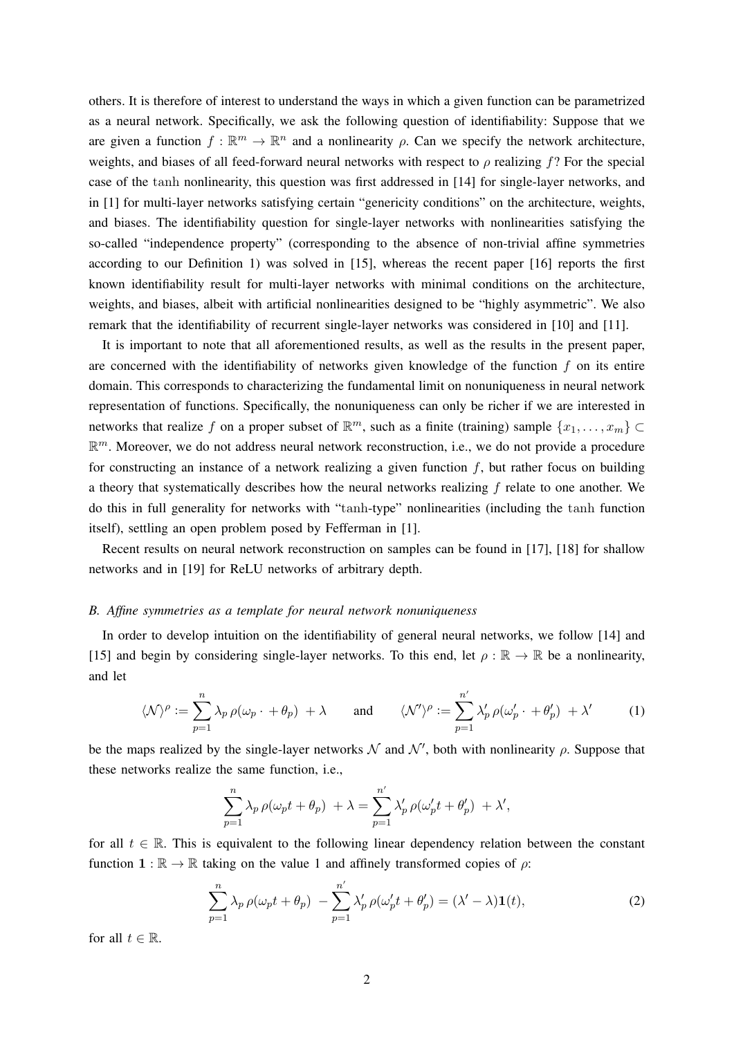others. It is therefore of interest to understand the ways in which a given function can be parametrized as a neural network. Specifically, we ask the following question of identifiability: Suppose that we are given a function $f : \mathbb{R}^m \to \mathbb{R}^n$ and a nonlinearity $\rho$. Can we specify the network architecture, weights, and biases of all feed-forward neural networks with respect to $\rho$ realizing $f$? For the special case of the $\tanh$ nonlinearity, this question was first addressed in [14] for single-layer networks, and in [1] for multi-layer networks satisfying certain "genericity conditions" on the architecture, weights, and biases. The identifiability question for single-layer networks with nonlinearities satisfying the so-called "independence property" (corresponding to the absence of non-trivial affine symmetries according to our Definition 1) was solved in [15], whereas the recent paper [16] reports the first known identifiability result for multi-layer networks with minimal conditions on the architecture, weights, and biases, albeit with artificial nonlinearities designed to be "highly asymmetric". We also remark that the identifiability of recurrent single-layer networks was considered in [10] and [11].

It is important to note that all aforementioned results, as well as the results in the present paper, are concerned with the identifiability of networks given knowledge of the function $f$ on its entire domain. This corresponds to characterizing the fundamental limit on nonuniqueness in neural network representation of functions. Specifically, the nonuniqueness can only be richer if we are interested in networks that realize $f$ on a proper subset of $\mathbb{R}^m$, such as a finite (training) sample $\{x_1, \dots, x_m\} \subset \mathbb{R}^m$. Moreover, we do not address neural network reconstruction, i.e., we do not provide a procedure for constructing an instance of a network realizing a given function $f$, but rather focus on building a theory that systematically describes how the neural networks realizing $f$ relate to one another. We do this in full generality for networks with "$\tanh$-type" nonlinearities (including the $\tanh$ function itself), settling an open problem posed by Fefferman in [1].

Recent results on neural network reconstruction on samples can be found in [17], [18] for shallow networks and in [19] for ReLU networks of arbitrary depth.

### B. Affine symmetries as a template for neural network nonuniqueness

In order to develop intuition on the identifiability of general neural networks, we follow [14] and [15] and begin by considering single-layer networks. To this end, let $\rho : \mathbb{R} \to \mathbb{R}$ be a nonlinearity, and let

$$\langle \mathcal{N} \rangle^\rho := \sum_{p=1}^{n} \lambda_p \, \rho(\omega_p \cdot + \theta_p) \, + \lambda \qquad \text{and} \qquad \langle \mathcal{N}' \rangle^\rho := \sum_{p=1}^{n'} \lambda'_p \, \rho(\omega'_p \cdot + \theta'_p) \, + \lambda' \tag{1}$$

be the maps realized by the single-layer networks $\mathcal{N}$ and $\mathcal{N}'$, both with nonlinearity $\rho$. Suppose that these networks realize the same function, i.e.,

$$\sum_{p=1}^{n} \lambda_p \, \rho(\omega_p t + \theta_p) \, + \lambda = \sum_{p=1}^{n'} \lambda'_p \, \rho(\omega'_p t + \theta'_p) \, + \lambda',$$

for all $t \in \mathbb{R}$. This is equivalent to the following linear dependency relation between the constant function $\mathbf{1} : \mathbb{R} \to \mathbb{R}$ taking on the value 1 and affinely transformed copies of $\rho$:

$$\sum_{p=1}^{n} \lambda_p \, \rho(\omega_p t + \theta_p) \, - \sum_{p=1}^{n'} \lambda'_p \, \rho(\omega'_p t + \theta'_p) = (\lambda' - \lambda)\mathbf{1}(t), \tag{2}$$

for all $t \in \mathbb{R}$.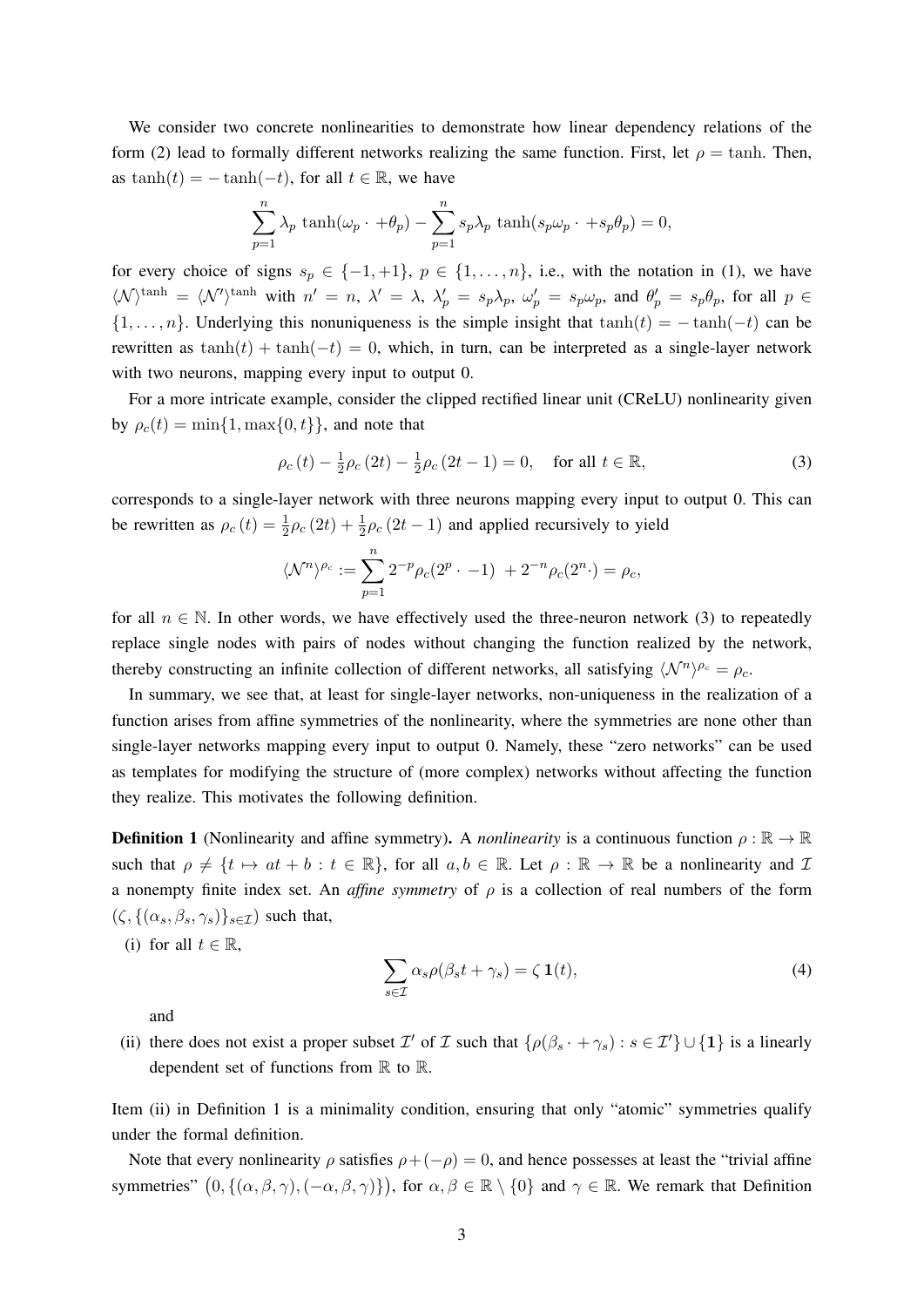We consider two concrete nonlinearities to demonstrate how linear dependency relations of the form (2) lead to formally different networks realizing the same function. First, let $\rho = \tanh$. Then, as $\tanh(t) = -\tanh(-t)$, for all $t \in \mathbb{R}$, we have

$$\sum_{p=1}^{n} \lambda_p \tanh(\omega_p \cdot +\theta_p) - \sum_{p=1}^{n} s_p \lambda_p \tanh(s_p \omega_p \cdot +s_p \theta_p) = 0,$$

for every choice of signs $s_p \in \{-1, +1\}$, $p \in \{1, \ldots, n\}$, i.e., with the notation in (1), we have $\langle \mathcal{N} \rangle^{\tanh} = \langle \mathcal{N}' \rangle^{\tanh}$ with $n' = n$, $\lambda' = \lambda$, $\lambda'_p = s_p \lambda_p$, $\omega'_p = s_p \omega_p$, and $\theta'_p = s_p \theta_p$, for all $p \in \{1, \ldots, n\}$. Underlying this nonuniqueness is the simple insight that $\tanh(t) = -\tanh(-t)$ can be rewritten as $\tanh(t) + \tanh(-t) = 0$, which, in turn, can be interpreted as a single-layer network with two neurons, mapping every input to output 0.

For a more intricate example, consider the clipped rectified linear unit (CReLU) nonlinearity given by $\rho_c(t) = \min\{1, \max\{0, t\}\}$, and note that

$$\rho_c(t) - \tfrac{1}{2}\rho_c(2t) - \tfrac{1}{2}\rho_c(2t - 1) = 0, \quad \text{for all } t \in \mathbb{R}, \tag{3}$$

corresponds to a single-layer network with three neurons mapping every input to output 0. This can be rewritten as $\rho_c(t) = \frac{1}{2}\rho_c(2t) + \frac{1}{2}\rho_c(2t-1)$ and applied recursively to yield

$$\langle \mathcal{N}^n \rangle^{\rho_c} := \sum_{p=1}^{n} 2^{-p} \rho_c(2^p \cdot -1) \; + 2^{-n} \rho_c(2^n \cdot) = \rho_c,$$

for all $n \in \mathbb{N}$. In other words, we have effectively used the three-neuron network (3) to repeatedly replace single nodes with pairs of nodes without changing the function realized by the network, thereby constructing an infinite collection of different networks, all satisfying $\langle \mathcal{N}^n \rangle^{\rho_c} = \rho_c$.

In summary, we see that, at least for single-layer networks, non-uniqueness in the realization of a function arises from affine symmetries of the nonlinearity, where the symmetries are none other than single-layer networks mapping every input to output 0. Namely, these "zero networks" can be used as templates for modifying the structure of (more complex) networks without affecting the function they realize. This motivates the following definition.

**Definition 1** (Nonlinearity and affine symmetry)**.** A *nonlinearity* is a continuous function $\rho : \mathbb{R} \to \mathbb{R}$ such that $\rho \neq \{t \mapsto at + b : t \in \mathbb{R}\}$, for all $a, b \in \mathbb{R}$. Let $\rho : \mathbb{R} \to \mathbb{R}$ be a nonlinearity and $\mathcal{I}$ a nonempty finite index set. An *affine symmetry* of $\rho$ is a collection of real numbers of the form $(\zeta, \{(\alpha_s, \beta_s, \gamma_s)\}_{s \in \mathcal{I}})$ such that,

(i) for all $t \in \mathbb{R}$,

$$\sum_{s \in \mathcal{I}} \alpha_s \rho(\beta_s t + \gamma_s) = \zeta \, \mathbf{1}(t), \tag{4}$$

and

(ii) there does not exist a proper subset $\mathcal{I}'$ of $\mathcal{I}$ such that $\{\rho(\beta_s \cdot + \gamma_s) : s \in \mathcal{I}'\} \cup \{\mathbf{1}\}$ is a linearly dependent set of functions from $\mathbb{R}$ to $\mathbb{R}$.

Item (ii) in Definition 1 is a minimality condition, ensuring that only "atomic" symmetries qualify under the formal definition.

Note that every nonlinearity $\rho$ satisfies $\rho + (-\rho) = 0$, and hence possesses at least the "trivial affine symmetries" $\big(0, \{(\alpha, \beta, \gamma), (-\alpha, \beta, \gamma)\}\big)$, for $\alpha, \beta \in \mathbb{R} \setminus \{0\}$ and $\gamma \in \mathbb{R}$. We remark that Definition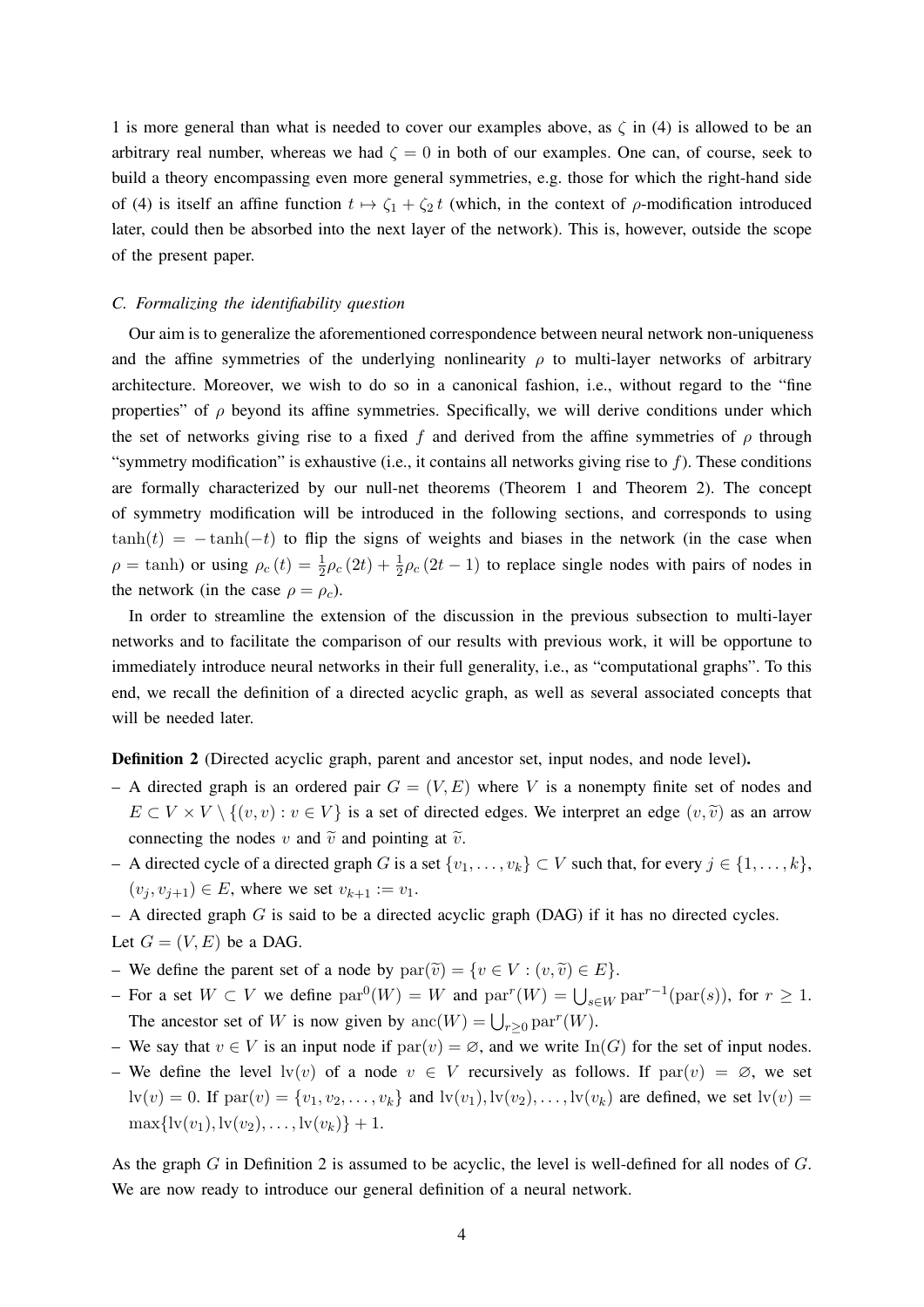1 is more general than what is needed to cover our examples above, as $\zeta$ in (4) is allowed to be an arbitrary real number, whereas we had $\zeta = 0$ in both of our examples. One can, of course, seek to build a theory encompassing even more general symmetries, e.g. those for which the right-hand side of (4) is itself an affine function $t \mapsto \zeta_1 + \zeta_2 t$ (which, in the context of $\rho$-modification introduced later, could then be absorbed into the next layer of the network). This is, however, outside the scope of the present paper.

### C. Formalizing the identifiability question

Our aim is to generalize the aforementioned correspondence between neural network non-uniqueness and the affine symmetries of the underlying nonlinearity $\rho$ to multi-layer networks of arbitrary architecture. Moreover, we wish to do so in a canonical fashion, i.e., without regard to the "fine properties" of $\rho$ beyond its affine symmetries. Specifically, we will derive conditions under which the set of networks giving rise to a fixed $f$ and derived from the affine symmetries of $\rho$ through "symmetry modification" is exhaustive (i.e., it contains all networks giving rise to $f$). These conditions are formally characterized by our null-net theorems (Theorem 1 and Theorem 2). The concept of symmetry modification will be introduced in the following sections, and corresponds to using $\tanh(t) = -\tanh(-t)$ to flip the signs of weights and biases in the network (in the case when $\rho = \tanh$) or using $\rho_c(t) = \frac{1}{2}\rho_c(2t) + \frac{1}{2}\rho_c(2t-1)$ to replace single nodes with pairs of nodes in the network (in the case $\rho = \rho_c$).

In order to streamline the extension of the discussion in the previous subsection to multi-layer networks and to facilitate the comparison of our results with previous work, it will be opportune to immediately introduce neural networks in their full generality, i.e., as "computational graphs". To this end, we recall the definition of a directed acyclic graph, as well as several associated concepts that will be needed later.

**Definition 2** (Directed acyclic graph, parent and ancestor set, input nodes, and node level)**.**

- A directed graph is an ordered pair $G = (V, E)$ where $V$ is a nonempty finite set of nodes and $E \subset V \times V \setminus \{(v, v) : v \in V\}$ is a set of directed edges. We interpret an edge $(v, \widetilde{v})$ as an arrow connecting the nodes $v$ and $\widetilde{v}$ and pointing at $\widetilde{v}$.
- A directed cycle of a directed graph $G$ is a set $\{v_1, \ldots, v_k\} \subset V$ such that, for every $j \in \{1, \ldots, k\}$, $(v_j, v_{j+1}) \in E$, where we set $v_{k+1} := v_1$.
- A directed graph $G$ is said to be a directed acyclic graph (DAG) if it has no directed cycles.

Let $G = (V, E)$ be a DAG.

- We define the parent set of a node by $\mathrm{par}(\widetilde{v}) = \{v \in V : (v, \widetilde{v}) \in E\}$.
- For a set $W \subset V$ we define $\mathrm{par}^0(W) = W$ and $\mathrm{par}^r(W) = \bigcup_{s \in W} \mathrm{par}^{r-1}(\mathrm{par}(s))$, for $r \geq 1$. The ancestor set of $W$ is now given by $\mathrm{anc}(W) = \bigcup_{r \geq 0} \mathrm{par}^r(W)$.
- We say that $v \in V$ is an input node if $\mathrm{par}(v) = \varnothing$, and we write $\mathrm{In}(G)$ for the set of input nodes.
- We define the level $\mathrm{lv}(v)$ of a node $v \in V$ recursively as follows. If $\mathrm{par}(v) = \varnothing$, we set $\mathrm{lv}(v) = 0$. If $\mathrm{par}(v) = \{v_1, v_2, \ldots, v_k\}$ and $\mathrm{lv}(v_1), \mathrm{lv}(v_2), \ldots, \mathrm{lv}(v_k)$ are defined, we set $\mathrm{lv}(v) = \max\{\mathrm{lv}(v_1), \mathrm{lv}(v_2), \ldots, \mathrm{lv}(v_k)\} + 1$.

As the graph $G$ in Definition 2 is assumed to be acyclic, the level is well-defined for all nodes of $G$. We are now ready to introduce our general definition of a neural network.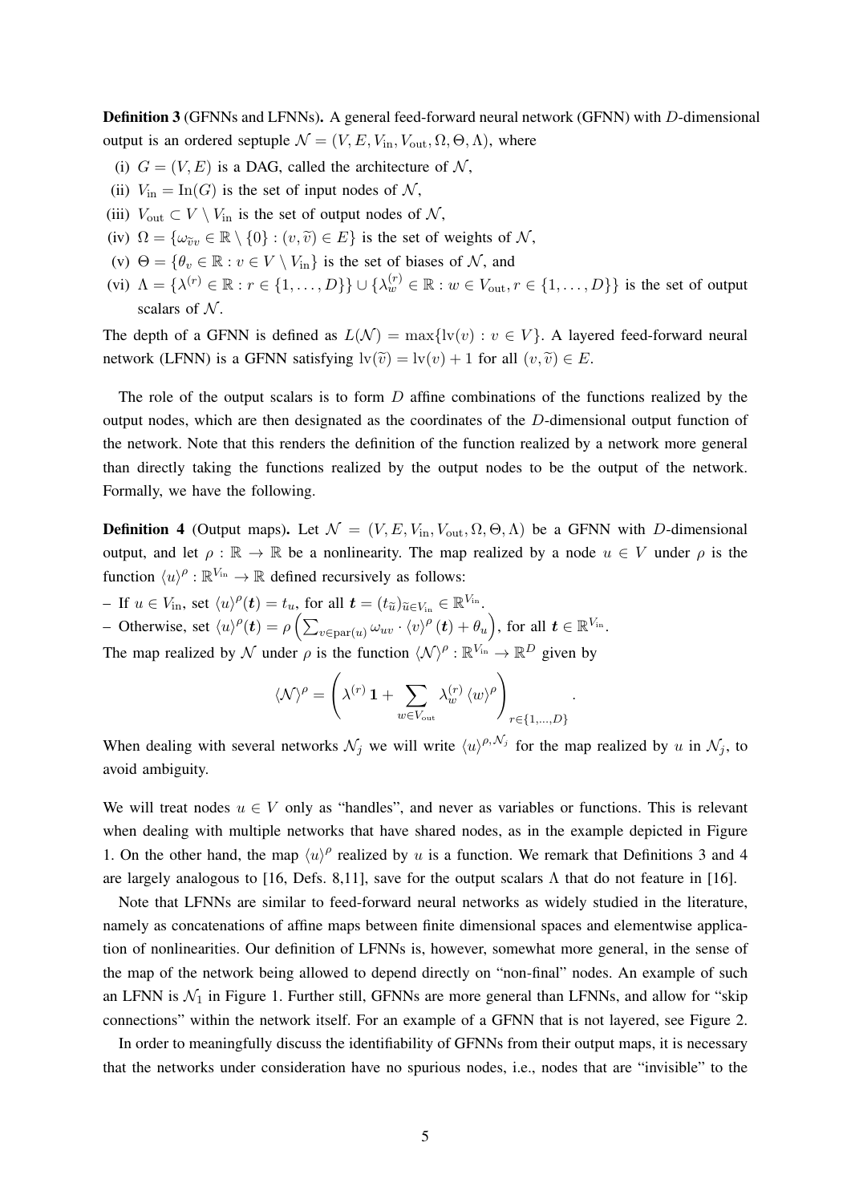**Definition 3** (GFNNs and LFNNs)**.** A general feed-forward neural network (GFNN) with $D$-dimensional output is an ordered septuple $\mathcal{N} = (V, E, V_{\text{in}}, V_{\text{out}}, \Omega, \Theta, \Lambda)$, where

(i) $G = (V, E)$ is a DAG, called the architecture of $\mathcal{N}$,

(ii) $V_{\text{in}} = \text{In}(G)$ is the set of input nodes of $\mathcal{N}$,

(iii) $V_{\text{out}} \subset V \setminus V_{\text{in}}$ is the set of output nodes of $\mathcal{N}$,

(iv) $\Omega = \{\omega_{\widetilde{v}v} \in \mathbb{R} \setminus \{0\} : (v, \widetilde{v}) \in E\}$ is the set of weights of $\mathcal{N}$,

(v) $\Theta = \{\theta_v \in \mathbb{R} : v \in V \setminus V_{\text{in}}\}$ is the set of biases of $\mathcal{N}$, and

(vi) $\Lambda = \{\lambda^{(r)} \in \mathbb{R} : r \in \{1, \ldots, D\}\} \cup \{\lambda_w^{(r)} \in \mathbb{R} : w \in V_{\text{out}}, r \in \{1, \ldots, D\}\}$ is the set of output scalars of $\mathcal{N}$.

The depth of a GFNN is defined as $L(\mathcal{N}) = \max\{\text{lv}(v) : v \in V\}$. A layered feed-forward neural network (LFNN) is a GFNN satisfying $\text{lv}(\widetilde{v}) = \text{lv}(v) + 1$ for all $(v, \widetilde{v}) \in E$.

The role of the output scalars is to form $D$ affine combinations of the functions realized by the output nodes, which are then designated as the coordinates of the $D$-dimensional output function of the network. Note that this renders the definition of the function realized by a network more general than directly taking the functions realized by the output nodes to be the output of the network. Formally, we have the following.

**Definition 4** (Output maps)**.** Let $\mathcal{N} = (V, E, V_{\text{in}}, V_{\text{out}}, \Omega, \Theta, \Lambda)$ be a GFNN with $D$-dimensional output, and let $\rho : \mathbb{R} \to \mathbb{R}$ be a nonlinearity. The map realized by a node $u \in V$ under $\rho$ is the function $\langle u \rangle^\rho : \mathbb{R}^{V_{\text{in}}} \to \mathbb{R}$ defined recursively as follows:

– If $u \in V_{\text{in}}$, set $\langle u \rangle^\rho(\boldsymbol{t}) = t_u$, for all $\boldsymbol{t} = (t_{\widetilde{u}})_{\widetilde{u} \in V_{\text{in}}} \in \mathbb{R}^{V_{\text{in}}}$.

– Otherwise, set $\langle u \rangle^\rho(\boldsymbol{t}) = \rho\left(\sum_{v \in \text{par}(u)} \omega_{uv} \cdot \langle v \rangle^\rho(\boldsymbol{t}) + \theta_u\right)$, for all $\boldsymbol{t} \in \mathbb{R}^{V_{\text{in}}}$.

The map realized by $\mathcal{N}$ under $\rho$ is the function $\langle \mathcal{N} \rangle^\rho : \mathbb{R}^{V_{\text{in}}} \to \mathbb{R}^D$ given by

$$\langle \mathcal{N} \rangle^\rho = \left(\lambda^{(r)} \mathbf{1} + \sum_{w \in V_{\text{out}}} \lambda_w^{(r)} \langle w \rangle^\rho\right)_{r \in \{1, \ldots, D\}}.$$

When dealing with several networks $\mathcal{N}_j$ we will write $\langle u \rangle^{\rho, \mathcal{N}_j}$ for the map realized by $u$ in $\mathcal{N}_j$, to avoid ambiguity.

We will treat nodes $u \in V$ only as "handles", and never as variables or functions. This is relevant when dealing with multiple networks that have shared nodes, as in the example depicted in Figure 1. On the other hand, the map $\langle u \rangle^\rho$ realized by $u$ is a function. We remark that Definitions 3 and 4 are largely analogous to [16, Defs. 8,11], save for the output scalars $\Lambda$ that do not feature in [16].

Note that LFNNs are similar to feed-forward neural networks as widely studied in the literature, namely as concatenations of affine maps between finite dimensional spaces and elementwise application of nonlinearities. Our definition of LFNNs is, however, somewhat more general, in the sense of the map of the network being allowed to depend directly on "non-final" nodes. An example of such an LFNN is $\mathcal{N}_1$ in Figure 1. Further still, GFNNs are more general than LFNNs, and allow for "skip connections" within the network itself. For an example of a GFNN that is not layered, see Figure 2.

In order to meaningfully discuss the identifiability of GFNNs from their output maps, it is necessary that the networks under consideration have no spurious nodes, i.e., nodes that are "invisible" to the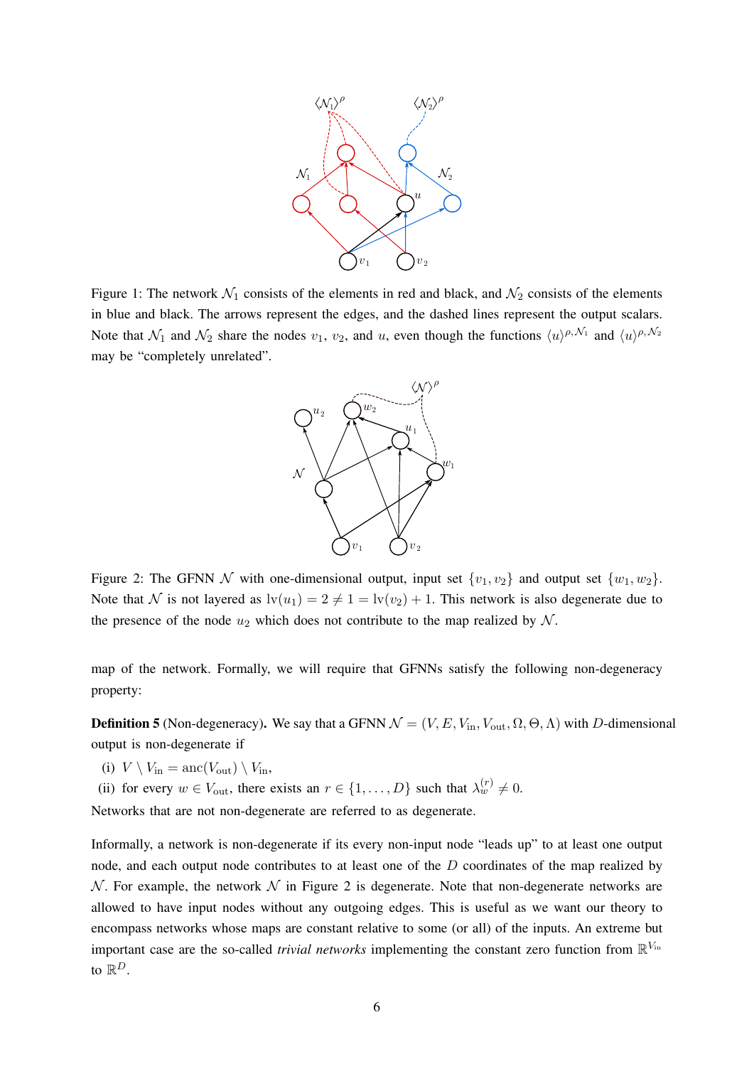Figure 1: The network $\mathcal{N}_1$ consists of the elements in red and black, and $\mathcal{N}_2$ consists of the elements in blue and black. The arrows represent the edges, and the dashed lines represent the output scalars. Note that $\mathcal{N}_1$ and $\mathcal{N}_2$ share the nodes $v_1$, $v_2$, and $u$, even though the functions $\langle u \rangle^{\rho,\mathcal{N}_1}$ and $\langle u \rangle^{\rho,\mathcal{N}_2}$ may be "completely unrelated".

Figure 2: The GFNN $\mathcal{N}$ with one-dimensional output, input set $\{v_1, v_2\}$ and output set $\{w_1, w_2\}$. Note that $\mathcal{N}$ is not layered as $\text{lv}(u_1) = 2 \neq 1 = \text{lv}(v_2) + 1$. This network is also degenerate due to the presence of the node $u_2$ which does not contribute to the map realized by $\mathcal{N}$.

map of the network. Formally, we will require that GFNNs satisfy the following non-degeneracy property:

**Definition 5** (Non-degeneracy)**.** We say that a GFNN $\mathcal{N} = (V, E, V_{\text{in}}, V_{\text{out}}, \Omega, \Theta, \Lambda)$ with $D$-dimensional output is non-degenerate if

(i) $V \setminus V_{\text{in}} = \text{anc}(V_{\text{out}}) \setminus V_{\text{in}}$,

(ii) for every $w \in V_{\text{out}}$, there exists an $r \in \{1, \dots, D\}$ such that $\lambda_w^{(r)} \neq 0$.

Networks that are not non-degenerate are referred to as degenerate.

Informally, a network is non-degenerate if its every non-input node "leads up" to at least one output node, and each output node contributes to at least one of the $D$ coordinates of the map realized by $\mathcal{N}$. For example, the network $\mathcal{N}$ in Figure 2 is degenerate. Note that non-degenerate networks are allowed to have input nodes without any outgoing edges. This is useful as we want our theory to encompass networks whose maps are constant relative to some (or all) of the inputs. An extreme but important case are the so-called *trivial networks* implementing the constant zero function from $\mathbb{R}^{V_{\text{in}}}$ to $\mathbb{R}^D$.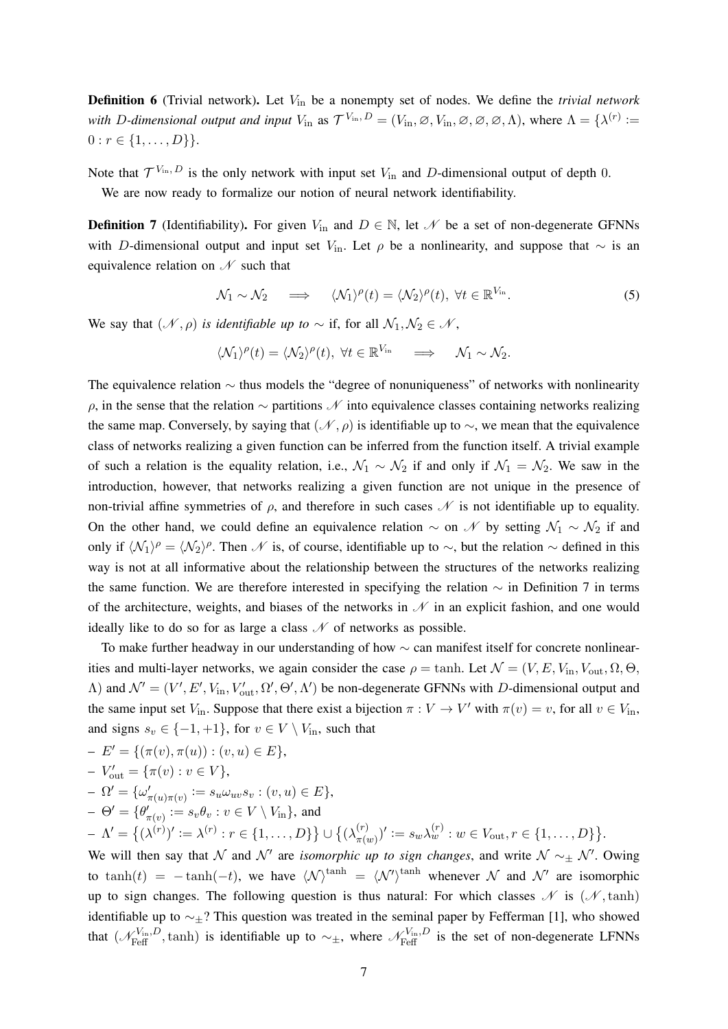**Definition 6** (Trivial network)**.** Let $V_{\text{in}}$ be a nonempty set of nodes. We define the *trivial network with $D$-dimensional output and input* $V_{\text{in}}$ as $\mathcal{T}^{V_{\text{in}},D} = (V_{\text{in}}, \varnothing, V_{\text{in}}, \varnothing, \varnothing, \varnothing, \Lambda)$, where $\Lambda = \{\lambda^{(r)} := 0 : r \in \{1, \dots, D\}\}$.

Note that $\mathcal{T}^{V_{\text{in}},D}$ is the only network with input set $V_{\text{in}}$ and $D$-dimensional output of depth $0$.

We are now ready to formalize our notion of neural network identifiability.

**Definition 7** (Identifiability)**.** For given $V_{\text{in}}$ and $D \in \mathbb{N}$, let $\mathscr{N}$ be a set of non-degenerate GFNNs with $D$-dimensional output and input set $V_{\text{in}}$. Let $\rho$ be a nonlinearity, and suppose that $\sim$ is an equivalence relation on $\mathscr{N}$ such that

$$\mathcal{N}_1 \sim \mathcal{N}_2 \quad \Longrightarrow \quad \langle \mathcal{N}_1 \rangle^{\rho}(t) = \langle \mathcal{N}_2 \rangle^{\rho}(t), \ \forall t \in \mathbb{R}^{V_{\text{in}}}. \tag{5}$$

We say that $(\mathscr{N}, \rho)$ *is identifiable up to* $\sim$ if, for all $\mathcal{N}_1, \mathcal{N}_2 \in \mathscr{N}$,

$$\langle \mathcal{N}_1 \rangle^{\rho}(t) = \langle \mathcal{N}_2 \rangle^{\rho}(t), \ \forall t \in \mathbb{R}^{V_{\text{in}}} \quad \Longrightarrow \quad \mathcal{N}_1 \sim \mathcal{N}_2.$$

The equivalence relation $\sim$ thus models the "degree of nonuniqueness" of networks with nonlinearity $\rho$, in the sense that the relation $\sim$ partitions $\mathscr{N}$ into equivalence classes containing networks realizing the same map. Conversely, by saying that $(\mathscr{N}, \rho)$ is identifiable up to $\sim$, we mean that the equivalence class of networks realizing a given function can be inferred from the function itself. A trivial example of such a relation is the equality relation, i.e., $\mathcal{N}_1 \sim \mathcal{N}_2$ if and only if $\mathcal{N}_1 = \mathcal{N}_2$. We saw in the introduction, however, that networks realizing a given function are not unique in the presence of non-trivial affine symmetries of $\rho$, and therefore in such cases $\mathscr{N}$ is not identifiable up to equality. On the other hand, we could define an equivalence relation $\sim$ on $\mathscr{N}$ by setting $\mathcal{N}_1 \sim \mathcal{N}_2$ if and only if $\langle \mathcal{N}_1 \rangle^{\rho} = \langle \mathcal{N}_2 \rangle^{\rho}$. Then $\mathscr{N}$ is, of course, identifiable up to $\sim$, but the relation $\sim$ defined in this way is not at all informative about the relationship between the structures of the networks realizing the same function. We are therefore interested in specifying the relation $\sim$ in Definition 7 in terms of the architecture, weights, and biases of the networks in $\mathscr{N}$ in an explicit fashion, and one would ideally like to do so for as large a class $\mathscr{N}$ of networks as possible.

To make further headway in our understanding of how $\sim$ can manifest itself for concrete nonlinearities and multi-layer networks, we again consider the case $\rho = \tanh$. Let $\mathcal{N} = (V, E, V_{\text{in}}, V_{\text{out}}, \Omega, \Theta, \Lambda)$ and $\mathcal{N}' = (V', E', V_{\text{in}}, V'_{\text{out}}, \Omega', \Theta', \Lambda')$ be non-degenerate GFNNs with $D$-dimensional output and the same input set $V_{\text{in}}$. Suppose that there exist a bijection $\pi : V \to V'$ with $\pi(v) = v$, for all $v \in V_{\text{in}}$, and signs $s_v \in \{-1, +1\}$, for $v \in V \setminus V_{\text{in}}$, such that

- $E' = \{(\pi(v), \pi(u)) : (v, u) \in E\}$,
- $V'_{\text{out}} = \{\pi(v) : v \in V\}$,
- $\Omega' = \{\omega'_{\pi(u)\pi(v)} := s_u \omega_{uv} s_v : (v, u) \in E\}$,
- $\Theta' = \{\theta'_{\pi(v)} := s_v \theta_v : v \in V \setminus V_{\text{in}}\}$, and
- $\Lambda' = \big\{(\lambda^{(r)})' := \lambda^{(r)} : r \in \{1, \dots, D\}\big\} \cup \big\{(\lambda^{(r)}_{\pi(w)})' := s_w \lambda^{(r)}_w : w \in V_{\text{out}}, r \in \{1, \dots, D\}\big\}$.

We will then say that $\mathcal{N}$ and $\mathcal{N}'$ are *isomorphic up to sign changes*, and write $\mathcal{N} \sim_{\pm} \mathcal{N}'$. Owing to $\tanh(t) = -\tanh(-t)$, we have $\langle \mathcal{N} \rangle^{\tanh} = \langle \mathcal{N}' \rangle^{\tanh}$ whenever $\mathcal{N}$ and $\mathcal{N}'$ are isomorphic up to sign changes. The following question is thus natural: For which classes $\mathscr{N}$ is $(\mathscr{N}, \tanh)$ identifiable up to $\sim_{\pm}$? This question was treated in the seminal paper by Fefferman [1], who showed that $(\mathscr{N}^{V_{\text{in}},D}_{\text{Feff}}, \tanh)$ is identifiable up to $\sim_{\pm}$, where $\mathscr{N}^{V_{\text{in}},D}_{\text{Feff}}$ is the set of non-degenerate LFNNs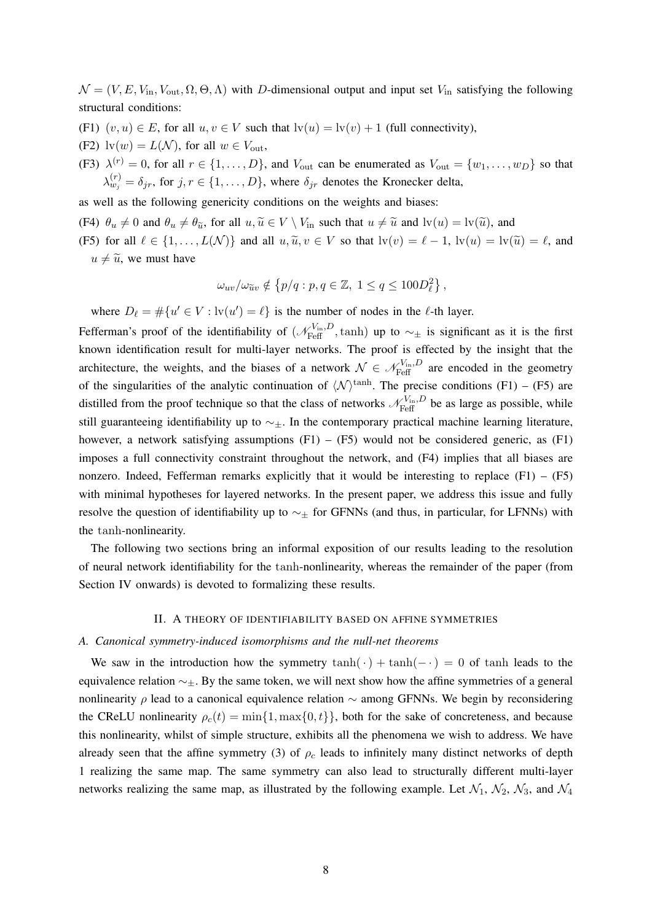$\mathcal{N} = (V, E, V_{\text{in}}, V_{\text{out}}, \Omega, \Theta, \Lambda)$ with $D$-dimensional output and input set $V_{\text{in}}$ satisfying the following structural conditions:

(F1) $(v, u) \in E$, for all $u, v \in V$ such that $\text{lv}(u) = \text{lv}(v) + 1$ (full connectivity),

(F2) $\text{lv}(w) = L(\mathcal{N})$, for all $w \in V_{\text{out}}$,

(F3) $\lambda^{(r)} = 0$, for all $r \in \{1, \ldots, D\}$, and $V_{\text{out}}$ can be enumerated as $V_{\text{out}} = \{w_1, \ldots, w_D\}$ so that $\lambda^{(r)}_{w_j} = \delta_{jr}$, for $j, r \in \{1, \ldots, D\}$, where $\delta_{jr}$ denotes the Kronecker delta,

as well as the following genericity conditions on the weights and biases:

(F4) $\theta_u \neq 0$ and $\theta_u \neq \theta_{\widetilde{u}}$, for all $u, \widetilde{u} \in V \setminus V_{\text{in}}$ such that $u \neq \widetilde{u}$ and $\text{lv}(u) = \text{lv}(\widetilde{u})$, and

(F5) for all $\ell \in \{1, \ldots, L(\mathcal{N})\}$ and all $u, \widetilde{u}, v \in V$ so that $\text{lv}(v) = \ell - 1$, $\text{lv}(u) = \text{lv}(\widetilde{u}) = \ell$, and $u \neq \widetilde{u}$, we must have

$$\omega_{uv}/\omega_{\widetilde{u}v} \notin \left\{ p/q : p, q \in \mathbb{Z},\ 1 \leq q \leq 100 D_\ell^2 \right\},$$

where $D_\ell = \#\{u' \in V : \text{lv}(u') = \ell\}$ is the number of nodes in the $\ell$-th layer.

Fefferman's proof of the identifiability of $(\mathscr{N}^{V_{\text{in}}, D}_{\text{Feff}}, \tanh)$ up to $\sim_\pm$ is significant as it is the first known identification result for multi-layer networks. The proof is effected by the insight that the architecture, the weights, and the biases of a network $\mathcal{N} \in \mathscr{N}^{V_{\text{in}}, D}_{\text{Feff}}$ are encoded in the geometry of the singularities of the analytic continuation of $\langle \mathcal{N} \rangle^{\tanh}$. The precise conditions (F1) – (F5) are distilled from the proof technique so that the class of networks $\mathscr{N}^{V_{\text{in}}, D}_{\text{Feff}}$ be as large as possible, while still guaranteeing identifiability up to $\sim_\pm$. In the contemporary practical machine learning literature, however, a network satisfying assumptions (F1) – (F5) would not be considered generic, as (F1) imposes a full connectivity constraint throughout the network, and (F4) implies that all biases are nonzero. Indeed, Fefferman remarks explicitly that it would be interesting to replace (F1) – (F5) with minimal hypotheses for layered networks. In the present paper, we address this issue and fully resolve the question of identifiability up to $\sim_\pm$ for GFNNs (and thus, in particular, for LFNNs) with the $\tanh$-nonlinearity.

The following two sections bring an informal exposition of our results leading to the resolution of neural network identifiability for the $\tanh$-nonlinearity, whereas the remainder of the paper (from Section IV onwards) is devoted to formalizing these results.

## II. A theory of identifiability based on affine symmetries

### A. Canonical symmetry-induced isomorphisms and the null-net theorems

We saw in the introduction how the symmetry $\tanh(\,\cdot\,) + \tanh(-\,\cdot\,) = 0$ of $\tanh$ leads to the equivalence relation $\sim_\pm$. By the same token, we will next show how the affine symmetries of a general nonlinearity $\rho$ lead to a canonical equivalence relation $\sim$ among GFNNs. We begin by reconsidering the CReLU nonlinearity $\rho_c(t) = \min\{1, \max\{0, t\}\}$, both for the sake of concreteness, and because this nonlinearity, whilst of simple structure, exhibits all the phenomena we wish to address. We have already seen that the affine symmetry (3) of $\rho_c$ leads to infinitely many distinct networks of depth 1 realizing the same map. The same symmetry can also lead to structurally different multi-layer networks realizing the same map, as illustrated by the following example. Let $\mathcal{N}_1$, $\mathcal{N}_2$, $\mathcal{N}_3$, and $\mathcal{N}_4$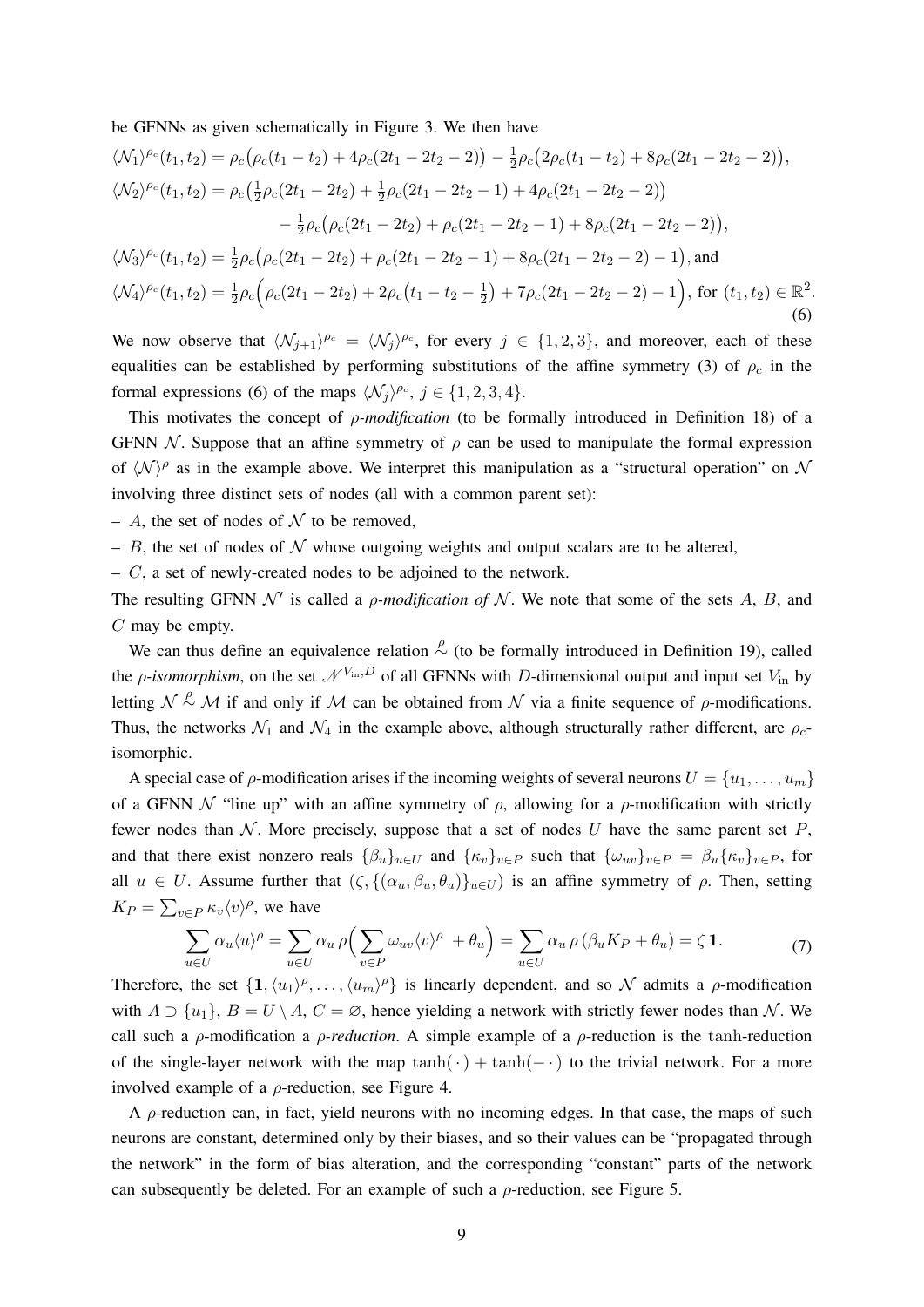be GFNNs as given schematically in Figure 3. We then have

$$
\begin{aligned}
\langle \mathcal{N}_1\rangle^{\rho_c}(t_1,t_2) &= \rho_c\big(\rho_c(t_1-t_2)+4\rho_c(2t_1-2t_2-2)\big)-\tfrac{1}{2}\rho_c\big(2\rho_c(t_1-t_2)+8\rho_c(2t_1-2t_2-2)\big),\\
\langle \mathcal{N}_2\rangle^{\rho_c}(t_1,t_2) &= \rho_c\big(\tfrac{1}{2}\rho_c(2t_1-2t_2)+\tfrac{1}{2}\rho_c(2t_1-2t_2-1)+4\rho_c(2t_1-2t_2-2)\big)\\
&\qquad -\tfrac{1}{2}\rho_c\big(\rho_c(2t_1-2t_2)+\rho_c(2t_1-2t_2-1)+8\rho_c(2t_1-2t_2-2)\big),\\
\langle \mathcal{N}_3\rangle^{\rho_c}(t_1,t_2) &= \tfrac{1}{2}\rho_c\big(\rho_c(2t_1-2t_2)+\rho_c(2t_1-2t_2-1)+8\rho_c(2t_1-2t_2-2)-1\big),\text{ and}\\
\langle \mathcal{N}_4\rangle^{\rho_c}(t_1,t_2) &= \tfrac{1}{2}\rho_c\Big(\rho_c(2t_1-2t_2)+2\rho_c\big(t_1-t_2-\tfrac{1}{2}\big)+7\rho_c(2t_1-2t_2-2)-1\Big),\text{ for } (t_1,t_2)\in\mathbb{R}^2.
\end{aligned}
\tag{6}
$$

We now observe that $\langle \mathcal{N}_{j+1}\rangle^{\rho_c} = \langle \mathcal{N}_j\rangle^{\rho_c}$, for every $j\in\{1,2,3\}$, and moreover, each of these equalities can be established by performing substitutions of the affine symmetry (3) of $\rho_c$ in the formal expressions (6) of the maps $\langle \mathcal{N}_j\rangle^{\rho_c}$, $j\in\{1,2,3,4\}$.

This motivates the concept of *$\rho$-modification* (to be formally introduced in Definition 18) of a GFNN $\mathcal{N}$. Suppose that an affine symmetry of $\rho$ can be used to manipulate the formal expression of $\langle \mathcal{N}\rangle^{\rho}$ as in the example above. We interpret this manipulation as a "structural operation" on $\mathcal{N}$ involving three distinct sets of nodes (all with a common parent set):

– $A$, the set of nodes of $\mathcal{N}$ to be removed,

– $B$, the set of nodes of $\mathcal{N}$ whose outgoing weights and output scalars are to be altered,

– $C$, a set of newly-created nodes to be adjoined to the network.

The resulting GFNN $\mathcal{N}'$ is called a *$\rho$-modification of* $\mathcal{N}$. We note that some of the sets $A$, $B$, and $C$ may be empty.

We can thus define an equivalence relation $\overset{\rho}{\sim}$ (to be formally introduced in Definition 19), called the *$\rho$-isomorphism*, on the set $\mathscr{N}^{V_{\text{in}},D}$ of all GFNNs with $D$-dimensional output and input set $V_{\text{in}}$ by letting $\mathcal{N}\overset{\rho}{\sim}\mathcal{M}$ if and only if $\mathcal{M}$ can be obtained from $\mathcal{N}$ via a finite sequence of $\rho$-modifications. Thus, the networks $\mathcal{N}_1$ and $\mathcal{N}_4$ in the example above, although structurally rather different, are $\rho_c$-isomorphic.

A special case of $\rho$-modification arises if the incoming weights of several neurons $U=\{u_1,\dots,u_m\}$ of a GFNN $\mathcal{N}$ "line up" with an affine symmetry of $\rho$, allowing for a $\rho$-modification with strictly fewer nodes than $\mathcal{N}$. More precisely, suppose that a set of nodes $U$ have the same parent set $P$, and that there exist nonzero reals $\{\beta_u\}_{u\in U}$ and $\{\kappa_v\}_{v\in P}$ such that $\{\omega_{uv}\}_{v\in P}=\beta_u\{\kappa_v\}_{v\in P}$, for all $u\in U$. Assume further that $(\zeta,\{(\alpha_u,\beta_u,\theta_u)\}_{u\in U})$ is an affine symmetry of $\rho$. Then, setting $K_P=\sum_{v\in P}\kappa_v\langle v\rangle^{\rho}$, we have

$$
\sum_{u\in U}\alpha_u\langle u\rangle^{\rho}=\sum_{u\in U}\alpha_u\,\rho\Big(\sum_{v\in P}\omega_{uv}\langle v\rangle^{\rho}+\theta_u\Big)=\sum_{u\in U}\alpha_u\,\rho\,(\beta_u K_P+\theta_u)=\zeta\,\mathbf{1}.
\tag{7}
$$

Therefore, the set $\{\mathbf{1},\langle u_1\rangle^{\rho},\dots,\langle u_m\rangle^{\rho}\}$ is linearly dependent, and so $\mathcal{N}$ admits a $\rho$-modification with $A\supset\{u_1\}$, $B=U\setminus A$, $C=\varnothing$, hence yielding a network with strictly fewer nodes than $\mathcal{N}$. We call such a $\rho$-modification a *$\rho$-reduction*. A simple example of a $\rho$-reduction is the $\tanh$-reduction of the single-layer network with the map $\tanh(\,\cdot\,)+\tanh(-\,\cdot\,)$ to the trivial network. For a more involved example of a $\rho$-reduction, see Figure 4.

A $\rho$-reduction can, in fact, yield neurons with no incoming edges. In that case, the maps of such neurons are constant, determined only by their biases, and so their values can be "propagated through the network" in the form of bias alteration, and the corresponding "constant" parts of the network can subsequently be deleted. For an example of such a $\rho$-reduction, see Figure 5.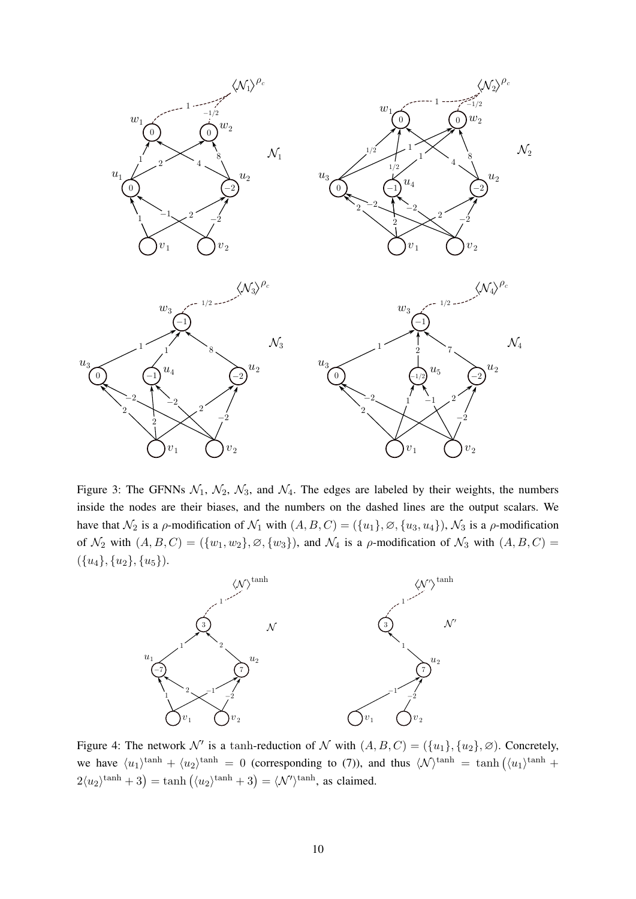Figure 3: The GFNNs $\mathcal{N}_1$, $\mathcal{N}_2$, $\mathcal{N}_3$, and $\mathcal{N}_4$. The edges are labeled by their weights, the numbers inside the nodes are their biases, and the numbers on the dashed lines are the output scalars. We have that $\mathcal{N}_2$ is a $\rho$-modification of $\mathcal{N}_1$ with $(A, B, C) = (\{u_1\}, \varnothing, \{u_3, u_4\})$, $\mathcal{N}_3$ is a $\rho$-modification of $\mathcal{N}_2$ with $(A, B, C) = (\{w_1, w_2\}, \varnothing, \{w_3\})$, and $\mathcal{N}_4$ is a $\rho$-modification of $\mathcal{N}_3$ with $(A, B, C) = (\{u_4\}, \{u_2\}, \{u_5\})$.

Figure 4: The network $\mathcal{N}'$ is a tanh-reduction of $\mathcal{N}$ with $(A, B, C) = (\{u_1\}, \{u_2\}, \varnothing)$. Concretely, we have $\langle u_1 \rangle^{\tanh} + \langle u_2 \rangle^{\tanh} = 0$ (corresponding to (7)), and thus $\langle \mathcal{N} \rangle^{\tanh} = \tanh\left(\langle u_1 \rangle^{\tanh} + 2\langle u_2 \rangle^{\tanh} + 3\right) = \tanh\left(\langle u_2 \rangle^{\tanh} + 3\right) = \langle \mathcal{N}' \rangle^{\tanh}$, as claimed.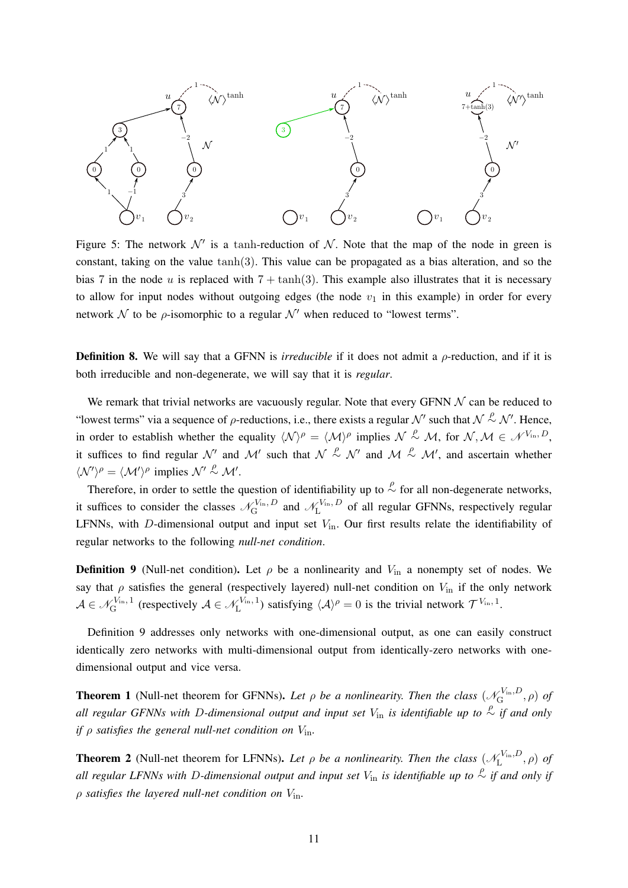Figure 5: The network $\mathcal{N}'$ is a tanh-reduction of $\mathcal{N}$. Note that the map of the node in green is constant, taking on the value $\tanh(3)$. This value can be propagated as a bias alteration, and so the bias 7 in the node $u$ is replaced with $7 + \tanh(3)$. This example also illustrates that it is necessary to allow for input nodes without outgoing edges (the node $v_1$ in this example) in order for every network $\mathcal{N}$ to be $\rho$-isomorphic to a regular $\mathcal{N}'$ when reduced to "lowest terms".

**Definition 8.** We will say that a GFNN is *irreducible* if it does not admit a $\rho$-reduction, and if it is both irreducible and non-degenerate, we will say that it is *regular*.

We remark that trivial networks are vacuously regular. Note that every GFNN $\mathcal{N}$ can be reduced to "lowest terms" via a sequence of $\rho$-reductions, i.e., there exists a regular $\mathcal{N}'$ such that $\mathcal{N} \overset{\rho}{\sim} \mathcal{N}'$. Hence, in order to establish whether the equality $\langle \mathcal{N} \rangle^\rho = \langle \mathcal{M} \rangle^\rho$ implies $\mathcal{N} \overset{\rho}{\sim} \mathcal{M}$, for $\mathcal{N}, \mathcal{M} \in \mathscr{N}^{V_{\text{in}}, D}$, it suffices to find regular $\mathcal{N}'$ and $\mathcal{M}'$ such that $\mathcal{N} \overset{\rho}{\sim} \mathcal{N}'$ and $\mathcal{M} \overset{\rho}{\sim} \mathcal{M}'$, and ascertain whether $\langle \mathcal{N}' \rangle^\rho = \langle \mathcal{M}' \rangle^\rho$ implies $\mathcal{N}' \overset{\rho}{\sim} \mathcal{M}'$.

Therefore, in order to settle the question of identifiability up to $\overset{\rho}{\sim}$ for all non-degenerate networks, it suffices to consider the classes $\mathscr{N}_{\text{G}}^{V_{\text{in}}, D}$ and $\mathscr{N}_{\text{L}}^{V_{\text{in}}, D}$ of all regular GFNNs, respectively regular LFNNs, with $D$-dimensional output and input set $V_{\text{in}}$. Our first results relate the identifiability of regular networks to the following *null-net condition*.

**Definition 9** (Null-net condition)**.** Let $\rho$ be a nonlinearity and $V_{\text{in}}$ a nonempty set of nodes. We say that $\rho$ satisfies the general (respectively layered) null-net condition on $V_{\text{in}}$ if the only network $\mathcal{A} \in \mathscr{N}_{\text{G}}^{V_{\text{in}}, 1}$ (respectively $\mathcal{A} \in \mathscr{N}_{\text{L}}^{V_{\text{in}}, 1}$) satisfying $\langle \mathcal{A} \rangle^\rho = 0$ is the trivial network $\mathcal{T}^{V_{\text{in}}, 1}$.

Definition 9 addresses only networks with one-dimensional output, as one can easily construct identically zero networks with multi-dimensional output from identically-zero networks with one-dimensional output and vice versa.

**Theorem 1** (Null-net theorem for GFNNs)**.** *Let $\rho$ be a nonlinearity. Then the class $(\mathscr{N}_{\text{G}}^{V_{\text{in}}, D}, \rho)$ of all regular GFNNs with $D$-dimensional output and input set $V_{\text{in}}$ is identifiable up to $\overset{\rho}{\sim}$ if and only if $\rho$ satisfies the general null-net condition on $V_{\text{in}}$.*

**Theorem 2** (Null-net theorem for LFNNs)**.** *Let $\rho$ be a nonlinearity. Then the class $(\mathscr{N}_{\text{L}}^{V_{\text{in}}, D}, \rho)$ of all regular LFNNs with $D$-dimensional output and input set $V_{\text{in}}$ is identifiable up to $\overset{\rho}{\sim}$ if and only if $\rho$ satisfies the layered null-net condition on $V_{\text{in}}$.*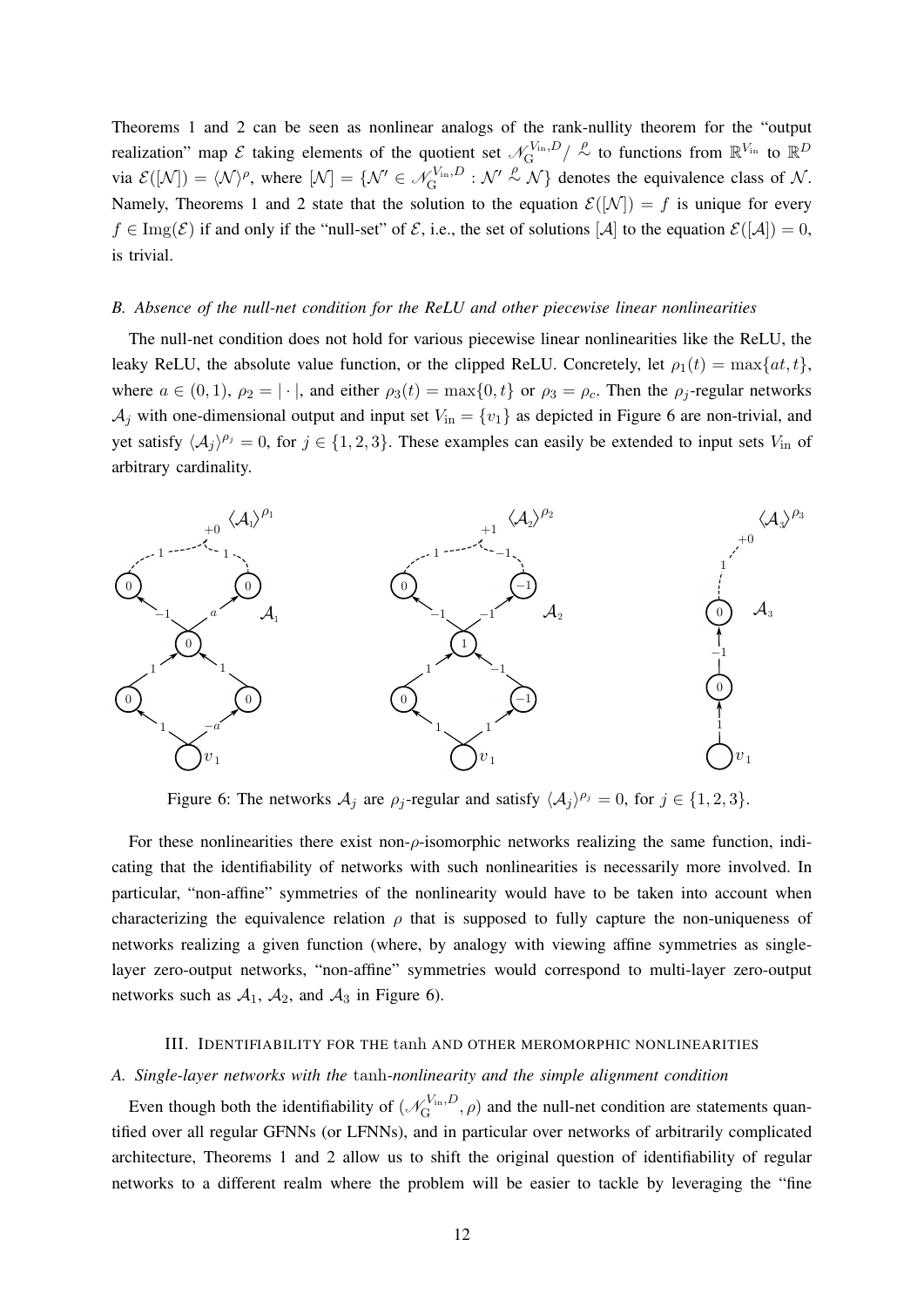Theorems 1 and 2 can be seen as nonlinear analogs of the rank-nullity theorem for the "output realization" map $\mathcal{E}$ taking elements of the quotient set $\mathscr{N}_{\mathrm{G}}^{V_{\mathrm{in}},D}/\overset{\rho}{\sim}$ to functions from $\mathbb{R}^{V_{\mathrm{in}}}$ to $\mathbb{R}^D$ via $\mathcal{E}([\mathcal{N}]) = \langle \mathcal{N} \rangle^\rho$, where $[\mathcal{N}] = \{\mathcal{N}' \in \mathscr{N}_{\mathrm{G}}^{V_{\mathrm{in}},D} : \mathcal{N}' \overset{\rho}{\sim} \mathcal{N}\}$ denotes the equivalence class of $\mathcal{N}$. Namely, Theorems 1 and 2 state that the solution to the equation $\mathcal{E}([\mathcal{N}]) = f$ is unique for every $f \in \mathrm{Img}(\mathcal{E})$ if and only if the "null-set" of $\mathcal{E}$, i.e., the set of solutions $[\mathcal{A}]$ to the equation $\mathcal{E}([\mathcal{A}]) = 0$, is trivial.

### *B. Absence of the null-net condition for the ReLU and other piecewise linear nonlinearities*

The null-net condition does not hold for various piecewise linear nonlinearities like the ReLU, the leaky ReLU, the absolute value function, or the clipped ReLU. Concretely, let $\rho_1(t) = \max\{at, t\}$, where $a \in (0, 1)$, $\rho_2 = |\cdot|$, and either $\rho_3(t) = \max\{0, t\}$ or $\rho_3 = \rho_c$. Then the $\rho_j$-regular networks $\mathcal{A}_j$ with one-dimensional output and input set $V_{\mathrm{in}} = \{v_1\}$ as depicted in Figure 6 are non-trivial, and yet satisfy $\langle \mathcal{A}_j \rangle^{\rho_j} = 0$, for $j \in \{1, 2, 3\}$. These examples can easily be extended to input sets $V_{\mathrm{in}}$ of arbitrary cardinality.

Figure 6: The networks $\mathcal{A}_j$ are $\rho_j$-regular and satisfy $\langle \mathcal{A}_j \rangle^{\rho_j} = 0$, for $j \in \{1, 2, 3\}$.

For these nonlinearities there exist non-$\rho$-isomorphic networks realizing the same function, indicating that the identifiability of networks with such nonlinearities is necessarily more involved. In particular, "non-affine" symmetries of the nonlinearity would have to be taken into account when characterizing the equivalence relation $\rho$ that is supposed to fully capture the non-uniqueness of networks realizing a given function (where, by analogy with viewing affine symmetries as single-layer zero-output networks, "non-affine" symmetries would correspond to multi-layer zero-output networks such as $\mathcal{A}_1$, $\mathcal{A}_2$, and $\mathcal{A}_3$ in Figure 6).

## III. Identifiability for the tanh and other meromorphic nonlinearities

### *A. Single-layer networks with the* tanh*-nonlinearity and the simple alignment condition*

Even though both the identifiability of $(\mathscr{N}_{\mathrm{G}}^{V_{\mathrm{in}},D}, \rho)$ and the null-net condition are statements quantified over all regular GFNNs (or LFNNs), and in particular over networks of arbitrarily complicated architecture, Theorems 1 and 2 allow us to shift the original question of identifiability of regular networks to a different realm where the problem will be easier to tackle by leveraging the "fine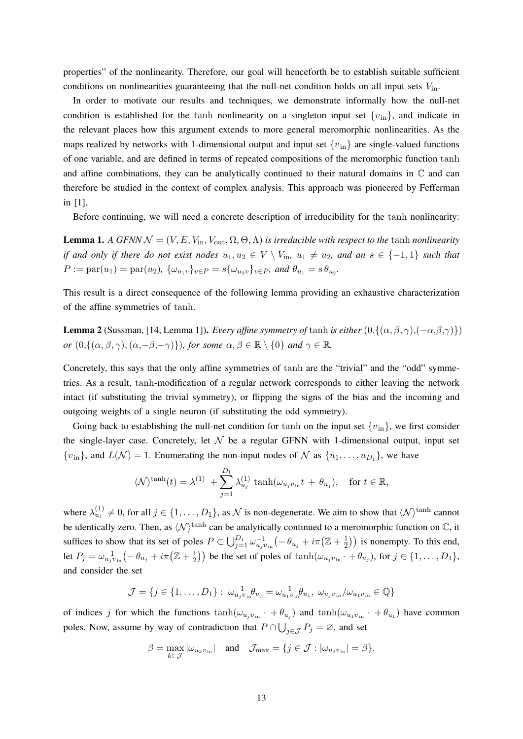properties" of the nonlinearity. Therefore, our goal will henceforth be to establish suitable sufficient conditions on nonlinearities guaranteeing that the null-net condition holds on all input sets $V_{\text{in}}$.

In order to motivate our results and techniques, we demonstrate informally how the null-net condition is established for the $\tanh$ nonlinearity on a singleton input set $\{v_{\text{in}}\}$, and indicate in the relevant places how this argument extends to more general meromorphic nonlinearities. As the maps realized by networks with 1-dimensional output and input set $\{v_{\text{in}}\}$ are single-valued functions of one variable, and are defined in terms of repeated compositions of the meromorphic function $\tanh$ and affine combinations, they can be analytically continued to their natural domains in $\mathbb{C}$ and can therefore be studied in the context of complex analysis. This approach was pioneered by Fefferman in [1].

Before continuing, we will need a concrete description of irreducibility for the $\tanh$ nonlinearity:

**Lemma 1.** *A GFNN $\mathcal{N} = (V, E, V_{\text{in}}, V_{\text{out}}, \Omega, \Theta, \Lambda)$ is irreducible with respect to the $\tanh$ nonlinearity if and only if there do not exist nodes $u_1, u_2 \in V \setminus V_{\text{in}}$, $u_1 \neq u_2$, and an $s \in \{-1, 1\}$ such that $P := \text{par}(u_1) = \text{par}(u_2)$, $\{\omega_{u_1 v}\}_{v \in P} = s\{\omega_{u_2 v}\}_{v \in P}$, and $\theta_{u_1} = s\,\theta_{u_2}$.*

This result is a direct consequence of the following lemma providing an exhaustive characterization of the affine symmetries of $\tanh$.

**Lemma 2** (Sussman, [14, Lemma 1]). *Every affine symmetry of $\tanh$ is either $(0,\{(\alpha,\beta,\gamma),(-\alpha,\beta,\gamma)\})$ or $(0,\{(\alpha,\beta,\gamma),(\alpha,-\beta,-\gamma)\})$, for some $\alpha,\beta \in \mathbb{R}\setminus\{0\}$ and $\gamma \in \mathbb{R}$.*

Concretely, this says that the only affine symmetries of $\tanh$ are the "trivial" and the "odd" symmetries. As a result, $\tanh$-modification of a regular network corresponds to either leaving the network intact (if substituting the trivial symmetry), or flipping the signs of the bias and the incoming and outgoing weights of a single neuron (if substituting the odd symmetry).

Going back to establishing the null-net condition for $\tanh$ on the input set $\{v_{\text{in}}\}$, we first consider the single-layer case. Concretely, let $\mathcal{N}$ be a regular GFNN with 1-dimensional output, input set $\{v_{\text{in}}\}$, and $L(\mathcal{N}) = 1$. Enumerating the non-input nodes of $\mathcal{N}$ as $\{u_1, \ldots, u_{D_1}\}$, we have

$$\langle \mathcal{N} \rangle^{\tanh}(t) = \lambda^{(1)} + \sum_{j=1}^{D_1} \lambda_{u_j}^{(1)} \tanh(\omega_{u_j v_{\text{in}}} t + \theta_{u_j}), \quad \text{for } t \in \mathbb{R},$$

where $\lambda_{u_j}^{(1)} \neq 0$, for all $j \in \{1, \ldots, D_1\}$, as $\mathcal{N}$ is non-degenerate. We aim to show that $\langle \mathcal{N} \rangle^{\tanh}$ cannot be identically zero. Then, as $\langle \mathcal{N} \rangle^{\tanh}$ can be analytically continued to a meromorphic function on $\mathbb{C}$, it suffices to show that its set of poles $P \subset \bigcup_{j=1}^{D_1} \omega_{u_j v_{\text{in}}}^{-1}\big(-\theta_{u_j} + i\pi\big(\mathbb{Z} + \frac{1}{2}\big)\big)$ is nonempty. To this end, let $P_j = \omega_{u_j v_{\text{in}}}^{-1}\big(-\theta_{u_j} + i\pi\big(\mathbb{Z} + \frac{1}{2}\big)\big)$ be the set of poles of $\tanh(\omega_{u_j v_{\text{in}}} \cdot + \theta_{u_j})$, for $j \in \{1, \ldots, D_1\}$, and consider the set

$$\mathcal{J} = \{ j \in \{1, \ldots, D_1\} : \omega_{u_j v_{\text{in}}}^{-1} \theta_{u_j} = \omega_{u_1 v_{\text{in}}}^{-1} \theta_{u_1},\ \omega_{u_j v_{\text{in}}} / \omega_{u_1 v_{\text{in}}} \in \mathbb{Q} \}$$

of indices $j$ for which the functions $\tanh(\omega_{u_j v_{\text{in}}} \cdot + \theta_{u_j})$ and $\tanh(\omega_{u_1 v_{\text{in}}} \cdot + \theta_{u_1})$ have common poles. Now, assume by way of contradiction that $P \cap \bigcup_{j \in \mathcal{J}} P_j = \varnothing$, and set

$$\beta = \max_{k \in \mathcal{J}} |\omega_{u_k v_{\text{in}}}| \quad \text{and} \quad \mathcal{J}_{\max} = \{ j \in \mathcal{J} : |\omega_{u_j v_{\text{in}}}| = \beta \}.$$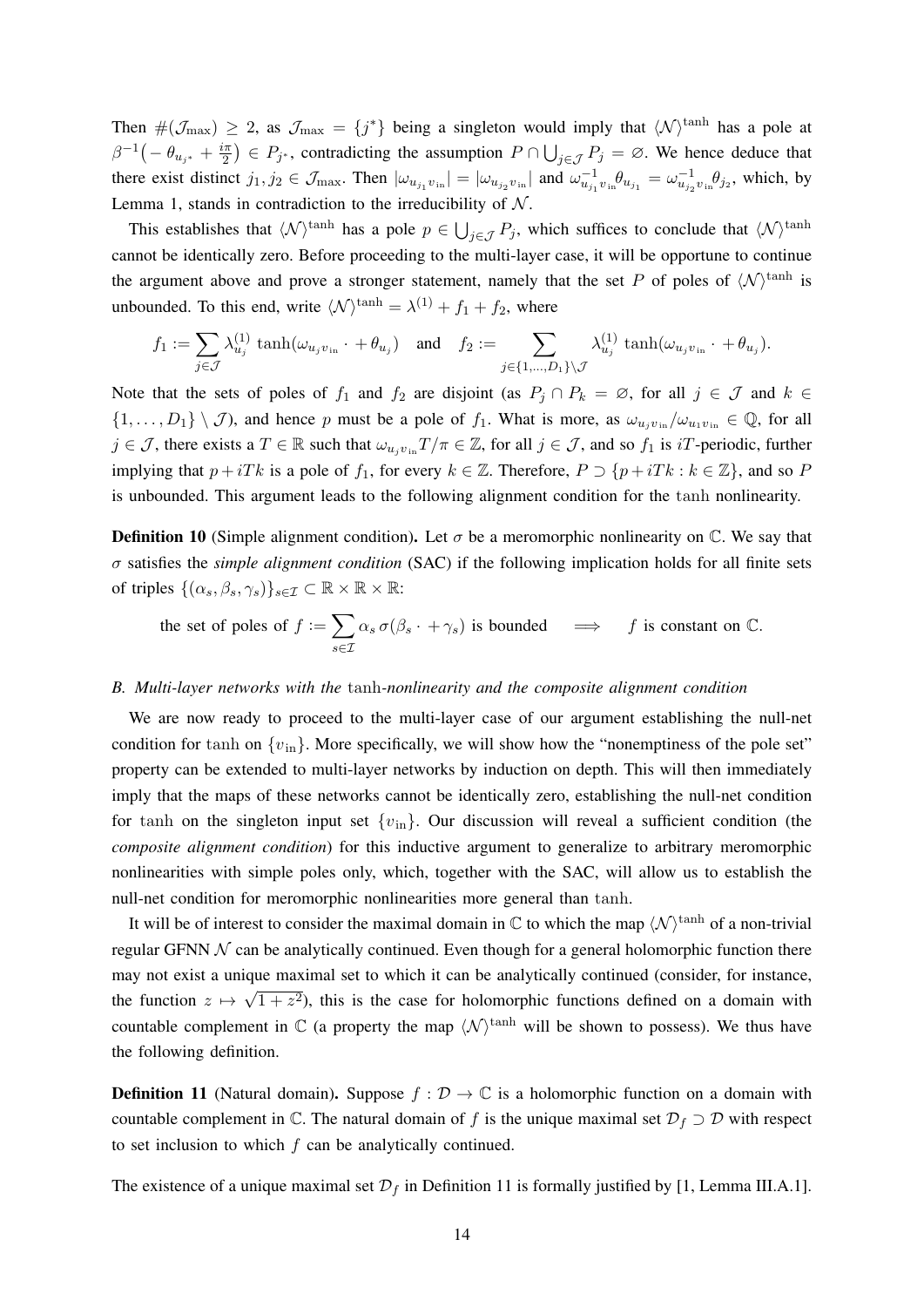Then $\#(\mathcal{J}_{\max}) \geq 2$, as $\mathcal{J}_{\max} = \{j^*\}$ being a singleton would imply that $\langle \mathcal{N} \rangle^{\tanh}$ has a pole at $\beta^{-1}\big(-\theta_{u_{j^*}} + \frac{i\pi}{2}\big) \in P_{j^*}$, contradicting the assumption $P \cap \bigcup_{j\in\mathcal{J}} P_j = \varnothing$. We hence deduce that there exist distinct $j_1, j_2 \in \mathcal{J}_{\max}$. Then $|\omega_{u_{j_1} v_{\text{in}}}| = |\omega_{u_{j_2} v_{\text{in}}}|$ and $\omega^{-1}_{u_{j_1} v_{\text{in}}} \theta_{u_{j_1}} = \omega^{-1}_{u_{j_2} v_{\text{in}}} \theta_{j_2}$, which, by Lemma 1, stands in contradiction to the irreducibility of $\mathcal{N}$.

This establishes that $\langle \mathcal{N} \rangle^{\tanh}$ has a pole $p \in \bigcup_{j\in\mathcal{J}} P_j$, which suffices to conclude that $\langle \mathcal{N} \rangle^{\tanh}$ cannot be identically zero. Before proceeding to the multi-layer case, it will be opportune to continue the argument above and prove a stronger statement, namely that the set $P$ of poles of $\langle \mathcal{N} \rangle^{\tanh}$ is unbounded. To this end, write $\langle \mathcal{N} \rangle^{\tanh} = \lambda^{(1)} + f_1 + f_2$, where

$$f_1 := \sum_{j\in\mathcal{J}} \lambda^{(1)}_{u_j} \tanh(\omega_{u_j v_{\text{in}}} \cdot + \theta_{u_j}) \quad \text{and} \quad f_2 := \sum_{j\in\{1,\ldots,D_1\}\setminus\mathcal{J}} \lambda^{(1)}_{u_j} \tanh(\omega_{u_j v_{\text{in}}} \cdot + \theta_{u_j}).$$

Note that the sets of poles of $f_1$ and $f_2$ are disjoint (as $P_j \cap P_k = \varnothing$, for all $j \in \mathcal{J}$ and $k \in \{1,\ldots,D_1\} \setminus \mathcal{J}$), and hence $p$ must be a pole of $f_1$. What is more, as $\omega_{u_j v_{\text{in}}}/\omega_{u_1 v_{\text{in}}} \in \mathbb{Q}$, for all $j \in \mathcal{J}$, there exists a $T \in \mathbb{R}$ such that $\omega_{u_j v_{\text{in}}} T/\pi \in \mathbb{Z}$, for all $j \in \mathcal{J}$, and so $f_1$ is $iT$-periodic, further implying that $p + iTk$ is a pole of $f_1$, for every $k \in \mathbb{Z}$. Therefore, $P \supset \{p + iTk : k \in \mathbb{Z}\}$, and so $P$ is unbounded. This argument leads to the following alignment condition for the $\tanh$ nonlinearity.

**Definition 10** (Simple alignment condition)**.** Let $\sigma$ be a meromorphic nonlinearity on $\mathbb{C}$. We say that $\sigma$ satisfies the *simple alignment condition* (SAC) if the following implication holds for all finite sets of triples $\{(\alpha_s, \beta_s, \gamma_s)\}_{s\in\mathcal{I}} \subset \mathbb{R} \times \mathbb{R} \times \mathbb{R}$:

$$\text{the set of poles of } f := \sum_{s\in\mathcal{I}} \alpha_s\, \sigma(\beta_s \cdot + \gamma_s) \text{ is bounded} \quad \Longrightarrow \quad f \text{ is constant on } \mathbb{C}.$$

### *B. Multi-layer networks with the* $\tanh$*-nonlinearity and the composite alignment condition*

We are now ready to proceed to the multi-layer case of our argument establishing the null-net condition for $\tanh$ on $\{v_{\text{in}}\}$. More specifically, we will show how the "nonemptiness of the pole set" property can be extended to multi-layer networks by induction on depth. This will then immediately imply that the maps of these networks cannot be identically zero, establishing the null-net condition for $\tanh$ on the singleton input set $\{v_{\text{in}}\}$. Our discussion will reveal a sufficient condition (the *composite alignment condition*) for this inductive argument to generalize to arbitrary meromorphic nonlinearities with simple poles only, which, together with the SAC, will allow us to establish the null-net condition for meromorphic nonlinearities more general than $\tanh$.

It will be of interest to consider the maximal domain in $\mathbb{C}$ to which the map $\langle \mathcal{N} \rangle^{\tanh}$ of a non-trivial regular GFNN $\mathcal{N}$ can be analytically continued. Even though for a general holomorphic function there may not exist a unique maximal set to which it can be analytically continued (consider, for instance, the function $z \mapsto \sqrt{1+z^2}$), this is the case for holomorphic functions defined on a domain with countable complement in $\mathbb{C}$ (a property the map $\langle \mathcal{N} \rangle^{\tanh}$ will be shown to possess). We thus have the following definition.

**Definition 11** (Natural domain)**.** Suppose $f : \mathcal{D} \to \mathbb{C}$ is a holomorphic function on a domain with countable complement in $\mathbb{C}$. The natural domain of $f$ is the unique maximal set $\mathcal{D}_f \supset \mathcal{D}$ with respect to set inclusion to which $f$ can be analytically continued.

The existence of a unique maximal set $\mathcal{D}_f$ in Definition 11 is formally justified by [1, Lemma III.A.1].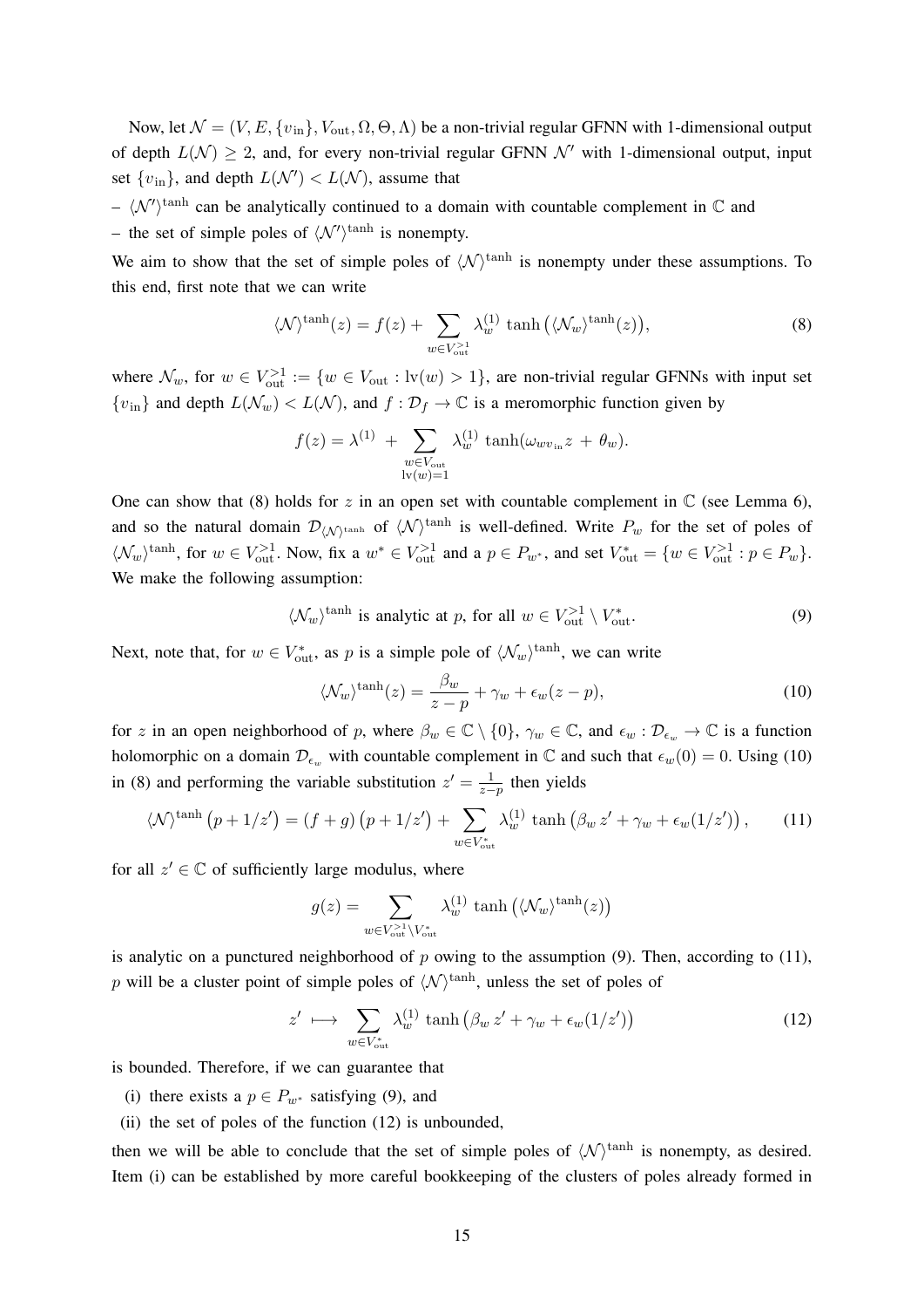Now, let $\mathcal{N} = (V, E, \{v_{\text{in}}\}, V_{\text{out}}, \Omega, \Theta, \Lambda)$ be a non-trivial regular GFNN with 1-dimensional output of depth $L(\mathcal{N}) \geq 2$, and, for every non-trivial regular GFNN $\mathcal{N}'$ with 1-dimensional output, input set $\{v_{\text{in}}\}$, and depth $L(\mathcal{N}') < L(\mathcal{N})$, assume that

- $\langle \mathcal{N}' \rangle^{\tanh}$ can be analytically continued to a domain with countable complement in $\mathbb{C}$ and
- the set of simple poles of $\langle \mathcal{N}' \rangle^{\tanh}$ is nonempty.

We aim to show that the set of simple poles of $\langle \mathcal{N} \rangle^{\tanh}$ is nonempty under these assumptions. To this end, first note that we can write

$$\langle \mathcal{N} \rangle^{\tanh}(z) = f(z) + \sum_{w \in V_{\text{out}}^{>1}} \lambda_w^{(1)} \tanh\big(\langle \mathcal{N}_w \rangle^{\tanh}(z)\big), \tag{8}$$

where $\mathcal{N}_w$, for $w \in V_{\text{out}}^{>1} := \{w \in V_{\text{out}} : \text{lv}(w) > 1\}$, are non-trivial regular GFNNs with input set $\{v_{\text{in}}\}$ and depth $L(\mathcal{N}_w) < L(\mathcal{N})$, and $f : \mathcal{D}_f \to \mathbb{C}$ is a meromorphic function given by

$$f(z) = \lambda^{(1)} + \sum_{\substack{w \in V_{\text{out}} \\ \text{lv}(w)=1}} \lambda_w^{(1)} \tanh(\omega_{w v_{\text{in}}} z + \theta_w).$$

One can show that (8) holds for $z$ in an open set with countable complement in $\mathbb{C}$ (see Lemma 6), and so the natural domain $\mathcal{D}_{\langle \mathcal{N} \rangle^{\tanh}}$ of $\langle \mathcal{N} \rangle^{\tanh}$ is well-defined. Write $P_w$ for the set of poles of $\langle \mathcal{N}_w \rangle^{\tanh}$, for $w \in V_{\text{out}}^{>1}$. Now, fix a $w^* \in V_{\text{out}}^{>1}$ and a $p \in P_{w^*}$, and set $V_{\text{out}}^* = \{w \in V_{\text{out}}^{>1} : p \in P_w\}$. We make the following assumption:

$$\langle \mathcal{N}_w \rangle^{\tanh} \text{ is analytic at } p, \text{ for all } w \in V_{\text{out}}^{>1} \setminus V_{\text{out}}^*. \tag{9}$$

Next, note that, for $w \in V_{\text{out}}^*$, as $p$ is a simple pole of $\langle \mathcal{N}_w \rangle^{\tanh}$, we can write

$$\langle \mathcal{N}_w \rangle^{\tanh}(z) = \frac{\beta_w}{z - p} + \gamma_w + \epsilon_w(z - p), \tag{10}$$

for $z$ in an open neighborhood of $p$, where $\beta_w \in \mathbb{C} \setminus \{0\}$, $\gamma_w \in \mathbb{C}$, and $\epsilon_w : \mathcal{D}_{\epsilon_w} \to \mathbb{C}$ is a function holomorphic on a domain $\mathcal{D}_{\epsilon_w}$ with countable complement in $\mathbb{C}$ and such that $\epsilon_w(0) = 0$. Using (10) in (8) and performing the variable substitution $z' = \frac{1}{z-p}$ then yields

$$\langle \mathcal{N} \rangle^{\tanh}\big(p + 1/z'\big) = (f + g)\big(p + 1/z'\big) + \sum_{w \in V_{\text{out}}^*} \lambda_w^{(1)} \tanh\big(\beta_w z' + \gamma_w + \epsilon_w(1/z')\big), \tag{11}$$

for all $z' \in \mathbb{C}$ of sufficiently large modulus, where

$$g(z) = \sum_{w \in V_{\text{out}}^{>1} \setminus V_{\text{out}}^*} \lambda_w^{(1)} \tanh\big(\langle \mathcal{N}_w \rangle^{\tanh}(z)\big)$$

is analytic on a punctured neighborhood of $p$ owing to the assumption (9). Then, according to (11), $p$ will be a cluster point of simple poles of $\langle \mathcal{N} \rangle^{\tanh}$, unless the set of poles of

$$z' \longmapsto \sum_{w \in V_{\text{out}}^*} \lambda_w^{(1)} \tanh\big(\beta_w z' + \gamma_w + \epsilon_w(1/z')\big) \tag{12}$$

is bounded. Therefore, if we can guarantee that

(i) there exists a $p \in P_{w^*}$ satisfying (9), and

(ii) the set of poles of the function (12) is unbounded,

then we will be able to conclude that the set of simple poles of $\langle \mathcal{N} \rangle^{\tanh}$ is nonempty, as desired. Item (i) can be established by more careful bookkeeping of the clusters of poles already formed in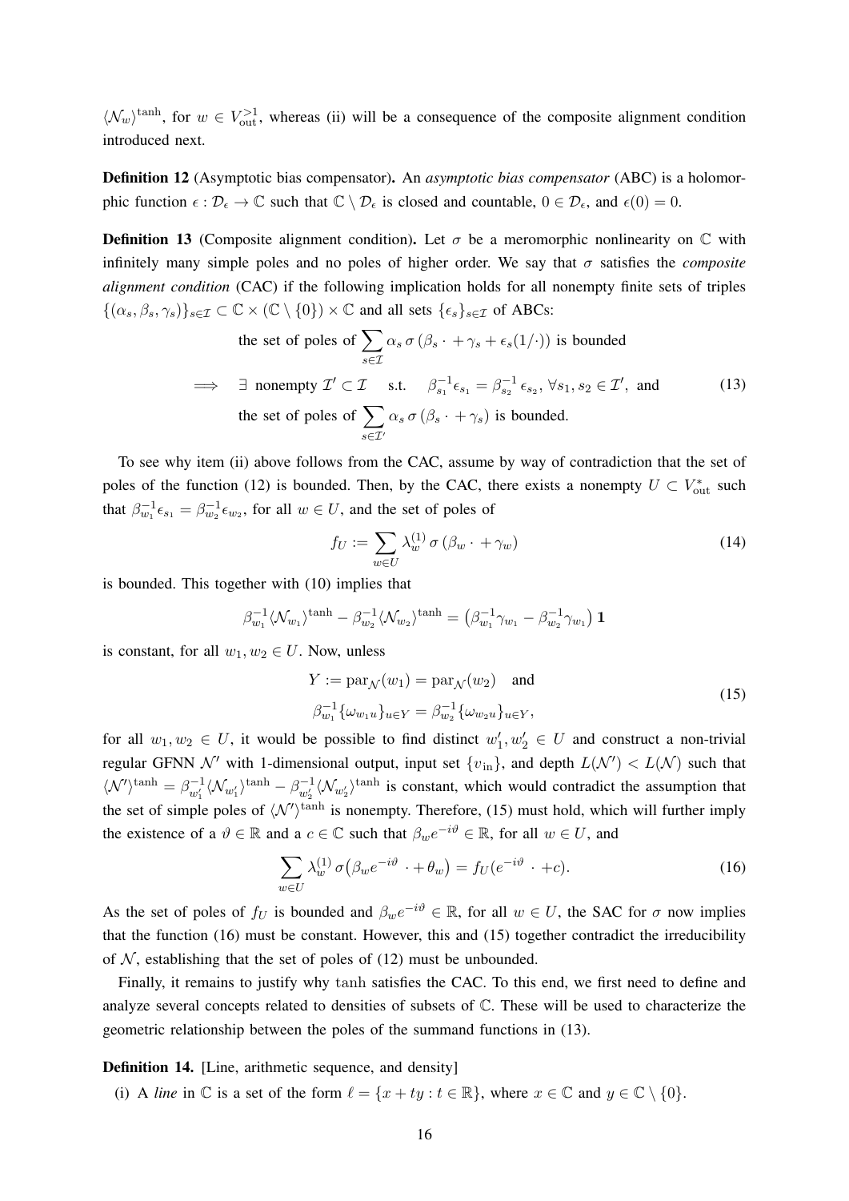$\langle \mathcal{N}_w \rangle^{\tanh}$, for $w \in V_{\text{out}}^{>1}$, whereas (ii) will be a consequence of the composite alignment condition introduced next.

**Definition 12** (Asymptotic bias compensator)**.** An *asymptotic bias compensator* (ABC) is a holomorphic function $\epsilon : \mathcal{D}_\epsilon \to \mathbb{C}$ such that $\mathbb{C} \setminus \mathcal{D}_\epsilon$ is closed and countable, $0 \in \mathcal{D}_\epsilon$, and $\epsilon(0) = 0$.

**Definition 13** (Composite alignment condition)**.** Let $\sigma$ be a meromorphic nonlinearity on $\mathbb{C}$ with infinitely many simple poles and no poles of higher order. We say that $\sigma$ satisfies the *composite alignment condition* (CAC) if the following implication holds for all nonempty finite sets of triples $\{(\alpha_s, \beta_s, \gamma_s)\}_{s \in \mathcal{I}} \subset \mathbb{C} \times (\mathbb{C} \setminus \{0\}) \times \mathbb{C}$ and all sets $\{\epsilon_s\}_{s \in \mathcal{I}}$ of ABCs:

$$
\begin{aligned}
&\text{the set of poles of } \sum_{s \in \mathcal{I}} \alpha_s \, \sigma\left(\beta_s \cdot + \gamma_s + \epsilon_s(1/\cdot)\right) \text{ is bounded} \\
\implies \quad &\exists \text{ nonempty } \mathcal{I}' \subset \mathcal{I} \quad \text{s.t.} \quad \beta_{s_1}^{-1} \epsilon_{s_1} = \beta_{s_2}^{-1} \epsilon_{s_2}, \ \forall s_1, s_2 \in \mathcal{I}', \text{ and} \\
&\text{the set of poles of } \sum_{s \in \mathcal{I}'} \alpha_s \, \sigma\left(\beta_s \cdot + \gamma_s\right) \text{ is bounded.}
\end{aligned}
\tag{13}
$$

To see why item (ii) above follows from the CAC, assume by way of contradiction that the set of poles of the function (12) is bounded. Then, by the CAC, there exists a nonempty $U \subset V_{\text{out}}^*$ such that $\beta_{w_1}^{-1} \epsilon_{s_1} = \beta_{w_2}^{-1} \epsilon_{w_2}$, for all $w \in U$, and the set of poles of

$$
f_U := \sum_{w \in U} \lambda_w^{(1)} \, \sigma\left(\beta_w \cdot + \gamma_w\right) \tag{14}
$$

is bounded. This together with (10) implies that

$$
\beta_{w_1}^{-1} \langle \mathcal{N}_{w_1} \rangle^{\tanh} - \beta_{w_2}^{-1} \langle \mathcal{N}_{w_2} \rangle^{\tanh} = \left(\beta_{w_1}^{-1} \gamma_{w_1} - \beta_{w_2}^{-1} \gamma_{w_1}\right) \mathbf{1}
$$

is constant, for all $w_1, w_2 \in U$. Now, unless

$$
\begin{aligned}
Y &:= \operatorname{par}_{\mathcal{N}}(w_1) = \operatorname{par}_{\mathcal{N}}(w_2) \quad \text{and} \\
\beta_{w_1}^{-1} &\{\omega_{w_1 u}\}_{u \in Y} = \beta_{w_2}^{-1} \{\omega_{w_2 u}\}_{u \in Y},
\end{aligned}
\tag{15}
$$

for all $w_1, w_2 \in U$, it would be possible to find distinct $w_1', w_2' \in U$ and construct a non-trivial regular GFNN $\mathcal{N}'$ with 1-dimensional output, input set $\{v_{\text{in}}\}$, and depth $L(\mathcal{N}') < L(\mathcal{N})$ such that $\langle \mathcal{N}' \rangle^{\tanh} = \beta_{w_1'}^{-1} \langle \mathcal{N}_{w_1'} \rangle^{\tanh} - \beta_{w_2'}^{-1} \langle \mathcal{N}_{w_2'} \rangle^{\tanh}$ is constant, which would contradict the assumption that the set of simple poles of $\langle \mathcal{N}' \rangle^{\tanh}$ is nonempty. Therefore, (15) must hold, which will further imply the existence of a $\vartheta \in \mathbb{R}$ and a $c \in \mathbb{C}$ such that $\beta_w e^{-i\vartheta} \in \mathbb{R}$, for all $w \in U$, and

$$
\sum_{w \in U} \lambda_w^{(1)} \, \sigma\left(\beta_w e^{-i\vartheta} \cdot + \theta_w\right) = f_U(e^{-i\vartheta} \cdot + c). \tag{16}
$$

As the set of poles of $f_U$ is bounded and $\beta_w e^{-i\vartheta} \in \mathbb{R}$, for all $w \in U$, the SAC for $\sigma$ now implies that the function (16) must be constant. However, this and (15) together contradict the irreducibility of $\mathcal{N}$, establishing that the set of poles of (12) must be unbounded.

Finally, it remains to justify why $\tanh$ satisfies the CAC. To this end, we first need to define and analyze several concepts related to densities of subsets of $\mathbb{C}$. These will be used to characterize the geometric relationship between the poles of the summand functions in (13).

**Definition 14.** [Line, arithmetic sequence, and density]

(i) A *line* in $\mathbb{C}$ is a set of the form $\ell = \{x + ty : t \in \mathbb{R}\}$, where $x \in \mathbb{C}$ and $y \in \mathbb{C} \setminus \{0\}$.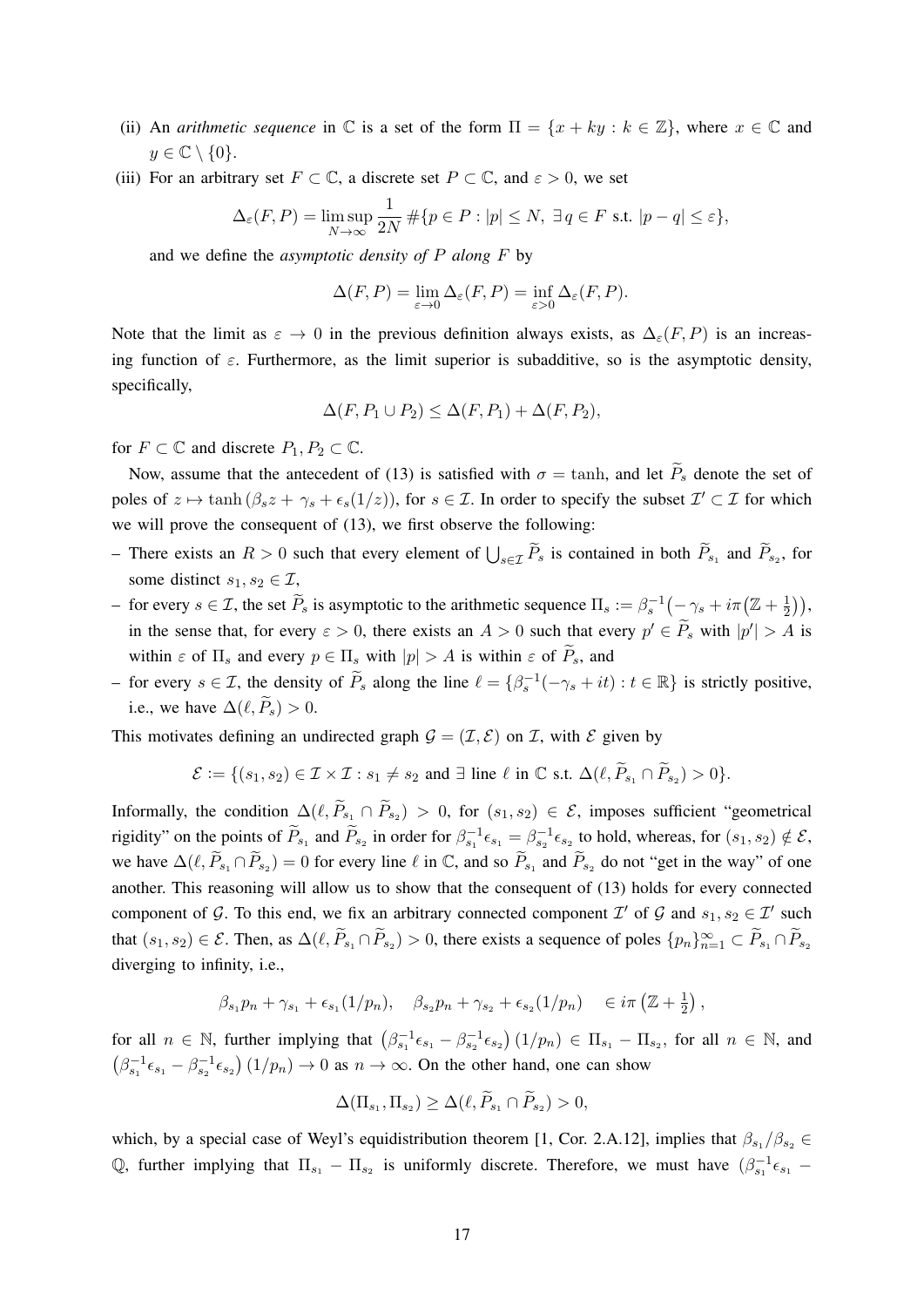(ii) An *arithmetic sequence* in $\mathbb{C}$ is a set of the form $\Pi = \{x + ky : k \in \mathbb{Z}\}$, where $x \in \mathbb{C}$ and $y \in \mathbb{C} \setminus \{0\}$.

(iii) For an arbitrary set $F \subset \mathbb{C}$, a discrete set $P \subset \mathbb{C}$, and $\varepsilon > 0$, we set

$$\Delta_\varepsilon(F, P) = \limsup_{N \to \infty} \frac{1}{2N} \#\{p \in P : |p| \leq N,\ \exists\, q \in F \text{ s.t. } |p - q| \leq \varepsilon\},$$

and we define the *asymptotic density of $P$ along $F$* by

$$\Delta(F, P) = \lim_{\varepsilon \to 0} \Delta_\varepsilon(F, P) = \inf_{\varepsilon > 0} \Delta_\varepsilon(F, P).$$

Note that the limit as $\varepsilon \to 0$ in the previous definition always exists, as $\Delta_\varepsilon(F, P)$ is an increasing function of $\varepsilon$. Furthermore, as the limit superior is subadditive, so is the asymptotic density, specifically,

$$\Delta(F, P_1 \cup P_2) \leq \Delta(F, P_1) + \Delta(F, P_2),$$

for $F \subset \mathbb{C}$ and discrete $P_1, P_2 \subset \mathbb{C}$.

Now, assume that the antecedent of (13) is satisfied with $\sigma = \tanh$, and let $\widetilde{P}_s$ denote the set of poles of $z \mapsto \tanh\left(\beta_s z + \gamma_s + \epsilon_s(1/z)\right)$, for $s \in \mathcal{I}$. In order to specify the subset $\mathcal{I}' \subset \mathcal{I}$ for which we will prove the consequent of (13), we first observe the following:

- There exists an $R > 0$ such that every element of $\bigcup_{s \in \mathcal{I}} \widetilde{P}_s$ is contained in both $\widetilde{P}_{s_1}$ and $\widetilde{P}_{s_2}$, for some distinct $s_1, s_2 \in \mathcal{I}$,
- for every $s \in \mathcal{I}$, the set $\widetilde{P}_s$ is asymptotic to the arithmetic sequence $\Pi_s := \beta_s^{-1}\big(-\gamma_s + i\pi\big(\mathbb{Z} + \frac{1}{2}\big)\big)$, in the sense that, for every $\varepsilon > 0$, there exists an $A > 0$ such that every $p' \in \widetilde{P}_s$ with $|p'| > A$ is within $\varepsilon$ of $\Pi_s$ and every $p \in \Pi_s$ with $|p| > A$ is within $\varepsilon$ of $\widetilde{P}_s$, and
- for every $s \in \mathcal{I}$, the density of $\widetilde{P}_s$ along the line $\ell = \{\beta_s^{-1}(-\gamma_s + it) : t \in \mathbb{R}\}$ is strictly positive, i.e., we have $\Delta(\ell, \widetilde{P}_s) > 0$.

This motivates defining an undirected graph $\mathcal{G} = (\mathcal{I}, \mathcal{E})$ on $\mathcal{I}$, with $\mathcal{E}$ given by

$$\mathcal{E} := \{(s_1, s_2) \in \mathcal{I} \times \mathcal{I} : s_1 \neq s_2 \text{ and } \exists \text{ line } \ell \text{ in } \mathbb{C} \text{ s.t. } \Delta(\ell, \widetilde{P}_{s_1} \cap \widetilde{P}_{s_2}) > 0\}.$$

Informally, the condition $\Delta(\ell, \widetilde{P}_{s_1} \cap \widetilde{P}_{s_2}) > 0$, for $(s_1, s_2) \in \mathcal{E}$, imposes sufficient "geometrical rigidity" on the points of $\widetilde{P}_{s_1}$ and $\widetilde{P}_{s_2}$ in order for $\beta_{s_1}^{-1}\epsilon_{s_1} = \beta_{s_2}^{-1}\epsilon_{s_2}$ to hold, whereas, for $(s_1, s_2) \notin \mathcal{E}$, we have $\Delta(\ell, \widetilde{P}_{s_1} \cap \widetilde{P}_{s_2}) = 0$ for every line $\ell$ in $\mathbb{C}$, and so $\widetilde{P}_{s_1}$ and $\widetilde{P}_{s_2}$ do not "get in the way" of one another. This reasoning will allow us to show that the consequent of (13) holds for every connected component of $\mathcal{G}$. To this end, we fix an arbitrary connected component $\mathcal{I}'$ of $\mathcal{G}$ and $s_1, s_2 \in \mathcal{I}'$ such that $(s_1, s_2) \in \mathcal{E}$. Then, as $\Delta(\ell, \widetilde{P}_{s_1} \cap \widetilde{P}_{s_2}) > 0$, there exists a sequence of poles $\{p_n\}_{n=1}^\infty \subset \widetilde{P}_{s_1} \cap \widetilde{P}_{s_2}$ diverging to infinity, i.e.,

$$\beta_{s_1} p_n + \gamma_{s_1} + \epsilon_{s_1}(1/p_n), \quad \beta_{s_2} p_n + \gamma_{s_2} + \epsilon_{s_2}(1/p_n) \quad \in i\pi\left(\mathbb{Z} + \tfrac{1}{2}\right),$$

for all $n \in \mathbb{N}$, further implying that $\left(\beta_{s_1}^{-1}\epsilon_{s_1} - \beta_{s_2}^{-1}\epsilon_{s_2}\right)(1/p_n) \in \Pi_{s_1} - \Pi_{s_2}$, for all $n \in \mathbb{N}$, and $\left(\beta_{s_1}^{-1}\epsilon_{s_1} - \beta_{s_2}^{-1}\epsilon_{s_2}\right)(1/p_n) \to 0$ as $n \to \infty$. On the other hand, one can show

$$\Delta(\Pi_{s_1}, \Pi_{s_2}) \geq \Delta(\ell, \widetilde{P}_{s_1} \cap \widetilde{P}_{s_2}) > 0,$$

which, by a special case of Weyl's equidistribution theorem [1, Cor. 2.A.12], implies that $\beta_{s_1}/\beta_{s_2} \in \mathbb{Q}$, further implying that $\Pi_{s_1} - \Pi_{s_2}$ is uniformly discrete. Therefore, we must have $(\beta_{s_1}^{-1}\epsilon_{s_1} -$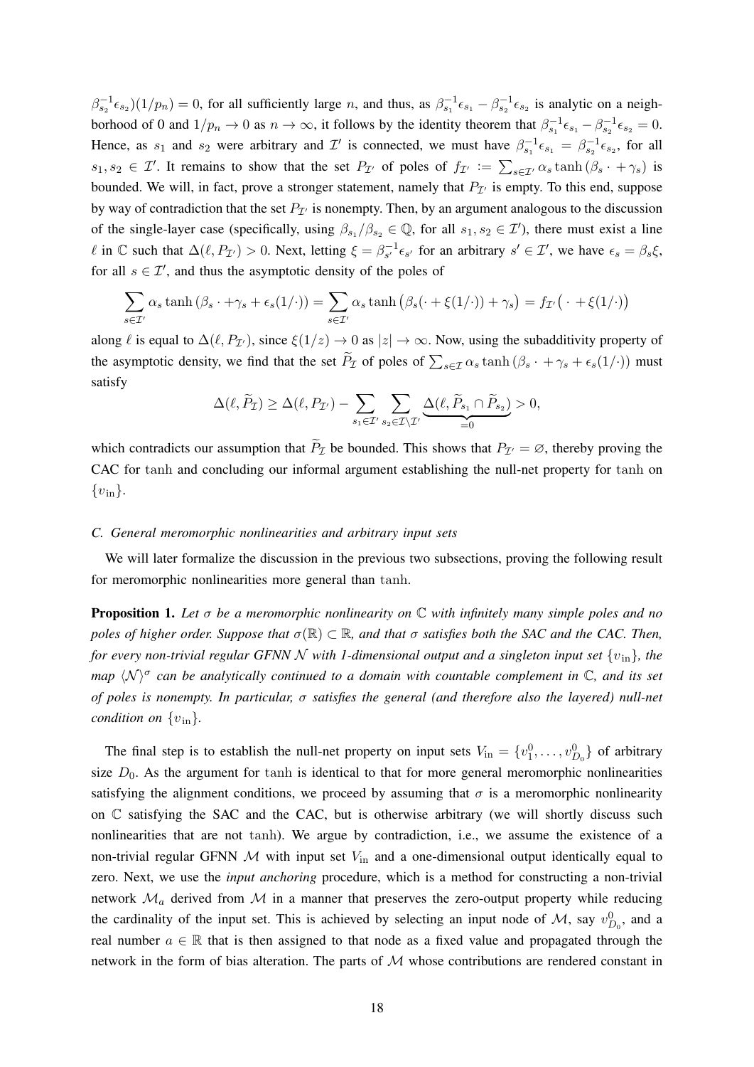$\beta_{s_2}^{-1}\epsilon_{s_2})(1/p_n) = 0$, for all sufficiently large $n$, and thus, as $\beta_{s_1}^{-1}\epsilon_{s_1} - \beta_{s_2}^{-1}\epsilon_{s_2}$ is analytic on a neighborhood of 0 and $1/p_n \to 0$ as $n \to \infty$, it follows by the identity theorem that $\beta_{s_1}^{-1}\epsilon_{s_1} - \beta_{s_2}^{-1}\epsilon_{s_2} = 0$. Hence, as $s_1$ and $s_2$ were arbitrary and $\mathcal{I}'$ is connected, we must have $\beta_{s_1}^{-1}\epsilon_{s_1} = \beta_{s_2}^{-1}\epsilon_{s_2}$, for all $s_1, s_2 \in \mathcal{I}'$. It remains to show that the set $P_{\mathcal{I}'}$ of poles of $f_{\mathcal{I}'} := \sum_{s\in\mathcal{I}'} \alpha_s \tanh(\beta_s \cdot + \gamma_s)$ is bounded. We will, in fact, prove a stronger statement, namely that $P_{\mathcal{I}'}$ is empty. To this end, suppose by way of contradiction that the set $P_{\mathcal{I}'}$ is nonempty. Then, by an argument analogous to the discussion of the single-layer case (specifically, using $\beta_{s_1}/\beta_{s_2} \in \mathbb{Q}$, for all $s_1, s_2 \in \mathcal{I}'$), there must exist a line $\ell$ in $\mathbb{C}$ such that $\Delta(\ell, P_{\mathcal{I}'}) > 0$. Next, letting $\xi = \beta_{s'}^{-1}\epsilon_{s'}$ for an arbitrary $s' \in \mathcal{I}'$, we have $\epsilon_s = \beta_s \xi$, for all $s \in \mathcal{I}'$, and thus the asymptotic density of the poles of

$$\sum_{s\in\mathcal{I}'} \alpha_s \tanh(\beta_s \cdot + \gamma_s + \epsilon_s(1/\cdot)) = \sum_{s\in\mathcal{I}'} \alpha_s \tanh\big(\beta_s(\cdot + \xi(1/\cdot)) + \gamma_s\big) = f_{\mathcal{I}'}\big(\,\cdot + \xi(1/\cdot)\big)$$

along $\ell$ is equal to $\Delta(\ell, P_{\mathcal{I}'})$, since $\xi(1/z) \to 0$ as $|z| \to \infty$. Now, using the subadditivity property of the asymptotic density, we find that the set $\widetilde{P}_{\mathcal{I}}$ of poles of $\sum_{s\in\mathcal{I}} \alpha_s \tanh(\beta_s \cdot + \gamma_s + \epsilon_s(1/\cdot))$ must satisfy

$$\Delta(\ell, \widetilde{P}_{\mathcal{I}}) \geq \Delta(\ell, P_{\mathcal{I}'}) - \sum_{s_1\in\mathcal{I}'} \sum_{s_2\in\mathcal{I}\setminus\mathcal{I}'} \underbrace{\Delta(\ell, \widetilde{P}_{s_1} \cap \widetilde{P}_{s_2})}_{=0} > 0,$$

which contradicts our assumption that $\widetilde{P}_{\mathcal{I}}$ be bounded. This shows that $P_{\mathcal{I}'} = \varnothing$, thereby proving the CAC for tanh and concluding our informal argument establishing the null-net property for tanh on $\{v_{\text{in}}\}$.

### C. General meromorphic nonlinearities and arbitrary input sets

We will later formalize the discussion in the previous two subsections, proving the following result for meromorphic nonlinearities more general than tanh.

**Proposition 1.** *Let $\sigma$ be a meromorphic nonlinearity on $\mathbb{C}$ with infinitely many simple poles and no poles of higher order. Suppose that $\sigma(\mathbb{R}) \subset \mathbb{R}$, and that $\sigma$ satisfies both the SAC and the CAC. Then, for every non-trivial regular GFNN $\mathcal{N}$ with 1-dimensional output and a singleton input set $\{v_{\text{in}}\}$, the map $\langle\mathcal{N}\rangle^\sigma$ can be analytically continued to a domain with countable complement in $\mathbb{C}$, and its set of poles is nonempty. In particular, $\sigma$ satisfies the general (and therefore also the layered) null-net condition on $\{v_{\text{in}}\}$.*

The final step is to establish the null-net property on input sets $V_{\text{in}} = \{v_1^0, \ldots, v_{D_0}^0\}$ of arbitrary size $D_0$. As the argument for tanh is identical to that for more general meromorphic nonlinearities satisfying the alignment conditions, we proceed by assuming that $\sigma$ is a meromorphic nonlinearity on $\mathbb{C}$ satisfying the SAC and the CAC, but is otherwise arbitrary (we will shortly discuss such nonlinearities that are not tanh). We argue by contradiction, i.e., we assume the existence of a non-trivial regular GFNN $\mathcal{M}$ with input set $V_{\text{in}}$ and a one-dimensional output identically equal to zero. Next, we use the *input anchoring* procedure, which is a method for constructing a non-trivial network $\mathcal{M}_a$ derived from $\mathcal{M}$ in a manner that preserves the zero-output property while reducing the cardinality of the input set. This is achieved by selecting an input node of $\mathcal{M}$, say $v_{D_0}^0$, and a real number $a \in \mathbb{R}$ that is then assigned to that node as a fixed value and propagated through the network in the form of bias alteration. The parts of $\mathcal{M}$ whose contributions are rendered constant in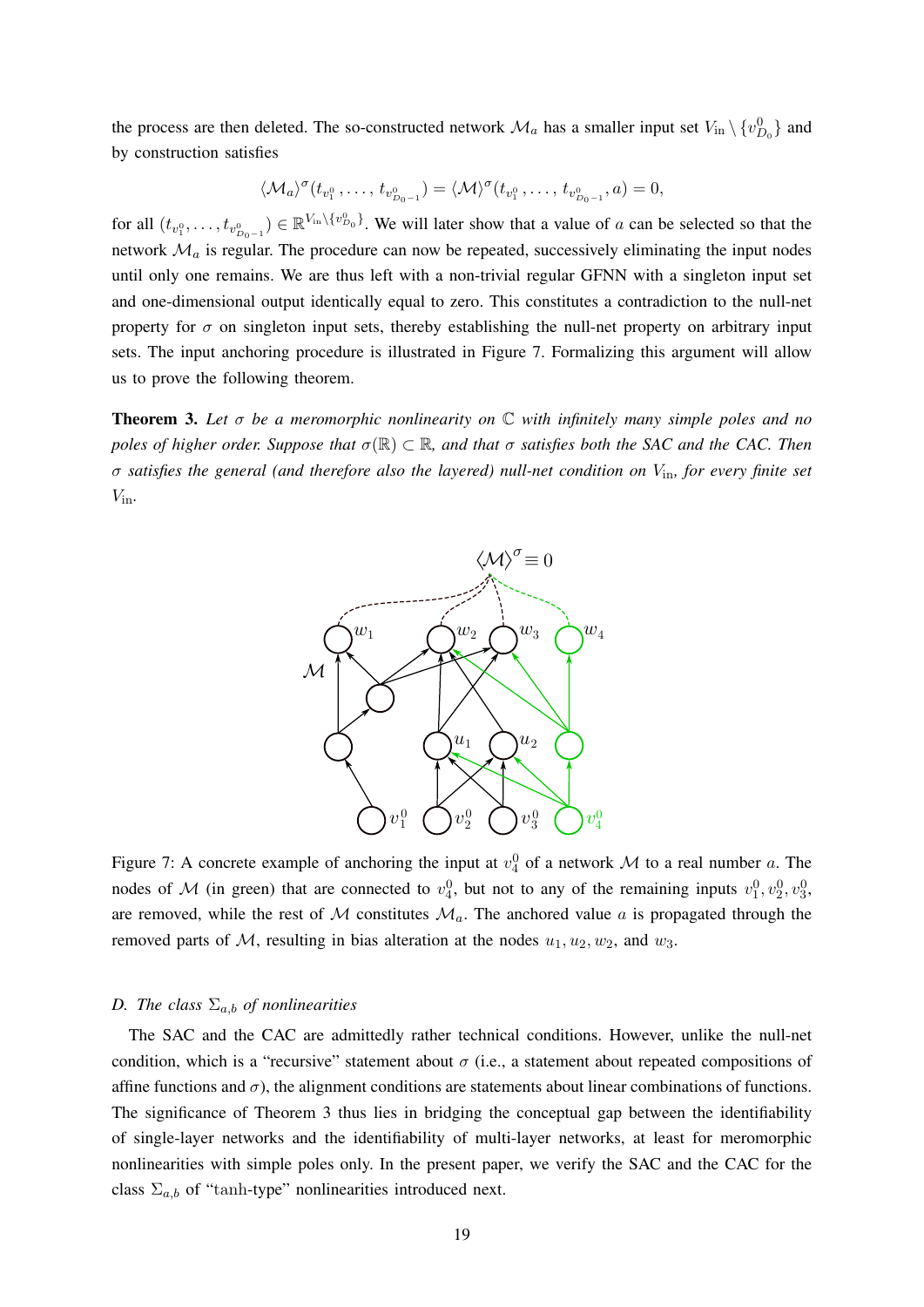the process are then deleted. The so-constructed network $\mathcal{M}_a$ has a smaller input set $V_{\text{in}} \setminus \{v^0_{D_0}\}$ and by construction satisfies

$$\langle \mathcal{M}_a \rangle^\sigma (t_{v^0_1}, \ldots, t_{v^0_{D_0-1}}) = \langle \mathcal{M} \rangle^\sigma (t_{v^0_1}, \ldots, t_{v^0_{D_0-1}}, a) = 0,$$

for all $(t_{v^0_1}, \ldots, t_{v^0_{D_0-1}}) \in \mathbb{R}^{V_{\text{in}} \setminus \{v^0_{D_0}\}}$. We will later show that a value of $a$ can be selected so that the network $\mathcal{M}_a$ is regular. The procedure can now be repeated, successively eliminating the input nodes until only one remains. We are thus left with a non-trivial regular GFNN with a singleton input set and one-dimensional output identically equal to zero. This constitutes a contradiction to the null-net property for $\sigma$ on singleton input sets, thereby establishing the null-net property on arbitrary input sets. The input anchoring procedure is illustrated in Figure 7. Formalizing this argument will allow us to prove the following theorem.

**Theorem 3.** *Let $\sigma$ be a meromorphic nonlinearity on $\mathbb{C}$ with infinitely many simple poles and no poles of higher order. Suppose that $\sigma(\mathbb{R}) \subset \mathbb{R}$, and that $\sigma$ satisfies both the SAC and the CAC. Then $\sigma$ satisfies the general (and therefore also the layered) null-net condition on $V_{\text{in}}$, for every finite set $V_{\text{in}}$.*

Figure 7: A concrete example of anchoring the input at $v^0_4$ of a network $\mathcal{M}$ to a real number $a$. The nodes of $\mathcal{M}$ (in green) that are connected to $v^0_4$, but not to any of the remaining inputs $v^0_1, v^0_2, v^0_3$, are removed, while the rest of $\mathcal{M}$ constitutes $\mathcal{M}_a$. The anchored value $a$ is propagated through the removed parts of $\mathcal{M}$, resulting in bias alteration at the nodes $u_1, u_2, w_2$, and $w_3$.

### *D. The class $\Sigma_{a,b}$ of nonlinearities*

The SAC and the CAC are admittedly rather technical conditions. However, unlike the null-net condition, which is a "recursive" statement about $\sigma$ (i.e., a statement about repeated compositions of affine functions and $\sigma$), the alignment conditions are statements about linear combinations of functions. The significance of Theorem 3 thus lies in bridging the conceptual gap between the identifiability of single-layer networks and the identifiability of multi-layer networks, at least for meromorphic nonlinearities with simple poles only. In the present paper, we verify the SAC and the CAC for the class $\Sigma_{a,b}$ of "tanh-type" nonlinearities introduced next.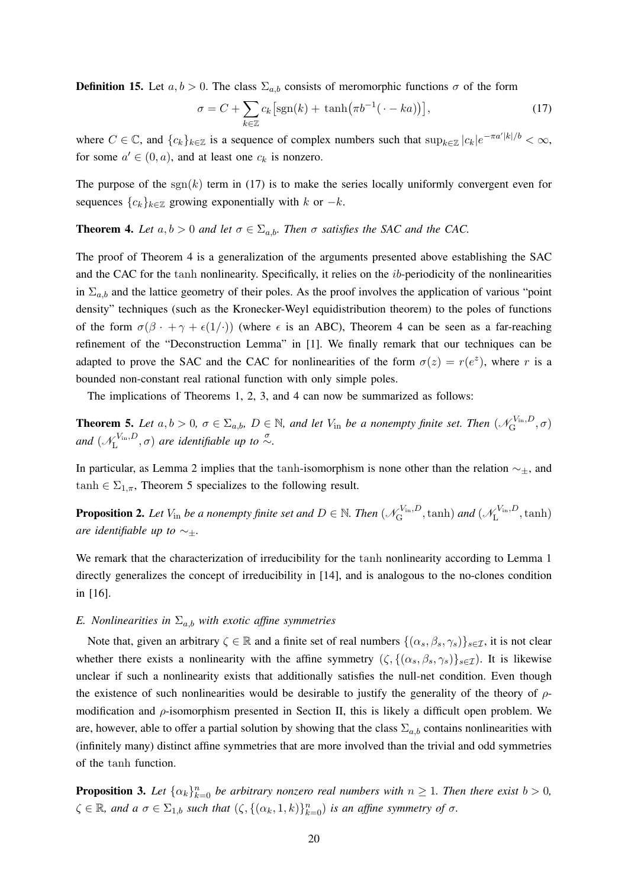**Definition 15.** Let $a, b > 0$. The class $\Sigma_{a,b}$ consists of meromorphic functions $\sigma$ of the form

$$\sigma = C + \sum_{k\in\mathbb{Z}} c_k \big[\mathrm{sgn}(k) + \tanh\big(\pi b^{-1}(\,\cdot - ka)\big)\big], \tag{17}$$

where $C \in \mathbb{C}$, and $\{c_k\}_{k\in\mathbb{Z}}$ is a sequence of complex numbers such that $\sup_{k\in\mathbb{Z}} |c_k| e^{-\pi a'|k|/b} < \infty$, for some $a' \in (0, a)$, and at least one $c_k$ is nonzero.

The purpose of the $\mathrm{sgn}(k)$ term in (17) is to make the series locally uniformly convergent even for sequences $\{c_k\}_{k\in\mathbb{Z}}$ growing exponentially with $k$ or $-k$.

**Theorem 4.** *Let $a, b > 0$ and let $\sigma \in \Sigma_{a,b}$. Then $\sigma$ satisfies the SAC and the CAC.*

The proof of Theorem 4 is a generalization of the arguments presented above establishing the SAC and the CAC for the tanh nonlinearity. Specifically, it relies on the $ib$-periodicity of the nonlinearities in $\Sigma_{a,b}$ and the lattice geometry of their poles. As the proof involves the application of various "point density" techniques (such as the Kronecker-Weyl equidistribution theorem) to the poles of functions of the form $\sigma(\beta \cdot + \gamma + \epsilon(1/\cdot))$ (where $\epsilon$ is an ABC), Theorem 4 can be seen as a far-reaching refinement of the "Deconstruction Lemma" in [1]. We finally remark that our techniques can be adapted to prove the SAC and the CAC for nonlinearities of the form $\sigma(z) = r(e^z)$, where $r$ is a bounded non-constant real rational function with only simple poles.

The implications of Theorems 1, 2, 3, and 4 can now be summarized as follows:

**Theorem 5.** *Let $a, b > 0$, $\sigma \in \Sigma_{a,b}$, $D \in \mathbb{N}$, and let $V_{\text{in}}$ be a nonempty finite set. Then $(\mathscr{N}_{\mathrm{G}}^{V_{\text{in}},D}, \sigma)$ and $(\mathscr{N}_{\mathrm{L}}^{V_{\text{in}},D}, \sigma)$ are identifiable up to $\overset{\sigma}{\sim}$.*

In particular, as Lemma 2 implies that the tanh-isomorphism is none other than the relation $\sim_{\pm}$, and $\tanh \in \Sigma_{1,\pi}$, Theorem 5 specializes to the following result.

**Proposition 2.** *Let $V_{\text{in}}$ be a nonempty finite set and $D \in \mathbb{N}$. Then $(\mathscr{N}_{\mathrm{G}}^{V_{\text{in}},D}, \tanh)$ and $(\mathscr{N}_{\mathrm{L}}^{V_{\text{in}},D}, \tanh)$ are identifiable up to $\sim_{\pm}$.*

We remark that the characterization of irreducibility for the tanh nonlinearity according to Lemma 1 directly generalizes the concept of irreducibility in [14], and is analogous to the no-clones condition in [16].

### *E. Nonlinearities in $\Sigma_{a,b}$ with exotic affine symmetries*

Note that, given an arbitrary $\zeta \in \mathbb{R}$ and a finite set of real numbers $\{(\alpha_s, \beta_s, \gamma_s)\}_{s\in\mathcal{I}}$, it is not clear whether there exists a nonlinearity with the affine symmetry $(\zeta, \{(\alpha_s, \beta_s, \gamma_s)\}_{s\in\mathcal{I}})$. It is likewise unclear if such a nonlinearity exists that additionally satisfies the null-net condition. Even though the existence of such nonlinearities would be desirable to justify the generality of the theory of $\rho$-modification and $\rho$-isomorphism presented in Section II, this is likely a difficult open problem. We are, however, able to offer a partial solution by showing that the class $\Sigma_{a,b}$ contains nonlinearities with (infinitely many) distinct affine symmetries that are more involved than the trivial and odd symmetries of the tanh function.

**Proposition 3.** *Let $\{\alpha_k\}_{k=0}^n$ be arbitrary nonzero real numbers with $n \geq 1$. Then there exist $b > 0$, $\zeta \in \mathbb{R}$, and a $\sigma \in \Sigma_{1,b}$ such that $(\zeta, \{(\alpha_k, 1, k)\}_{k=0}^n)$ is an affine symmetry of $\sigma$.*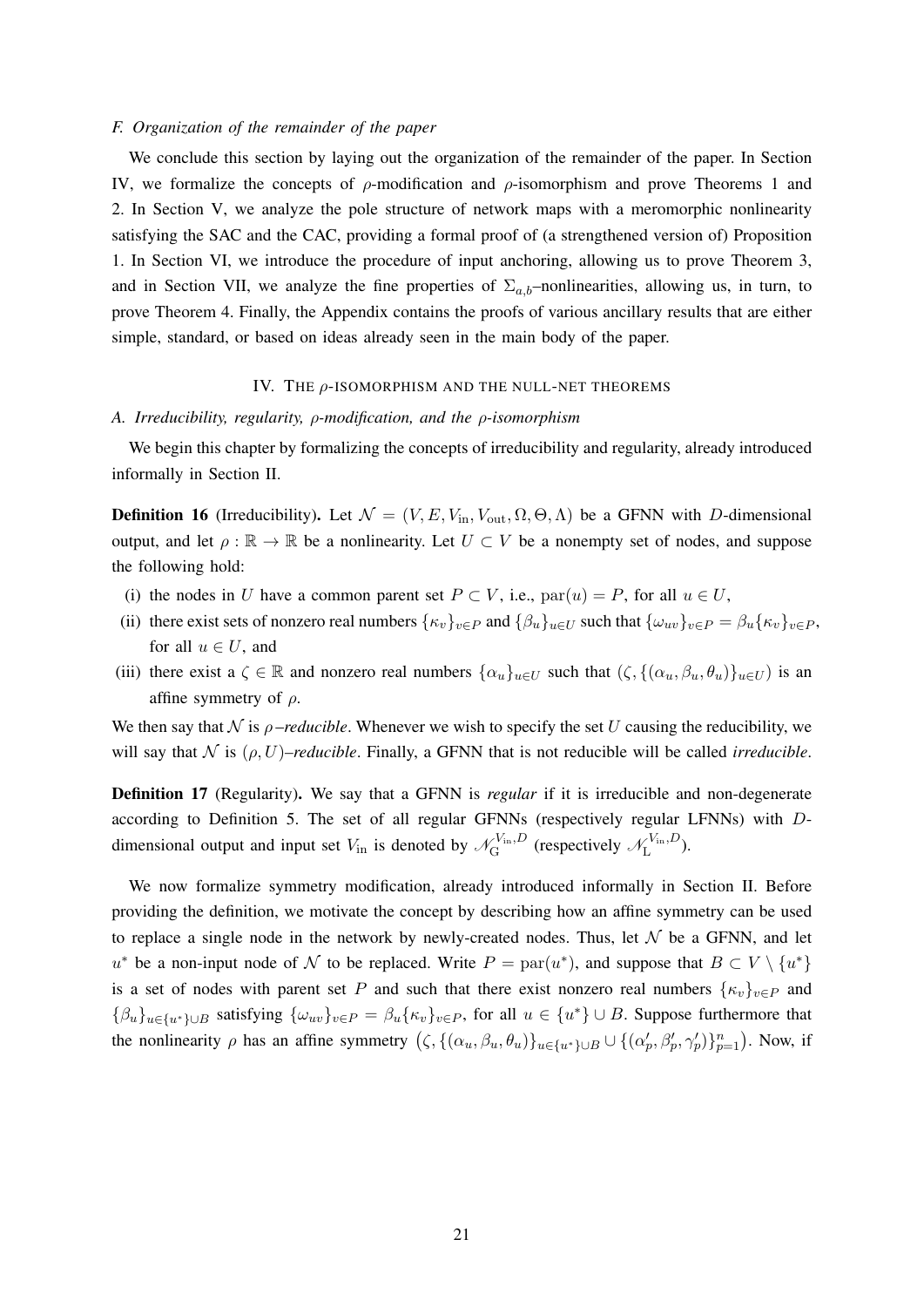### F. Organization of the remainder of the paper

We conclude this section by laying out the organization of the remainder of the paper. In Section IV, we formalize the concepts of $\rho$-modification and $\rho$-isomorphism and prove Theorems 1 and 2. In Section V, we analyze the pole structure of network maps with a meromorphic nonlinearity satisfying the SAC and the CAC, providing a formal proof of (a strengthened version of) Proposition 1. In Section VI, we introduce the procedure of input anchoring, allowing us to prove Theorem 3, and in Section VII, we analyze the fine properties of $\Sigma_{a,b}$–nonlinearities, allowing us, in turn, to prove Theorem 4. Finally, the Appendix contains the proofs of various ancillary results that are either simple, standard, or based on ideas already seen in the main body of the paper.

## IV. The $\rho$-isomorphism and the null-net theorems

### A. Irreducibility, regularity, $\rho$-modification, and the $\rho$-isomorphism

We begin this chapter by formalizing the concepts of irreducibility and regularity, already introduced informally in Section II.

**Definition 16** (Irreducibility)**.** Let $\mathcal{N} = (V, E, V_{\text{in}}, V_{\text{out}}, \Omega, \Theta, \Lambda)$ be a GFNN with $D$-dimensional output, and let $\rho : \mathbb{R} \to \mathbb{R}$ be a nonlinearity. Let $U \subset V$ be a nonempty set of nodes, and suppose the following hold:

(i) the nodes in $U$ have a common parent set $P \subset V$, i.e., $\text{par}(u) = P$, for all $u \in U$,

(ii) there exist sets of nonzero real numbers $\{\kappa_v\}_{v\in P}$ and $\{\beta_u\}_{u\in U}$ such that $\{\omega_{uv}\}_{v\in P} = \beta_u\{\kappa_v\}_{v\in P}$, for all $u \in U$, and

(iii) there exist a $\zeta \in \mathbb{R}$ and nonzero real numbers $\{\alpha_u\}_{u\in U}$ such that $(\zeta, \{(\alpha_u, \beta_u, \theta_u)\}_{u\in U})$ is an affine symmetry of $\rho$.

We then say that $\mathcal{N}$ is $\rho$*–reducible*. Whenever we wish to specify the set $U$ causing the reducibility, we will say that $\mathcal{N}$ is $(\rho, U)$*–reducible*. Finally, a GFNN that is not reducible will be called *irreducible*.

**Definition 17** (Regularity)**.** We say that a GFNN is *regular* if it is irreducible and non-degenerate according to Definition 5. The set of all regular GFNNs (respectively regular LFNNs) with $D$-dimensional output and input set $V_{\text{in}}$ is denoted by $\mathscr{N}_{\text{G}}^{V_{\text{in}},D}$ (respectively $\mathscr{N}_{\text{L}}^{V_{\text{in}},D}$).

We now formalize symmetry modification, already introduced informally in Section II. Before providing the definition, we motivate the concept by describing how an affine symmetry can be used to replace a single node in the network by newly-created nodes. Thus, let $\mathcal{N}$ be a GFNN, and let $u^*$ be a non-input node of $\mathcal{N}$ to be replaced. Write $P = \text{par}(u^*)$, and suppose that $B \subset V \setminus \{u^*\}$ is a set of nodes with parent set $P$ and such that there exist nonzero real numbers $\{\kappa_v\}_{v\in P}$ and $\{\beta_u\}_{u\in\{u^*\}\cup B}$ satisfying $\{\omega_{uv}\}_{v\in P} = \beta_u\{\kappa_v\}_{v\in P}$, for all $u \in \{u^*\} \cup B$. Suppose furthermore that the nonlinearity $\rho$ has an affine symmetry $\big(\zeta, \{(\alpha_u, \beta_u, \theta_u)\}_{u\in\{u^*\}\cup B} \cup \{(\alpha'_p, \beta'_p, \gamma'_p)\}_{p=1}^n\big)$. Now, if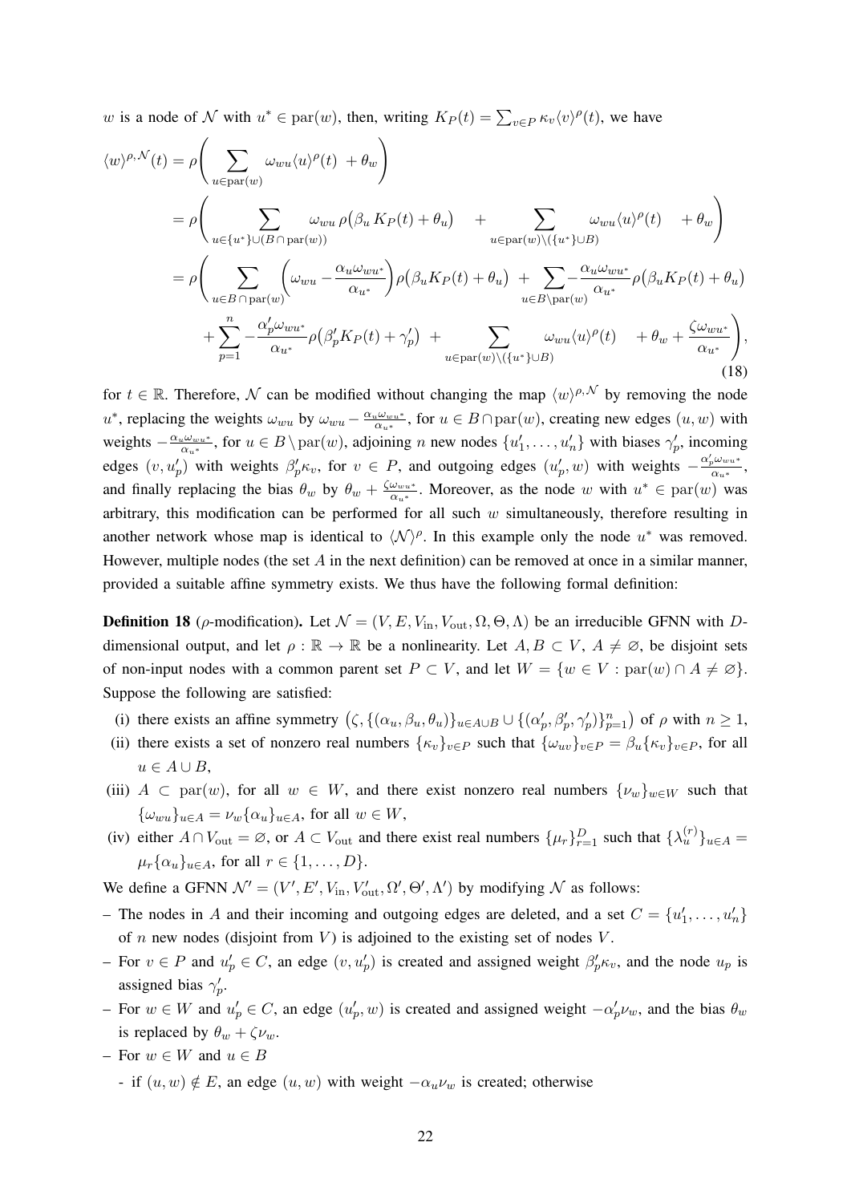$w$ is a node of $\mathcal{N}$ with $u^* \in \operatorname{par}(w)$, then, writing $K_P(t) = \sum_{v\in P} \kappa_v \langle v\rangle^{\rho}(t)$, we have

$$
\begin{aligned}
\langle w\rangle^{\rho,\mathcal{N}}(t) &= \rho\Bigg( \sum_{u\in \operatorname{par}(w)} \omega_{wu} \langle u\rangle^{\rho}(t) \;+\theta_w \Bigg) \\
&= \rho\Bigg( \sum_{u\in \{u^*\}\cup (B\,\cap\, \operatorname{par}(w))} \omega_{wu}\, \rho\big(\beta_u\, K_P(t) + \theta_u\big) \quad + \sum_{u\in \operatorname{par}(w)\setminus(\{u^*\}\cup B)} \omega_{wu} \langle u\rangle^{\rho}(t) \quad +\theta_w \Bigg) \\
&= \rho\Bigg( \sum_{u\in B\,\cap\, \operatorname{par}(w)} \Big(\omega_{wu} - \frac{\alpha_u \omega_{wu^*}}{\alpha_{u^*}}\Big) \rho\big(\beta_u K_P(t) + \theta_u\big) \;+ \sum_{u\in B\setminus \operatorname{par}(w)} - \frac{\alpha_u \omega_{wu^*}}{\alpha_{u^*}} \rho\big(\beta_u K_P(t) + \theta_u\big) \\
&\qquad + \sum_{p=1}^{n} - \frac{\alpha'_p \omega_{wu^*}}{\alpha_{u^*}} \rho\big(\beta'_p K_P(t) + \gamma'_p\big) \;+ \sum_{u\in \operatorname{par}(w)\setminus(\{u^*\}\cup B)} \omega_{wu} \langle u\rangle^{\rho}(t) \quad + \theta_w + \frac{\zeta \omega_{wu^*}}{\alpha_{u^*}} \Bigg),
\end{aligned} \tag{18}
$$

for $t \in \mathbb{R}$. Therefore, $\mathcal{N}$ can be modified without changing the map $\langle w\rangle^{\rho,\mathcal{N}}$ by removing the node $u^*$, replacing the weights $\omega_{wu}$ by $\omega_{wu} - \frac{\alpha_u \omega_{wu^*}}{\alpha_{u^*}}$, for $u \in B \cap \operatorname{par}(w)$, creating new edges $(u, w)$ with weights $-\frac{\alpha_u \omega_{wu^*}}{\alpha_{u^*}}$, for $u \in B \setminus \operatorname{par}(w)$, adjoining $n$ new nodes $\{u'_1, \ldots, u'_n\}$ with biases $\gamma'_p$, incoming edges $(v, u'_p)$ with weights $\beta'_p \kappa_v$, for $v \in P$, and outgoing edges $(u'_p, w)$ with weights $-\frac{\alpha'_p \omega_{wu^*}}{\alpha_{u^*}}$, and finally replacing the bias $\theta_w$ by $\theta_w + \frac{\zeta \omega_{wu^*}}{\alpha_{u^*}}$. Moreover, as the node $w$ with $u^* \in \operatorname{par}(w)$ was arbitrary, this modification can be performed for all such $w$ simultaneously, therefore resulting in another network whose map is identical to $\langle \mathcal{N}\rangle^{\rho}$. In this example only the node $u^*$ was removed. However, multiple nodes (the set $A$ in the next definition) can be removed at once in a similar manner, provided a suitable affine symmetry exists. We thus have the following formal definition:

**Definition 18** ($\rho$-modification)**.** Let $\mathcal{N} = (V, E, V_{\text{in}}, V_{\text{out}}, \Omega, \Theta, \Lambda)$ be an irreducible GFNN with $D$-dimensional output, and let $\rho : \mathbb{R} \to \mathbb{R}$ be a nonlinearity. Let $A, B \subset V$, $A \neq \varnothing$, be disjoint sets of non-input nodes with a common parent set $P \subset V$, and let $W = \{w \in V : \operatorname{par}(w) \cap A \neq \varnothing\}$. Suppose the following are satisfied:

(i) there exists an affine symmetry $\big(\zeta, \{(\alpha_u, \beta_u, \theta_u)\}_{u\in A\cup B} \cup \{(\alpha'_p, \beta'_p, \gamma'_p)\}_{p=1}^{n}\big)$ of $\rho$ with $n \geq 1$,

(ii) there exists a set of nonzero real numbers $\{\kappa_v\}_{v\in P}$ such that $\{\omega_{uv}\}_{v\in P} = \beta_u \{\kappa_v\}_{v\in P}$, for all $u \in A \cup B$,

(iii) $A \subset \operatorname{par}(w)$, for all $w \in W$, and there exist nonzero real numbers $\{\nu_w\}_{w\in W}$ such that $\{\omega_{wu}\}_{u\in A} = \nu_w \{\alpha_u\}_{u\in A}$, for all $w \in W$,

(iv) either $A \cap V_{\text{out}} = \varnothing$, or $A \subset V_{\text{out}}$ and there exist real numbers $\{\mu_r\}_{r=1}^{D}$ such that $\{\lambda_u^{(r)}\}_{u\in A} = \mu_r \{\alpha_u\}_{u\in A}$, for all $r \in \{1, \ldots, D\}$.

We define a GFNN $\mathcal{N}' = (V', E', V_{\text{in}}, V'_{\text{out}}, \Omega', \Theta', \Lambda')$ by modifying $\mathcal{N}$ as follows:

– The nodes in $A$ and their incoming and outgoing edges are deleted, and a set $C = \{u'_1, \ldots, u'_n\}$ of $n$ new nodes (disjoint from $V$) is adjoined to the existing set of nodes $V$.

– For $v \in P$ and $u'_p \in C$, an edge $(v, u'_p)$ is created and assigned weight $\beta'_p \kappa_v$, and the node $u_p$ is assigned bias $\gamma'_p$.

– For $w \in W$ and $u'_p \in C$, an edge $(u'_p, w)$ is created and assigned weight $-\alpha'_p \nu_w$, and the bias $\theta_w$ is replaced by $\theta_w + \zeta \nu_w$.

– For $w \in W$ and $u \in B$

  - if $(u, w) \notin E$, an edge $(u, w)$ with weight $-\alpha_u \nu_w$ is created; otherwise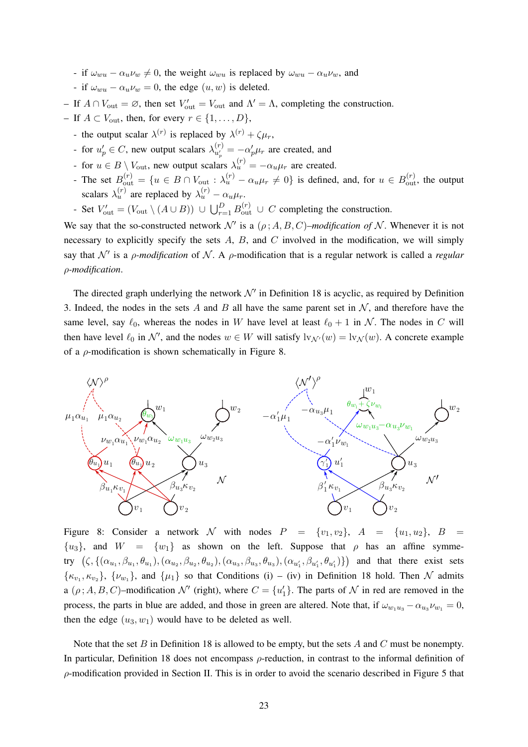- if $\omega_{wu} - \alpha_u \nu_w \neq 0$, the weight $\omega_{wu}$ is replaced by $\omega_{wu} - \alpha_u \nu_w$, and
  - if $\omega_{wu} - \alpha_u \nu_w = 0$, the edge $(u, w)$ is deleted.
- If $A \cap V_{\text{out}} = \varnothing$, then set $V'_{\text{out}} = V_{\text{out}}$ and $\Lambda' = \Lambda$, completing the construction.
- If $A \subset V_{\text{out}}$, then, for every $r \in \{1, \ldots, D\}$,
  - the output scalar $\lambda^{(r)}$ is replaced by $\lambda^{(r)} + \zeta \mu_r$,
  - for $u'_p \in C$, new output scalars $\lambda^{(r)}_{u'_p} = -\alpha'_p \mu_r$ are created, and
  - for $u \in B \setminus V_{\text{out}}$, new output scalars $\lambda^{(r)}_u = -\alpha_u \mu_r$ are created.
  - The set $B^{(r)}_{\text{out}} = \{u \in B \cap V_{\text{out}} : \lambda^{(r)}_u - \alpha_u \mu_r \neq 0\}$ is defined, and, for $u \in B^{(r)}_{\text{out}}$, the output scalars $\lambda^{(r)}_u$ are replaced by $\lambda^{(r)}_u - \alpha_u \mu_r$.
  - Set $V'_{\text{out}} = (V_{\text{out}} \setminus (A \cup B)) \cup \bigcup_{r=1}^{D} B^{(r)}_{\text{out}} \cup C$ completing the construction.

We say that the so-constructed network $\mathcal{N}'$ is a $(\rho\,; A, B, C)$*–modification of* $\mathcal{N}$. Whenever it is not necessary to explicitly specify the sets $A$, $B$, and $C$ involved in the modification, we will simply say that $\mathcal{N}'$ is a $\rho$*-modification* of $\mathcal{N}$. A $\rho$-modification that is a regular network is called a *regular* $\rho$*-modification*.

The directed graph underlying the network $\mathcal{N}'$ in Definition 18 is acyclic, as required by Definition 3. Indeed, the nodes in the sets $A$ and $B$ all have the same parent set in $\mathcal{N}$, and therefore have the same level, say $\ell_0$, whereas the nodes in $W$ have level at least $\ell_0 + 1$ in $\mathcal{N}$. The nodes in $C$ will then have level $\ell_0$ in $\mathcal{N}'$, and the nodes $w \in W$ will satisfy $\text{lv}_{\mathcal{N}'}(w) = \text{lv}_{\mathcal{N}}(w)$. A concrete example of a $\rho$-modification is shown schematically in Figure 8.

Figure 8: Consider a network $\mathcal{N}$ with nodes $P = \{v_1, v_2\}$, $A = \{u_1, u_2\}$, $B = \{u_3\}$, and $W = \{w_1\}$ as shown on the left. Suppose that $\rho$ has an affine symmetry $\big(\zeta, \{(\alpha_{u_1}, \beta_{u_1}, \theta_{u_1}), (\alpha_{u_2}, \beta_{u_2}, \theta_{u_2}), (\alpha_{u_3}, \beta_{u_3}, \theta_{u_3}), (\alpha_{u'_1}, \beta_{u'_1}, \theta_{u'_1})\}\big)$ and that there exist sets $\{\kappa_{v_1}, \kappa_{v_2}\}$, $\{\nu_{w_1}\}$, and $\{\mu_1\}$ so that Conditions (i) – (iv) in Definition 18 hold. Then $\mathcal{N}$ admits a $(\rho\,; A, B, C)$–modification $\mathcal{N}'$ (right), where $C = \{u'_1\}$. The parts of $\mathcal{N}$ in red are removed in the process, the parts in blue are added, and those in green are altered. Note that, if $\omega_{w_1 u_3} - \alpha_{u_3} \nu_{w_1} = 0$, then the edge $(u_3, w_1)$ would have to be deleted as well.

Note that the set $B$ in Definition 18 is allowed to be empty, but the sets $A$ and $C$ must be nonempty. In particular, Definition 18 does not encompass $\rho$-reduction, in contrast to the informal definition of $\rho$-modification provided in Section II. This is in order to avoid the scenario described in Figure 5 that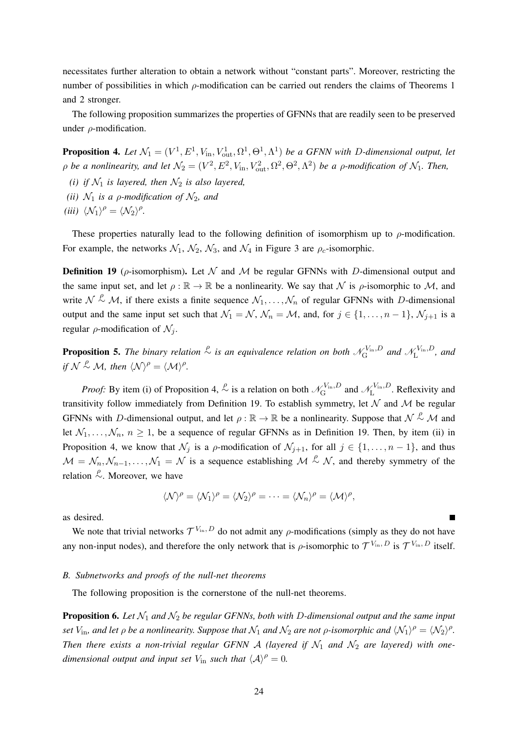necessitates further alteration to obtain a network without "constant parts". Moreover, restricting the number of possibilities in which $\rho$-modification can be carried out renders the claims of Theorems 1 and 2 stronger.

The following proposition summarizes the properties of GFNNs that are readily seen to be preserved under $\rho$-modification.

**Proposition 4.** *Let $\mathcal{N}_1 = (V^1, E^1, V_{\mathrm{in}}, V_{\mathrm{out}}^1, \Omega^1, \Theta^1, \Lambda^1)$ be a GFNN with $D$-dimensional output, let $\rho$ be a nonlinearity, and let $\mathcal{N}_2 = (V^2, E^2, V_{\mathrm{in}}, V_{\mathrm{out}}^2, \Omega^2, \Theta^2, \Lambda^2)$ be a $\rho$-modification of $\mathcal{N}_1$. Then,*

*(i) if $\mathcal{N}_1$ is layered, then $\mathcal{N}_2$ is also layered,*

*(ii) $\mathcal{N}_1$ is a $\rho$-modification of $\mathcal{N}_2$, and*

*(iii) $\langle \mathcal{N}_1 \rangle^\rho = \langle \mathcal{N}_2 \rangle^\rho$.*

These properties naturally lead to the following definition of isomorphism up to $\rho$-modification. For example, the networks $\mathcal{N}_1$, $\mathcal{N}_2$, $\mathcal{N}_3$, and $\mathcal{N}_4$ in Figure 3 are $\rho_c$-isomorphic.

**Definition 19** ($\rho$-isomorphism)**.** Let $\mathcal{N}$ and $\mathcal{M}$ be regular GFNNs with $D$-dimensional output and the same input set, and let $\rho : \mathbb{R} \to \mathbb{R}$ be a nonlinearity. We say that $\mathcal{N}$ is $\rho$-isomorphic to $\mathcal{M}$, and write $\mathcal{N} \overset{\rho}{\sim} \mathcal{M}$, if there exists a finite sequence $\mathcal{N}_1, \dots, \mathcal{N}_n$ of regular GFNNs with $D$-dimensional output and the same input set such that $\mathcal{N}_1 = \mathcal{N}$, $\mathcal{N}_n = \mathcal{M}$, and, for $j \in \{1, \dots, n-1\}$, $\mathcal{N}_{j+1}$ is a regular $\rho$-modification of $\mathcal{N}_j$.

**Proposition 5.** *The binary relation $\overset{\rho}{\sim}$ is an equivalence relation on both $\mathscr{N}_{\mathrm{G}}^{V_{\mathrm{in}}, D}$ and $\mathscr{N}_{\mathrm{L}}^{V_{\mathrm{in}}, D}$, and if $\mathcal{N} \overset{\rho}{\sim} \mathcal{M}$, then $\langle \mathcal{N} \rangle^\rho = \langle \mathcal{M} \rangle^\rho$.*

*Proof:* By item (i) of Proposition 4, $\overset{\rho}{\sim}$ is a relation on both $\mathscr{N}_{\mathrm{G}}^{V_{\mathrm{in}}, D}$ and $\mathscr{N}_{\mathrm{L}}^{V_{\mathrm{in}}, D}$. Reflexivity and transitivity follow immediately from Definition 19. To establish symmetry, let $\mathcal{N}$ and $\mathcal{M}$ be regular GFNNs with $D$-dimensional output, and let $\rho : \mathbb{R} \to \mathbb{R}$ be a nonlinearity. Suppose that $\mathcal{N} \overset{\rho}{\sim} \mathcal{M}$ and let $\mathcal{N}_1, \dots, \mathcal{N}_n$, $n \geq 1$, be a sequence of regular GFNNs as in Definition 19. Then, by item (ii) in Proposition 4, we know that $\mathcal{N}_j$ is a $\rho$-modification of $\mathcal{N}_{j+1}$, for all $j \in \{1, \dots, n-1\}$, and thus $\mathcal{M} = \mathcal{N}_n, \mathcal{N}_{n-1}, \dots, \mathcal{N}_1 = \mathcal{N}$ is a sequence establishing $\mathcal{M} \overset{\rho}{\sim} \mathcal{N}$, and thereby symmetry of the relation $\overset{\rho}{\sim}$. Moreover, we have

$$\langle \mathcal{N} \rangle^\rho = \langle \mathcal{N}_1 \rangle^\rho = \langle \mathcal{N}_2 \rangle^\rho = \dots = \langle \mathcal{N}_n \rangle^\rho = \langle \mathcal{M} \rangle^\rho,$$

as desired. ∎

We note that trivial networks $\mathcal{T}^{V_{\mathrm{in}}, D}$ do not admit any $\rho$-modifications (simply as they do not have any non-input nodes), and therefore the only network that is $\rho$-isomorphic to $\mathcal{T}^{V_{\mathrm{in}}, D}$ is $\mathcal{T}^{V_{\mathrm{in}}, D}$ itself.

### B. Subnetworks and proofs of the null-net theorems

The following proposition is the cornerstone of the null-net theorems.

**Proposition 6.** *Let $\mathcal{N}_1$ and $\mathcal{N}_2$ be regular GFNNs, both with $D$-dimensional output and the same input set $V_{\mathrm{in}}$, and let $\rho$ be a nonlinearity. Suppose that $\mathcal{N}_1$ and $\mathcal{N}_2$ are not $\rho$-isomorphic and $\langle \mathcal{N}_1 \rangle^\rho = \langle \mathcal{N}_2 \rangle^\rho$. Then there exists a non-trivial regular GFNN $\mathcal{A}$ (layered if $\mathcal{N}_1$ and $\mathcal{N}_2$ are layered) with one-dimensional output and input set $V_{\mathrm{in}}$ such that $\langle \mathcal{A} \rangle^\rho = 0$.*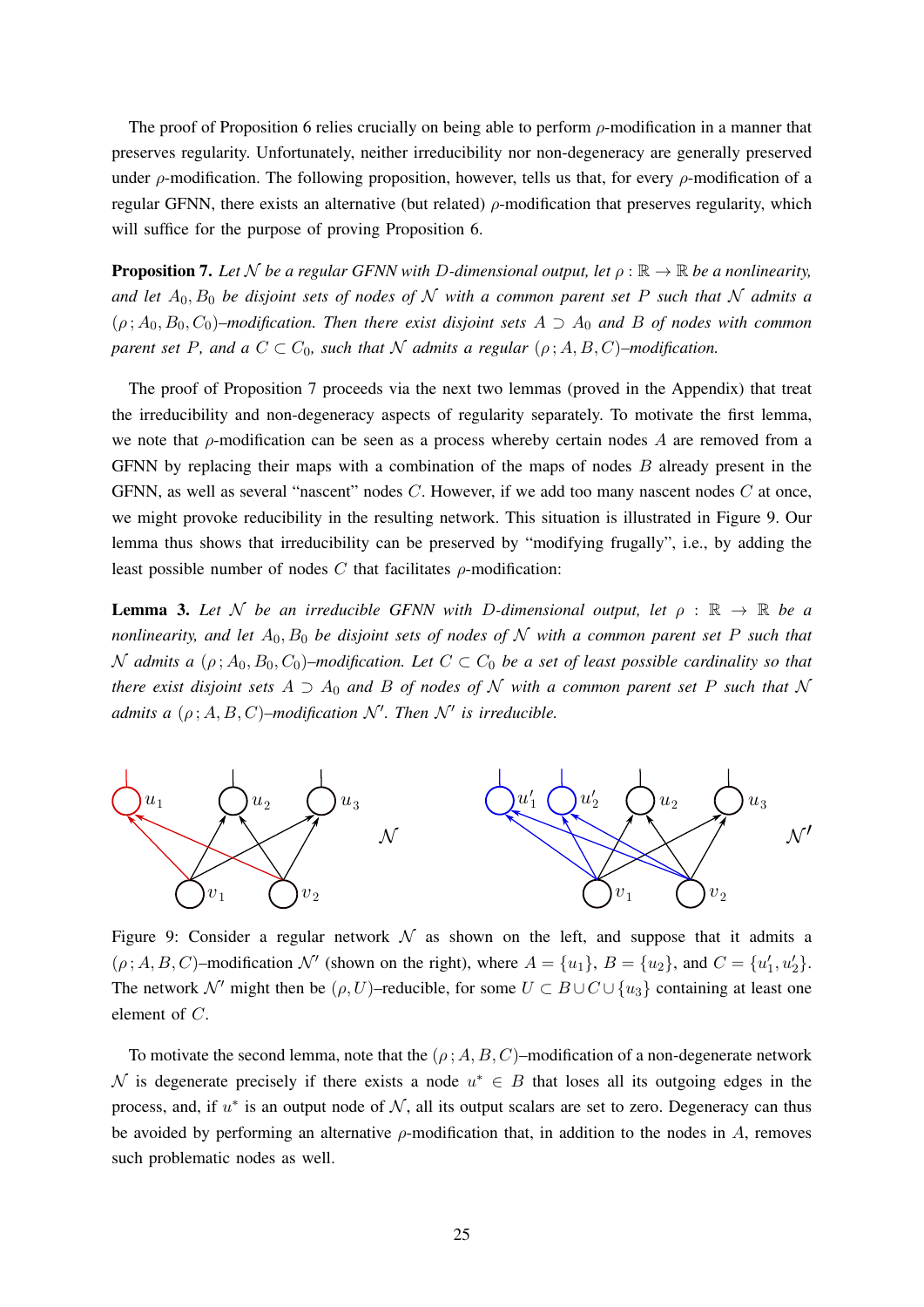The proof of Proposition 6 relies crucially on being able to perform $\rho$-modification in a manner that preserves regularity. Unfortunately, neither irreducibility nor non-degeneracy are generally preserved under $\rho$-modification. The following proposition, however, tells us that, for every $\rho$-modification of a regular GFNN, there exists an alternative (but related) $\rho$-modification that preserves regularity, which will suffice for the purpose of proving Proposition 6.

**Proposition 7.** *Let $\mathcal{N}$ be a regular GFNN with $D$-dimensional output, let $\rho : \mathbb{R} \to \mathbb{R}$ be a nonlinearity, and let $A_0, B_0$ be disjoint sets of nodes of $\mathcal{N}$ with a common parent set $P$ such that $\mathcal{N}$ admits a $(\rho\,; A_0, B_0, C_0)$–modification. Then there exist disjoint sets $A \supset A_0$ and $B$ of nodes with common parent set $P$, and a $C \subset C_0$, such that $\mathcal{N}$ admits a regular $(\rho\,; A, B, C)$–modification.*

The proof of Proposition 7 proceeds via the next two lemmas (proved in the Appendix) that treat the irreducibility and non-degeneracy aspects of regularity separately. To motivate the first lemma, we note that $\rho$-modification can be seen as a process whereby certain nodes $A$ are removed from a GFNN by replacing their maps with a combination of the maps of nodes $B$ already present in the GFNN, as well as several "nascent" nodes $C$. However, if we add too many nascent nodes $C$ at once, we might provoke reducibility in the resulting network. This situation is illustrated in Figure 9. Our lemma thus shows that irreducibility can be preserved by "modifying frugally", i.e., by adding the least possible number of nodes $C$ that facilitates $\rho$-modification:

**Lemma 3.** *Let $\mathcal{N}$ be an irreducible GFNN with $D$-dimensional output, let $\rho : \mathbb{R} \to \mathbb{R}$ be a nonlinearity, and let $A_0, B_0$ be disjoint sets of nodes of $\mathcal{N}$ with a common parent set $P$ such that $\mathcal{N}$ admits a $(\rho\,; A_0, B_0, C_0)$–modification. Let $C \subset C_0$ be a set of least possible cardinality so that there exist disjoint sets $A \supset A_0$ and $B$ of nodes of $\mathcal{N}$ with a common parent set $P$ such that $\mathcal{N}$ admits a $(\rho\,; A, B, C)$–modification $\mathcal{N}'$. Then $\mathcal{N}'$ is irreducible.*

Figure 9: Consider a regular network $\mathcal{N}$ as shown on the left, and suppose that it admits a $(\rho\,; A, B, C)$–modification $\mathcal{N}'$ (shown on the right), where $A = \{u_1\}$, $B = \{u_2\}$, and $C = \{u_1', u_2'\}$. The network $\mathcal{N}'$ might then be $(\rho, U)$–reducible, for some $U \subset B \cup C \cup \{u_3\}$ containing at least one element of $C$.

To motivate the second lemma, note that the $(\rho\,; A, B, C)$–modification of a non-degenerate network $\mathcal{N}$ is degenerate precisely if there exists a node $u^* \in B$ that loses all its outgoing edges in the process, and, if $u^*$ is an output node of $\mathcal{N}$, all its output scalars are set to zero. Degeneracy can thus be avoided by performing an alternative $\rho$-modification that, in addition to the nodes in $A$, removes such problematic nodes as well.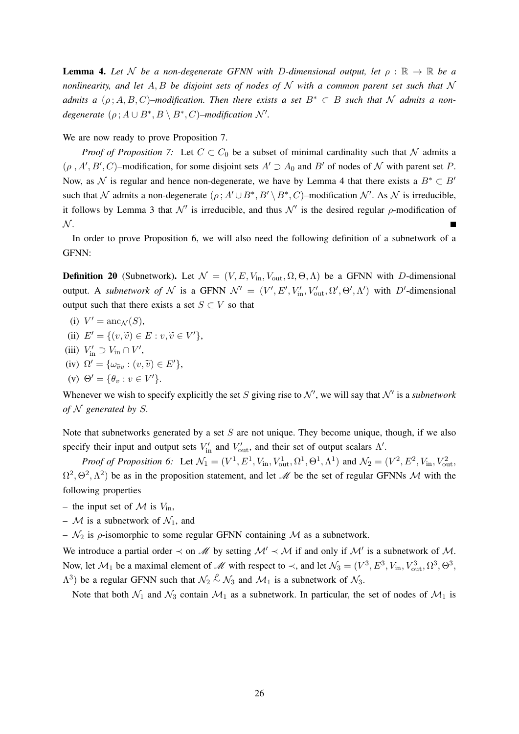**Lemma 4.** *Let $\mathcal{N}$ be a non-degenerate GFNN with $D$-dimensional output, let $\rho : \mathbb{R} \to \mathbb{R}$ be a nonlinearity, and let $A, B$ be disjoint sets of nodes of $\mathcal{N}$ with a common parent set such that $\mathcal{N}$ admits a $(\rho\,; A, B, C)$–modification. Then there exists a set $B^* \subset B$ such that $\mathcal{N}$ admits a non-degenerate $(\rho\,; A \cup B^*, B \setminus B^*, C)$–modification $\mathcal{N}'$.*

We are now ready to prove Proposition 7.

*Proof of Proposition 7:* Let $C \subset C_0$ be a subset of minimal cardinality such that $\mathcal{N}$ admits a $(\rho\ , A', B', C)$–modification, for some disjoint sets $A' \supset A_0$ and $B'$ of nodes of $\mathcal{N}$ with parent set $P$. Now, as $\mathcal{N}$ is regular and hence non-degenerate, we have by Lemma 4 that there exists a $B^* \subset B'$ such that $\mathcal{N}$ admits a non-degenerate $(\rho\,; A' \cup B^*, B' \setminus B^*, C)$–modification $\mathcal{N}'$. As $\mathcal{N}$ is irreducible, it follows by Lemma 3 that $\mathcal{N}'$ is irreducible, and thus $\mathcal{N}'$ is the desired regular $\rho$-modification of $\mathcal{N}$. ∎

In order to prove Proposition 6, we will also need the following definition of a subnetwork of a GFNN:

**Definition 20** (Subnetwork). Let $\mathcal{N} = (V, E, V_{\text{in}}, V_{\text{out}}, \Omega, \Theta, \Lambda)$ be a GFNN with $D$-dimensional output. A *subnetwork of* $\mathcal{N}$ is a GFNN $\mathcal{N}' = (V', E', V'_{\text{in}}, V'_{\text{out}}, \Omega', \Theta', \Lambda')$ with $D'$-dimensional output such that there exists a set $S \subset V$ so that

(i) $V' = \operatorname{anc}_{\mathcal{N}}(S)$,

(ii) $E' = \{(v, \widetilde{v}) \in E : v, \widetilde{v} \in V'\}$,

(iii) $V'_{\text{in}} \supset V_{\text{in}} \cap V'$,

(iv) $\Omega' = \{\omega_{\widetilde{v}v} : (v, \widetilde{v}) \in E'\}$,

(v) $\Theta' = \{\theta_v : v \in V'\}$.

Whenever we wish to specify explicitly the set $S$ giving rise to $\mathcal{N}'$, we will say that $\mathcal{N}'$ is a *subnetwork of $\mathcal{N}$ generated by $S$.*

Note that subnetworks generated by a set $S$ are not unique. They become unique, though, if we also specify their input and output sets $V'_{\text{in}}$ and $V'_{\text{out}}$, and their set of output scalars $\Lambda'$.

*Proof of Proposition 6:* Let $\mathcal{N}_1 = (V^1, E^1, V_{\text{in}}, V^1_{\text{out}}, \Omega^1, \Theta^1, \Lambda^1)$ and $\mathcal{N}_2 = (V^2, E^2, V_{\text{in}}, V^2_{\text{out}}, \Omega^2, \Theta^2, \Lambda^2)$ be as in the proposition statement, and let $\mathscr{M}$ be the set of regular GFNNs $\mathcal{M}$ with the following properties

– the input set of $\mathcal{M}$ is $V_{\text{in}}$,

– $\mathcal{M}$ is a subnetwork of $\mathcal{N}_1$, and

– $\mathcal{N}_2$ is $\rho$-isomorphic to some regular GFNN containing $\mathcal{M}$ as a subnetwork.

We introduce a partial order $\prec$ on $\mathscr{M}$ by setting $\mathcal{M}' \prec \mathcal{M}$ if and only if $\mathcal{M}'$ is a subnetwork of $\mathcal{M}$. Now, let $\mathcal{M}_1$ be a maximal element of $\mathscr{M}$ with respect to $\prec$, and let $\mathcal{N}_3 = (V^3, E^3, V_{\text{in}}, V^3_{\text{out}}, \Omega^3, \Theta^3, \Lambda^3)$ be a regular GFNN such that $\mathcal{N}_2 \overset{\rho}{\sim} \mathcal{N}_3$ and $\mathcal{M}_1$ is a subnetwork of $\mathcal{N}_3$.

Note that both $\mathcal{N}_1$ and $\mathcal{N}_3$ contain $\mathcal{M}_1$ as a subnetwork. In particular, the set of nodes of $\mathcal{M}_1$ is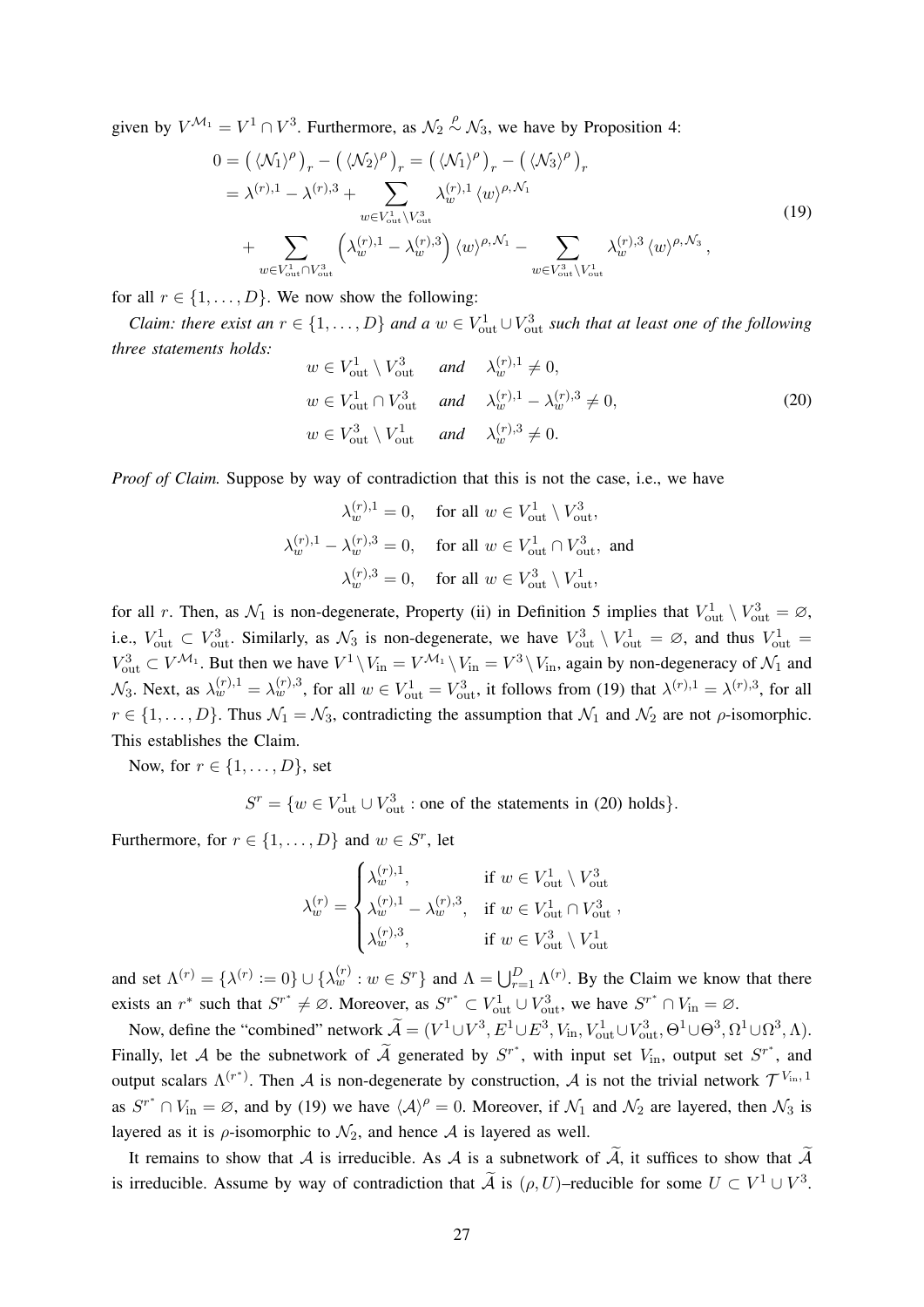given by $V^{\mathcal{M}_1} = V^1 \cap V^3$. Furthermore, as $\mathcal{N}_2 \overset{\rho}{\sim} \mathcal{N}_3$, we have by Proposition 4:

$$
\begin{aligned}
0 &= \left( \langle \mathcal{N}_1 \rangle^\rho \right)_r - \left( \langle \mathcal{N}_2 \rangle^\rho \right)_r = \left( \langle \mathcal{N}_1 \rangle^\rho \right)_r - \left( \langle \mathcal{N}_3 \rangle^\rho \right)_r \\
&= \lambda^{(r),1} - \lambda^{(r),3} + \sum_{w \in V_{\text{out}}^1 \setminus V_{\text{out}}^3} \lambda_w^{(r),1} \langle w \rangle^{\rho, \mathcal{N}_1} \\
&\quad + \sum_{w \in V_{\text{out}}^1 \cap V_{\text{out}}^3} \left( \lambda_w^{(r),1} - \lambda_w^{(r),3} \right) \langle w \rangle^{\rho, \mathcal{N}_1} - \sum_{w \in V_{\text{out}}^3 \setminus V_{\text{out}}^1} \lambda_w^{(r),3} \langle w \rangle^{\rho, \mathcal{N}_3},
\end{aligned} \tag{19}
$$

for all $r \in \{1, \ldots, D\}$. We now show the following:

*Claim: there exist an $r \in \{1, \ldots, D\}$ and a $w \in V_{\text{out}}^1 \cup V_{\text{out}}^3$ such that at least one of the following three statements holds:*

$$
\begin{aligned}
&w \in V_{\text{out}}^1 \setminus V_{\text{out}}^3 \quad \textit{and} \quad \lambda_w^{(r),1} \neq 0, \\
&w \in V_{\text{out}}^1 \cap V_{\text{out}}^3 \quad \textit{and} \quad \lambda_w^{(r),1} - \lambda_w^{(r),3} \neq 0, \\
&w \in V_{\text{out}}^3 \setminus V_{\text{out}}^1 \quad \textit{and} \quad \lambda_w^{(r),3} \neq 0.
\end{aligned} \tag{20}
$$

*Proof of Claim.* Suppose by way of contradiction that this is not the case, i.e., we have

$$
\begin{aligned}
\lambda_w^{(r),1} &= 0, \quad \text{for all } w \in V_{\text{out}}^1 \setminus V_{\text{out}}^3, \\
\lambda_w^{(r),1} - \lambda_w^{(r),3} &= 0, \quad \text{for all } w \in V_{\text{out}}^1 \cap V_{\text{out}}^3, \text{ and} \\
\lambda_w^{(r),3} &= 0, \quad \text{for all } w \in V_{\text{out}}^3 \setminus V_{\text{out}}^1,
\end{aligned}
$$

for all $r$. Then, as $\mathcal{N}_1$ is non-degenerate, Property (ii) in Definition 5 implies that $V_{\text{out}}^1 \setminus V_{\text{out}}^3 = \varnothing$, i.e., $V_{\text{out}}^1 \subset V_{\text{out}}^3$. Similarly, as $\mathcal{N}_3$ is non-degenerate, we have $V_{\text{out}}^3 \setminus V_{\text{out}}^1 = \varnothing$, and thus $V_{\text{out}}^1 = V_{\text{out}}^3 \subset V^{\mathcal{M}_1}$. But then we have $V^1 \setminus V_{\text{in}} = V^{\mathcal{M}_1} \setminus V_{\text{in}} = V^3 \setminus V_{\text{in}}$, again by non-degeneracy of $\mathcal{N}_1$ and $\mathcal{N}_3$. Next, as $\lambda_w^{(r),1} = \lambda_w^{(r),3}$, for all $w \in V_{\text{out}}^1 = V_{\text{out}}^3$, it follows from (19) that $\lambda^{(r),1} = \lambda^{(r),3}$, for all $r \in \{1, \ldots, D\}$. Thus $\mathcal{N}_1 = \mathcal{N}_3$, contradicting the assumption that $\mathcal{N}_1$ and $\mathcal{N}_2$ are not $\rho$-isomorphic. This establishes the Claim.

Now, for $r \in \{1, \ldots, D\}$, set

$$
S^r = \{ w \in V_{\text{out}}^1 \cup V_{\text{out}}^3 : \text{one of the statements in (20) holds} \}.
$$

Furthermore, for $r \in \{1, \ldots, D\}$ and $w \in S^r$, let

$$
\lambda_w^{(r)} = \begin{cases} \lambda_w^{(r),1}, & \text{if } w \in V_{\text{out}}^1 \setminus V_{\text{out}}^3 \\ \lambda_w^{(r),1} - \lambda_w^{(r),3}, & \text{if } w \in V_{\text{out}}^1 \cap V_{\text{out}}^3 \\ \lambda_w^{(r),3}, & \text{if } w \in V_{\text{out}}^3 \setminus V_{\text{out}}^1 \end{cases},
$$

and set $\Lambda^{(r)} = \{\lambda^{(r)} := 0\} \cup \{\lambda_w^{(r)} : w \in S^r\}$ and $\Lambda = \bigcup_{r=1}^D \Lambda^{(r)}$. By the Claim we know that there exists an $r^*$ such that $S^{r^*} \neq \varnothing$. Moreover, as $S^{r^*} \subset V_{\text{out}}^1 \cup V_{\text{out}}^3$, we have $S^{r^*} \cap V_{\text{in}} = \varnothing$.

Now, define the "combined" network $\widetilde{\mathcal{A}} = (V^1 \cup V^3, E^1 \cup E^3, V_{\text{in}}, V_{\text{out}}^1 \cup V_{\text{out}}^3, \Theta^1 \cup \Theta^3, \Omega^1 \cup \Omega^3, \Lambda)$. Finally, let $\mathcal{A}$ be the subnetwork of $\widetilde{\mathcal{A}}$ generated by $S^{r^*}$, with input set $V_{\text{in}}$, output set $S^{r^*}$, and output scalars $\Lambda^{(r^*)}$. Then $\mathcal{A}$ is non-degenerate by construction, $\mathcal{A}$ is not the trivial network $\mathcal{T}^{V_{\text{in}}, 1}$ as $S^{r^*} \cap V_{\text{in}} = \varnothing$, and by (19) we have $\langle \mathcal{A} \rangle^\rho = 0$. Moreover, if $\mathcal{N}_1$ and $\mathcal{N}_2$ are layered, then $\mathcal{N}_3$ is layered as it is $\rho$-isomorphic to $\mathcal{N}_2$, and hence $\mathcal{A}$ is layered as well.

It remains to show that $\mathcal{A}$ is irreducible. As $\mathcal{A}$ is a subnetwork of $\widetilde{\mathcal{A}}$, it suffices to show that $\widetilde{\mathcal{A}}$ is irreducible. Assume by way of contradiction that $\widetilde{\mathcal{A}}$ is $(\rho, U)$–reducible for some $U \subset V^1 \cup V^3$.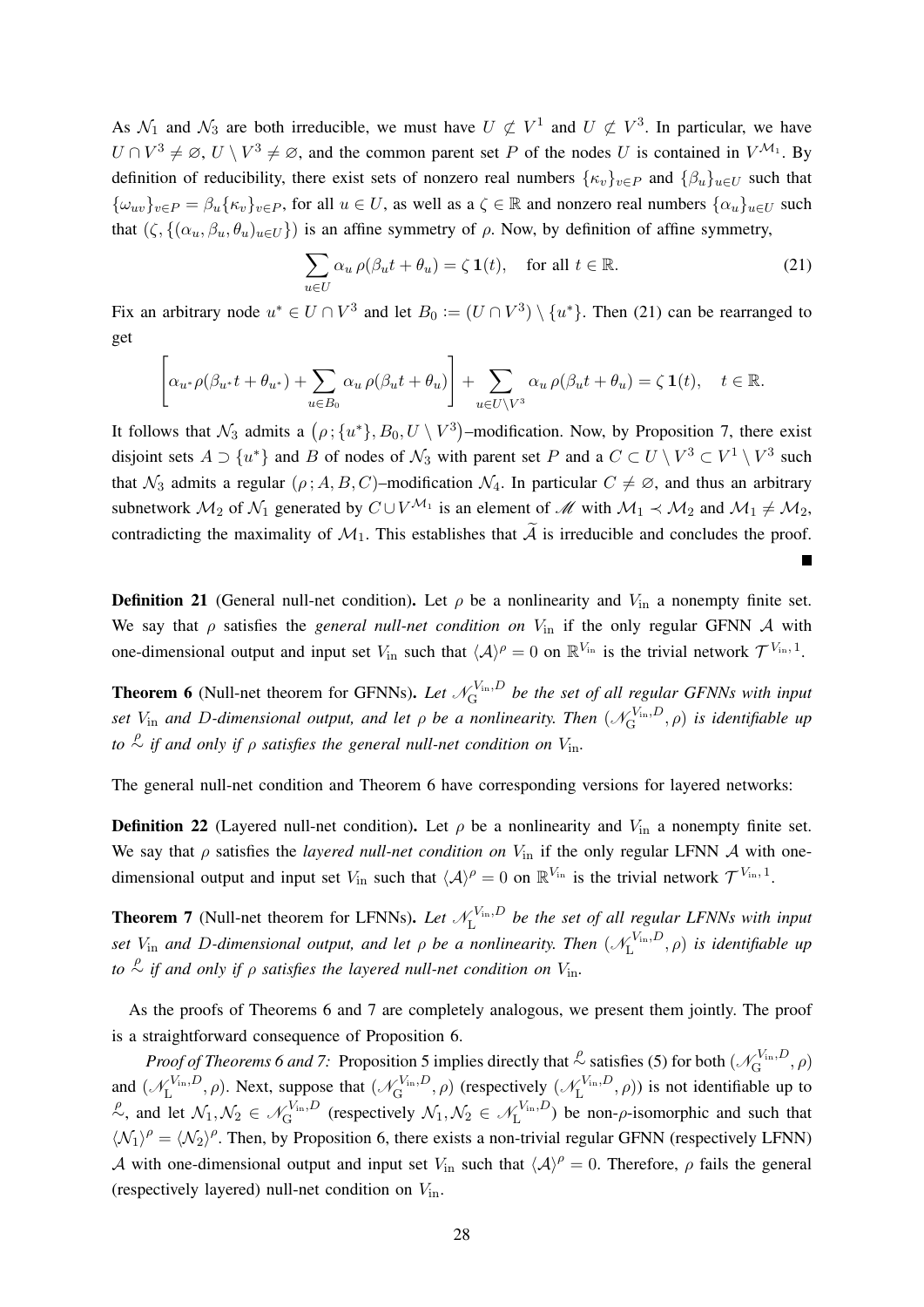As $\mathcal{N}_1$ and $\mathcal{N}_3$ are both irreducible, we must have $U \not\subset V^1$ and $U \not\subset V^3$. In particular, we have $U \cap V^3 \neq \varnothing$, $U \setminus V^3 \neq \varnothing$, and the common parent set $P$ of the nodes $U$ is contained in $V^{\mathcal{M}_1}$. By definition of reducibility, there exist sets of nonzero real numbers $\{\kappa_v\}_{v\in P}$ and $\{\beta_u\}_{u\in U}$ such that $\{\omega_{uv}\}_{v\in P} = \beta_u\{\kappa_v\}_{v\in P}$, for all $u \in U$, as well as a $\zeta \in \mathbb{R}$ and nonzero real numbers $\{\alpha_u\}_{u\in U}$ such that $(\zeta, \{(\alpha_u, \beta_u, \theta_u)_{u\in U}\})$ is an affine symmetry of $\rho$. Now, by definition of affine symmetry,

$$\sum_{u\in U} \alpha_u \, \rho(\beta_u t + \theta_u) = \zeta \, \mathbf{1}(t), \quad \text{for all } t \in \mathbb{R}. \tag{21}$$

Fix an arbitrary node $u^* \in U \cap V^3$ and let $B_0 := (U \cap V^3) \setminus \{u^*\}$. Then (21) can be rearranged to get

$$\left[\alpha_{u^*}\rho(\beta_{u^*}t + \theta_{u^*}) + \sum_{u\in B_0} \alpha_u \, \rho(\beta_u t + \theta_u)\right] + \sum_{u\in U\setminus V^3} \alpha_u \, \rho(\beta_u t + \theta_u) = \zeta \, \mathbf{1}(t), \quad t \in \mathbb{R}.$$

It follows that $\mathcal{N}_3$ admits a $\big(\rho\,; \{u^*\}, B_0, U \setminus V^3\big)$–modification. Now, by Proposition 7, there exist disjoint sets $A \supset \{u^*\}$ and $B$ of nodes of $\mathcal{N}_3$ with parent set $P$ and a $C \subset U \setminus V^3 \subset V^1 \setminus V^3$ such that $\mathcal{N}_3$ admits a regular $(\rho\,; A, B, C)$–modification $\mathcal{N}_4$. In particular $C \neq \varnothing$, and thus an arbitrary subnetwork $\mathcal{M}_2$ of $\mathcal{N}_1$ generated by $C \cup V^{\mathcal{M}_1}$ is an element of $\mathscr{M}$ with $\mathcal{M}_1 \prec \mathcal{M}_2$ and $\mathcal{M}_1 \neq \mathcal{M}_2$, contradicting the maximality of $\mathcal{M}_1$. This establishes that $\widetilde{\mathcal{A}}$ is irreducible and concludes the proof. ∎

**Definition 21** (General null-net condition)**.** Let $\rho$ be a nonlinearity and $V_{\text{in}}$ a nonempty finite set. We say that $\rho$ satisfies the *general null-net condition on* $V_{\text{in}}$ if the only regular GFNN $\mathcal{A}$ with one-dimensional output and input set $V_{\text{in}}$ such that $\langle \mathcal{A} \rangle^\rho = 0$ on $\mathbb{R}^{V_{\text{in}}}$ is the trivial network $\mathcal{T}^{V_{\text{in}},1}$.

**Theorem 6** (Null-net theorem for GFNNs)**.** *Let $\mathscr{N}_{\mathrm{G}}^{V_{\text{in}},D}$ be the set of all regular GFNNs with input set $V_{\text{in}}$ and $D$-dimensional output, and let $\rho$ be a nonlinearity. Then $(\mathscr{N}_{\mathrm{G}}^{V_{\text{in}},D}, \rho)$ is identifiable up to $\overset{\rho}{\sim}$ if and only if $\rho$ satisfies the general null-net condition on $V_{\text{in}}$.*

The general null-net condition and Theorem 6 have corresponding versions for layered networks:

**Definition 22** (Layered null-net condition)**.** Let $\rho$ be a nonlinearity and $V_{\text{in}}$ a nonempty finite set. We say that $\rho$ satisfies the *layered null-net condition on* $V_{\text{in}}$ if the only regular LFNN $\mathcal{A}$ with one-dimensional output and input set $V_{\text{in}}$ such that $\langle \mathcal{A} \rangle^\rho = 0$ on $\mathbb{R}^{V_{\text{in}}}$ is the trivial network $\mathcal{T}^{V_{\text{in}},1}$.

**Theorem 7** (Null-net theorem for LFNNs)**.** *Let $\mathscr{N}_{\mathrm{L}}^{V_{\text{in}},D}$ be the set of all regular LFNNs with input set $V_{\text{in}}$ and $D$-dimensional output, and let $\rho$ be a nonlinearity. Then $(\mathscr{N}_{\mathrm{L}}^{V_{\text{in}},D}, \rho)$ is identifiable up to $\overset{\rho}{\sim}$ if and only if $\rho$ satisfies the layered null-net condition on $V_{\text{in}}$.*

As the proofs of Theorems 6 and 7 are completely analogous, we present them jointly. The proof is a straightforward consequence of Proposition 6.

*Proof of Theorems 6 and 7:* Proposition 5 implies directly that $\overset{\rho}{\sim}$ satisfies (5) for both $(\mathscr{N}_{\mathrm{G}}^{V_{\text{in}},D}, \rho)$ and $(\mathscr{N}_{\mathrm{L}}^{V_{\text{in}},D}, \rho)$. Next, suppose that $(\mathscr{N}_{\mathrm{G}}^{V_{\text{in}},D}, \rho)$ (respectively $(\mathscr{N}_{\mathrm{L}}^{V_{\text{in}},D}, \rho)$) is not identifiable up to $\overset{\rho}{\sim}$, and let $\mathcal{N}_1, \mathcal{N}_2 \in \mathscr{N}_{\mathrm{G}}^{V_{\text{in}},D}$ (respectively $\mathcal{N}_1, \mathcal{N}_2 \in \mathscr{N}_{\mathrm{L}}^{V_{\text{in}},D}$) be non-$\rho$-isomorphic and such that $\langle \mathcal{N}_1 \rangle^\rho = \langle \mathcal{N}_2 \rangle^\rho$. Then, by Proposition 6, there exists a non-trivial regular GFNN (respectively LFNN) $\mathcal{A}$ with one-dimensional output and input set $V_{\text{in}}$ such that $\langle \mathcal{A} \rangle^\rho = 0$. Therefore, $\rho$ fails the general (respectively layered) null-net condition on $V_{\text{in}}$.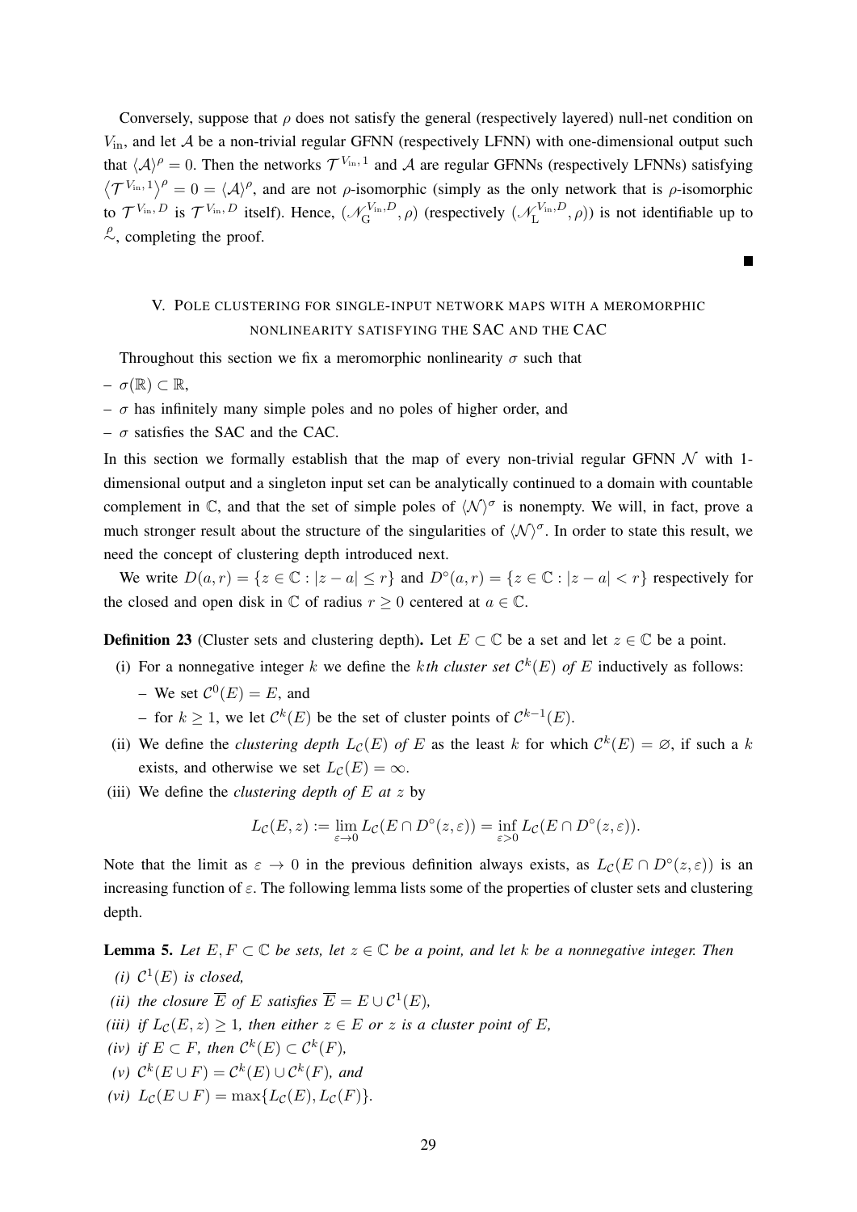Conversely, suppose that $\rho$ does not satisfy the general (respectively layered) null-net condition on $V_{\text{in}}$, and let $\mathcal{A}$ be a non-trivial regular GFNN (respectively LFNN) with one-dimensional output such that $\langle \mathcal{A} \rangle^\rho = 0$. Then the networks $\mathcal{T}^{V_{\text{in}},1}$ and $\mathcal{A}$ are regular GFNNs (respectively LFNNs) satisfying $\left\langle \mathcal{T}^{V_{\text{in}},1} \right\rangle^\rho = 0 = \langle \mathcal{A} \rangle^\rho$, and are not $\rho$-isomorphic (simply as the only network that is $\rho$-isomorphic to $\mathcal{T}^{V_{\text{in}},D}$ is $\mathcal{T}^{V_{\text{in}},D}$ itself). Hence, $(\mathscr{N}_{\text{G}}^{V_{\text{in}},D}, \rho)$ (respectively $(\mathscr{N}_{\text{L}}^{V_{\text{in}},D}, \rho)$) is not identifiable up to $\overset{\rho}{\sim}$, completing the proof. ∎

## V. Pole clustering for single-input network maps with a meromorphic nonlinearity satisfying the SAC and the CAC

Throughout this section we fix a meromorphic nonlinearity $\sigma$ such that

- $\sigma(\mathbb{R}) \subset \mathbb{R}$,
- $\sigma$ has infinitely many simple poles and no poles of higher order, and
- $\sigma$ satisfies the SAC and the CAC.

In this section we formally establish that the map of every non-trivial regular GFNN $\mathcal{N}$ with 1-dimensional output and a singleton input set can be analytically continued to a domain with countable complement in $\mathbb{C}$, and that the set of simple poles of $\langle \mathcal{N} \rangle^\sigma$ is nonempty. We will, in fact, prove a much stronger result about the structure of the singularities of $\langle \mathcal{N} \rangle^\sigma$. In order to state this result, we need the concept of clustering depth introduced next.

We write $D(a,r) = \{z \in \mathbb{C} : |z-a| \leq r\}$ and $D^\circ(a,r) = \{z \in \mathbb{C} : |z-a| < r\}$ respectively for the closed and open disk in $\mathbb{C}$ of radius $r \geq 0$ centered at $a \in \mathbb{C}$.

**Definition 23** (Cluster sets and clustering depth). Let $E \subset \mathbb{C}$ be a set and let $z \in \mathbb{C}$ be a point.

(i) For a nonnegative integer $k$ we define the *$k$th cluster set $\mathcal{C}^k(E)$ of $E$* inductively as follows:
   - We set $\mathcal{C}^0(E) = E$, and
   - for $k \geq 1$, we let $\mathcal{C}^k(E)$ be the set of cluster points of $\mathcal{C}^{k-1}(E)$.

(ii) We define the *clustering depth $L_\mathcal{C}(E)$ of $E$* as the least $k$ for which $\mathcal{C}^k(E) = \varnothing$, if such a $k$ exists, and otherwise we set $L_\mathcal{C}(E) = \infty$.

(iii) We define the *clustering depth of $E$ at $z$* by

$$L_\mathcal{C}(E,z) := \lim_{\varepsilon \to 0} L_\mathcal{C}(E \cap D^\circ(z,\varepsilon)) = \inf_{\varepsilon > 0} L_\mathcal{C}(E \cap D^\circ(z,\varepsilon)).$$

Note that the limit as $\varepsilon \to 0$ in the previous definition always exists, as $L_\mathcal{C}(E \cap D^\circ(z,\varepsilon))$ is an increasing function of $\varepsilon$. The following lemma lists some of the properties of cluster sets and clustering depth.

**Lemma 5.** *Let $E, F \subset \mathbb{C}$ be sets, let $z \in \mathbb{C}$ be a point, and let $k$ be a nonnegative integer. Then*

*(i) $\mathcal{C}^1(E)$ is closed,*

*(ii) the closure $\overline{E}$ of $E$ satisfies $\overline{E} = E \cup \mathcal{C}^1(E)$,*

*(iii) if $L_\mathcal{C}(E,z) \geq 1$, then either $z \in E$ or $z$ is a cluster point of $E$,*

*(iv) if $E \subset F$, then $\mathcal{C}^k(E) \subset \mathcal{C}^k(F)$,*

*(v) $\mathcal{C}^k(E \cup F) = \mathcal{C}^k(E) \cup \mathcal{C}^k(F)$, and*

*(vi) $L_\mathcal{C}(E \cup F) = \max\{L_\mathcal{C}(E), L_\mathcal{C}(F)\}$.*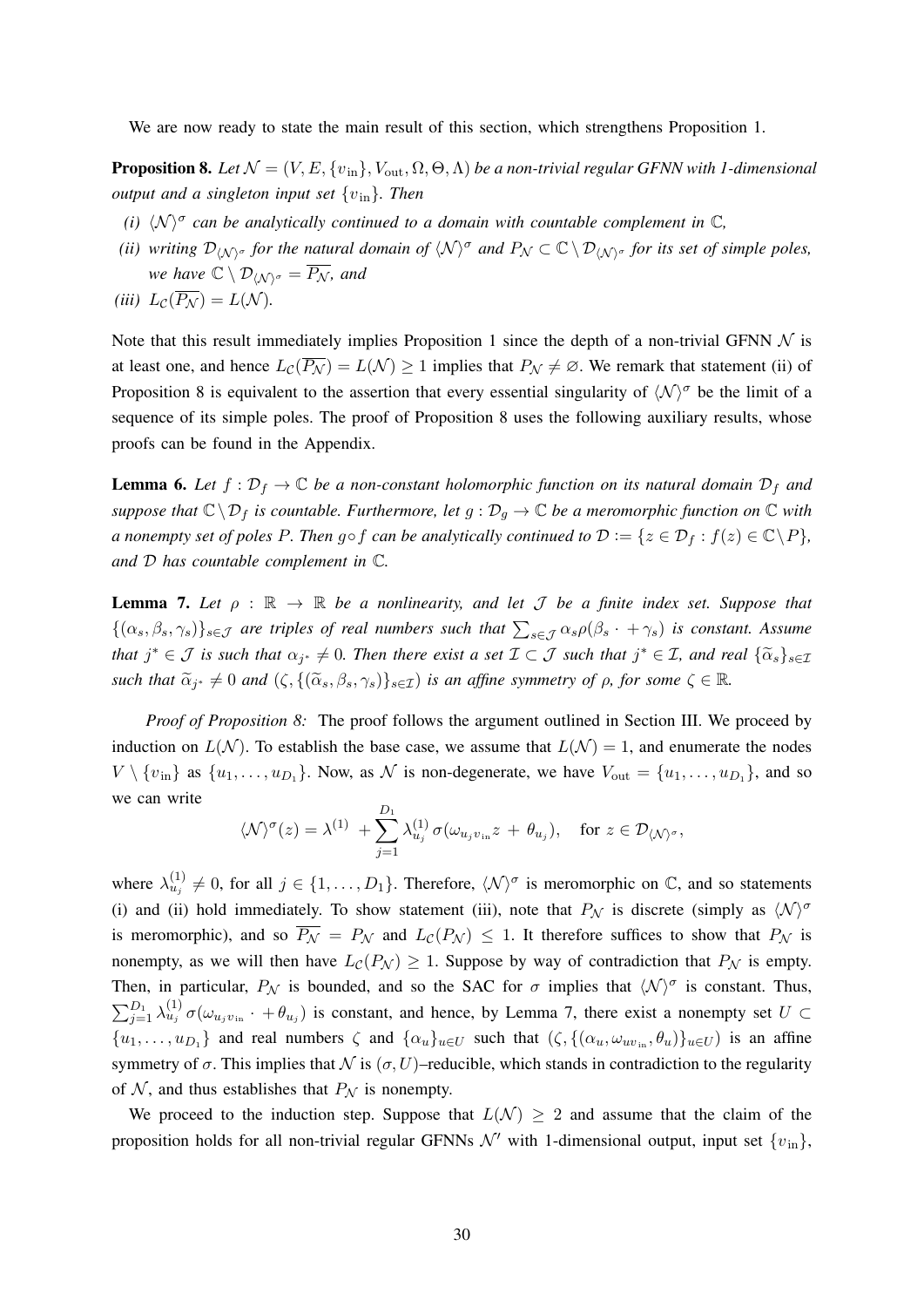We are now ready to state the main result of this section, which strengthens Proposition 1.

**Proposition 8.** *Let $\mathcal{N} = (V, E, \{v_{\text{in}}\}, V_{\text{out}}, \Omega, \Theta, \Lambda)$ be a non-trivial regular GFNN with 1-dimensional output and a singleton input set $\{v_{\text{in}}\}$. Then*

*(i) $\langle \mathcal{N} \rangle^\sigma$ can be analytically continued to a domain with countable complement in $\mathbb{C}$,*

*(ii) writing $\mathcal{D}_{\langle \mathcal{N} \rangle^\sigma}$ for the natural domain of $\langle \mathcal{N} \rangle^\sigma$ and $P_\mathcal{N} \subset \mathbb{C} \setminus \mathcal{D}_{\langle \mathcal{N} \rangle^\sigma}$ for its set of simple poles, we have $\mathbb{C} \setminus \mathcal{D}_{\langle \mathcal{N} \rangle^\sigma} = \overline{P_\mathcal{N}}$, and*

*(iii) $L_\mathcal{C}(\overline{P_\mathcal{N}}) = L(\mathcal{N})$.*

Note that this result immediately implies Proposition 1 since the depth of a non-trivial GFNN $\mathcal{N}$ is at least one, and hence $L_\mathcal{C}(\overline{P_\mathcal{N}}) = L(\mathcal{N}) \geq 1$ implies that $P_\mathcal{N} \neq \varnothing$. We remark that statement (ii) of Proposition 8 is equivalent to the assertion that every essential singularity of $\langle \mathcal{N} \rangle^\sigma$ be the limit of a sequence of its simple poles. The proof of Proposition 8 uses the following auxiliary results, whose proofs can be found in the Appendix.

**Lemma 6.** *Let $f : \mathcal{D}_f \to \mathbb{C}$ be a non-constant holomorphic function on its natural domain $\mathcal{D}_f$ and suppose that $\mathbb{C} \setminus \mathcal{D}_f$ is countable. Furthermore, let $g : \mathcal{D}_g \to \mathbb{C}$ be a meromorphic function on $\mathbb{C}$ with a nonempty set of poles $P$. Then $g \circ f$ can be analytically continued to $\mathcal{D} := \{z \in \mathcal{D}_f : f(z) \in \mathbb{C} \setminus P\}$, and $\mathcal{D}$ has countable complement in $\mathbb{C}$.*

**Lemma 7.** *Let $\rho : \mathbb{R} \to \mathbb{R}$ be a nonlinearity, and let $\mathcal{J}$ be a finite index set. Suppose that $\{(\alpha_s, \beta_s, \gamma_s)\}_{s \in \mathcal{J}}$ are triples of real numbers such that $\sum_{s \in \mathcal{J}} \alpha_s \rho(\beta_s \cdot + \gamma_s)$ is constant. Assume that $j^* \in \mathcal{J}$ is such that $\alpha_{j^*} \neq 0$. Then there exist a set $\mathcal{I} \subset \mathcal{J}$ such that $j^* \in \mathcal{I}$, and real $\{\widetilde{\alpha}_s\}_{s \in \mathcal{I}}$ such that $\widetilde{\alpha}_{j^*} \neq 0$ and $(\zeta, \{(\widetilde{\alpha}_s, \beta_s, \gamma_s)\}_{s \in \mathcal{I}})$ is an affine symmetry of $\rho$, for some $\zeta \in \mathbb{R}$.*

*Proof of Proposition 8:* The proof follows the argument outlined in Section III. We proceed by induction on $L(\mathcal{N})$. To establish the base case, we assume that $L(\mathcal{N}) = 1$, and enumerate the nodes $V \setminus \{v_{\text{in}}\}$ as $\{u_1, \dots, u_{D_1}\}$. Now, as $\mathcal{N}$ is non-degenerate, we have $V_{\text{out}} = \{u_1, \dots, u_{D_1}\}$, and so we can write

$$\langle \mathcal{N} \rangle^\sigma(z) = \lambda^{(1)} + \sum_{j=1}^{D_1} \lambda^{(1)}_{u_j} \sigma(\omega_{u_j v_{\text{in}}} z + \theta_{u_j}), \quad \text{for } z \in \mathcal{D}_{\langle \mathcal{N} \rangle^\sigma},$$

where $\lambda^{(1)}_{u_j} \neq 0$, for all $j \in \{1, \dots, D_1\}$. Therefore, $\langle \mathcal{N} \rangle^\sigma$ is meromorphic on $\mathbb{C}$, and so statements (i) and (ii) hold immediately. To show statement (iii), note that $P_\mathcal{N}$ is discrete (simply as $\langle \mathcal{N} \rangle^\sigma$ is meromorphic), and so $\overline{P_\mathcal{N}} = P_\mathcal{N}$ and $L_\mathcal{C}(P_\mathcal{N}) \leq 1$. It therefore suffices to show that $P_\mathcal{N}$ is nonempty, as we will then have $L_\mathcal{C}(P_\mathcal{N}) \geq 1$. Suppose by way of contradiction that $P_\mathcal{N}$ is empty. Then, in particular, $P_\mathcal{N}$ is bounded, and so the SAC for $\sigma$ implies that $\langle \mathcal{N} \rangle^\sigma$ is constant. Thus, $\sum_{j=1}^{D_1} \lambda^{(1)}_{u_j} \sigma(\omega_{u_j v_{\text{in}}} \cdot + \theta_{u_j})$ is constant, and hence, by Lemma 7, there exist a nonempty set $U \subset \{u_1, \dots, u_{D_1}\}$ and real numbers $\zeta$ and $\{\alpha_u\}_{u \in U}$ such that $(\zeta, \{(\alpha_u, \omega_{u v_{\text{in}}}, \theta_u)\}_{u \in U})$ is an affine symmetry of $\sigma$. This implies that $\mathcal{N}$ is $(\sigma, U)$–reducible, which stands in contradiction to the regularity of $\mathcal{N}$, and thus establishes that $P_\mathcal{N}$ is nonempty.

We proceed to the induction step. Suppose that $L(\mathcal{N}) \geq 2$ and assume that the claim of the proposition holds for all non-trivial regular GFNNs $\mathcal{N}'$ with 1-dimensional output, input set $\{v_{\text{in}}\}$,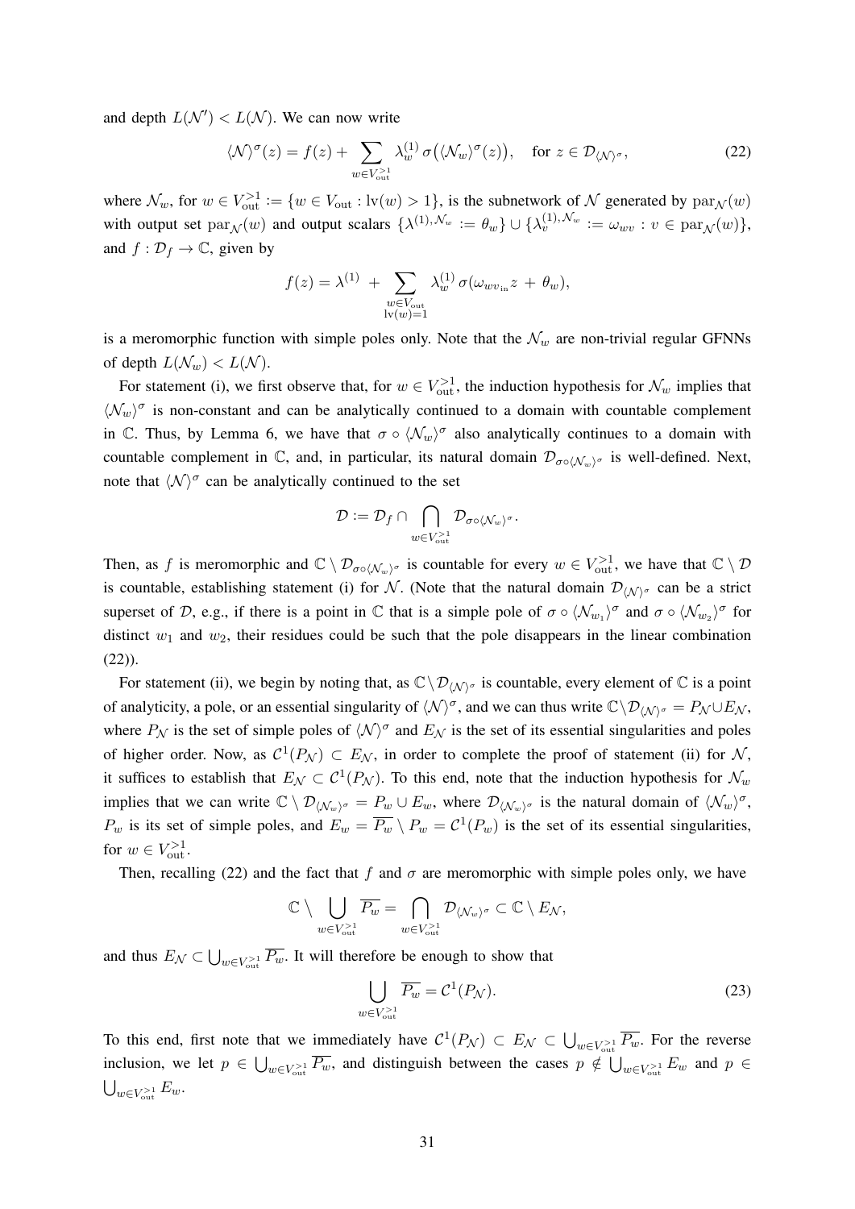and depth $L(\mathcal{N}') < L(\mathcal{N})$. We can now write

$$\langle \mathcal{N} \rangle^{\sigma}(z) = f(z) + \sum_{w \in V_{\mathrm{out}}^{>1}} \lambda_w^{(1)} \, \sigma\big(\langle \mathcal{N}_w \rangle^{\sigma}(z)\big), \quad \text{for } z \in \mathcal{D}_{\langle \mathcal{N} \rangle^{\sigma}}, \tag{22}$$

where $\mathcal{N}_w$, for $w \in V_{\mathrm{out}}^{>1} := \{w \in V_{\mathrm{out}} : \mathrm{lv}(w) > 1\}$, is the subnetwork of $\mathcal{N}$ generated by $\mathrm{par}_{\mathcal{N}}(w)$ with output set $\mathrm{par}_{\mathcal{N}}(w)$ and output scalars $\{\lambda^{(1),\mathcal{N}_w} := \theta_w\} \cup \{\lambda_v^{(1),\mathcal{N}_w} := \omega_{wv} : v \in \mathrm{par}_{\mathcal{N}}(w)\}$, and $f : \mathcal{D}_f \to \mathbb{C}$, given by

$$f(z) = \lambda^{(1)} \; + \sum_{\substack{w \in V_{\mathrm{out}} \\ \mathrm{lv}(w)=1}} \lambda_w^{(1)} \, \sigma(\omega_{wv_{\mathrm{in}}} z \, + \, \theta_w),$$

is a meromorphic function with simple poles only. Note that the $\mathcal{N}_w$ are non-trivial regular GFNNs of depth $L(\mathcal{N}_w) < L(\mathcal{N})$.

For statement (i), we first observe that, for $w \in V_{\mathrm{out}}^{>1}$, the induction hypothesis for $\mathcal{N}_w$ implies that $\langle \mathcal{N}_w \rangle^{\sigma}$ is non-constant and can be analytically continued to a domain with countable complement in $\mathbb{C}$. Thus, by Lemma 6, we have that $\sigma \circ \langle \mathcal{N}_w \rangle^{\sigma}$ also analytically continues to a domain with countable complement in $\mathbb{C}$, and, in particular, its natural domain $\mathcal{D}_{\sigma \circ \langle \mathcal{N}_w \rangle^{\sigma}}$ is well-defined. Next, note that $\langle \mathcal{N} \rangle^{\sigma}$ can be analytically continued to the set

$$\mathcal{D} := \mathcal{D}_f \cap \bigcap_{w \in V_{\mathrm{out}}^{>1}} \mathcal{D}_{\sigma \circ \langle \mathcal{N}_w \rangle^{\sigma}}.$$

Then, as $f$ is meromorphic and $\mathbb{C} \setminus \mathcal{D}_{\sigma \circ \langle \mathcal{N}_w \rangle^{\sigma}}$ is countable for every $w \in V_{\mathrm{out}}^{>1}$, we have that $\mathbb{C} \setminus \mathcal{D}$ is countable, establishing statement (i) for $\mathcal{N}$. (Note that the natural domain $\mathcal{D}_{\langle \mathcal{N} \rangle^{\sigma}}$ can be a strict superset of $\mathcal{D}$, e.g., if there is a point in $\mathbb{C}$ that is a simple pole of $\sigma \circ \langle \mathcal{N}_{w_1} \rangle^{\sigma}$ and $\sigma \circ \langle \mathcal{N}_{w_2} \rangle^{\sigma}$ for distinct $w_1$ and $w_2$, their residues could be such that the pole disappears in the linear combination (22)).

For statement (ii), we begin by noting that, as $\mathbb{C} \setminus \mathcal{D}_{\langle \mathcal{N} \rangle^{\sigma}}$ is countable, every element of $\mathbb{C}$ is a point of analyticity, a pole, or an essential singularity of $\langle \mathcal{N} \rangle^{\sigma}$, and we can thus write $\mathbb{C} \setminus \mathcal{D}_{\langle \mathcal{N} \rangle^{\sigma}} = P_{\mathcal{N}} \cup E_{\mathcal{N}}$, where $P_{\mathcal{N}}$ is the set of simple poles of $\langle \mathcal{N} \rangle^{\sigma}$ and $E_{\mathcal{N}}$ is the set of its essential singularities and poles of higher order. Now, as $\mathcal{C}^1(P_{\mathcal{N}}) \subset E_{\mathcal{N}}$, in order to complete the proof of statement (ii) for $\mathcal{N}$, it suffices to establish that $E_{\mathcal{N}} \subset \mathcal{C}^1(P_{\mathcal{N}})$. To this end, note that the induction hypothesis for $\mathcal{N}_w$ implies that we can write $\mathbb{C} \setminus \mathcal{D}_{\langle \mathcal{N}_w \rangle^{\sigma}} = P_w \cup E_w$, where $\mathcal{D}_{\langle \mathcal{N}_w \rangle^{\sigma}}$ is the natural domain of $\langle \mathcal{N}_w \rangle^{\sigma}$, $P_w$ is its set of simple poles, and $E_w = \overline{P_w} \setminus P_w = \mathcal{C}^1(P_w)$ is the set of its essential singularities, for $w \in V_{\mathrm{out}}^{>1}$.

Then, recalling (22) and the fact that $f$ and $\sigma$ are meromorphic with simple poles only, we have

$$\mathbb{C} \setminus \bigcup_{w \in V_{\mathrm{out}}^{>1}} \overline{P_w} = \bigcap_{w \in V_{\mathrm{out}}^{>1}} \mathcal{D}_{\langle \mathcal{N}_w \rangle^{\sigma}} \subset \mathbb{C} \setminus E_{\mathcal{N}},$$

and thus $E_{\mathcal{N}} \subset \bigcup_{w \in V_{\mathrm{out}}^{>1}} \overline{P_w}$. It will therefore be enough to show that

$$\bigcup_{w \in V_{\mathrm{out}}^{>1}} \overline{P_w} = \mathcal{C}^1(P_{\mathcal{N}}). \tag{23}$$

To this end, first note that we immediately have $\mathcal{C}^1(P_{\mathcal{N}}) \subset E_{\mathcal{N}} \subset \bigcup_{w \in V_{\mathrm{out}}^{>1}} \overline{P_w}$. For the reverse inclusion, we let $p \in \bigcup_{w \in V_{\mathrm{out}}^{>1}} \overline{P_w}$, and distinguish between the cases $p \notin \bigcup_{w \in V_{\mathrm{out}}^{>1}} E_w$ and $p \in \bigcup_{w \in V_{\mathrm{out}}^{>1}} E_w$.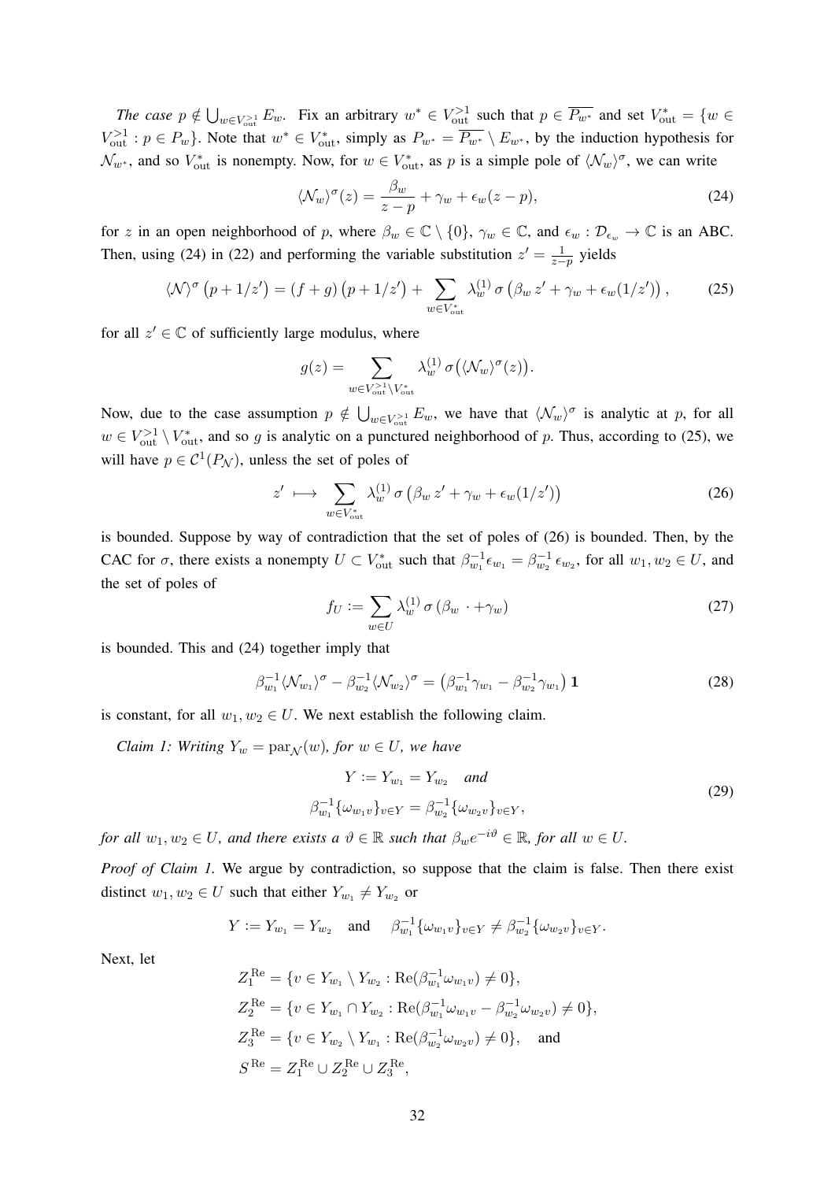*The case* $p \notin \bigcup_{w \in V_{\text{out}}^{>1}} E_w$. Fix an arbitrary $w^* \in V_{\text{out}}^{>1}$ such that $p \in \overline{P_{w^*}}$ and set $V_{\text{out}}^* = \{w \in V_{\text{out}}^{>1} : p \in P_w\}$. Note that $w^* \in V_{\text{out}}^*$, simply as $P_{w^*} = \overline{P_{w^*}} \setminus E_{w^*}$, by the induction hypothesis for $\mathcal{N}_{w^*}$, and so $V_{\text{out}}^*$ is nonempty. Now, for $w \in V_{\text{out}}^*$, as $p$ is a simple pole of $\langle \mathcal{N}_w \rangle^\sigma$, we can write

$$\langle \mathcal{N}_w \rangle^\sigma(z) = \frac{\beta_w}{z-p} + \gamma_w + \epsilon_w(z-p), \tag{24}$$

for $z$ in an open neighborhood of $p$, where $\beta_w \in \mathbb{C} \setminus \{0\}$, $\gamma_w \in \mathbb{C}$, and $\epsilon_w : \mathcal{D}_{\epsilon_w} \to \mathbb{C}$ is an ABC. Then, using (24) in (22) and performing the variable substitution $z' = \frac{1}{z-p}$ yields

$$\langle \mathcal{N} \rangle^\sigma \left(p + 1/z'\right) = (f+g)\left(p + 1/z'\right) + \sum_{w \in V_{\text{out}}^*} \lambda_w^{(1)}\, \sigma\left(\beta_w\, z' + \gamma_w + \epsilon_w(1/z')\right), \tag{25}$$

for all $z' \in \mathbb{C}$ of sufficiently large modulus, where

$$g(z) = \sum_{w \in V_{\text{out}}^{>1} \setminus V_{\text{out}}^*} \lambda_w^{(1)}\, \sigma\big(\langle \mathcal{N}_w \rangle^\sigma(z)\big).$$

Now, due to the case assumption $p \notin \bigcup_{w \in V_{\text{out}}^{>1}} E_w$, we have that $\langle \mathcal{N}_w \rangle^\sigma$ is analytic at $p$, for all $w \in V_{\text{out}}^{>1} \setminus V_{\text{out}}^*$, and so $g$ is analytic on a punctured neighborhood of $p$. Thus, according to (25), we will have $p \in \mathcal{C}^1(P_{\mathcal{N}})$, unless the set of poles of

$$z' \longmapsto \sum_{w \in V_{\text{out}}^*} \lambda_w^{(1)}\, \sigma\left(\beta_w\, z' + \gamma_w + \epsilon_w(1/z')\right) \tag{26}$$

is bounded. Suppose by way of contradiction that the set of poles of (26) is bounded. Then, by the CAC for $\sigma$, there exists a nonempty $U \subset V_{\text{out}}^*$ such that $\beta_{w_1}^{-1}\epsilon_{w_1} = \beta_{w_2}^{-1}\epsilon_{w_2}$, for all $w_1, w_2 \in U$, and the set of poles of

$$f_U := \sum_{w \in U} \lambda_w^{(1)}\, \sigma\left(\beta_w\, \cdot + \gamma_w\right) \tag{27}$$

is bounded. This and (24) together imply that

$$\beta_{w_1}^{-1}\langle \mathcal{N}_{w_1} \rangle^\sigma - \beta_{w_2}^{-1}\langle \mathcal{N}_{w_2} \rangle^\sigma = \left(\beta_{w_1}^{-1}\gamma_{w_1} - \beta_{w_2}^{-1}\gamma_{w_1}\right)\mathbf{1} \tag{28}$$

is constant, for all $w_1, w_2 \in U$. We next establish the following claim.

*Claim 1: Writing $Y_w = \operatorname{par}_{\mathcal{N}}(w)$, for $w \in U$, we have*

$$\begin{aligned} Y := Y_{w_1} &= Y_{w_2} \quad \textit{and} \\ \beta_{w_1}^{-1}\{\omega_{w_1 v}\}_{v \in Y} &= \beta_{w_2}^{-1}\{\omega_{w_2 v}\}_{v \in Y}, \end{aligned} \tag{29}$$

*for all $w_1, w_2 \in U$, and there exists a $\vartheta \in \mathbb{R}$ such that $\beta_w e^{-i\vartheta} \in \mathbb{R}$, for all $w \in U$.*

*Proof of Claim 1.* We argue by contradiction, so suppose that the claim is false. Then there exist distinct $w_1, w_2 \in U$ such that either $Y_{w_1} \neq Y_{w_2}$ or

$$Y := Y_{w_1} = Y_{w_2} \quad \text{and} \quad \beta_{w_1}^{-1}\{\omega_{w_1 v}\}_{v \in Y} \neq \beta_{w_2}^{-1}\{\omega_{w_2 v}\}_{v \in Y}.$$

Next, let

$$\begin{aligned} Z_1^{\text{Re}} &= \{v \in Y_{w_1} \setminus Y_{w_2} : \operatorname{Re}(\beta_{w_1}^{-1}\omega_{w_1 v}) \neq 0\}, \\ Z_2^{\text{Re}} &= \{v \in Y_{w_1} \cap Y_{w_2} : \operatorname{Re}(\beta_{w_1}^{-1}\omega_{w_1 v} - \beta_{w_2}^{-1}\omega_{w_2 v}) \neq 0\}, \\ Z_3^{\text{Re}} &= \{v \in Y_{w_2} \setminus Y_{w_1} : \operatorname{Re}(\beta_{w_2}^{-1}\omega_{w_2 v}) \neq 0\}, \quad \text{and} \\ S^{\text{Re}} &= Z_1^{\text{Re}} \cup Z_2^{\text{Re}} \cup Z_3^{\text{Re}}, \end{aligned}$$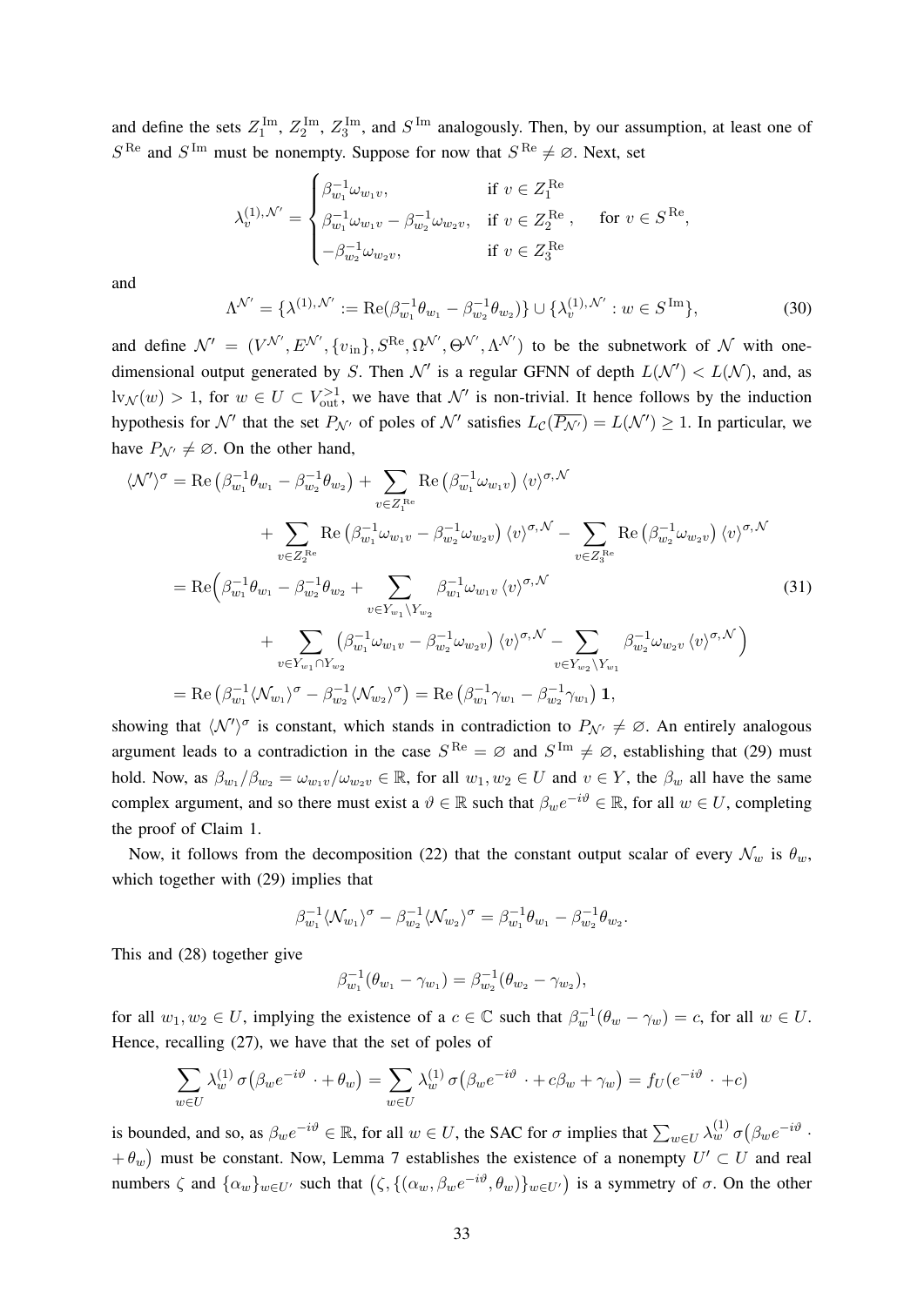and define the sets $Z_1^{\mathrm{Im}}$, $Z_2^{\mathrm{Im}}$, $Z_3^{\mathrm{Im}}$, and $S^{\mathrm{Im}}$ analogously. Then, by our assumption, at least one of $S^{\mathrm{Re}}$ and $S^{\mathrm{Im}}$ must be nonempty. Suppose for now that $S^{\mathrm{Re}} \neq \varnothing$. Next, set

$$
\lambda_v^{(1),\mathcal{N}'} = \begin{cases} \beta_{w_1}^{-1}\omega_{w_1 v}, & \text{if } v \in Z_1^{\mathrm{Re}} \\ \beta_{w_1}^{-1}\omega_{w_1 v} - \beta_{w_2}^{-1}\omega_{w_2 v}, & \text{if } v \in Z_2^{\mathrm{Re}}\,, \\ -\beta_{w_2}^{-1}\omega_{w_2 v}, & \text{if } v \in Z_3^{\mathrm{Re}} \end{cases} \quad \text{for } v \in S^{\mathrm{Re}},
$$

and

$$
\Lambda^{\mathcal{N}'} = \{\lambda^{(1),\mathcal{N}'} := \mathrm{Re}(\beta_{w_1}^{-1}\theta_{w_1} - \beta_{w_2}^{-1}\theta_{w_2})\} \cup \{\lambda_v^{(1),\mathcal{N}'} : w \in S^{\mathrm{Im}}\}, \tag{30}
$$

and define $\mathcal{N}' = (V^{\mathcal{N}'}, E^{\mathcal{N}'}, \{v_{\mathrm{in}}\}, S^{\mathrm{Re}}, \Omega^{\mathcal{N}'}, \Theta^{\mathcal{N}'}, \Lambda^{\mathcal{N}'})$ to be the subnetwork of $\mathcal{N}$ with one-dimensional output generated by $S$. Then $\mathcal{N}'$ is a regular GFNN of depth $L(\mathcal{N}') < L(\mathcal{N})$, and, as $\mathrm{lv}_{\mathcal{N}}(w) > 1$, for $w \in U \subset V_{\mathrm{out}}^{>1}$, we have that $\mathcal{N}'$ is non-trivial. It hence follows by the induction hypothesis for $\mathcal{N}'$ that the set $P_{\mathcal{N}'}$ of poles of $\mathcal{N}'$ satisfies $L_{\mathbb{C}}(\overline{P_{\mathcal{N}'}}) = L(\mathcal{N}') \geq 1$. In particular, we have $P_{\mathcal{N}'} \neq \varnothing$. On the other hand,

$$
\begin{aligned}
\langle \mathcal{N}' \rangle^{\sigma} &= \mathrm{Re}\big(\beta_{w_1}^{-1}\theta_{w_1} - \beta_{w_2}^{-1}\theta_{w_2}\big) + \sum_{v \in Z_1^{\mathrm{Re}}} \mathrm{Re}\big(\beta_{w_1}^{-1}\omega_{w_1 v}\big)\, \langle v \rangle^{\sigma,\mathcal{N}} \\
&\quad + \sum_{v \in Z_2^{\mathrm{Re}}} \mathrm{Re}\big(\beta_{w_1}^{-1}\omega_{w_1 v} - \beta_{w_2}^{-1}\omega_{w_2 v}\big)\, \langle v \rangle^{\sigma,\mathcal{N}} - \sum_{v \in Z_3^{\mathrm{Re}}} \mathrm{Re}\big(\beta_{w_2}^{-1}\omega_{w_2 v}\big)\, \langle v \rangle^{\sigma,\mathcal{N}} \\
&= \mathrm{Re}\Big(\beta_{w_1}^{-1}\theta_{w_1} - \beta_{w_2}^{-1}\theta_{w_2} + \sum_{v \in Y_{w_1} \setminus Y_{w_2}} \beta_{w_1}^{-1}\omega_{w_1 v}\, \langle v \rangle^{\sigma,\mathcal{N}} \\
&\quad + \sum_{v \in Y_{w_1} \cap Y_{w_2}} \big(\beta_{w_1}^{-1}\omega_{w_1 v} - \beta_{w_2}^{-1}\omega_{w_2 v}\big)\, \langle v \rangle^{\sigma,\mathcal{N}} - \sum_{v \in Y_{w_2} \setminus Y_{w_1}} \beta_{w_2}^{-1}\omega_{w_2 v}\, \langle v \rangle^{\sigma,\mathcal{N}}\Big) \\
&= \mathrm{Re}\big(\beta_{w_1}^{-1}\langle \mathcal{N}_{w_1} \rangle^{\sigma} - \beta_{w_2}^{-1}\langle \mathcal{N}_{w_2} \rangle^{\sigma}\big) = \mathrm{Re}\big(\beta_{w_1}^{-1}\gamma_{w_1} - \beta_{w_2}^{-1}\gamma_{w_1}\big)\, \mathbf{1},
\end{aligned} \tag{31}
$$

showing that $\langle \mathcal{N}' \rangle^{\sigma}$ is constant, which stands in contradiction to $P_{\mathcal{N}'} \neq \varnothing$. An entirely analogous argument leads to a contradiction in the case $S^{\mathrm{Re}} = \varnothing$ and $S^{\mathrm{Im}} \neq \varnothing$, establishing that (29) must hold. Now, as $\beta_{w_1}/\beta_{w_2} = \omega_{w_1 v}/\omega_{w_2 v} \in \mathbb{R}$, for all $w_1, w_2 \in U$ and $v \in Y$, the $\beta_w$ all have the same complex argument, and so there must exist a $\vartheta \in \mathbb{R}$ such that $\beta_w e^{-i\vartheta} \in \mathbb{R}$, for all $w \in U$, completing the proof of Claim 1.

Now, it follows from the decomposition (22) that the constant output scalar of every $\mathcal{N}_w$ is $\theta_w$, which together with (29) implies that

$$
\beta_{w_1}^{-1}\langle \mathcal{N}_{w_1} \rangle^{\sigma} - \beta_{w_2}^{-1}\langle \mathcal{N}_{w_2} \rangle^{\sigma} = \beta_{w_1}^{-1}\theta_{w_1} - \beta_{w_2}^{-1}\theta_{w_2}.
$$

This and (28) together give

$$
\beta_{w_1}^{-1}(\theta_{w_1} - \gamma_{w_1}) = \beta_{w_2}^{-1}(\theta_{w_2} - \gamma_{w_2}),
$$

for all $w_1, w_2 \in U$, implying the existence of a $c \in \mathbb{C}$ such that $\beta_w^{-1}(\theta_w - \gamma_w) = c$, for all $w \in U$. Hence, recalling (27), we have that the set of poles of

$$
\sum_{w \in U} \lambda_w^{(1)}\, \sigma\big(\beta_w e^{-i\vartheta}\, \cdot + \theta_w\big) = \sum_{w \in U} \lambda_w^{(1)}\, \sigma\big(\beta_w e^{-i\vartheta}\, \cdot + c\beta_w + \gamma_w\big) = f_U(e^{-i\vartheta}\, \cdot + c)
$$

is bounded, and so, as $\beta_w e^{-i\vartheta} \in \mathbb{R}$, for all $w \in U$, the SAC for $\sigma$ implies that $\sum_{w \in U} \lambda_w^{(1)}\, \sigma\big(\beta_w e^{-i\vartheta} \cdot + \theta_w\big)$ must be constant. Now, Lemma 7 establishes the existence of a nonempty $U' \subset U$ and real numbers $\zeta$ and $\{\alpha_w\}_{w \in U'}$ such that $\big(\zeta, \{(\alpha_w, \beta_w e^{-i\vartheta}, \theta_w)\}_{w \in U'}\big)$ is a symmetry of $\sigma$. On the other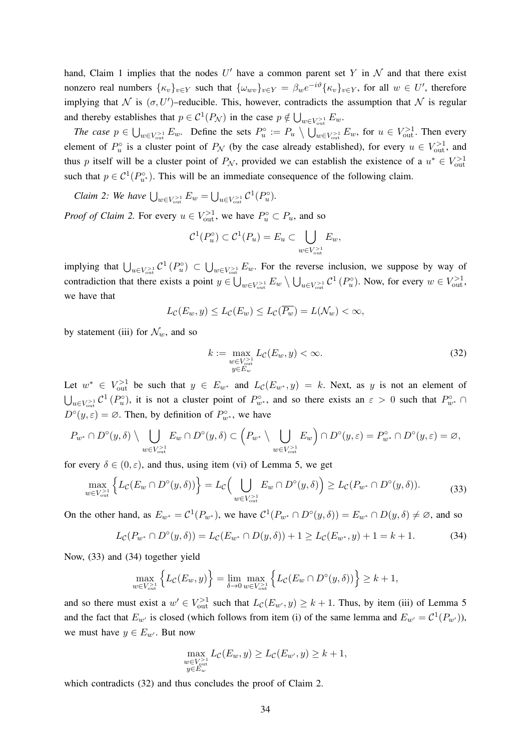hand, Claim 1 implies that the nodes $U'$ have a common parent set $Y$ in $\mathcal{N}$ and that there exist nonzero real numbers $\{\kappa_v\}_{v\in Y}$ such that $\{\omega_{wv}\}_{v\in Y} = \beta_w e^{-i\vartheta}\{\kappa_v\}_{v\in Y}$, for all $w \in U'$, therefore implying that $\mathcal{N}$ is $(\sigma, U')$–reducible. This, however, contradicts the assumption that $\mathcal{N}$ is regular and thereby establishes that $p \in \mathcal{C}^1(P_\mathcal{N})$ in the case $p \notin \bigcup_{w\in V_{\text{out}}^{>1}} E_w$.

*The case* $p \in \bigcup_{w\in V_{\text{out}}^{>1}} E_w$. Define the sets $P_u^\circ := P_u \setminus \bigcup_{w\in V_{\text{out}}^{>1}} E_w$, for $u \in V_{\text{out}}^{>1}$. Then every element of $P_u^\circ$ is a cluster point of $P_\mathcal{N}$ (by the case already established), for every $u \in V_{\text{out}}^{>1}$, and thus $p$ itself will be a cluster point of $P_\mathcal{N}$, provided we can establish the existence of a $u^* \in V_{\text{out}}^{>1}$ such that $p \in \mathcal{C}^1(P_{u^*}^\circ)$. This will be an immediate consequence of the following claim.

*Claim 2: We have* $\bigcup_{w\in V_{\text{out}}^{>1}} E_w = \bigcup_{u\in V_{\text{out}}^{>1}} \mathcal{C}^1(P_u^\circ)$.

*Proof of Claim 2.* For every $u \in V_{\text{out}}^{>1}$, we have $P_u^\circ \subset P_u$, and so

$$\mathcal{C}^1(P_u^\circ) \subset \mathcal{C}^1(P_u) = E_u \subset \bigcup_{w\in V_{\text{out}}^{>1}} E_w,$$

implying that $\bigcup_{u\in V_{\text{out}}^{>1}} \mathcal{C}^1(P_u^\circ) \subset \bigcup_{w\in V_{\text{out}}^{>1}} E_w$. For the reverse inclusion, we suppose by way of contradiction that there exists a point $y \in \bigcup_{w\in V_{\text{out}}^{>1}} E_w \setminus \bigcup_{u\in V_{\text{out}}^{>1}} \mathcal{C}^1(P_u^\circ)$. Now, for every $w \in V_{\text{out}}^{>1}$, we have that

$$L_\mathcal{C}(E_w, y) \leq L_\mathcal{C}(E_w) \leq L_\mathcal{C}(\overline{P_w}) = L(\mathcal{N}_w) < \infty,$$

by statement (iii) for $\mathcal{N}_w$, and so

$$k := \max_{\substack{w\in V_{\text{out}}^{>1}\\ y\in E_w}} L_\mathcal{C}(E_w, y) < \infty. \tag{32}$$

Let $w^* \in V_{\text{out}}^{>1}$ be such that $y \in E_{w^*}$ and $L_\mathcal{C}(E_{w^*}, y) = k$. Next, as $y$ is not an element of $\bigcup_{u\in V_{\text{out}}^{>1}} \mathcal{C}^1(P_u^\circ)$, it is not a cluster point of $P_{w^*}^\circ$, and so there exists an $\varepsilon > 0$ such that $P_{w^*}^\circ \cap D^\circ(y, \varepsilon) = \varnothing$. Then, by definition of $P_{w^*}^\circ$, we have

$$P_{w^*} \cap D^\circ(y,\delta) \setminus \bigcup_{w\in V_{\text{out}}^{>1}} E_w \cap D^\circ(y,\delta) \subset \Big(P_{w^*} \setminus \bigcup_{w\in V_{\text{out}}^{>1}} E_w\Big) \cap D^\circ(y,\varepsilon) = P_{w^*}^\circ \cap D^\circ(y,\varepsilon) = \varnothing,$$

for every $\delta \in (0, \varepsilon)$, and thus, using item (vi) of Lemma 5, we get

$$\max_{w\in V_{\text{out}}^{>1}} \Big\{ L_\mathcal{C}(E_w \cap D^\circ(y,\delta)) \Big\} = L_\mathcal{C}\Big( \bigcup_{w\in V_{\text{out}}^{>1}} E_w \cap D^\circ(y,\delta) \Big) \geq L_\mathcal{C}(P_{w^*} \cap D^\circ(y,\delta)). \tag{33}$$

On the other hand, as $E_{w^*} = \mathcal{C}^1(P_{w^*})$, we have $\mathcal{C}^1(P_{w^*} \cap D^\circ(y,\delta)) = E_{w^*} \cap D(y,\delta) \neq \varnothing$, and so

$$L_\mathcal{C}(P_{w^*} \cap D^\circ(y,\delta)) = L_\mathcal{C}(E_{w^*} \cap D(y,\delta)) + 1 \geq L_\mathcal{C}(E_{w^*}, y) + 1 = k + 1. \tag{34}$$

Now, (33) and (34) together yield

$$\max_{w\in V_{\text{out}}^{>1}} \Big\{ L_\mathcal{C}(E_w, y) \Big\} = \lim_{\delta\to 0} \max_{w\in V_{\text{out}}^{>1}} \Big\{ L_\mathcal{C}(E_w \cap D^\circ(y,\delta)) \Big\} \geq k + 1,$$

and so there must exist a $w' \in V_{\text{out}}^{>1}$ such that $L_\mathcal{C}(E_{w'}, y) \geq k + 1$. Thus, by item (iii) of Lemma 5 and the fact that $E_{w'}$ is closed (which follows from item (i) of the same lemma and $E_{w'} = \mathcal{C}^1(P_{w'})$), we must have $y \in E_{w'}$. But now

$$\max_{\substack{w\in V_{\text{out}}^{>1}\\ y\in E_w}} L_\mathcal{C}(E_w, y) \geq L_\mathcal{C}(E_{w'}, y) \geq k + 1,$$

which contradicts (32) and thus concludes the proof of Claim 2.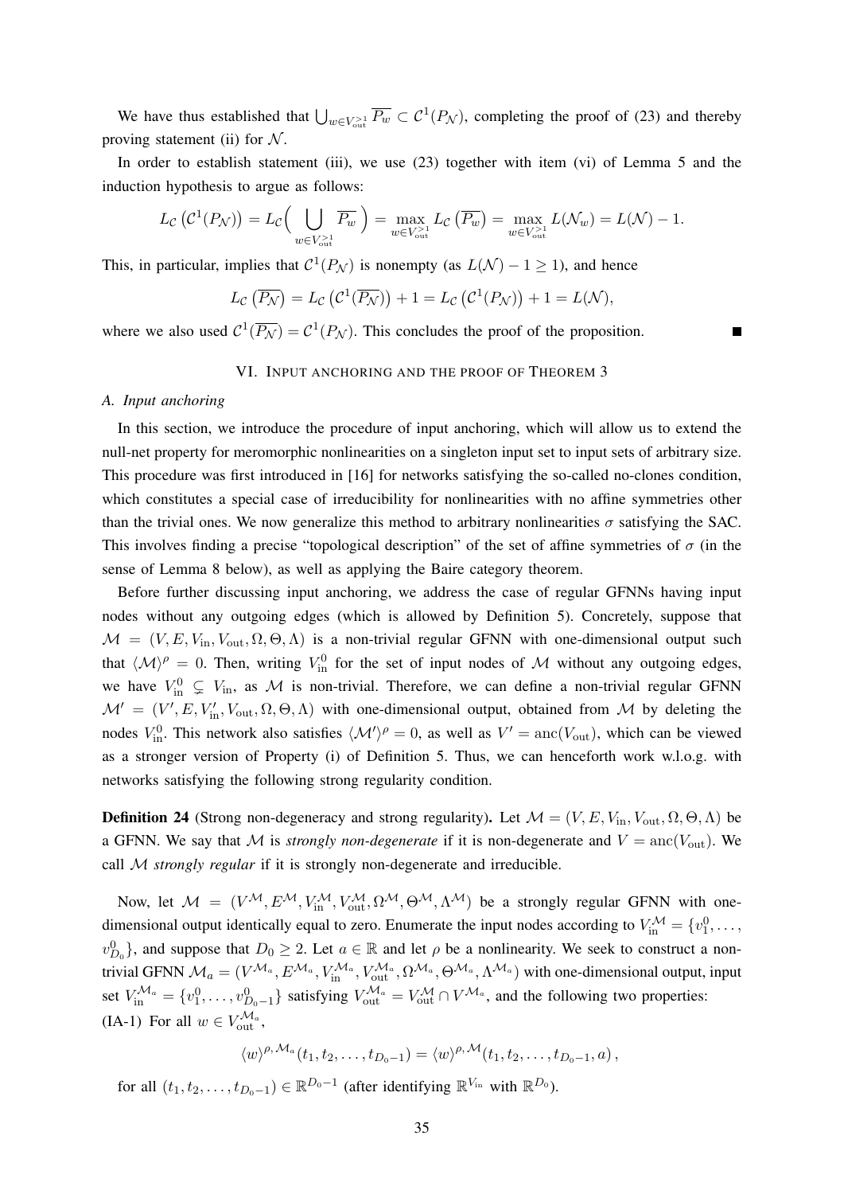We have thus established that $\bigcup_{w\in V_{\text{out}}^{\geq 1}} \overline{P_w} \subset \mathcal{C}^1(P_{\mathcal{N}})$, completing the proof of (23) and thereby proving statement (ii) for $\mathcal{N}$.

In order to establish statement (iii), we use (23) together with item (vi) of Lemma 5 and the induction hypothesis to argue as follows:

$$L_{\mathcal{C}}\left(\mathcal{C}^1(P_{\mathcal{N}})\right) = L_{\mathcal{C}}\Big(\bigcup_{w\in V_{\text{out}}^{\geq 1}} \overline{P_w}\,\Big) = \max_{w\in V_{\text{out}}^{\geq 1}} L_{\mathcal{C}}\left(\overline{P_w}\right) = \max_{w\in V_{\text{out}}^{\geq 1}} L(\mathcal{N}_w) = L(\mathcal{N}) - 1.$$

This, in particular, implies that $\mathcal{C}^1(P_{\mathcal{N}})$ is nonempty (as $L(\mathcal{N}) - 1 \geq 1$), and hence

$$L_{\mathcal{C}}\left(\overline{P_{\mathcal{N}}}\right) = L_{\mathcal{C}}\left(\mathcal{C}^1(\overline{P_{\mathcal{N}}})\right) + 1 = L_{\mathcal{C}}\left(\mathcal{C}^1(P_{\mathcal{N}})\right) + 1 = L(\mathcal{N}),$$

where we also used $\mathcal{C}^1(\overline{P_{\mathcal{N}}}) = \mathcal{C}^1(P_{\mathcal{N}})$. This concludes the proof of the proposition. ∎

## VI. Input anchoring and the proof of Theorem 3

### A. Input anchoring

In this section, we introduce the procedure of input anchoring, which will allow us to extend the null-net property for meromorphic nonlinearities on a singleton input set to input sets of arbitrary size. This procedure was first introduced in [16] for networks satisfying the so-called no-clones condition, which constitutes a special case of irreducibility for nonlinearities with no affine symmetries other than the trivial ones. We now generalize this method to arbitrary nonlinearities $\sigma$ satisfying the SAC. This involves finding a precise "topological description" of the set of affine symmetries of $\sigma$ (in the sense of Lemma 8 below), as well as applying the Baire category theorem.

Before further discussing input anchoring, we address the case of regular GFNNs having input nodes without any outgoing edges (which is allowed by Definition 5). Concretely, suppose that $\mathcal{M} = (V, E, V_{\text{in}}, V_{\text{out}}, \Omega, \Theta, \Lambda)$ is a non-trivial regular GFNN with one-dimensional output such that $\langle \mathcal{M} \rangle^{\rho} = 0$. Then, writing $V_{\text{in}}^0$ for the set of input nodes of $\mathcal{M}$ without any outgoing edges, we have $V_{\text{in}}^0 \subsetneq V_{\text{in}}$, as $\mathcal{M}$ is non-trivial. Therefore, we can define a non-trivial regular GFNN $\mathcal{M}' = (V', E, V_{\text{in}}', V_{\text{out}}, \Omega, \Theta, \Lambda)$ with one-dimensional output, obtained from $\mathcal{M}$ by deleting the nodes $V_{\text{in}}^0$. This network also satisfies $\langle \mathcal{M}' \rangle^{\rho} = 0$, as well as $V' = \operatorname{anc}(V_{\text{out}})$, which can be viewed as a stronger version of Property (i) of Definition 5. Thus, we can henceforth work w.l.o.g. with networks satisfying the following strong regularity condition.

**Definition 24** (Strong non-degeneracy and strong regularity)**.** Let $\mathcal{M} = (V, E, V_{\text{in}}, V_{\text{out}}, \Omega, \Theta, \Lambda)$ be a GFNN. We say that $\mathcal{M}$ is *strongly non-degenerate* if it is non-degenerate and $V = \operatorname{anc}(V_{\text{out}})$. We call $\mathcal{M}$ *strongly regular* if it is strongly non-degenerate and irreducible.

Now, let $\mathcal{M} = (V^{\mathcal{M}}, E^{\mathcal{M}}, V_{\text{in}}^{\mathcal{M}}, V_{\text{out}}^{\mathcal{M}}, \Omega^{\mathcal{M}}, \Theta^{\mathcal{M}}, \Lambda^{\mathcal{M}})$ be a strongly regular GFNN with one-dimensional output identically equal to zero. Enumerate the input nodes according to $V_{\text{in}}^{\mathcal{M}} = \{v_1^0, \dots, v_{D_0}^0\}$, and suppose that $D_0 \geq 2$. Let $a \in \mathbb{R}$ and let $\rho$ be a nonlinearity. We seek to construct a non-trivial GFNN $\mathcal{M}_a = (V^{\mathcal{M}_a}, E^{\mathcal{M}_a}, V_{\text{in}}^{\mathcal{M}_a}, V_{\text{out}}^{\mathcal{M}_a}, \Omega^{\mathcal{M}_a}, \Theta^{\mathcal{M}_a}, \Lambda^{\mathcal{M}_a})$ with one-dimensional output, input set $V_{\text{in}}^{\mathcal{M}_a} = \{v_1^0, \dots, v_{D_0-1}^0\}$ satisfying $V_{\text{out}}^{\mathcal{M}_a} = V_{\text{out}}^{\mathcal{M}} \cap V^{\mathcal{M}_a}$, and the following two properties:

(IA-1) For all $w \in V_{\text{out}}^{\mathcal{M}_a}$,

$$\langle w \rangle^{\rho, \mathcal{M}_a}(t_1, t_2, \dots, t_{D_0-1}) = \langle w \rangle^{\rho, \mathcal{M}}(t_1, t_2, \dots, t_{D_0-1}, a)\,,$$

for all $(t_1, t_2, \dots, t_{D_0-1}) \in \mathbb{R}^{D_0-1}$ (after identifying $\mathbb{R}^{V_{\text{in}}}$ with $\mathbb{R}^{D_0}$).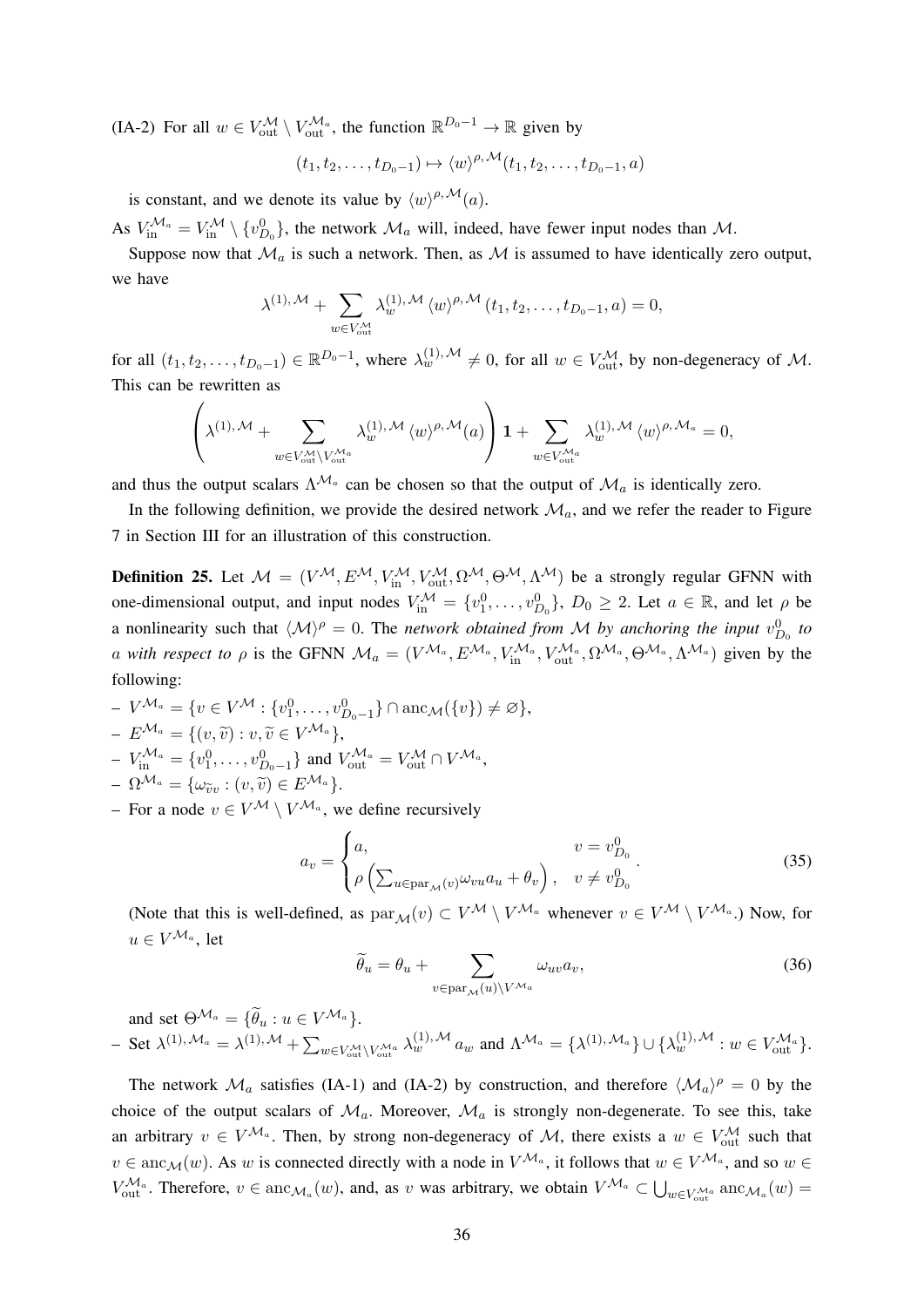(IA-2) For all $w \in V_{\text{out}}^{\mathcal{M}} \setminus V_{\text{out}}^{\mathcal{M}_a}$, the function $\mathbb{R}^{D_0-1} \to \mathbb{R}$ given by

$$(t_1, t_2, \dots, t_{D_0-1}) \mapsto \langle w \rangle^{\rho, \mathcal{M}}(t_1, t_2, \dots, t_{D_0-1}, a)$$

is constant, and we denote its value by $\langle w \rangle^{\rho, \mathcal{M}}(a)$.

As $V_{\text{in}}^{\mathcal{M}_a} = V_{\text{in}}^{\mathcal{M}} \setminus \{v_{D_0}^0\}$, the network $\mathcal{M}_a$ will, indeed, have fewer input nodes than $\mathcal{M}$.

Suppose now that $\mathcal{M}_a$ is such a network. Then, as $\mathcal{M}$ is assumed to have identically zero output, we have

$$\lambda^{(1), \mathcal{M}} + \sum_{w \in V_{\text{out}}^{\mathcal{M}}} \lambda_w^{(1), \mathcal{M}} \langle w \rangle^{\rho, \mathcal{M}} (t_1, t_2, \dots, t_{D_0-1}, a) = 0,$$

for all $(t_1, t_2, \dots, t_{D_0-1}) \in \mathbb{R}^{D_0-1}$, where $\lambda_w^{(1), \mathcal{M}} \neq 0$, for all $w \in V_{\text{out}}^{\mathcal{M}}$, by non-degeneracy of $\mathcal{M}$. This can be rewritten as

$$\left( \lambda^{(1), \mathcal{M}} + \sum_{w \in V_{\text{out}}^{\mathcal{M}} \setminus V_{\text{out}}^{\mathcal{M}_a}} \lambda_w^{(1), \mathcal{M}} \langle w \rangle^{\rho, \mathcal{M}}(a) \right) \mathbf{1} + \sum_{w \in V_{\text{out}}^{\mathcal{M}_a}} \lambda_w^{(1), \mathcal{M}} \langle w \rangle^{\rho, \mathcal{M}_a} = 0,$$

and thus the output scalars $\Lambda^{\mathcal{M}_a}$ can be chosen so that the output of $\mathcal{M}_a$ is identically zero.

In the following definition, we provide the desired network $\mathcal{M}_a$, and we refer the reader to Figure 7 in Section III for an illustration of this construction.

**Definition 25.** Let $\mathcal{M} = (V^{\mathcal{M}}, E^{\mathcal{M}}, V_{\text{in}}^{\mathcal{M}}, V_{\text{out}}^{\mathcal{M}}, \Omega^{\mathcal{M}}, \Theta^{\mathcal{M}}, \Lambda^{\mathcal{M}})$ be a strongly regular GFNN with one-dimensional output, and input nodes $V_{\text{in}}^{\mathcal{M}} = \{v_1^0, \dots, v_{D_0}^0\}$, $D_0 \geq 2$. Let $a \in \mathbb{R}$, and let $\rho$ be a nonlinearity such that $\langle \mathcal{M} \rangle^{\rho} = 0$. The *network obtained from* $\mathcal{M}$ *by anchoring the input* $v_{D_0}^0$ *to* $a$ *with respect to* $\rho$ is the GFNN $\mathcal{M}_a = (V^{\mathcal{M}_a}, E^{\mathcal{M}_a}, V_{\text{in}}^{\mathcal{M}_a}, V_{\text{out}}^{\mathcal{M}_a}, \Omega^{\mathcal{M}_a}, \Theta^{\mathcal{M}_a}, \Lambda^{\mathcal{M}_a})$ given by the following:

- $V^{\mathcal{M}_a} = \{v \in V^{\mathcal{M}} : \{v_1^0, \dots, v_{D_0-1}^0\} \cap \text{anc}_{\mathcal{M}}(\{v\}) \neq \varnothing\}$,
- $E^{\mathcal{M}_a} = \{(v, \widetilde{v}) : v, \widetilde{v} \in V^{\mathcal{M}_a}\}$,
- $V_{\text{in}}^{\mathcal{M}_a} = \{v_1^0, \dots, v_{D_0-1}^0\}$ and $V_{\text{out}}^{\mathcal{M}_a} = V_{\text{out}}^{\mathcal{M}} \cap V^{\mathcal{M}_a}$,
- $\Omega^{\mathcal{M}_a} = \{\omega_{\widetilde{v}v} : (v, \widetilde{v}) \in E^{\mathcal{M}_a}\}$.
- For a node $v \in V^{\mathcal{M}} \setminus V^{\mathcal{M}_a}$, we define recursively

$$a_v = \begin{cases} a, & v = v_{D_0}^0 \\ \rho\left(\sum_{u \in \text{par}_{\mathcal{M}}(v)} \omega_{vu} a_u + \theta_v\right), & v \neq v_{D_0}^0 \end{cases}. \tag{35}$$

(Note that this is well-defined, as $\text{par}_{\mathcal{M}}(v) \subset V^{\mathcal{M}} \setminus V^{\mathcal{M}_a}$ whenever $v \in V^{\mathcal{M}} \setminus V^{\mathcal{M}_a}$.) Now, for $u \in V^{\mathcal{M}_a}$, let

$$\widetilde{\theta}_u = \theta_u + \sum_{v \in \text{par}_{\mathcal{M}}(u) \setminus V^{\mathcal{M}_a}} \omega_{uv} a_v, \tag{36}$$

and set $\Theta^{\mathcal{M}_a} = \{\widetilde{\theta}_u : u \in V^{\mathcal{M}_a}\}$.
- Set $\lambda^{(1), \mathcal{M}_a} = \lambda^{(1), \mathcal{M}} + \sum_{w \in V_{\text{out}}^{\mathcal{M}} \setminus V_{\text{out}}^{\mathcal{M}_a}} \lambda_w^{(1), \mathcal{M}} a_w$ and $\Lambda^{\mathcal{M}_a} = \{\lambda^{(1), \mathcal{M}_a}\} \cup \{\lambda_w^{(1), \mathcal{M}} : w \in V_{\text{out}}^{\mathcal{M}_a}\}$.

The network $\mathcal{M}_a$ satisfies (IA-1) and (IA-2) by construction, and therefore $\langle \mathcal{M}_a \rangle^{\rho} = 0$ by the choice of the output scalars of $\mathcal{M}_a$. Moreover, $\mathcal{M}_a$ is strongly non-degenerate. To see this, take an arbitrary $v \in V^{\mathcal{M}_a}$. Then, by strong non-degeneracy of $\mathcal{M}$, there exists a $w \in V_{\text{out}}^{\mathcal{M}}$ such that $v \in \text{anc}_{\mathcal{M}}(w)$. As $w$ is connected directly with a node in $V^{\mathcal{M}_a}$, it follows that $w \in V^{\mathcal{M}_a}$, and so $w \in V_{\text{out}}^{\mathcal{M}_a}$. Therefore, $v \in \text{anc}_{\mathcal{M}_a}(w)$, and, as $v$ was arbitrary, we obtain $V^{\mathcal{M}_a} \subset \bigcup_{w \in V_{\text{out}}^{\mathcal{M}_a}} \text{anc}_{\mathcal{M}_a}(w) =$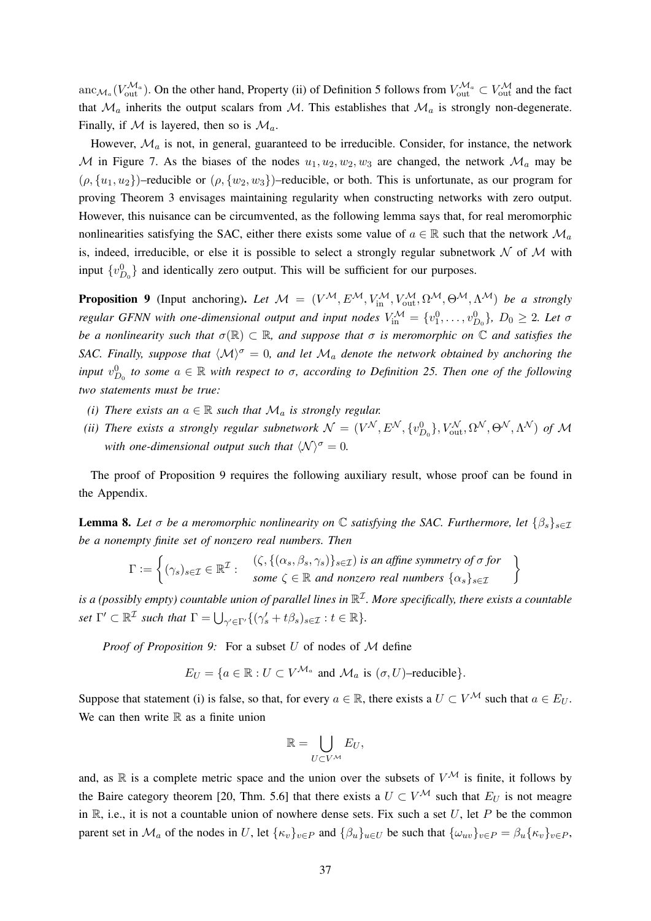$\mathrm{anc}_{\mathcal{M}_a}(V_{\mathrm{out}}^{\mathcal{M}_a})$. On the other hand, Property (ii) of Definition 5 follows from $V_{\mathrm{out}}^{\mathcal{M}_a} \subset V_{\mathrm{out}}^{\mathcal{M}}$ and the fact that $\mathcal{M}_a$ inherits the output scalars from $\mathcal{M}$. This establishes that $\mathcal{M}_a$ is strongly non-degenerate. Finally, if $\mathcal{M}$ is layered, then so is $\mathcal{M}_a$.

However, $\mathcal{M}_a$ is not, in general, guaranteed to be irreducible. Consider, for instance, the network $\mathcal{M}$ in Figure 7. As the biases of the nodes $u_1, u_2, w_2, w_3$ are changed, the network $\mathcal{M}_a$ may be $(\rho, \{u_1, u_2\})$–reducible or $(\rho, \{w_2, w_3\})$–reducible, or both. This is unfortunate, as our program for proving Theorem 3 envisages maintaining regularity when constructing networks with zero output. However, this nuisance can be circumvented, as the following lemma says that, for real meromorphic nonlinearities satisfying the SAC, either there exists some value of $a \in \mathbb{R}$ such that the network $\mathcal{M}_a$ is, indeed, irreducible, or else it is possible to select a strongly regular subnetwork $\mathcal{N}$ of $\mathcal{M}$ with input $\{v_{D_0}^0\}$ and identically zero output. This will be sufficient for our purposes.

**Proposition 9** (Input anchoring)**.** *Let $\mathcal{M} = (V^{\mathcal{M}}, E^{\mathcal{M}}, V_{\mathrm{in}}^{\mathcal{M}}, V_{\mathrm{out}}^{\mathcal{M}}, \Omega^{\mathcal{M}}, \Theta^{\mathcal{M}}, \Lambda^{\mathcal{M}})$ be a strongly regular GFNN with one-dimensional output and input nodes $V_{\mathrm{in}}^{\mathcal{M}} = \{v_1^0, \dots, v_{D_0}^0\}$, $D_0 \geq 2$. Let $\sigma$ be a nonlinearity such that $\sigma(\mathbb{R}) \subset \mathbb{R}$, and suppose that $\sigma$ is meromorphic on $\mathbb{C}$ and satisfies the SAC. Finally, suppose that $\langle \mathcal{M} \rangle^\sigma = 0$, and let $\mathcal{M}_a$ denote the network obtained by anchoring the input $v_{D_0}^0$ to some $a \in \mathbb{R}$ with respect to $\sigma$, according to Definition 25. Then one of the following two statements must be true:*

*(i) There exists an $a \in \mathbb{R}$ such that $\mathcal{M}_a$ is strongly regular.*

*(ii) There exists a strongly regular subnetwork $\mathcal{N} = (V^{\mathcal{N}}, E^{\mathcal{N}}, \{v_{D_0}^0\}, V_{\mathrm{out}}^{\mathcal{N}}, \Omega^{\mathcal{N}}, \Theta^{\mathcal{N}}, \Lambda^{\mathcal{N}})$ of $\mathcal{M}$ with one-dimensional output such that $\langle \mathcal{N} \rangle^\sigma = 0$.*

The proof of Proposition 9 requires the following auxiliary result, whose proof can be found in the Appendix.

**Lemma 8.** *Let $\sigma$ be a meromorphic nonlinearity on $\mathbb{C}$ satisfying the SAC. Furthermore, let $\{\beta_s\}_{s \in \mathcal{I}}$ be a nonempty finite set of nonzero real numbers. Then*

$$\Gamma := \left\{ (\gamma_s)_{s \in \mathcal{I}} \in \mathbb{R}^{\mathcal{I}} : \begin{array}{l} (\zeta, \{(\alpha_s, \beta_s, \gamma_s)\}_{s \in \mathcal{I}}) \text{ is an affine symmetry of } \sigma \text{ for} \\ \text{some } \zeta \in \mathbb{R} \text{ and nonzero real numbers } \{\alpha_s\}_{s \in \mathcal{I}} \end{array} \right\}$$

*is a (possibly empty) countable union of parallel lines in $\mathbb{R}^{\mathcal{I}}$. More specifically, there exists a countable set $\Gamma' \subset \mathbb{R}^{\mathcal{I}}$ such that $\Gamma = \bigcup_{\gamma' \in \Gamma'} \{(\gamma_s' + t\beta_s)_{s \in \mathcal{I}} : t \in \mathbb{R}\}$.*

*Proof of Proposition 9:* For a subset $U$ of nodes of $\mathcal{M}$ define

$$E_U = \{a \in \mathbb{R} : U \subset V^{\mathcal{M}_a} \text{ and } \mathcal{M}_a \text{ is } (\sigma, U)\text{–reducible}\}.$$

Suppose that statement (i) is false, so that, for every $a \in \mathbb{R}$, there exists a $U \subset V^{\mathcal{M}}$ such that $a \in E_U$. We can then write $\mathbb{R}$ as a finite union

$$\mathbb{R} = \bigcup_{U \subset V^{\mathcal{M}}} E_U,$$

and, as $\mathbb{R}$ is a complete metric space and the union over the subsets of $V^{\mathcal{M}}$ is finite, it follows by the Baire category theorem [20, Thm. 5.6] that there exists a $U \subset V^{\mathcal{M}}$ such that $E_U$ is not meagre in $\mathbb{R}$, i.e., it is not a countable union of nowhere dense sets. Fix such a set $U$, let $P$ be the common parent set in $\mathcal{M}_a$ of the nodes in $U$, let $\{\kappa_v\}_{v \in P}$ and $\{\beta_u\}_{u \in U}$ be such that $\{\omega_{uv}\}_{v \in P} = \beta_u \{\kappa_v\}_{v \in P}$,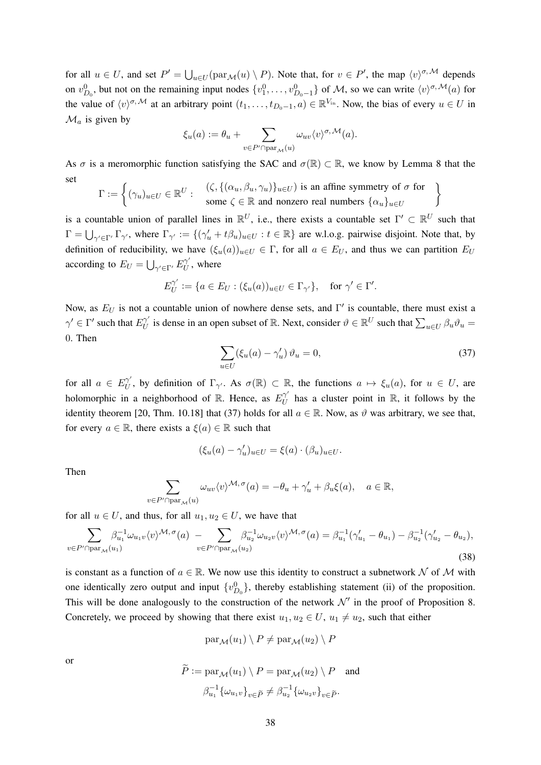for all $u \in U$, and set $P' = \bigcup_{u \in U}(\mathrm{par}_{\mathcal{M}}(u) \setminus P)$. Note that, for $v \in P'$, the map $\langle v \rangle^{\sigma,\mathcal{M}}$ depends on $v^0_{D_0}$, but not on the remaining input nodes $\{v^0_1, \ldots, v^0_{D_0-1}\}$ of $\mathcal{M}$, so we can write $\langle v \rangle^{\sigma,\mathcal{M}}(a)$ for the value of $\langle v \rangle^{\sigma,\mathcal{M}}$ at an arbitrary point $(t_1, \ldots, t_{D_0-1}, a) \in \mathbb{R}^{V_{\mathrm{in}}}$. Now, the bias of every $u \in U$ in $\mathcal{M}_a$ is given by

$$\xi_u(a) := \theta_u + \sum_{v \in P' \cap \mathrm{par}_{\mathcal{M}}(u)} \omega_{uv} \langle v \rangle^{\sigma,\mathcal{M}}(a).$$

As $\sigma$ is a meromorphic function satisfying the SAC and $\sigma(\mathbb{R}) \subset \mathbb{R}$, we know by Lemma 8 that the set

$$\Gamma := \left\{ (\gamma_u)_{u \in U} \in \mathbb{R}^U : \begin{array}{l} (\zeta, \{(\alpha_u, \beta_u, \gamma_u)\}_{u \in U}) \text{ is an affine symmetry of } \sigma \text{ for} \\ \text{some } \zeta \in \mathbb{R} \text{ and nonzero real numbers } \{\alpha_u\}_{u \in U} \end{array} \right\}$$

is a countable union of parallel lines in $\mathbb{R}^U$, i.e., there exists a countable set $\Gamma' \subset \mathbb{R}^U$ such that $\Gamma = \bigcup_{\gamma' \in \Gamma'} \Gamma_{\gamma'}$, where $\Gamma_{\gamma'} := \{(\gamma'_u + t\beta_u)_{u \in U} : t \in \mathbb{R}\}$ are w.l.o.g. pairwise disjoint. Note that, by definition of reducibility, we have $(\xi_u(a))_{u \in U} \in \Gamma$, for all $a \in E_U$, and thus we can partition $E_U$ according to $E_U = \bigcup_{\gamma' \in \Gamma'} E_U^{\gamma'}$, where

$$E_U^{\gamma'} := \{a \in E_U : (\xi_u(a))_{u \in U} \in \Gamma_{\gamma'}\}, \quad \text{for } \gamma' \in \Gamma'.$$

Now, as $E_U$ is not a countable union of nowhere dense sets, and $\Gamma'$ is countable, there must exist a $\gamma' \in \Gamma'$ such that $E_U^{\gamma'}$ is dense in an open subset of $\mathbb{R}$. Next, consider $\vartheta \in \mathbb{R}^U$ such that $\sum_{u \in U} \beta_u \vartheta_u = 0$. Then

$$\sum_{u \in U} (\xi_u(a) - \gamma'_u)\, \vartheta_u = 0, \tag{37}$$

for all $a \in E_U^{\gamma'}$, by definition of $\Gamma_{\gamma'}$. As $\sigma(\mathbb{R}) \subset \mathbb{R}$, the functions $a \mapsto \xi_u(a)$, for $u \in U$, are holomorphic in a neighborhood of $\mathbb{R}$. Hence, as $E_U^{\gamma'}$ has a cluster point in $\mathbb{R}$, it follows by the identity theorem [20, Thm. 10.18] that (37) holds for all $a \in \mathbb{R}$. Now, as $\vartheta$ was arbitrary, we see that, for every $a \in \mathbb{R}$, there exists a $\xi(a) \in \mathbb{R}$ such that

$$(\xi_u(a) - \gamma'_u)_{u \in U} = \xi(a) \cdot (\beta_u)_{u \in U}.$$

Then

$$\sum_{v \in P' \cap \mathrm{par}_{\mathcal{M}}(u)} \omega_{uv} \langle v \rangle^{\mathcal{M},\sigma}(a) = -\theta_u + \gamma'_u + \beta_u \xi(a), \quad a \in \mathbb{R},$$

for all $u \in U$, and thus, for all $u_1, u_2 \in U$, we have that

$$\sum_{v \in P' \cap \mathrm{par}_{\mathcal{M}}(u_1)} \beta_{u_1}^{-1} \omega_{u_1 v} \langle v \rangle^{\mathcal{M},\sigma}(a) \;-\; \sum_{v \in P' \cap \mathrm{par}_{\mathcal{M}}(u_2)} \beta_{u_2}^{-1} \omega_{u_2 v} \langle v \rangle^{\mathcal{M},\sigma}(a) = \beta_{u_1}^{-1}(\gamma'_{u_1} - \theta_{u_1}) - \beta_{u_2}^{-1}(\gamma'_{u_2} - \theta_{u_2}), \tag{38}$$

is constant as a function of $a \in \mathbb{R}$. We now use this identity to construct a subnetwork $\mathcal{N}$ of $\mathcal{M}$ with one identically zero output and input $\{v^0_{D_0}\}$, thereby establishing statement (ii) of the proposition. This will be done analogously to the construction of the network $\mathcal{N}'$ in the proof of Proposition 8. Concretely, we proceed by showing that there exist $u_1, u_2 \in U$, $u_1 \neq u_2$, such that either

$$\mathrm{par}_{\mathcal{M}}(u_1) \setminus P \neq \mathrm{par}_{\mathcal{M}}(u_2) \setminus P$$

or

$$\widetilde{P} := \mathrm{par}_{\mathcal{M}}(u_1) \setminus P = \mathrm{par}_{\mathcal{M}}(u_2) \setminus P \quad \text{and}$$

$$\beta_{u_1}^{-1} \{\omega_{u_1 v}\}_{v \in \widetilde{P}} \neq \beta_{u_2}^{-1} \{\omega_{u_2 v}\}_{v \in \widetilde{P}}.$$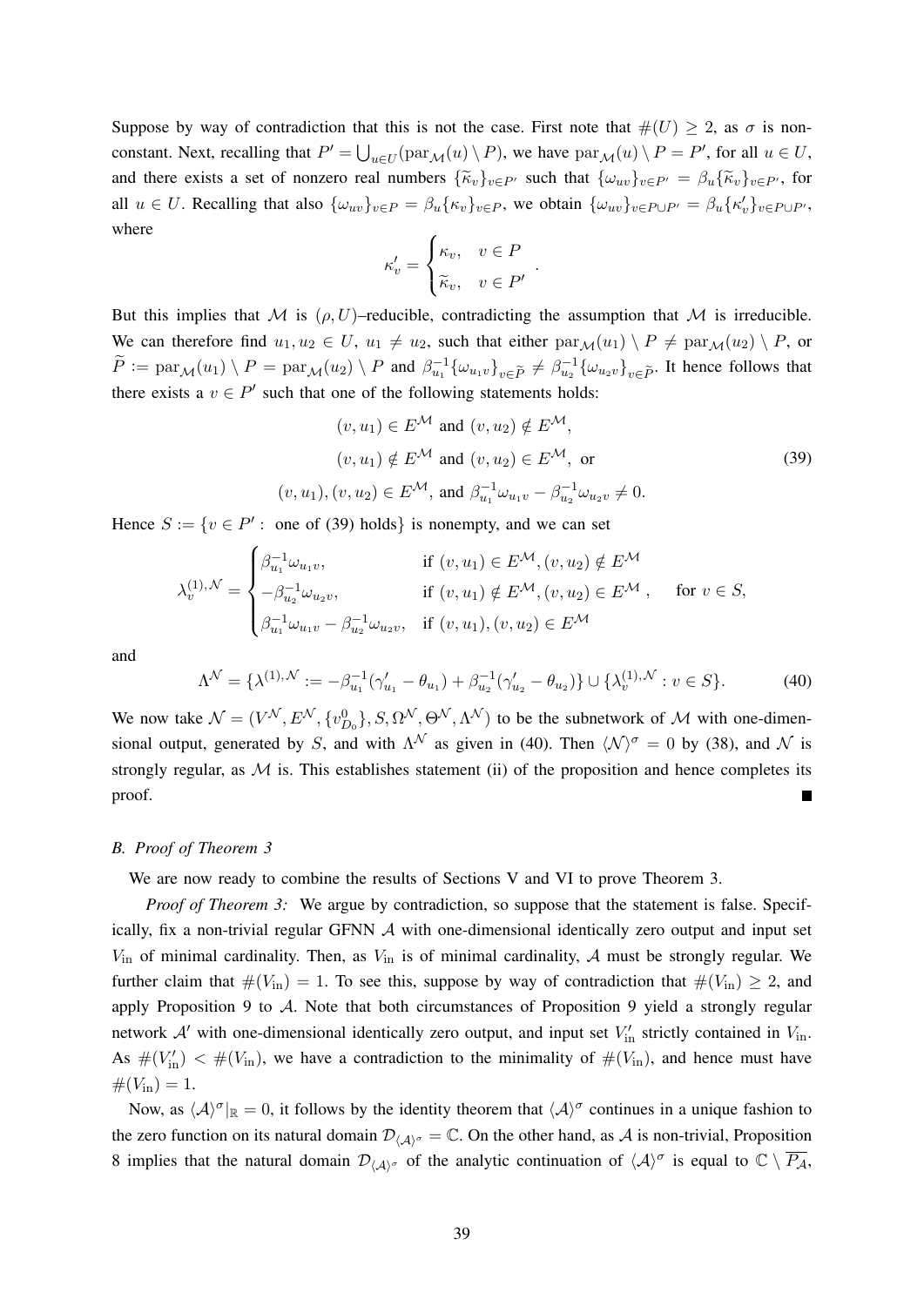Suppose by way of contradiction that this is not the case. First note that $\#(U) \geq 2$, as $\sigma$ is non-constant. Next, recalling that $P' = \bigcup_{u \in U}(\mathrm{par}_{\mathcal{M}}(u) \setminus P)$, we have $\mathrm{par}_{\mathcal{M}}(u) \setminus P = P'$, for all $u \in U$, and there exists a set of nonzero real numbers $\{\widetilde{\kappa}_v\}_{v \in P'}$ such that $\{\omega_{uv}\}_{v \in P'} = \beta_u \{\widetilde{\kappa}_v\}_{v \in P'}$, for all $u \in U$. Recalling that also $\{\omega_{uv}\}_{v \in P} = \beta_u \{\kappa_v\}_{v \in P}$, we obtain $\{\omega_{uv}\}_{v \in P \cup P'} = \beta_u \{\kappa'_v\}_{v \in P \cup P'}$, where

$$\kappa'_v = \begin{cases} \kappa_v, & v \in P \\ \widetilde{\kappa}_v, & v \in P' \end{cases}.$$

But this implies that $\mathcal{M}$ is $(\rho, U)$–reducible, contradicting the assumption that $\mathcal{M}$ is irreducible. We can therefore find $u_1, u_2 \in U$, $u_1 \neq u_2$, such that either $\mathrm{par}_{\mathcal{M}}(u_1) \setminus P \neq \mathrm{par}_{\mathcal{M}}(u_2) \setminus P$, or $\widetilde{P} := \mathrm{par}_{\mathcal{M}}(u_1) \setminus P = \mathrm{par}_{\mathcal{M}}(u_2) \setminus P$ and $\beta_{u_1}^{-1}\{\omega_{u_1 v}\}_{v \in \widetilde{P}} \neq \beta_{u_2}^{-1}\{\omega_{u_2 v}\}_{v \in \widetilde{P}}$. It hence follows that there exists a $v \in P'$ such that one of the following statements holds:

$$\begin{aligned} &(v, u_1) \in E^{\mathcal{M}} \text{ and } (v, u_2) \notin E^{\mathcal{M}}, \\ &(v, u_1) \notin E^{\mathcal{M}} \text{ and } (v, u_2) \in E^{\mathcal{M}}, \text{ or} \\ &(v, u_1), (v, u_2) \in E^{\mathcal{M}}, \text{ and } \beta_{u_1}^{-1}\omega_{u_1 v} - \beta_{u_2}^{-1}\omega_{u_2 v} \neq 0. \end{aligned} \tag{39}$$

Hence $S := \{v \in P' : \text{ one of (39) holds}\}$ is nonempty, and we can set

$$\lambda_v^{(1),\mathcal{N}} = \begin{cases} \beta_{u_1}^{-1}\omega_{u_1 v}, & \text{if } (v, u_1) \in E^{\mathcal{M}}, (v, u_2) \notin E^{\mathcal{M}} \\ -\beta_{u_2}^{-1}\omega_{u_2 v}, & \text{if } (v, u_1) \notin E^{\mathcal{M}}, (v, u_2) \in E^{\mathcal{M}} \\ \beta_{u_1}^{-1}\omega_{u_1 v} - \beta_{u_2}^{-1}\omega_{u_2 v}, & \text{if } (v, u_1), (v, u_2) \in E^{\mathcal{M}} \end{cases}, \quad \text{for } v \in S,$$

and

$$\Lambda^{\mathcal{N}} = \{\lambda^{(1),\mathcal{N}} := -\beta_{u_1}^{-1}(\gamma'_{u_1} - \theta_{u_1}) + \beta_{u_2}^{-1}(\gamma'_{u_2} - \theta_{u_2})\} \cup \{\lambda_v^{(1),\mathcal{N}} : v \in S\}. \tag{40}$$

We now take $\mathcal{N} = (V^{\mathcal{N}}, E^{\mathcal{N}}, \{v_{D_0}^0\}, S, \Omega^{\mathcal{N}}, \Theta^{\mathcal{N}}, \Lambda^{\mathcal{N}})$ to be the subnetwork of $\mathcal{M}$ with one-dimensional output, generated by $S$, and with $\Lambda^{\mathcal{N}}$ as given in (40). Then $\langle \mathcal{N} \rangle^{\sigma} = 0$ by (38), and $\mathcal{N}$ is strongly regular, as $\mathcal{M}$ is. This establishes statement (ii) of the proposition and hence completes its proof. ∎

### B. Proof of Theorem 3

We are now ready to combine the results of Sections V and VI to prove Theorem 3.

*Proof of Theorem 3:* We argue by contradiction, so suppose that the statement is false. Specifically, fix a non-trivial regular GFNN $\mathcal{A}$ with one-dimensional identically zero output and input set $V_{\mathrm{in}}$ of minimal cardinality. Then, as $V_{\mathrm{in}}$ is of minimal cardinality, $\mathcal{A}$ must be strongly regular. We further claim that $\#(V_{\mathrm{in}}) = 1$. To see this, suppose by way of contradiction that $\#(V_{\mathrm{in}}) \geq 2$, and apply Proposition 9 to $\mathcal{A}$. Note that both circumstances of Proposition 9 yield a strongly regular network $\mathcal{A}'$ with one-dimensional identically zero output, and input set $V'_{\mathrm{in}}$ strictly contained in $V_{\mathrm{in}}$. As $\#(V'_{\mathrm{in}}) < \#(V_{\mathrm{in}})$, we have a contradiction to the minimality of $\#(V_{\mathrm{in}})$, and hence must have $\#(V_{\mathrm{in}}) = 1$.

Now, as $\langle \mathcal{A} \rangle^{\sigma}|_{\mathbb{R}} = 0$, it follows by the identity theorem that $\langle \mathcal{A} \rangle^{\sigma}$ continues in a unique fashion to the zero function on its natural domain $\mathcal{D}_{\langle \mathcal{A} \rangle^{\sigma}} = \mathbb{C}$. On the other hand, as $\mathcal{A}$ is non-trivial, Proposition 8 implies that the natural domain $\mathcal{D}_{\langle \mathcal{A} \rangle^{\sigma}}$ of the analytic continuation of $\langle \mathcal{A} \rangle^{\sigma}$ is equal to $\mathbb{C} \setminus \overline{P_{\mathcal{A}}}$,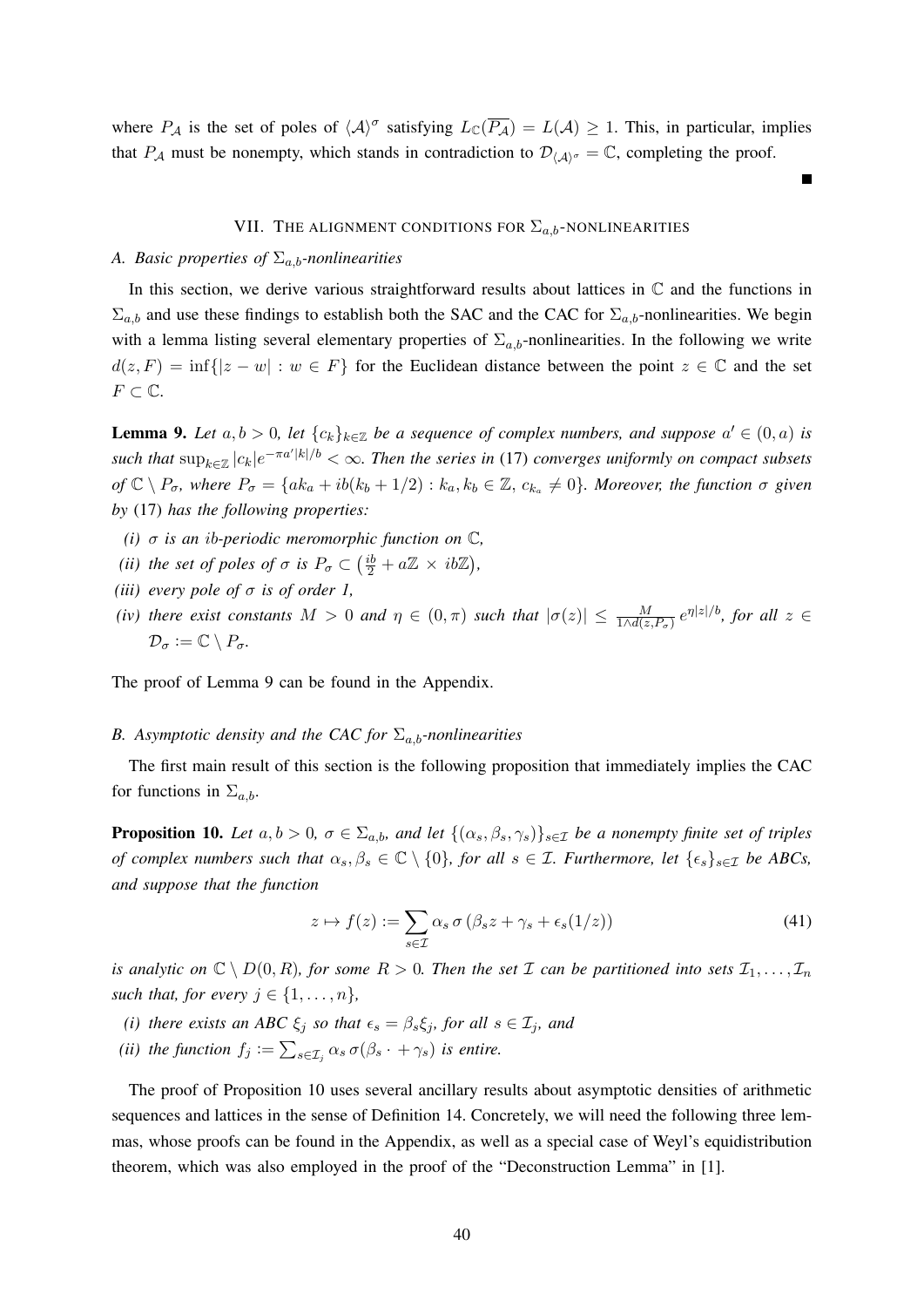where $P_{\mathcal{A}}$ is the set of poles of $\langle \mathcal{A} \rangle^{\sigma}$ satisfying $L_{\mathbb{C}}(\overline{P_{\mathcal{A}}}) = L(\mathcal{A}) \geq 1$. This, in particular, implies that $P_{\mathcal{A}}$ must be nonempty, which stands in contradiction to $\mathcal{D}_{\langle \mathcal{A} \rangle^{\sigma}} = \mathbb{C}$, completing the proof.

■

## VII. The alignment conditions for $\Sigma_{a,b}$-nonlinearities

### A. Basic properties of $\Sigma_{a,b}$-nonlinearities

In this section, we derive various straightforward results about lattices in $\mathbb{C}$ and the functions in $\Sigma_{a,b}$ and use these findings to establish both the SAC and the CAC for $\Sigma_{a,b}$-nonlinearities. We begin with a lemma listing several elementary properties of $\Sigma_{a,b}$-nonlinearities. In the following we write $d(z, F) = \inf\{|z - w| : w \in F\}$ for the Euclidean distance between the point $z \in \mathbb{C}$ and the set $F \subset \mathbb{C}$.

**Lemma 9.** *Let $a, b > 0$, let $\{c_k\}_{k \in \mathbb{Z}}$ be a sequence of complex numbers, and suppose $a' \in (0, a)$ is such that $\sup_{k \in \mathbb{Z}} |c_k| e^{-\pi a' |k|/b} < \infty$. Then the series in* (17) *converges uniformly on compact subsets of $\mathbb{C} \setminus P_\sigma$, where $P_\sigma = \{a k_a + ib(k_b + 1/2) : k_a, k_b \in \mathbb{Z},\ c_{k_a} \neq 0\}$. Moreover, the function $\sigma$ given by* (17) *has the following properties:*

*(i) $\sigma$ is an $ib$-periodic meromorphic function on $\mathbb{C}$,*

*(ii) the set of poles of $\sigma$ is $P_\sigma \subset \left(\frac{ib}{2} + a\mathbb{Z} \times ib\mathbb{Z}\right)$,*

*(iii) every pole of $\sigma$ is of order 1,*

*(iv) there exist constants $M > 0$ and $\eta \in (0, \pi)$ such that $|\sigma(z)| \leq \frac{M}{1 \wedge d(z, P_\sigma)}\, e^{\eta |z|/b}$, for all $z \in \mathcal{D}_\sigma := \mathbb{C} \setminus P_\sigma$.*

The proof of Lemma 9 can be found in the Appendix.

### B. Asymptotic density and the CAC for $\Sigma_{a,b}$-nonlinearities

The first main result of this section is the following proposition that immediately implies the CAC for functions in $\Sigma_{a,b}$.

**Proposition 10.** *Let $a, b > 0$, $\sigma \in \Sigma_{a,b}$, and let $\{(\alpha_s, \beta_s, \gamma_s)\}_{s \in \mathcal{I}}$ be a nonempty finite set of triples of complex numbers such that $\alpha_s, \beta_s \in \mathbb{C} \setminus \{0\}$, for all $s \in \mathcal{I}$. Furthermore, let $\{\epsilon_s\}_{s \in \mathcal{I}}$ be ABCs, and suppose that the function*

$$z \mapsto f(z) := \sum_{s \in \mathcal{I}} \alpha_s\, \sigma\left(\beta_s z + \gamma_s + \epsilon_s(1/z)\right) \tag{41}$$

*is analytic on $\mathbb{C} \setminus D(0, R)$, for some $R > 0$. Then the set $\mathcal{I}$ can be partitioned into sets $\mathcal{I}_1, \dots, \mathcal{I}_n$ such that, for every $j \in \{1, \dots, n\}$,*

*(i) there exists an ABC $\xi_j$ so that $\epsilon_s = \beta_s \xi_j$, for all $s \in \mathcal{I}_j$, and*

*(ii) the function $f_j := \sum_{s \in \mathcal{I}_j} \alpha_s\, \sigma(\beta_s \cdot + \gamma_s)$ is entire.*

The proof of Proposition 10 uses several ancillary results about asymptotic densities of arithmetic sequences and lattices in the sense of Definition 14. Concretely, we will need the following three lemmas, whose proofs can be found in the Appendix, as well as a special case of Weyl's equidistribution theorem, which was also employed in the proof of the "Deconstruction Lemma" in [1].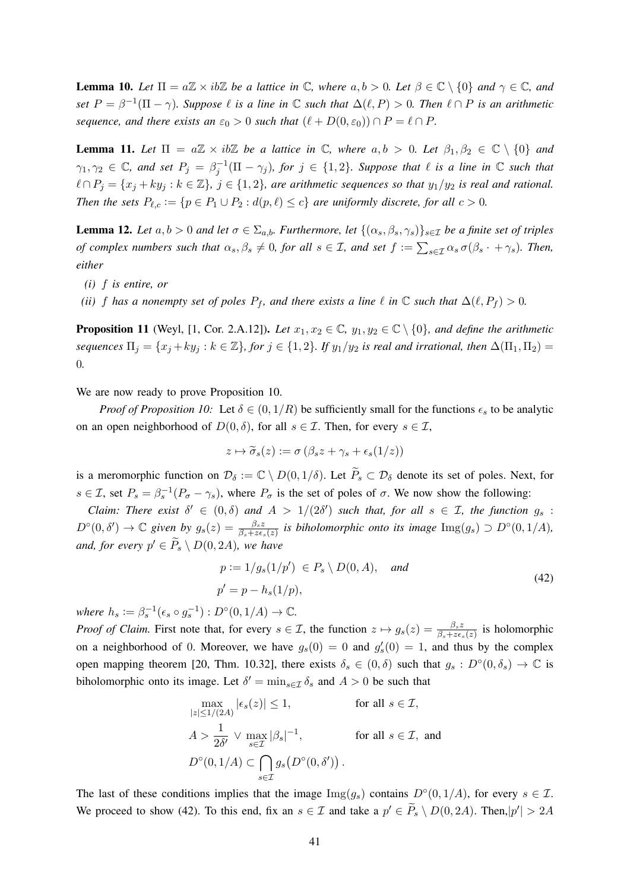**Lemma 10.** *Let $\Pi = a\mathbb{Z} \times ib\mathbb{Z}$ be a lattice in $\mathbb{C}$, where $a, b > 0$. Let $\beta \in \mathbb{C} \setminus \{0\}$ and $\gamma \in \mathbb{C}$, and set $P = \beta^{-1}(\Pi - \gamma)$. Suppose $\ell$ is a line in $\mathbb{C}$ such that $\Delta(\ell, P) > 0$. Then $\ell \cap P$ is an arithmetic sequence, and there exists an $\varepsilon_0 > 0$ such that $(\ell + D(0, \varepsilon_0)) \cap P = \ell \cap P$.*

**Lemma 11.** *Let $\Pi = a\mathbb{Z} \times ib\mathbb{Z}$ be a lattice in $\mathbb{C}$, where $a, b > 0$. Let $\beta_1, \beta_2 \in \mathbb{C} \setminus \{0\}$ and $\gamma_1, \gamma_2 \in \mathbb{C}$, and set $P_j = \beta_j^{-1}(\Pi - \gamma_j)$, for $j \in \{1, 2\}$. Suppose that $\ell$ is a line in $\mathbb{C}$ such that $\ell \cap P_j = \{x_j + ky_j : k \in \mathbb{Z}\}$, $j \in \{1, 2\}$, are arithmetic sequences so that $y_1/y_2$ is real and rational. Then the sets $P_{\ell,c} := \{p \in P_1 \cup P_2 : d(p, \ell) \leq c\}$ are uniformly discrete, for all $c > 0$.*

**Lemma 12.** *Let $a, b > 0$ and let $\sigma \in \Sigma_{a,b}$. Furthermore, let $\{(\alpha_s, \beta_s, \gamma_s)\}_{s \in \mathcal{I}}$ be a finite set of triples of complex numbers such that $\alpha_s, \beta_s \neq 0$, for all $s \in \mathcal{I}$, and set $f := \sum_{s \in \mathcal{I}} \alpha_s \, \sigma(\beta_s \cdot + \gamma_s)$. Then, either*

*(i) $f$ is entire, or*

*(ii) $f$ has a nonempty set of poles $P_f$, and there exists a line $\ell$ in $\mathbb{C}$ such that $\Delta(\ell, P_f) > 0$.*

**Proposition 11** (Weyl, [1, Cor. 2.A.12]). *Let $x_1, x_2 \in \mathbb{C}$, $y_1, y_2 \in \mathbb{C} \setminus \{0\}$, and define the arithmetic sequences $\Pi_j = \{x_j + ky_j : k \in \mathbb{Z}\}$, for $j \in \{1, 2\}$. If $y_1/y_2$ is real and irrational, then $\Delta(\Pi_1, \Pi_2) = 0$.*

We are now ready to prove Proposition 10.

*Proof of Proposition 10:* Let $\delta \in (0, 1/R)$ be sufficiently small for the functions $\epsilon_s$ to be analytic on an open neighborhood of $D(0, \delta)$, for all $s \in \mathcal{I}$. Then, for every $s \in \mathcal{I}$,

$$z \mapsto \widetilde{\sigma}_s(z) := \sigma\left(\beta_s z + \gamma_s + \epsilon_s(1/z)\right)$$

is a meromorphic function on $\mathcal{D}_\delta := \mathbb{C} \setminus D(0, 1/\delta)$. Let $\widetilde{P}_s \subset \mathcal{D}_\delta$ denote its set of poles. Next, for $s \in \mathcal{I}$, set $P_s = \beta_s^{-1}(P_\sigma - \gamma_s)$, where $P_\sigma$ is the set of poles of $\sigma$. We now show the following:

*Claim: There exist $\delta' \in (0, \delta)$ and $A > 1/(2\delta')$ such that, for all $s \in \mathcal{I}$, the function $g_s : D^\circ(0, \delta') \to \mathbb{C}$ given by $g_s(z) = \frac{\beta_s z}{\beta_s + z\epsilon_s(z)}$ is biholomorphic onto its image $\operatorname{Img}(g_s) \supset D^\circ(0, 1/A)$, and, for every $p' \in \widetilde{P}_s \setminus D(0, 2A)$, we have*

$$\begin{aligned} p &:= 1/g_s(1/p') \in P_s \setminus D(0, A), \quad \text{and} \\ p' &= p - h_s(1/p), \end{aligned} \tag{42}$$

*where $h_s := \beta_s^{-1}(\epsilon_s \circ g_s^{-1}) : D^\circ(0, 1/A) \to \mathbb{C}$.*

*Proof of Claim.* First note that, for every $s \in \mathcal{I}$, the function $z \mapsto g_s(z) = \frac{\beta_s z}{\beta_s + z\epsilon_s(z)}$ is holomorphic on a neighborhood of 0. Moreover, we have $g_s(0) = 0$ and $g_s'(0) = 1$, and thus by the complex open mapping theorem [20, Thm. 10.32], there exists $\delta_s \in (0, \delta)$ such that $g_s : D^\circ(0, \delta_s) \to \mathbb{C}$ is biholomorphic onto its image. Let $\delta' = \min_{s \in \mathcal{I}} \delta_s$ and $A > 0$ be such that

$$\begin{aligned} &\max_{|z| \leq 1/(2A)} |\epsilon_s(z)| \leq 1, && \text{for all } s \in \mathcal{I}, \\ &A > \frac{1}{2\delta'} \vee \max_{s \in \mathcal{I}} |\beta_s|^{-1}, && \text{for all } s \in \mathcal{I}, \text{ and} \\ &D^\circ(0, 1/A) \subset \bigcap_{s \in \mathcal{I}} g_s\big(D^\circ(0, \delta')\big). \end{aligned}$$

The last of these conditions implies that the image $\operatorname{Img}(g_s)$ contains $D^\circ(0, 1/A)$, for every $s \in \mathcal{I}$. We proceed to show (42). To this end, fix an $s \in \mathcal{I}$ and take a $p' \in \widetilde{P}_s \setminus D(0, 2A)$. Then, $|p'| > 2A$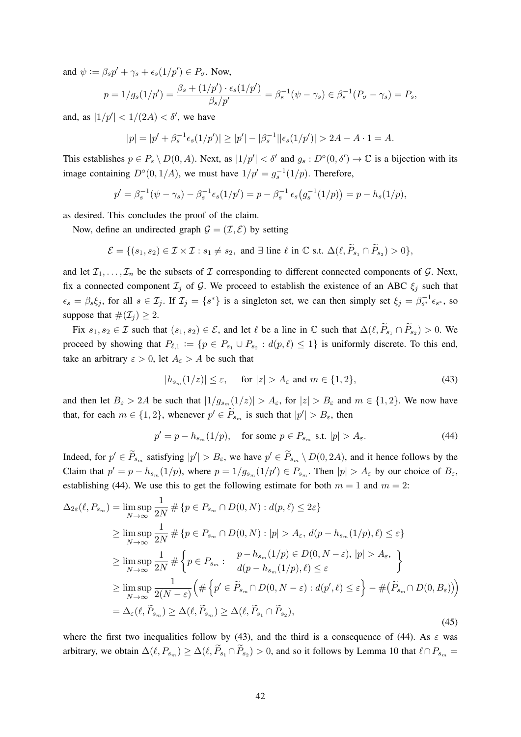and $\psi := \beta_s p' + \gamma_s + \epsilon_s(1/p') \in P_\sigma$. Now,

$$p = 1/g_s(1/p') = \frac{\beta_s + (1/p')\cdot \epsilon_s(1/p')}{\beta_s/p'} = \beta_s^{-1}(\psi - \gamma_s) \in \beta_s^{-1}(P_\sigma - \gamma_s) = P_s,$$

and, as $|1/p'| < 1/(2A) < \delta'$, we have

$$|p| = |p' + \beta_s^{-1}\epsilon_s(1/p')| \geq |p'| - |\beta_s^{-1}||\epsilon_s(1/p')| > 2A - A \cdot 1 = A.$$

This establishes $p \in P_s \setminus D(0, A)$. Next, as $|1/p'| < \delta'$ and $g_s : D^\circ(0, \delta') \to \mathbb{C}$ is a bijection with its image containing $D^\circ(0, 1/A)$, we must have $1/p' = g_s^{-1}(1/p)$. Therefore,

$$p' = \beta_s^{-1}(\psi - \gamma_s) - \beta_s^{-1}\epsilon_s(1/p') = p - \beta_s^{-1}\,\epsilon_s\big(g_s^{-1}(1/p)\big) = p - h_s(1/p),$$

as desired. This concludes the proof of the claim.

Now, define an undirected graph $\mathcal{G} = (\mathcal{I}, \mathcal{E})$ by setting

$$\mathcal{E} = \{(s_1, s_2) \in \mathcal{I} \times \mathcal{I} : s_1 \neq s_2, \text{ and } \exists \text{ line } \ell \text{ in } \mathbb{C} \text{ s.t. } \Delta(\ell, \widetilde{P}_{s_1} \cap \widetilde{P}_{s_2}) > 0\},$$

and let $\mathcal{I}_1, \ldots, \mathcal{I}_n$ be the subsets of $\mathcal{I}$ corresponding to different connected components of $\mathcal{G}$. Next, fix a connected component $\mathcal{I}_j$ of $\mathcal{G}$. We proceed to establish the existence of an ABC $\xi_j$ such that $\epsilon_s = \beta_s \xi_j$, for all $s \in \mathcal{I}_j$. If $\mathcal{I}_j = \{s^*\}$ is a singleton set, we can then simply set $\xi_j = \beta_{s^*}^{-1}\epsilon_{s^*}$, so suppose that $\#(\mathcal{I}_j) \geq 2$.

Fix $s_1, s_2 \in \mathcal{I}$ such that $(s_1, s_2) \in \mathcal{E}$, and let $\ell$ be a line in $\mathbb{C}$ such that $\Delta(\ell, \widetilde{P}_{s_1} \cap \widetilde{P}_{s_2}) > 0$. We proceed by showing that $P_{\ell,1} := \{p \in P_{s_1} \cup P_{s_2} : d(p, \ell) \leq 1\}$ is uniformly discrete. To this end, take an arbitrary $\varepsilon > 0$, let $A_\varepsilon > A$ be such that

$$|h_{s_m}(1/z)| \leq \varepsilon, \quad \text{ for } |z| > A_\varepsilon \text{ and } m \in \{1, 2\}, \tag{43}$$

and then let $B_\varepsilon > 2A$ be such that $|1/g_{s_m}(1/z)| > A_\varepsilon$, for $|z| > B_\varepsilon$ and $m \in \{1, 2\}$. We now have that, for each $m \in \{1, 2\}$, whenever $p' \in \widetilde{P}_{s_m}$ is such that $|p'| > B_\varepsilon$, then

$$p' = p - h_{s_m}(1/p), \quad \text{for some } p \in P_{s_m} \text{ s.t. } |p| > A_\varepsilon. \tag{44}$$

Indeed, for $p' \in \widetilde{P}_{s_m}$ satisfying $|p'| > B_\varepsilon$, we have $p' \in \widetilde{P}_{s_m} \setminus D(0, 2A)$, and it hence follows by the Claim that $p' = p - h_{s_m}(1/p)$, where $p = 1/g_{s_m}(1/p') \in P_{s_m}$. Then $|p| > A_\varepsilon$ by our choice of $B_\varepsilon$, establishing (44). We use this to get the following estimate for both $m = 1$ and $m = 2$:

$$\begin{aligned}
\Delta_{2\varepsilon}(\ell, P_{s_m}) &= \limsup_{N\to\infty} \frac{1}{2N}\,\#\{p \in P_{s_m} \cap D(0, N) : d(p, \ell) \leq 2\varepsilon\} \\
&\geq \limsup_{N\to\infty} \frac{1}{2N}\,\#\{p \in P_{s_m} \cap D(0, N) : |p| > A_\varepsilon,\ d(p - h_{s_m}(1/p), \ell) \leq \varepsilon\} \\
&\geq \limsup_{N\to\infty} \frac{1}{2N}\,\#\left\{p \in P_{s_m} : \begin{array}{l} p - h_{s_m}(1/p) \in D(0, N - \varepsilon),\ |p| > A_\varepsilon, \\ d(p - h_{s_m}(1/p), \ell) \leq \varepsilon \end{array}\right\} \\
&\geq \limsup_{N\to\infty} \frac{1}{2(N - \varepsilon)}\Big(\#\left\{p' \in \widetilde{P}_{s_m} \cap D(0, N - \varepsilon) : d(p', \ell) \leq \varepsilon\right\} - \#\big(\widetilde{P}_{s_m} \cap D(0, B_\varepsilon)\big)\Big) \\
&= \Delta_\varepsilon(\ell, \widetilde{P}_{s_m}) \geq \Delta(\ell, \widetilde{P}_{s_m}) \geq \Delta(\ell, \widetilde{P}_{s_1} \cap \widetilde{P}_{s_2}),
\end{aligned} \tag{45}$$

where the first two inequalities follow by (43), and the third is a consequence of (44). As $\varepsilon$ was arbitrary, we obtain $\Delta(\ell, P_{s_m}) \geq \Delta(\ell, \widetilde{P}_{s_1} \cap \widetilde{P}_{s_2}) > 0$, and so it follows by Lemma 10 that $\ell \cap P_{s_m} =$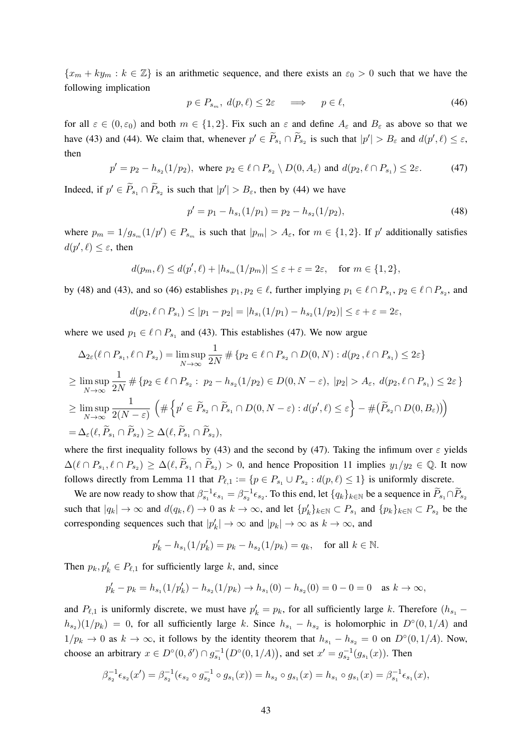$\{x_m + ky_m : k \in \mathbb{Z}\}$ is an arithmetic sequence, and there exists an $\varepsilon_0 > 0$ such that we have the following implication

$$p \in P_{s_m},\ d(p,\ell) \le 2\varepsilon \quad \Longrightarrow \quad p \in \ell, \tag{46}$$

for all $\varepsilon \in (0, \varepsilon_0)$ and both $m \in \{1, 2\}$. Fix such an $\varepsilon$ and define $A_\varepsilon$ and $B_\varepsilon$ as above so that we have (43) and (44). We claim that, whenever $p' \in \widetilde{P}_{s_1} \cap \widetilde{P}_{s_2}$ is such that $|p'| > B_\varepsilon$ and $d(p', \ell) \le \varepsilon$, then

$$p' = p_2 - h_{s_2}(1/p_2),\ \text{ where } p_2 \in \ell \cap P_{s_2} \setminus D(0, A_\varepsilon) \text{ and } d(p_2, \ell \cap P_{s_1}) \le 2\varepsilon. \tag{47}$$

Indeed, if $p' \in \widetilde{P}_{s_1} \cap \widetilde{P}_{s_2}$ is such that $|p'| > B_\varepsilon$, then by (44) we have

$$p' = p_1 - h_{s_1}(1/p_1) = p_2 - h_{s_2}(1/p_2), \tag{48}$$

where $p_m = 1/g_{s_m}(1/p') \in P_{s_m}$ is such that $|p_m| > A_\varepsilon$, for $m \in \{1, 2\}$. If $p'$ additionally satisfies $d(p', \ell) \le \varepsilon$, then

$$d(p_m, \ell) \le d(p', \ell) + |h_{s_m}(1/p_m)| \le \varepsilon + \varepsilon = 2\varepsilon, \quad \text{for } m \in \{1, 2\},$$

by (48) and (43), and so (46) establishes $p_1, p_2 \in \ell$, further implying $p_1 \in \ell \cap P_{s_1}$, $p_2 \in \ell \cap P_{s_2}$, and

$$d(p_2, \ell \cap P_{s_1}) \le |p_1 - p_2| = |h_{s_1}(1/p_1) - h_{s_2}(1/p_2)| \le \varepsilon + \varepsilon = 2\varepsilon,$$

where we used $p_1 \in \ell \cap P_{s_1}$ and (43). This establishes (47). We now argue

$$\begin{aligned}
&\Delta_{2\varepsilon}(\ell \cap P_{s_1}, \ell \cap P_{s_2}) = \limsup_{N \to \infty} \frac{1}{2N} \# \{p_2 \in \ell \cap P_{s_2} \cap D(0, N) : d(p_2\,, \ell \cap P_{s_1}) \le 2\varepsilon\} \\
&\ge \limsup_{N \to \infty} \frac{1}{2N} \# \{p_2 \in \ell \cap P_{s_2} :\ p_2 - h_{s_2}(1/p_2) \in D(0, N - \varepsilon),\ |p_2| > A_\varepsilon,\ d(p_2, \ell \cap P_{s_1}) \le 2\varepsilon\} \\
&\ge \limsup_{N \to \infty} \frac{1}{2(N - \varepsilon)} \left( \# \left\{ p' \in \widetilde{P}_{s_2} \cap \widetilde{P}_{s_1} \cap D(0, N - \varepsilon) : d(p', \ell) \le \varepsilon \right\} - \# \big( \widetilde{P}_{s_2} \cap D(0, B_\varepsilon) \big) \right) \\
&= \Delta_\varepsilon(\ell, \widetilde{P}_{s_1} \cap \widetilde{P}_{s_2}) \ge \Delta(\ell, \widetilde{P}_{s_1} \cap \widetilde{P}_{s_2}),
\end{aligned}$$

where the first inequality follows by (43) and the second by (47). Taking the infimum over $\varepsilon$ yields $\Delta(\ell \cap P_{s_1}, \ell \cap P_{s_2}) \ge \Delta(\ell, \widetilde{P}_{s_1} \cap \widetilde{P}_{s_2}) > 0$, and hence Proposition 11 implies $y_1/y_2 \in \mathbb{Q}$. It now follows directly from Lemma 11 that $P_{\ell,1} := \{p \in P_{s_1} \cup P_{s_2} : d(p, \ell) \le 1\}$ is uniformly discrete.

We are now ready to show that $\beta_{s_1}^{-1} \epsilon_{s_1} = \beta_{s_2}^{-1} \epsilon_{s_2}$. To this end, let $\{q_k\}_{k \in \mathbb{N}}$ be a sequence in $\widetilde{P}_{s_1} \cap \widetilde{P}_{s_2}$ such that $|q_k| \to \infty$ and $d(q_k, \ell) \to 0$ as $k \to \infty$, and let $\{p'_k\}_{k \in \mathbb{N}} \subset P_{s_1}$ and $\{p_k\}_{k \in \mathbb{N}} \subset P_{s_2}$ be the corresponding sequences such that $|p'_k| \to \infty$ and $|p_k| \to \infty$ as $k \to \infty$, and

$$p'_k - h_{s_1}(1/p'_k) = p_k - h_{s_2}(1/p_k) = q_k, \quad \text{for all } k \in \mathbb{N}.$$

Then $p_k, p'_k \in P_{\ell,1}$ for sufficiently large $k$, and, since

$$p'_k - p_k = h_{s_1}(1/p'_k) - h_{s_2}(1/p_k) \to h_{s_1}(0) - h_{s_2}(0) = 0 - 0 = 0 \quad \text{as } k \to \infty,$$

and $P_{\ell,1}$ is uniformly discrete, we must have $p'_k = p_k$, for all sufficiently large $k$. Therefore $(h_{s_1} - h_{s_2})(1/p_k) = 0$, for all sufficiently large $k$. Since $h_{s_1} - h_{s_2}$ is holomorphic in $D^\circ(0, 1/A)$ and $1/p_k \to 0$ as $k \to \infty$, it follows by the identity theorem that $h_{s_1} - h_{s_2} = 0$ on $D^\circ(0, 1/A)$. Now, choose an arbitrary $x \in D^\circ(0, \delta') \cap g_{s_1}^{-1}\big(D^\circ(0, 1/A)\big)$, and set $x' = g_{s_2}^{-1}(g_{s_1}(x))$. Then

$$\beta_{s_2}^{-1} \epsilon_{s_2}(x') = \beta_{s_2}^{-1}(\epsilon_{s_2} \circ g_{s_2}^{-1} \circ g_{s_1}(x)) = h_{s_2} \circ g_{s_1}(x) = h_{s_1} \circ g_{s_1}(x) = \beta_{s_1}^{-1} \epsilon_{s_1}(x),$$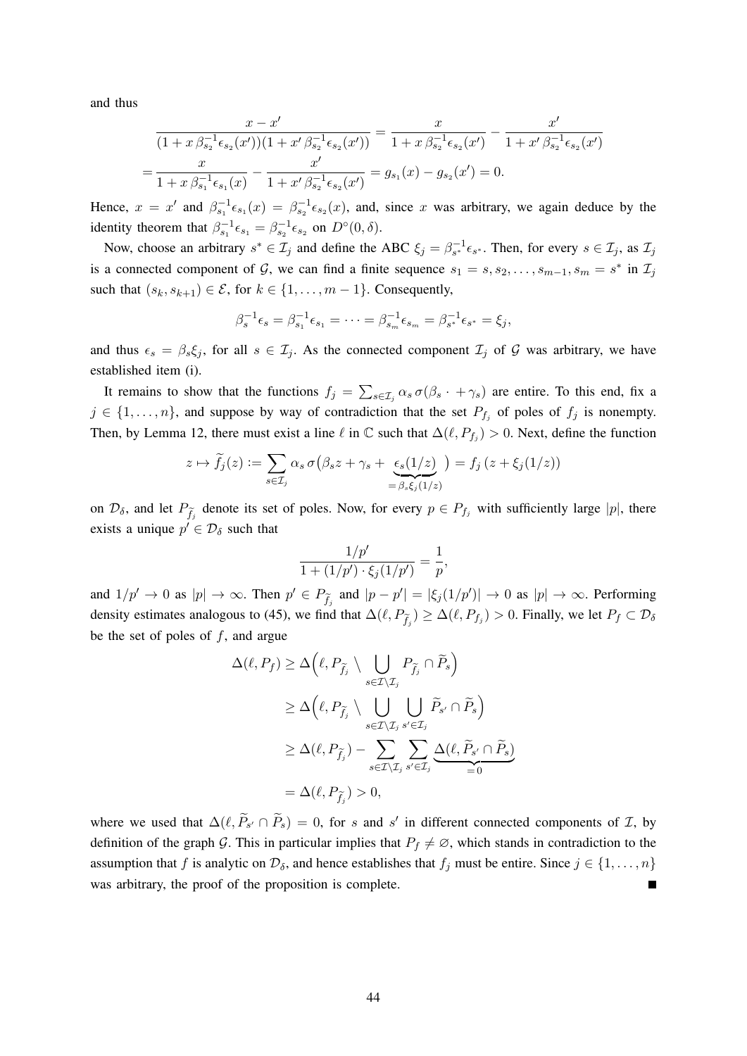and thus

$$
\begin{aligned}
&\frac{x - x'}{(1 + x\,\beta_{s_2}^{-1}\epsilon_{s_2}(x'))(1 + x'\,\beta_{s_2}^{-1}\epsilon_{s_2}(x'))} = \frac{x}{1 + x\,\beta_{s_2}^{-1}\epsilon_{s_2}(x')} - \frac{x'}{1 + x'\,\beta_{s_2}^{-1}\epsilon_{s_2}(x')} \\
=&\frac{x}{1 + x\,\beta_{s_1}^{-1}\epsilon_{s_1}(x)} - \frac{x'}{1 + x'\,\beta_{s_2}^{-1}\epsilon_{s_2}(x')} = g_{s_1}(x) - g_{s_2}(x') = 0.
\end{aligned}
$$

Hence, $x = x'$ and $\beta_{s_1}^{-1}\epsilon_{s_1}(x) = \beta_{s_2}^{-1}\epsilon_{s_2}(x)$, and, since $x$ was arbitrary, we again deduce by the identity theorem that $\beta_{s_1}^{-1}\epsilon_{s_1} = \beta_{s_2}^{-1}\epsilon_{s_2}$ on $D^\circ(0, \delta)$.

Now, choose an arbitrary $s^* \in \mathcal{I}_j$ and define the ABC $\xi_j = \beta_{s^*}^{-1}\epsilon_{s^*}$. Then, for every $s \in \mathcal{I}_j$, as $\mathcal{I}_j$ is a connected component of $\mathcal{G}$, we can find a finite sequence $s_1 = s, s_2, \ldots, s_{m-1}, s_m = s^*$ in $\mathcal{I}_j$ such that $(s_k, s_{k+1}) \in \mathcal{E}$, for $k \in \{1, \ldots, m-1\}$. Consequently,

$$
\beta_s^{-1}\epsilon_s = \beta_{s_1}^{-1}\epsilon_{s_1} = \cdots = \beta_{s_m}^{-1}\epsilon_{s_m} = \beta_{s^*}^{-1}\epsilon_{s^*} = \xi_j,
$$

and thus $\epsilon_s = \beta_s \xi_j$, for all $s \in \mathcal{I}_j$. As the connected component $\mathcal{I}_j$ of $\mathcal{G}$ was arbitrary, we have established item (i).

It remains to show that the functions $f_j = \sum_{s \in \mathcal{I}_j} \alpha_s\, \sigma(\beta_s \cdot + \gamma_s)$ are entire. To this end, fix a $j \in \{1, \ldots, n\}$, and suppose by way of contradiction that the set $P_{f_j}$ of poles of $f_j$ is nonempty. Then, by Lemma 12, there must exist a line $\ell$ in $\mathbb{C}$ such that $\Delta(\ell, P_{f_j}) > 0$. Next, define the function

$$
z \mapsto \widetilde{f}_j(z) := \sum_{s \in \mathcal{I}_j} \alpha_s\, \sigma\big(\beta_s z + \gamma_s + \underbrace{\epsilon_s(1/z)}_{= \beta_s \xi_j(1/z)}\big) = f_j\left(z + \xi_j(1/z)\right)
$$

on $\mathcal{D}_\delta$, and let $P_{\widetilde{f}_j}$ denote its set of poles. Now, for every $p \in P_{f_j}$ with sufficiently large $|p|$, there exists a unique $p' \in \mathcal{D}_\delta$ such that

$$
\frac{1/p'}{1 + (1/p') \cdot \xi_j(1/p')} = \frac{1}{p},
$$

and $1/p' \to 0$ as $|p| \to \infty$. Then $p' \in P_{\widetilde{f}_j}$ and $|p - p'| = |\xi_j(1/p')| \to 0$ as $|p| \to \infty$. Performing density estimates analogous to (45), we find that $\Delta(\ell, P_{\widetilde{f}_j}) \geq \Delta(\ell, P_{f_j}) > 0$. Finally, we let $P_f \subset \mathcal{D}_\delta$ be the set of poles of $f$, and argue

$$
\begin{aligned}
\Delta(\ell, P_f) &\geq \Delta\Big(\ell, P_{\widetilde{f}_j} \setminus \bigcup_{s \in \mathcal{I} \setminus \mathcal{I}_j} P_{\widetilde{f}_j} \cap \widetilde{P}_s\Big) \\
&\geq \Delta\Big(\ell, P_{\widetilde{f}_j} \setminus \bigcup_{s \in \mathcal{I} \setminus \mathcal{I}_j} \bigcup_{s' \in \mathcal{I}_j} \widetilde{P}_{s'} \cap \widetilde{P}_s\Big) \\
&\geq \Delta(\ell, P_{\widetilde{f}_j}) - \sum_{s \in \mathcal{I} \setminus \mathcal{I}_j} \sum_{s' \in \mathcal{I}_j} \underbrace{\Delta(\ell, \widetilde{P}_{s'} \cap \widetilde{P}_s)}_{= 0} \\
&= \Delta(\ell, P_{\widetilde{f}_j}) > 0,
\end{aligned}
$$

where we used that $\Delta(\ell, \widetilde{P}_{s'} \cap \widetilde{P}_s) = 0$, for $s$ and $s'$ in different connected components of $\mathcal{I}$, by definition of the graph $\mathcal{G}$. This in particular implies that $P_f \neq \varnothing$, which stands in contradiction to the assumption that $f$ is analytic on $\mathcal{D}_\delta$, and hence establishes that $f_j$ must be entire. Since $j \in \{1, \ldots, n\}$ was arbitrary, the proof of the proposition is complete. ∎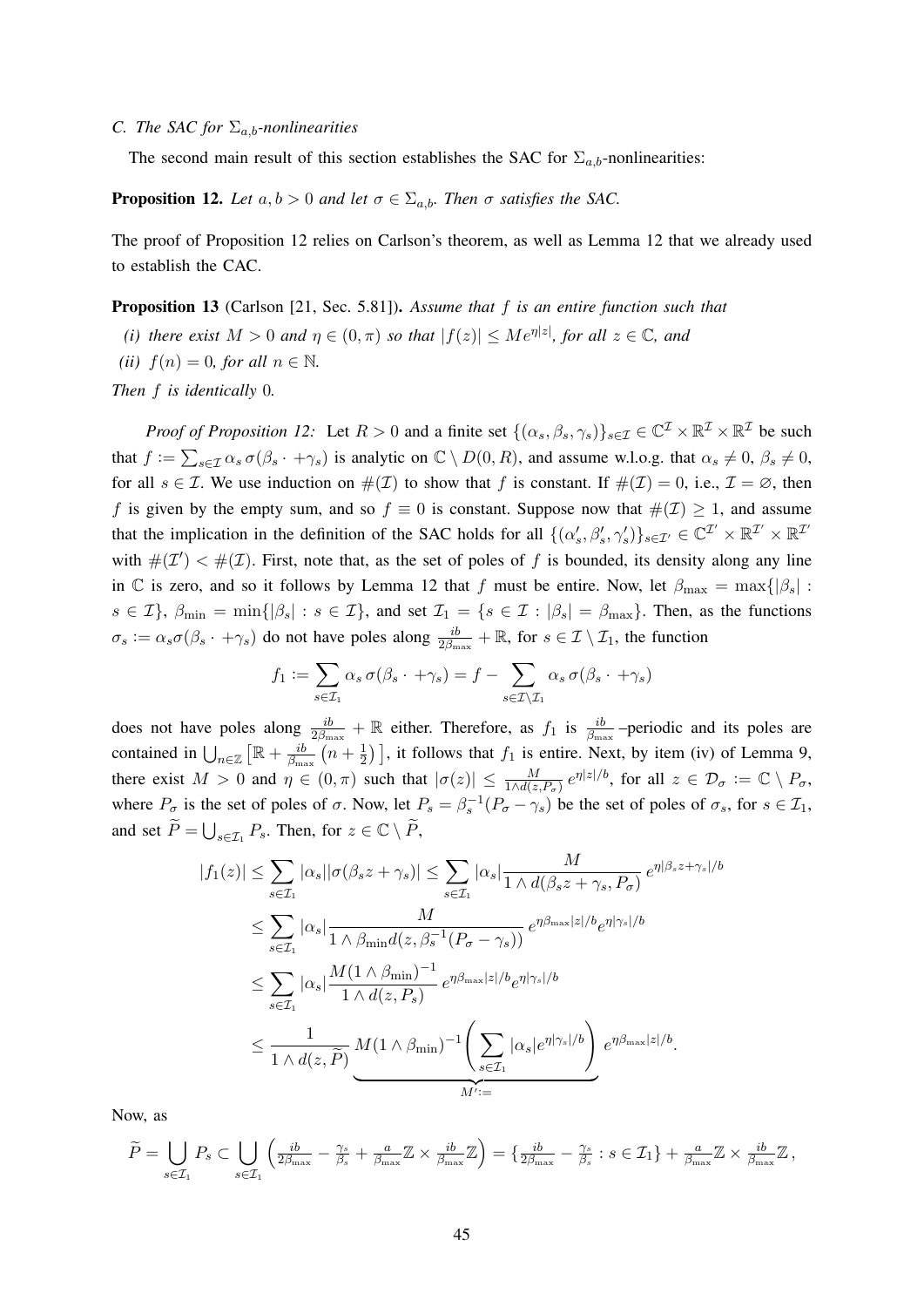### *C. The SAC for $\Sigma_{a,b}$-nonlinearities*

The second main result of this section establishes the SAC for $\Sigma_{a,b}$-nonlinearities:

**Proposition 12.** *Let $a, b > 0$ and let $\sigma \in \Sigma_{a,b}$. Then $\sigma$ satisfies the SAC.*

The proof of Proposition 12 relies on Carlson's theorem, as well as Lemma 12 that we already used to establish the CAC.

**Proposition 13** (Carlson [21, Sec. 5.81])**.** *Assume that $f$ is an entire function such that*

*(i) there exist $M > 0$ and $\eta \in (0, \pi)$ so that $|f(z)| \leq Me^{\eta|z|}$, for all $z \in \mathbb{C}$, and*

*(ii) $f(n) = 0$, for all $n \in \mathbb{N}$.*

*Then $f$ is identically $0$.*

*Proof of Proposition 12:* Let $R > 0$ and a finite set $\{(\alpha_s, \beta_s, \gamma_s)\}_{s\in\mathcal{I}} \in \mathbb{C}^{\mathcal{I}} \times \mathbb{R}^{\mathcal{I}} \times \mathbb{R}^{\mathcal{I}}$ be such that $f := \sum_{s\in\mathcal{I}} \alpha_s\, \sigma(\beta_s \cdot +\gamma_s)$ is analytic on $\mathbb{C} \setminus D(0, R)$, and assume w.l.o.g. that $\alpha_s \neq 0$, $\beta_s \neq 0$, for all $s \in \mathcal{I}$. We use induction on $\#(\mathcal{I})$ to show that $f$ is constant. If $\#(\mathcal{I}) = 0$, i.e., $\mathcal{I} = \varnothing$, then $f$ is given by the empty sum, and so $f \equiv 0$ is constant. Suppose now that $\#(\mathcal{I}) \geq 1$, and assume that the implication in the definition of the SAC holds for all $\{(\alpha'_s, \beta'_s, \gamma'_s)\}_{s\in\mathcal{I}'} \in \mathbb{C}^{\mathcal{I}'} \times \mathbb{R}^{\mathcal{I}'} \times \mathbb{R}^{\mathcal{I}'}$ with $\#(\mathcal{I}') < \#(\mathcal{I})$. First, note that, as the set of poles of $f$ is bounded, its density along any line in $\mathbb{C}$ is zero, and so it follows by Lemma 12 that $f$ must be entire. Now, let $\beta_{\max} = \max\{|\beta_s| : s \in \mathcal{I}\}$, $\beta_{\min} = \min\{|\beta_s| : s \in \mathcal{I}\}$, and set $\mathcal{I}_1 = \{s \in \mathcal{I} : |\beta_s| = \beta_{\max}\}$. Then, as the functions $\sigma_s := \alpha_s\sigma(\beta_s \cdot +\gamma_s)$ do not have poles along $\frac{ib}{2\beta_{\max}} + \mathbb{R}$, for $s \in \mathcal{I} \setminus \mathcal{I}_1$, the function

$$f_1 := \sum_{s\in\mathcal{I}_1} \alpha_s\, \sigma(\beta_s \cdot +\gamma_s) = f - \sum_{s\in\mathcal{I}\setminus\mathcal{I}_1} \alpha_s\, \sigma(\beta_s \cdot +\gamma_s)$$

does not have poles along $\frac{ib}{2\beta_{\max}} + \mathbb{R}$ either. Therefore, as $f_1$ is $\frac{ib}{\beta_{\max}}$–periodic and its poles are contained in $\bigcup_{n\in\mathbb{Z}} \left[\mathbb{R} + \frac{ib}{\beta_{\max}}\left(n + \frac{1}{2}\right)\right]$, it follows that $f_1$ is entire. Next, by item (iv) of Lemma 9, there exist $M > 0$ and $\eta \in (0, \pi)$ such that $|\sigma(z)| \leq \frac{M}{1\wedge d(z,P_\sigma)}\, e^{\eta|z|/b}$, for all $z \in \mathcal{D}_\sigma := \mathbb{C} \setminus P_\sigma$, where $P_\sigma$ is the set of poles of $\sigma$. Now, let $P_s = \beta_s^{-1}(P_\sigma - \gamma_s)$ be the set of poles of $\sigma_s$, for $s \in \mathcal{I}_1$, and set $\widetilde{P} = \bigcup_{s\in\mathcal{I}_1} P_s$. Then, for $z \in \mathbb{C} \setminus \widetilde{P}$,

$$\begin{aligned}
|f_1(z)| &\leq \sum_{s\in\mathcal{I}_1} |\alpha_s||\sigma(\beta_s z + \gamma_s)| \leq \sum_{s\in\mathcal{I}_1} |\alpha_s| \frac{M}{1 \wedge d(\beta_s z + \gamma_s, P_\sigma)}\, e^{\eta|\beta_s z+\gamma_s|/b} \\
&\leq \sum_{s\in\mathcal{I}_1} |\alpha_s| \frac{M}{1 \wedge \beta_{\min} d(z, \beta_s^{-1}(P_\sigma - \gamma_s))}\, e^{\eta\beta_{\max}|z|/b} e^{\eta|\gamma_s|/b} \\
&\leq \sum_{s\in\mathcal{I}_1} |\alpha_s| \frac{M(1 \wedge \beta_{\min})^{-1}}{1 \wedge d(z, P_s)}\, e^{\eta\beta_{\max}|z|/b} e^{\eta|\gamma_s|/b} \\
&\leq \frac{1}{1 \wedge d(z, \widetilde{P})} \underbrace{M(1 \wedge \beta_{\min})^{-1} \left( \sum_{s\in\mathcal{I}_1} |\alpha_s| e^{\eta|\gamma_s|/b} \right)}_{M' :=} e^{\eta\beta_{\max}|z|/b}.
\end{aligned}$$

Now, as

$$\widetilde{P} = \bigcup_{s\in\mathcal{I}_1} P_s \subset \bigcup_{s\in\mathcal{I}_1} \left( \tfrac{ib}{2\beta_{\max}} - \tfrac{\gamma_s}{\beta_s} + \tfrac{a}{\beta_{\max}}\mathbb{Z} \times \tfrac{ib}{\beta_{\max}}\mathbb{Z} \right) = \left\{ \tfrac{ib}{2\beta_{\max}} - \tfrac{\gamma_s}{\beta_s} : s \in \mathcal{I}_1 \right\} + \tfrac{a}{\beta_{\max}}\mathbb{Z} \times \tfrac{ib}{\beta_{\max}}\mathbb{Z}\,,$$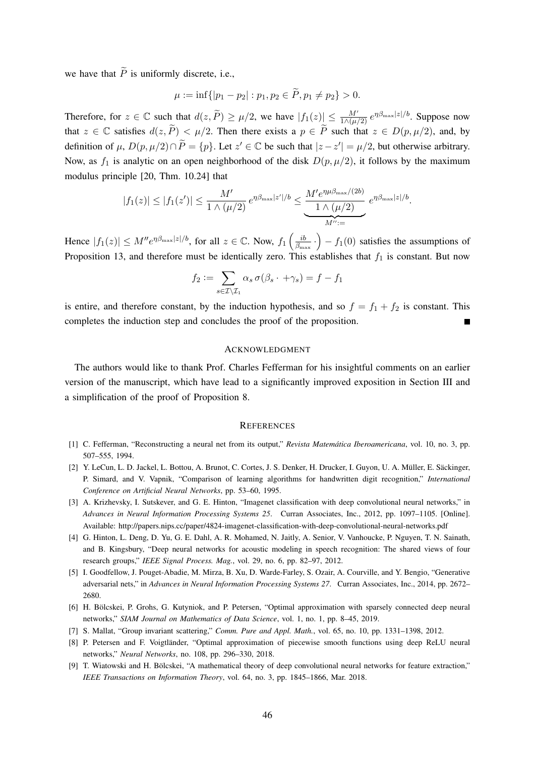we have that $\widetilde{P}$ is uniformly discrete, i.e.,

$$\mu := \inf\{|p_1 - p_2| : p_1, p_2 \in \widetilde{P}, p_1 \neq p_2\} > 0.$$

Therefore, for $z \in \mathbb{C}$ such that $d(z, \widetilde{P}) \geq \mu/2$, we have $|f_1(z)| \leq \frac{M'}{1 \wedge (\mu/2)} e^{\eta \beta_{\max}|z|/b}$. Suppose now that $z \in \mathbb{C}$ satisfies $d(z, \widetilde{P}) < \mu/2$. Then there exists a $p \in \widetilde{P}$ such that $z \in D(p, \mu/2)$, and, by definition of $\mu$, $D(p, \mu/2) \cap \widetilde{P} = \{p\}$. Let $z' \in \mathbb{C}$ be such that $|z - z'| = \mu/2$, but otherwise arbitrary. Now, as $f_1$ is analytic on an open neighborhood of the disk $D(p, \mu/2)$, it follows by the maximum modulus principle [20, Thm. 10.24] that

$$|f_1(z)| \leq |f_1(z')| \leq \frac{M'}{1 \wedge (\mu/2)} e^{\eta \beta_{\max}|z'|/b} \leq \underbrace{\frac{M' e^{\eta \mu \beta_{\max}/(2b)}}{1 \wedge (\mu/2)}}_{M'' :=} e^{\eta \beta_{\max}|z|/b}.$$

Hence $|f_1(z)| \leq M'' e^{\eta \beta_{\max}|z|/b}$, for all $z \in \mathbb{C}$. Now, $f_1\left(\frac{ib}{\beta_{\max}} \cdot\right) - f_1(0)$ satisfies the assumptions of Proposition 13, and therefore must be identically zero. This establishes that $f_1$ is constant. But now

$$f_2 := \sum_{s \in \mathcal{I} \setminus \mathcal{I}_1} \alpha_s \, \sigma(\beta_s \cdot + \gamma_s) = f - f_1$$

is entire, and therefore constant, by the induction hypothesis, and so $f = f_1 + f_2$ is constant. This completes the induction step and concludes the proof of the proposition. ■

## Acknowledgment

The authors would like to thank Prof. Charles Fefferman for his insightful comments on an earlier version of the manuscript, which have lead to a significantly improved exposition in Section III and a simplification of the proof of Proposition 8.

## References

[1] C. Fefferman, "Reconstructing a neural net from its output," *Revista Matemática Iberoamericana*, vol. 10, no. 3, pp. 507–555, 1994.

[2] Y. LeCun, L. D. Jackel, L. Bottou, A. Brunot, C. Cortes, J. S. Denker, H. Drucker, I. Guyon, U. A. Müller, E. Säckinger, P. Simard, and V. Vapnik, "Comparison of learning algorithms for handwritten digit recognition," *International Conference on Artificial Neural Networks*, pp. 53–60, 1995.

[3] A. Krizhevsky, I. Sutskever, and G. E. Hinton, "Imagenet classification with deep convolutional neural networks," in *Advances in Neural Information Processing Systems 25*. Curran Associates, Inc., 2012, pp. 1097–1105. [Online]. Available: http://papers.nips.cc/paper/4824-imagenet-classification-with-deep-convolutional-neural-networks.pdf

[4] G. Hinton, L. Deng, D. Yu, G. E. Dahl, A. R. Mohamed, N. Jaitly, A. Senior, V. Vanhoucke, P. Nguyen, T. N. Sainath, and B. Kingsbury, "Deep neural networks for acoustic modeling in speech recognition: The shared views of four research groups," *IEEE Signal Process. Mag.*, vol. 29, no. 6, pp. 82–97, 2012.

[5] I. Goodfellow, J. Pouget-Abadie, M. Mirza, B. Xu, D. Warde-Farley, S. Ozair, A. Courville, and Y. Bengio, "Generative adversarial nets," in *Advances in Neural Information Processing Systems 27*. Curran Associates, Inc., 2014, pp. 2672–2680.

[6] H. Bölcskei, P. Grohs, G. Kutyniok, and P. Petersen, "Optimal approximation with sparsely connected deep neural networks," *SIAM Journal on Mathematics of Data Science*, vol. 1, no. 1, pp. 8–45, 2019.

[7] S. Mallat, "Group invariant scattering," *Comm. Pure and Appl. Math.*, vol. 65, no. 10, pp. 1331–1398, 2012.

[8] P. Petersen and F. Voigtländer, "Optimal approximation of piecewise smooth functions using deep ReLU neural networks," *Neural Networks*, no. 108, pp. 296–330, 2018.

[9] T. Wiatowski and H. Bölcskei, "A mathematical theory of deep convolutional neural networks for feature extraction," *IEEE Transactions on Information Theory*, vol. 64, no. 3, pp. 1845–1866, Mar. 2018.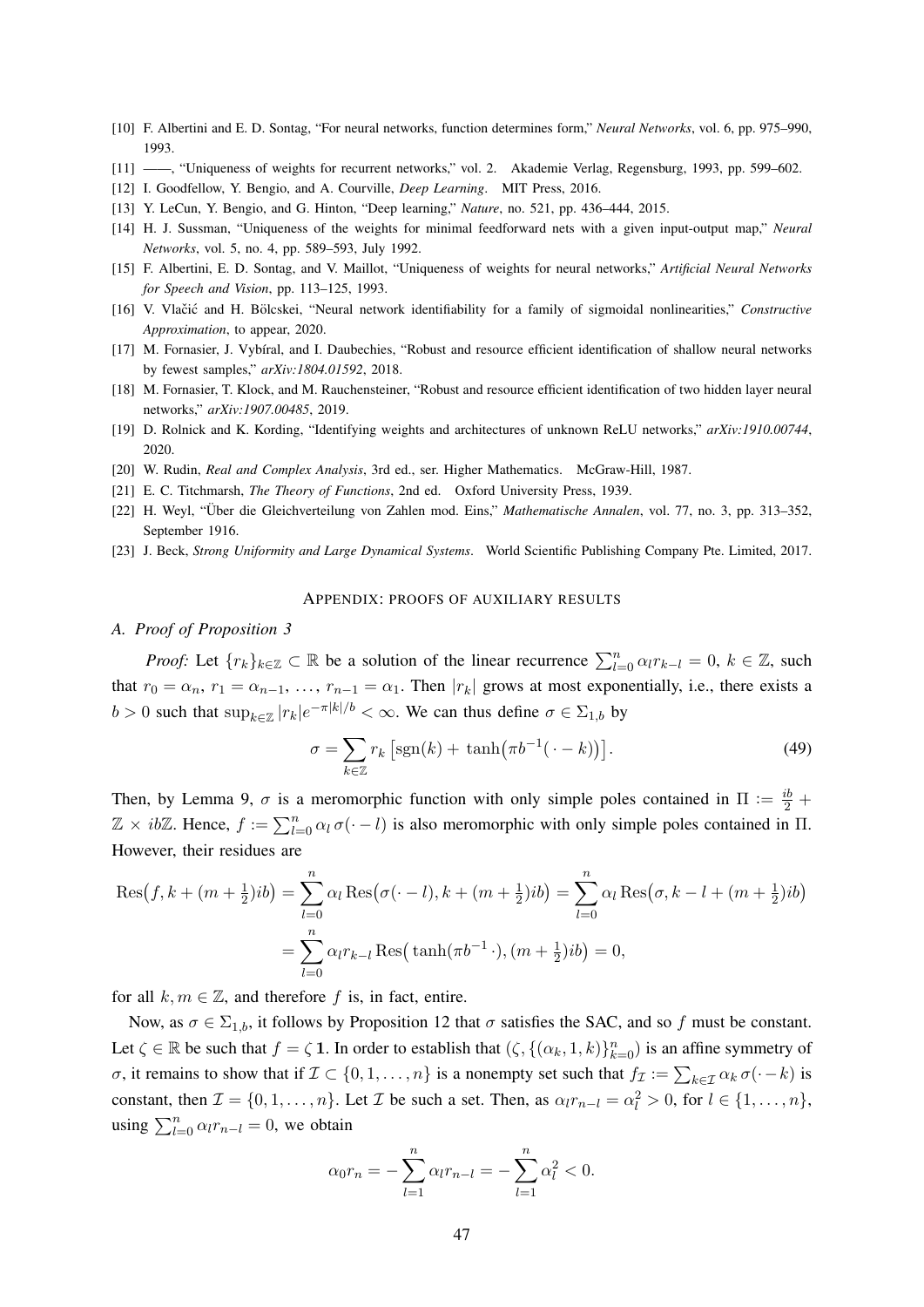[10] F. Albertini and E. D. Sontag, "For neural networks, function determines form," *Neural Networks*, vol. 6, pp. 975–990, 1993.

[11] ——, "Uniqueness of weights for recurrent networks," vol. 2. Akademie Verlag, Regensburg, 1993, pp. 599–602.

[12] I. Goodfellow, Y. Bengio, and A. Courville, *Deep Learning*. MIT Press, 2016.

[13] Y. LeCun, Y. Bengio, and G. Hinton, "Deep learning," *Nature*, no. 521, pp. 436–444, 2015.

[14] H. J. Sussman, "Uniqueness of the weights for minimal feedforward nets with a given input-output map," *Neural Networks*, vol. 5, no. 4, pp. 589–593, July 1992.

[15] F. Albertini, E. D. Sontag, and V. Maillot, "Uniqueness of weights for neural networks," *Artificial Neural Networks for Speech and Vision*, pp. 113–125, 1993.

[16] V. Vlačić and H. Bölcskei, "Neural network identifiability for a family of sigmoidal nonlinearities," *Constructive Approximation*, to appear, 2020.

[17] M. Fornasier, J. Vybíral, and I. Daubechies, "Robust and resource efficient identification of shallow neural networks by fewest samples," *arXiv:1804.01592*, 2018.

[18] M. Fornasier, T. Klock, and M. Rauchensteiner, "Robust and resource efficient identification of two hidden layer neural networks," *arXiv:1907.00485*, 2019.

[19] D. Rolnick and K. Kording, "Identifying weights and architectures of unknown ReLU networks," *arXiv:1910.00744*, 2020.

[20] W. Rudin, *Real and Complex Analysis*, 3rd ed., ser. Higher Mathematics. McGraw-Hill, 1987.

[21] E. C. Titchmarsh, *The Theory of Functions*, 2nd ed. Oxford University Press, 1939.

[22] H. Weyl, "Über die Gleichverteilung von Zahlen mod. Eins," *Mathematische Annalen*, vol. 77, no. 3, pp. 313–352, September 1916.

[23] J. Beck, *Strong Uniformity and Large Dynamical Systems*. World Scientific Publishing Company Pte. Limited, 2017.

## Appendix: proofs of auxiliary results

### A. Proof of Proposition 3

*Proof:* Let $\{r_k\}_{k\in\mathbb{Z}} \subset \mathbb{R}$ be a solution of the linear recurrence $\sum_{l=0}^{n} \alpha_l r_{k-l} = 0$, $k \in \mathbb{Z}$, such that $r_0 = \alpha_n$, $r_1 = \alpha_{n-1}$, $\ldots$, $r_{n-1} = \alpha_1$. Then $|r_k|$ grows at most exponentially, i.e., there exists a $b > 0$ such that $\sup_{k\in\mathbb{Z}} |r_k| e^{-\pi|k|/b} < \infty$. We can thus define $\sigma \in \Sigma_{1,b}$ by

$$\sigma = \sum_{k\in\mathbb{Z}} r_k \left[\operatorname{sgn}(k) + \tanh\!\big(\pi b^{-1}(\,\cdot - k)\big)\right]. \tag{49}$$

Then, by Lemma 9, $\sigma$ is a meromorphic function with only simple poles contained in $\Pi := \frac{ib}{2} + \mathbb{Z} \times ib\mathbb{Z}$. Hence, $f := \sum_{l=0}^{n} \alpha_l \, \sigma(\cdot - l)$ is also meromorphic with only simple poles contained in $\Pi$. However, their residues are

$$\begin{aligned}
\operatorname{Res}\big(f, k + (m + \tfrac{1}{2})ib\big) &= \sum_{l=0}^{n} \alpha_l \operatorname{Res}\big(\sigma(\cdot - l), k + (m + \tfrac{1}{2})ib\big) = \sum_{l=0}^{n} \alpha_l \operatorname{Res}\big(\sigma, k - l + (m + \tfrac{1}{2})ib\big) \\
&= \sum_{l=0}^{n} \alpha_l r_{k-l} \operatorname{Res}\big(\tanh(\pi b^{-1}\,\cdot), (m + \tfrac{1}{2})ib\big) = 0,
\end{aligned}$$

for all $k, m \in \mathbb{Z}$, and therefore $f$ is, in fact, entire.

Now, as $\sigma \in \Sigma_{1,b}$, it follows by Proposition 12 that $\sigma$ satisfies the SAC, and so $f$ must be constant. Let $\zeta \in \mathbb{R}$ be such that $f = \zeta\,\mathbf{1}$. In order to establish that $(\zeta, \{(\alpha_k, 1, k)\}_{k=0}^{n})$ is an affine symmetry of $\sigma$, it remains to show that if $\mathcal{I} \subset \{0, 1, \ldots, n\}$ is a nonempty set such that $f_{\mathcal{I}} := \sum_{k\in\mathcal{I}} \alpha_k \, \sigma(\cdot - k)$ is constant, then $\mathcal{I} = \{0, 1, \ldots, n\}$. Let $\mathcal{I}$ be such a set. Then, as $\alpha_l r_{n-l} = \alpha_l^2 > 0$, for $l \in \{1, \ldots, n\}$, using $\sum_{l=0}^{n} \alpha_l r_{n-l} = 0$, we obtain

$$\alpha_0 r_n = -\sum_{l=1}^{n} \alpha_l r_{n-l} = -\sum_{l=1}^{n} \alpha_l^2 < 0.$$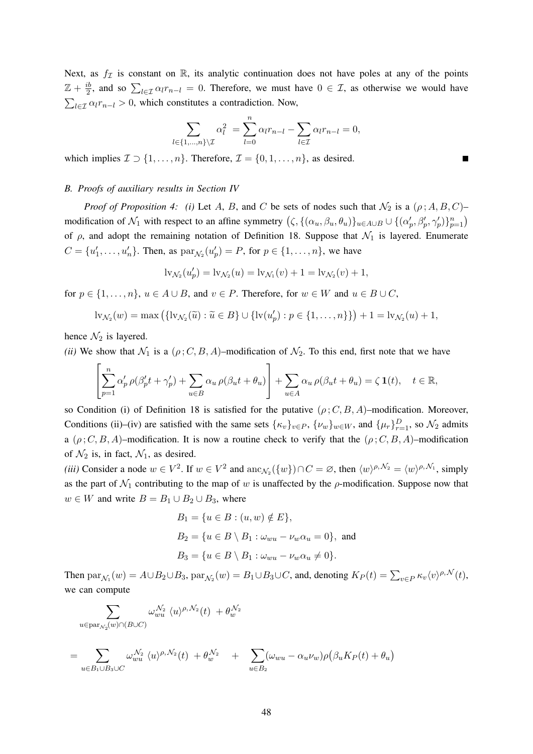Next, as $f_{\mathcal{I}}$ is constant on $\mathbb{R}$, its analytic continuation does not have poles at any of the points $\mathbb{Z} + \frac{ib}{2}$, and so $\sum_{l\in\mathcal{I}} \alpha_l r_{n-l} = 0$. Therefore, we must have $0 \in \mathcal{I}$, as otherwise we would have $\sum_{l\in\mathcal{I}} \alpha_l r_{n-l} > 0$, which constitutes a contradiction. Now,

$$\sum_{l\in\{1,\ldots,n\}\setminus\mathcal{I}} \alpha_l^2 = \sum_{l=0}^{n} \alpha_l r_{n-l} - \sum_{l\in\mathcal{I}} \alpha_l r_{n-l} = 0,$$

which implies $\mathcal{I} \supset \{1,\ldots,n\}$. Therefore, $\mathcal{I} = \{0,1,\ldots,n\}$, as desired. ■

### *B. Proofs of auxiliary results in Section IV*

*Proof of Proposition 4: (i)* Let $A$, $B$, and $C$ be sets of nodes such that $\mathcal{N}_2$ is a $(\rho\,; A, B, C)$–modification of $\mathcal{N}_1$ with respect to an affine symmetry $\big(\zeta, \{(\alpha_u, \beta_u, \theta_u)\}_{u\in A\cup B} \cup \{(\alpha'_p, \beta'_p, \gamma'_p)\}_{p=1}^{n}\big)$ of $\rho$, and adopt the remaining notation of Definition 18. Suppose that $\mathcal{N}_1$ is layered. Enumerate $C = \{u'_1, \ldots, u'_n\}$. Then, as $\mathrm{par}_{\mathcal{N}_2}(u'_p) = P$, for $p \in \{1,\ldots,n\}$, we have

$$\mathrm{lv}_{\mathcal{N}_2}(u'_p) = \mathrm{lv}_{\mathcal{N}_2}(u) = \mathrm{lv}_{\mathcal{N}_1}(v) + 1 = \mathrm{lv}_{\mathcal{N}_2}(v) + 1,$$

for $p \in \{1,\ldots,n\}$, $u \in A\cup B$, and $v \in P$. Therefore, for $w \in W$ and $u \in B \cup C$,

$$\mathrm{lv}_{\mathcal{N}_2}(w) = \max\big(\{\mathrm{lv}_{\mathcal{N}_2}(\widetilde{u}) : \widetilde{u} \in B\} \cup \{\mathrm{lv}(u'_p) : p \in \{1,\ldots,n\}\}\big) + 1 = \mathrm{lv}_{\mathcal{N}_2}(u) + 1,$$

hence $\mathcal{N}_2$ is layered.

*(ii)* We show that $\mathcal{N}_1$ is a $(\rho\,; C, B, A)$–modification of $\mathcal{N}_2$. To this end, first note that we have

$$\left[\sum_{p=1}^{n} \alpha'_p\,\rho(\beta'_p t + \gamma'_p) + \sum_{u\in B} \alpha_u\,\rho(\beta_u t + \theta_u)\right] + \sum_{u\in A} \alpha_u\,\rho(\beta_u t + \theta_u) = \zeta\,\mathbf{1}(t), \quad t \in \mathbb{R},$$

so Condition (i) of Definition 18 is satisfied for the putative $(\rho\,; C, B, A)$–modification. Moreover, Conditions (ii)–(iv) are satisfied with the same sets $\{\kappa_v\}_{v\in P}$, $\{\nu_w\}_{w\in W}$, and $\{\mu_r\}_{r=1}^{D}$, so $\mathcal{N}_2$ admits a $(\rho\,; C, B, A)$–modification. It is now a routine check to verify that the $(\rho\,; C, B, A)$–modification of $\mathcal{N}_2$ is, in fact, $\mathcal{N}_1$, as desired.

*(iii)* Consider a node $w \in V^2$. If $w \in V^2$ and $\mathrm{anc}_{\mathcal{N}_2}(\{w\}) \cap C = \varnothing$, then $\langle w\rangle^{\rho,\mathcal{N}_2} = \langle w\rangle^{\rho,\mathcal{N}_1}$, simply as the part of $\mathcal{N}_1$ contributing to the map of $w$ is unaffected by the $\rho$-modification. Suppose now that $w \in W$ and write $B = B_1 \cup B_2 \cup B_3$, where

$$B_1 = \{u \in B : (u, w) \notin E\},$$
$$B_2 = \{u \in B \setminus B_1 : \omega_{wu} - \nu_w \alpha_u = 0\}, \text{ and}$$
$$B_3 = \{u \in B \setminus B_1 : \omega_{wu} - \nu_w \alpha_u \neq 0\}.$$

Then $\mathrm{par}_{\mathcal{N}_1}(w) = A \cup B_2 \cup B_3$, $\mathrm{par}_{\mathcal{N}_2}(w) = B_1 \cup B_3 \cup C$, and, denoting $K_P(t) = \sum_{v\in P} \kappa_v \langle v\rangle^{\rho,\mathcal{N}}(t)$, we can compute

$$\sum_{u\in\mathrm{par}_{\mathcal{N}_2}(w)\cap(B\cup C)} \omega_{wu}^{\mathcal{N}_2}\,\langle u\rangle^{\rho,\mathcal{N}_2}(t) \;+ \theta_w^{\mathcal{N}_2}$$

$$= \sum_{u\in B_1\cup B_3\cup C} \omega_{wu}^{\mathcal{N}_2}\,\langle u\rangle^{\rho,\mathcal{N}_2}(t) \;+ \theta_w^{\mathcal{N}_2} \quad + \quad \sum_{u\in B_2} (\omega_{wu} - \alpha_u \nu_w)\rho\big(\beta_u K_P(t) + \theta_u\big)$$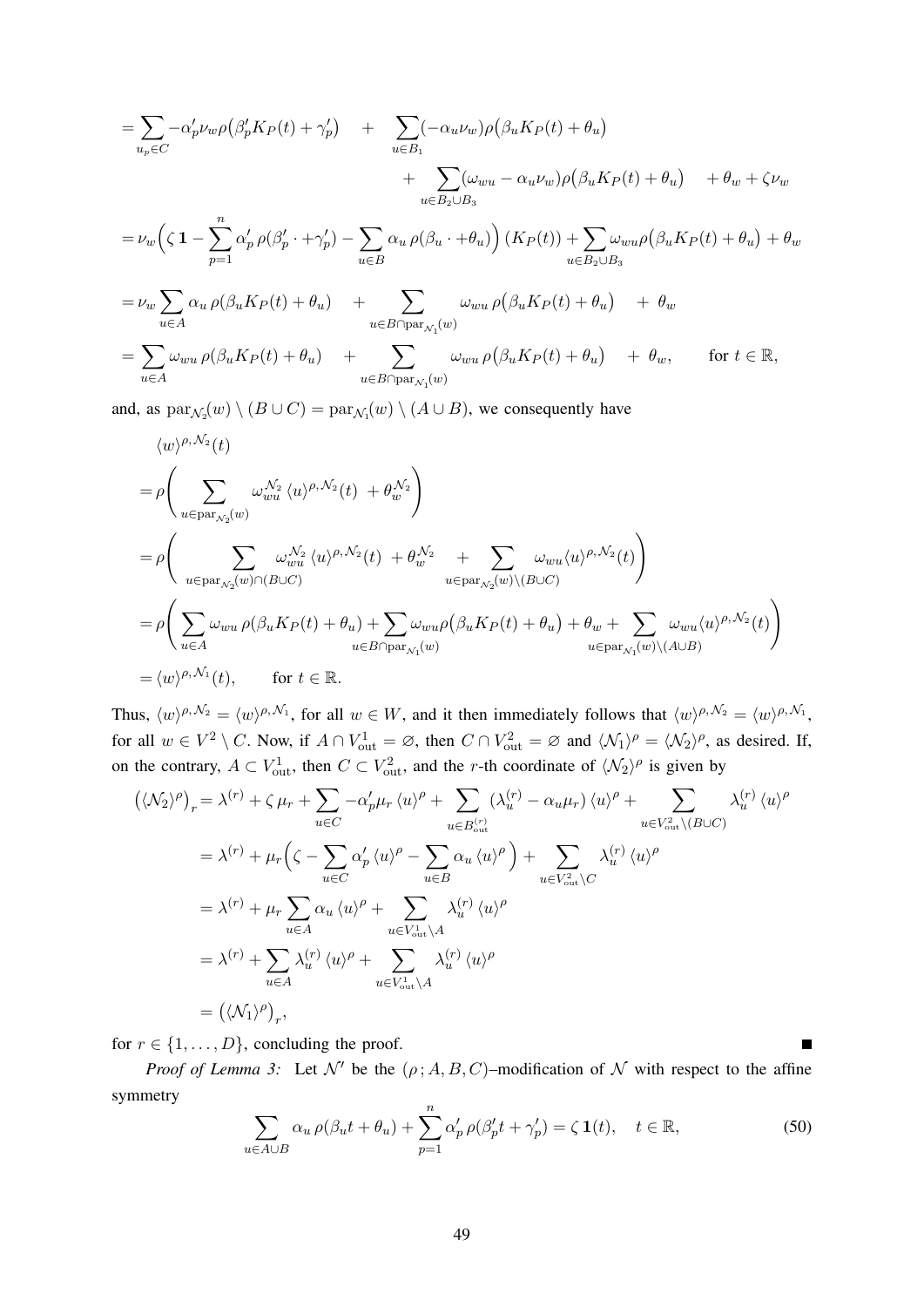$$
\begin{aligned}
&= \sum_{u_p \in C} -\alpha'_p \nu_w \rho\big(\beta'_p K_P(t) + \gamma'_p\big) \quad + \quad \sum_{u \in B_1} (-\alpha_u \nu_w) \rho\big(\beta_u K_P(t) + \theta_u\big) \\
&\qquad\qquad + \sum_{u \in B_2 \cup B_3} (\omega_{wu} - \alpha_u \nu_w) \rho\big(\beta_u K_P(t) + \theta_u\big) \quad + \theta_w + \zeta \nu_w \\
&= \nu_w \Big( \zeta\, \mathbf{1} - \sum_{p=1}^{n} \alpha'_p\, \rho(\beta'_p \cdot + \gamma'_p) - \sum_{u \in B} \alpha_u\, \rho(\beta_u \cdot + \theta_u) \Big) \left(K_P(t)\right) + \sum_{u \in B_2 \cup B_3} \omega_{wu} \rho\big(\beta_u K_P(t) + \theta_u\big) + \theta_w \\
&= \nu_w \sum_{u \in A} \alpha_u\, \rho(\beta_u K_P(t) + \theta_u) \quad + \sum_{u \in B \cap \mathrm{par}_{\mathcal{N}_1}(w)} \omega_{wu}\, \rho\big(\beta_u K_P(t) + \theta_u\big) \quad + \ \theta_w \\
&= \sum_{u \in A} \omega_{wu}\, \rho(\beta_u K_P(t) + \theta_u) \quad + \sum_{u \in B \cap \mathrm{par}_{\mathcal{N}_1}(w)} \omega_{wu}\, \rho\big(\beta_u K_P(t) + \theta_u\big) \quad + \ \theta_w, \qquad \text{for } t \in \mathbb{R},
\end{aligned}
$$

and, as $\mathrm{par}_{\mathcal{N}_2}(w) \setminus (B \cup C) = \mathrm{par}_{\mathcal{N}_1}(w) \setminus (A \cup B)$, we consequently have

$$
\begin{aligned}
&\langle w \rangle^{\rho, \mathcal{N}_2}(t) \\
&= \rho\Bigg( \sum_{u \in \mathrm{par}_{\mathcal{N}_2}(w)} \omega^{\mathcal{N}_2}_{wu}\, \langle u \rangle^{\rho, \mathcal{N}_2}(t) \ + \theta^{\mathcal{N}_2}_w \Bigg) \\
&= \rho\Bigg( \sum_{u \in \mathrm{par}_{\mathcal{N}_2}(w) \cap (B \cup C)} \omega^{\mathcal{N}_2}_{wu}\, \langle u \rangle^{\rho, \mathcal{N}_2}(t) \ + \theta^{\mathcal{N}_2}_w \quad + \sum_{u \in \mathrm{par}_{\mathcal{N}_2}(w) \setminus (B \cup C)} \omega_{wu} \langle u \rangle^{\rho, \mathcal{N}_2}(t) \Bigg) \\
&= \rho\Bigg( \sum_{u \in A} \omega_{wu}\, \rho(\beta_u K_P(t) + \theta_u) + \sum_{u \in B \cap \mathrm{par}_{\mathcal{N}_1}(w)} \omega_{wu} \rho\big(\beta_u K_P(t) + \theta_u\big) + \theta_w + \sum_{u \in \mathrm{par}_{\mathcal{N}_1}(w) \setminus (A \cup B)} \omega_{wu} \langle u \rangle^{\rho, \mathcal{N}_2}(t) \Bigg) \\
&= \langle w \rangle^{\rho, \mathcal{N}_1}(t), \qquad \text{for } t \in \mathbb{R}.
\end{aligned}
$$

Thus, $\langle w \rangle^{\rho, \mathcal{N}_2} = \langle w \rangle^{\rho, \mathcal{N}_1}$, for all $w \in W$, and it then immediately follows that $\langle w \rangle^{\rho, \mathcal{N}_2} = \langle w \rangle^{\rho, \mathcal{N}_1}$, for all $w \in V^2 \setminus C$. Now, if $A \cap V^1_{\mathrm{out}} = \varnothing$, then $C \cap V^2_{\mathrm{out}} = \varnothing$ and $\langle \mathcal{N}_1 \rangle^{\rho} = \langle \mathcal{N}_2 \rangle^{\rho}$, as desired. If, on the contrary, $A \subset V^1_{\mathrm{out}}$, then $C \subset V^2_{\mathrm{out}}$, and the $r$-th coordinate of $\langle \mathcal{N}_2 \rangle^{\rho}$ is given by

$$
\begin{aligned}
\big(\langle \mathcal{N}_2 \rangle^{\rho}\big)_r &= \lambda^{(r)} + \zeta\, \mu_r + \sum_{u \in C} -\alpha'_p \mu_r\, \langle u \rangle^{\rho} + \sum_{u \in B^{(r)}_{\mathrm{out}}} \big(\lambda^{(r)}_u - \alpha_u \mu_r\big)\, \langle u \rangle^{\rho} + \sum_{u \in V^2_{\mathrm{out}} \setminus (B \cup C)} \lambda^{(r)}_u\, \langle u \rangle^{\rho} \\
&= \lambda^{(r)} + \mu_r \Big( \zeta - \sum_{u \in C} \alpha'_p\, \langle u \rangle^{\rho} - \sum_{u \in B} \alpha_u\, \langle u \rangle^{\rho} \Big) + \sum_{u \in V^2_{\mathrm{out}} \setminus C} \lambda^{(r)}_u\, \langle u \rangle^{\rho} \\
&= \lambda^{(r)} + \mu_r \sum_{u \in A} \alpha_u\, \langle u \rangle^{\rho} + \sum_{u \in V^1_{\mathrm{out}} \setminus A} \lambda^{(r)}_u\, \langle u \rangle^{\rho} \\
&= \lambda^{(r)} + \sum_{u \in A} \lambda^{(r)}_u\, \langle u \rangle^{\rho} + \sum_{u \in V^1_{\mathrm{out}} \setminus A} \lambda^{(r)}_u\, \langle u \rangle^{\rho} \\
&= \big(\langle \mathcal{N}_1 \rangle^{\rho}\big)_r,
\end{aligned}
$$

for $r \in \{1, \dots, D\}$, concluding the proof. ∎

*Proof of Lemma 3:* Let $\mathcal{N}'$ be the $(\rho\,; A, B, C)$–modification of $\mathcal{N}$ with respect to the affine symmetry

$$
\sum_{u \in A \cup B} \alpha_u\, \rho(\beta_u t + \theta_u) + \sum_{p=1}^{n} \alpha'_p\, \rho(\beta'_p t + \gamma'_p) = \zeta\, \mathbf{1}(t), \quad t \in \mathbb{R}, \tag{50}
$$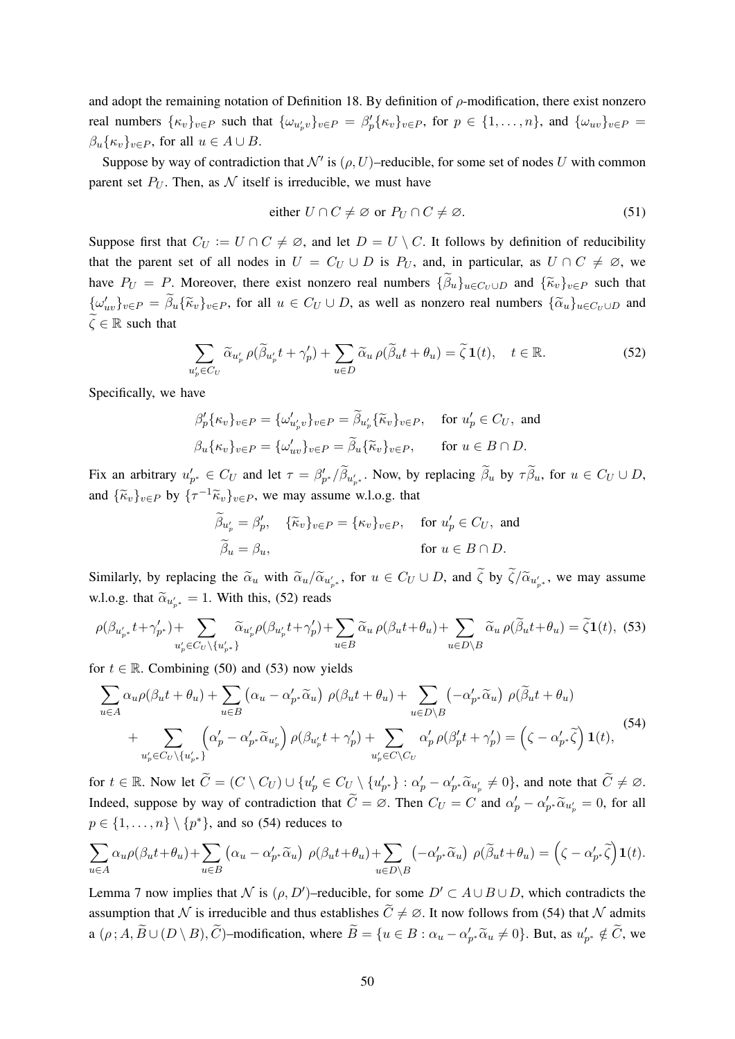and adopt the remaining notation of Definition 18. By definition of $\rho$-modification, there exist nonzero real numbers $\{\kappa_v\}_{v\in P}$ such that $\{\omega_{u'_p v}\}_{v\in P} = \beta'_p\{\kappa_v\}_{v\in P}$, for $p \in \{1,\ldots,n\}$, and $\{\omega_{uv}\}_{v\in P} = \beta_u\{\kappa_v\}_{v\in P}$, for all $u \in A \cup B$.

Suppose by way of contradiction that $\mathcal{N}'$ is $(\rho, U)$–reducible, for some set of nodes $U$ with common parent set $P_U$. Then, as $\mathcal{N}$ itself is irreducible, we must have

$$\text{either } U \cap C \neq \varnothing \text{ or } P_U \cap C \neq \varnothing. \tag{51}$$

Suppose first that $C_U := U \cap C \neq \varnothing$, and let $D = U \setminus C$. It follows by definition of reducibility that the parent set of all nodes in $U = C_U \cup D$ is $P_U$, and, in particular, as $U \cap C \neq \varnothing$, we have $P_U = P$. Moreover, there exist nonzero real numbers $\{\widetilde{\beta}_u\}_{u\in C_U\cup D}$ and $\{\widetilde{\kappa}_v\}_{v\in P}$ such that $\{\omega'_{uv}\}_{v\in P} = \widetilde{\beta}_u\{\widetilde{\kappa}_v\}_{v\in P}$, for all $u \in C_U \cup D$, as well as nonzero real numbers $\{\widetilde{\alpha}_u\}_{u\in C_U\cup D}$ and $\widetilde{\zeta} \in \mathbb{R}$ such that

$$\sum_{u'_p\in C_U} \widetilde{\alpha}_{u'_p}\, \rho(\widetilde{\beta}_{u'_p} t + \gamma'_p) + \sum_{u\in D} \widetilde{\alpha}_u\, \rho(\widetilde{\beta}_u t + \theta_u) = \widetilde{\zeta}\, \mathbf{1}(t), \quad t \in \mathbb{R}. \tag{52}$$

Specifically, we have

$$\begin{aligned}
\beta'_p\{\kappa_v\}_{v\in P} &= \{\omega'_{u'_p v}\}_{v\in P} = \widetilde{\beta}_{u'_p}\{\widetilde{\kappa}_v\}_{v\in P}, \quad \text{for } u'_p \in C_U, \text{ and}\\
\beta_u\{\kappa_v\}_{v\in P} &= \{\omega'_{uv}\}_{v\in P} = \widetilde{\beta}_u\{\widetilde{\kappa}_v\}_{v\in P}, \qquad \text{for } u \in B \cap D.
\end{aligned}$$

Fix an arbitrary $u'_{p^*} \in C_U$ and let $\tau = \beta'_{p^*}/\widetilde{\beta}_{u'_{p^*}}$. Now, by replacing $\widetilde{\beta}_u$ by $\tau\widetilde{\beta}_u$, for $u \in C_U \cup D$, and $\{\widetilde{\kappa}_v\}_{v\in P}$ by $\{\tau^{-1}\widetilde{\kappa}_v\}_{v\in P}$, we may assume w.l.o.g. that

$$\begin{aligned}
&\widetilde{\beta}_{u'_p} = \beta'_p, \quad \{\widetilde{\kappa}_v\}_{v\in P} = \{\kappa_v\}_{v\in P}, \quad \text{for } u'_p \in C_U, \text{ and}\\
&\widetilde{\beta}_u = \beta_u, \qquad\qquad\qquad\qquad\qquad\; \text{for } u \in B \cap D.
\end{aligned}$$

Similarly, by replacing the $\widetilde{\alpha}_u$ with $\widetilde{\alpha}_u/\widetilde{\alpha}_{u'_{p^*}}$, for $u \in C_U \cup D$, and $\widetilde{\zeta}$ by $\widetilde{\zeta}/\widetilde{\alpha}_{u'_{p^*}}$, we may assume w.l.o.g. that $\widetilde{\alpha}_{u'_{p^*}} = 1$. With this, (52) reads

$$\rho(\beta_{u'_{p^*}} t + \gamma'_{p^*}) + \sum_{u'_p\in C_U\setminus\{u'_{p^*}\}} \widetilde{\alpha}_{u'_p}\rho(\beta_{u'_p} t + \gamma'_p) + \sum_{u\in B} \widetilde{\alpha}_u\, \rho(\beta_u t + \theta_u) + \sum_{u\in D\setminus B} \widetilde{\alpha}_u\, \rho(\widetilde{\beta}_u t + \theta_u) = \widetilde{\zeta}\mathbf{1}(t), \tag{53}$$

for $t \in \mathbb{R}$. Combining (50) and (53) now yields

$$\begin{aligned}
\sum_{u\in A} \alpha_u\rho(\beta_u t + \theta_u) &+ \sum_{u\in B} \left(\alpha_u - \alpha'_{p^*}\widetilde{\alpha}_u\right)\, \rho(\beta_u t + \theta_u) + \sum_{u\in D\setminus B} \left(-\alpha'_{p^*}\widetilde{\alpha}_u\right)\, \rho(\widetilde{\beta}_u t + \theta_u)\\
&+ \sum_{u'_p\in C_U\setminus\{u'_{p^*}\}} \left(\alpha'_p - \alpha'_{p^*}\widetilde{\alpha}_{u'_p}\right) \rho(\beta_{u'_p} t + \gamma'_p) + \sum_{u'_p\in C\setminus C_U} \alpha'_p\, \rho(\beta'_p t + \gamma'_p) = \left(\zeta - \alpha'_{p^*}\widetilde{\zeta}\right) \mathbf{1}(t),
\end{aligned} \tag{54}$$

for $t \in \mathbb{R}$. Now let $\widetilde{C} = (C \setminus C_U) \cup \{u'_p \in C_U \setminus \{u'_{p^*}\} : \alpha'_p - \alpha'_{p^*}\widetilde{\alpha}_{u'_p} \neq 0\}$, and note that $\widetilde{C} \neq \varnothing$. Indeed, suppose by way of contradiction that $\widetilde{C} = \varnothing$. Then $C_U = C$ and $\alpha'_p - \alpha'_{p^*}\widetilde{\alpha}_{u'_p} = 0$, for all $p \in \{1,\ldots,n\} \setminus \{p^*\}$, and so (54) reduces to

$$\sum_{u\in A} \alpha_u\rho(\beta_u t+\theta_u) + \sum_{u\in B} \left(\alpha_u - \alpha'_{p^*}\widetilde{\alpha}_u\right)\, \rho(\beta_u t+\theta_u) + \sum_{u\in D\setminus B} \left(-\alpha'_{p^*}\widetilde{\alpha}_u\right)\, \rho(\widetilde{\beta}_u t+\theta_u) = \left(\zeta - \alpha'_{p^*}\widetilde{\zeta}\right)\mathbf{1}(t).$$

Lemma 7 now implies that $\mathcal{N}$ is $(\rho, D')$–reducible, for some $D' \subset A \cup B \cup D$, which contradicts the assumption that $\mathcal{N}$ is irreducible and thus establishes $\widetilde{C} \neq \varnothing$. It now follows from (54) that $\mathcal{N}$ admits a $(\rho\,; A, \widetilde{B} \cup (D \setminus B), \widetilde{C})$–modification, where $\widetilde{B} = \{u \in B : \alpha_u - \alpha'_{p^*}\widetilde{\alpha}_u \neq 0\}$. But, as $u'_{p^*} \notin \widetilde{C}$, we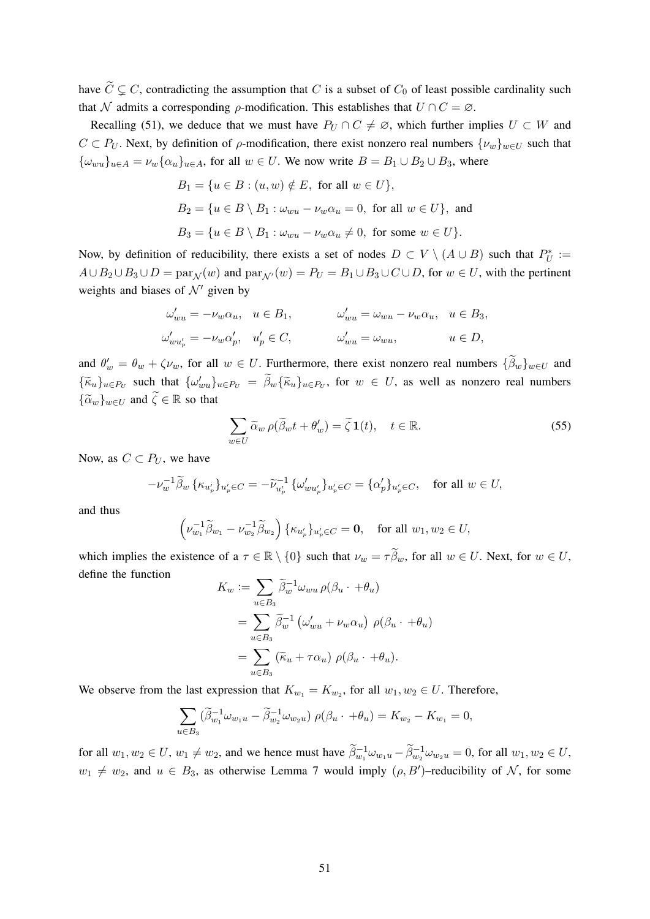have $\widetilde{C} \subsetneq C$, contradicting the assumption that $C$ is a subset of $C_0$ of least possible cardinality such that $\mathcal{N}$ admits a corresponding $\rho$-modification. This establishes that $U \cap C = \varnothing$.

Recalling (51), we deduce that we must have $P_U \cap C \neq \varnothing$, which further implies $U \subset W$ and $C \subset P_U$. Next, by definition of $\rho$-modification, there exist nonzero real numbers $\{\nu_w\}_{w\in U}$ such that $\{\omega_{wu}\}_{u\in A} = \nu_w \{\alpha_u\}_{u\in A}$, for all $w \in U$. We now write $B = B_1 \cup B_2 \cup B_3$, where

$$
\begin{aligned}
&B_1 = \{u \in B : (u, w) \notin E, \text{ for all } w \in U\},\\
&B_2 = \{u \in B \setminus B_1 : \omega_{wu} - \nu_w \alpha_u = 0, \text{ for all } w \in U\}, \text{ and}\\
&B_3 = \{u \in B \setminus B_1 : \omega_{wu} - \nu_w \alpha_u \neq 0, \text{ for some } w \in U\}.
\end{aligned}
$$

Now, by definition of reducibility, there exists a set of nodes $D \subset V \setminus (A \cup B)$ such that $P_U^* := A \cup B_2 \cup B_3 \cup D = \mathrm{par}_{\mathcal{N}}(w)$ and $\mathrm{par}_{\mathcal{N}'}(w) = P_U = B_1 \cup B_3 \cup C \cup D$, for $w \in U$, with the pertinent weights and biases of $\mathcal{N}'$ given by

$$
\begin{aligned}
\omega'_{wu} &= -\nu_w \alpha_u, \quad u \in B_1, &\qquad \omega'_{wu} &= \omega_{wu} - \nu_w \alpha_u, \quad u \in B_3,\\
\omega'_{wu'_p} &= -\nu_w \alpha'_p, \quad u'_p \in C, &\qquad \omega'_{wu} &= \omega_{wu}, \qquad\qquad\quad u \in D,
\end{aligned}
$$

and $\theta'_w = \theta_w + \zeta \nu_w$, for all $w \in U$. Furthermore, there exist nonzero real numbers $\{\widetilde{\beta}_w\}_{w\in U}$ and $\{\widetilde{\kappa}_u\}_{u\in P_U}$ such that $\{\omega'_{wu}\}_{u\in P_U} = \widetilde{\beta}_w \{\widetilde{\kappa}_u\}_{u\in P_U}$, for $w \in U$, as well as nonzero real numbers $\{\widetilde{\alpha}_w\}_{w\in U}$ and $\widetilde{\zeta} \in \mathbb{R}$ so that

$$
\sum_{w\in U} \widetilde{\alpha}_w \, \rho(\widetilde{\beta}_w t + \theta'_w) = \widetilde{\zeta}\, \mathbf{1}(t), \quad t \in \mathbb{R}. \tag{55}
$$

Now, as $C \subset P_U$, we have

$$
-\nu_w^{-1} \widetilde{\beta}_w \{\kappa_{u'_p}\}_{u'_p \in C} = -\widetilde{\nu}_{u'_p}^{-1} \{\omega'_{wu'_p}\}_{u'_p\in C} = \{\alpha'_p\}_{u'_p\in C}, \quad \text{for all } w \in U,
$$

and thus

$$
\left(\nu_{w_1}^{-1}\widetilde{\beta}_{w_1} - \nu_{w_2}^{-1}\widetilde{\beta}_{w_2}\right)\{\kappa_{u'_p}\}_{u'_p\in C} = \mathbf{0}, \quad \text{for all } w_1, w_2 \in U,
$$

which implies the existence of a $\tau \in \mathbb{R} \setminus \{0\}$ such that $\nu_w = \tau \widetilde{\beta}_w$, for all $w \in U$. Next, for $w \in U$, define the function

$$
\begin{aligned}
K_w &:= \sum_{u\in B_3} \widetilde{\beta}_w^{-1} \omega_{wu}\, \rho(\beta_u \cdot + \theta_u)\\
&= \sum_{u\in B_3} \widetilde{\beta}_w^{-1}\left(\omega'_{wu} + \nu_w \alpha_u\right)\, \rho(\beta_u \cdot + \theta_u)\\
&= \sum_{u\in B_3} \left(\widetilde{\kappa}_u + \tau \alpha_u\right)\, \rho(\beta_u \cdot + \theta_u).
\end{aligned}
$$

We observe from the last expression that $K_{w_1} = K_{w_2}$, for all $w_1, w_2 \in U$. Therefore,

$$
\sum_{u\in B_3} (\widetilde{\beta}_{w_1}^{-1}\omega_{w_1 u} - \widetilde{\beta}_{w_2}^{-1}\omega_{w_2 u})\, \rho(\beta_u \cdot + \theta_u) = K_{w_2} - K_{w_1} = 0,
$$

for all $w_1, w_2 \in U$, $w_1 \neq w_2$, and we hence must have $\widetilde{\beta}_{w_1}^{-1}\omega_{w_1 u} - \widetilde{\beta}_{w_2}^{-1}\omega_{w_2 u} = 0$, for all $w_1, w_2 \in U$, $w_1 \neq w_2$, and $u \in B_3$, as otherwise Lemma 7 would imply $(\rho, B')$–reducibility of $\mathcal{N}$, for some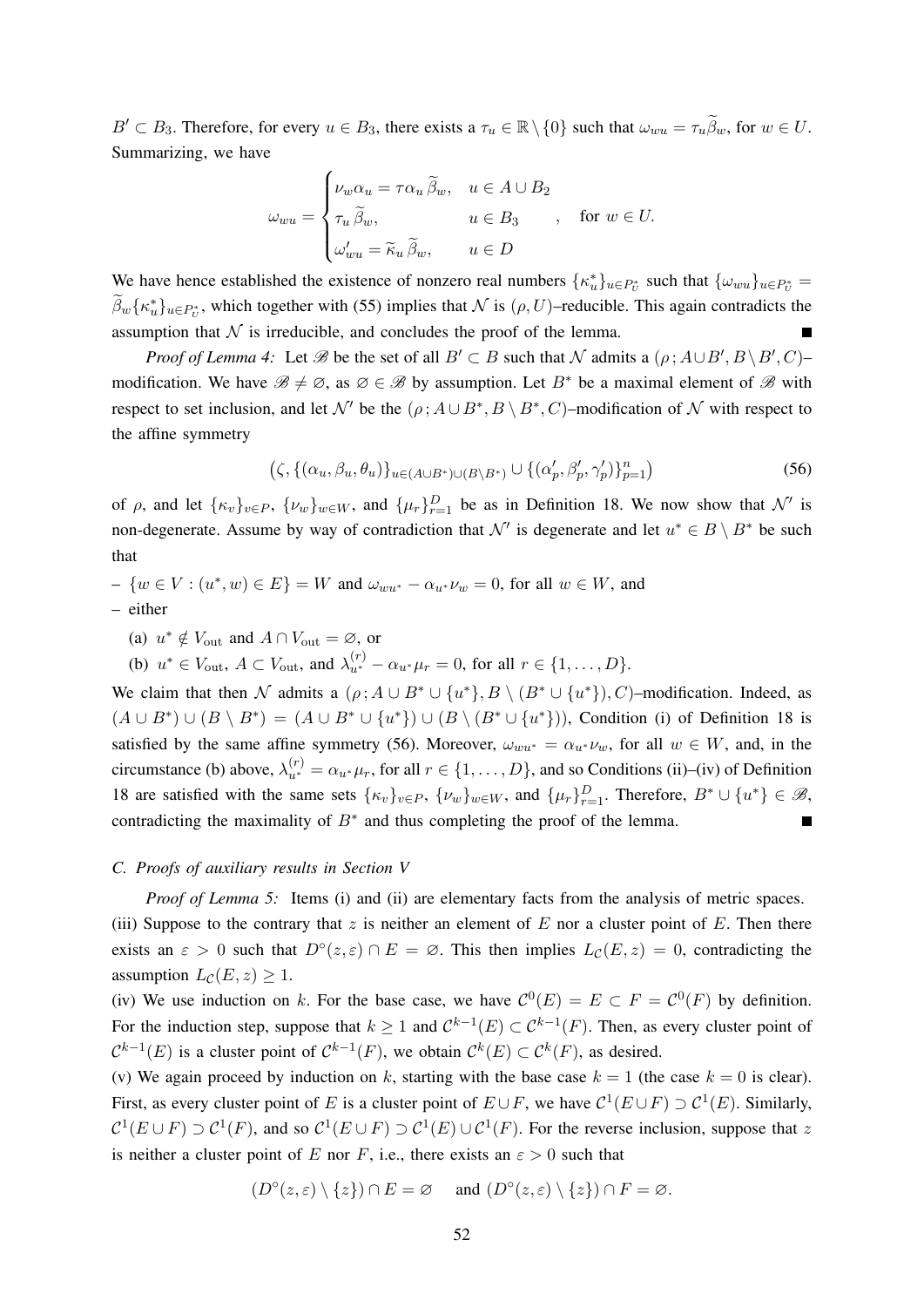$B' \subset B_3$. Therefore, for every $u \in B_3$, there exists a $\tau_u \in \mathbb{R} \setminus \{0\}$ such that $\omega_{wu} = \tau_u \widetilde{\beta}_w$, for $w \in U$. Summarizing, we have

$$\omega_{wu} = \begin{cases} \nu_w \alpha_u = \tau \alpha_u \, \widetilde{\beta}_w, & u \in A \cup B_2 \\ \tau_u \, \widetilde{\beta}_w, & u \in B_3 \\ \omega'_{wu} = \widetilde{\kappa}_u \, \widetilde{\beta}_w, & u \in D \end{cases}, \quad \text{for } w \in U.$$

We have hence established the existence of nonzero real numbers $\{\kappa^*_u\}_{u \in P^*_U}$ such that $\{\omega_{wu}\}_{u \in P^*_U} = \widetilde{\beta}_w \{\kappa^*_u\}_{u \in P^*_U}$, which together with (55) implies that $\mathcal{N}$ is $(\rho, U)$–reducible. This again contradicts the assumption that $\mathcal{N}$ is irreducible, and concludes the proof of the lemma. ∎

*Proof of Lemma 4:* Let $\mathscr{B}$ be the set of all $B' \subset B$ such that $\mathcal{N}$ admits a $(\rho\,; A \cup B', B \setminus B', C)$–modification. We have $\mathscr{B} \neq \varnothing$, as $\varnothing \in \mathscr{B}$ by assumption. Let $B^*$ be a maximal element of $\mathscr{B}$ with respect to set inclusion, and let $\mathcal{N}'$ be the $(\rho\,; A \cup B^*, B \setminus B^*, C)$–modification of $\mathcal{N}$ with respect to the affine symmetry

$$\big(\zeta, \{(\alpha_u, \beta_u, \theta_u)\}_{u \in (A \cup B^*) \cup (B \setminus B^*)} \cup \{(\alpha'_p, \beta'_p, \gamma'_p)\}_{p=1}^{n}\big) \tag{56}$$

of $\rho$, and let $\{\kappa_v\}_{v \in P}$, $\{\nu_w\}_{w \in W}$, and $\{\mu_r\}_{r=1}^{D}$ be as in Definition 18. We now show that $\mathcal{N}'$ is non-degenerate. Assume by way of contradiction that $\mathcal{N}'$ is degenerate and let $u^* \in B \setminus B^*$ be such that

- $\{w \in V : (u^*, w) \in E\} = W$ and $\omega_{wu^*} - \alpha_{u^*}\nu_w = 0$, for all $w \in W$, and
- either
  - (a) $u^* \notin V_{\text{out}}$ and $A \cap V_{\text{out}} = \varnothing$, or
  - (b) $u^* \in V_{\text{out}}$, $A \subset V_{\text{out}}$, and $\lambda^{(r)}_{u^*} - \alpha_{u^*}\mu_r = 0$, for all $r \in \{1, \ldots, D\}$.

We claim that then $\mathcal{N}$ admits a $(\rho\,; A \cup B^* \cup \{u^*\}, B \setminus (B^* \cup \{u^*\}), C)$–modification. Indeed, as $(A \cup B^*) \cup (B \setminus B^*) = (A \cup B^* \cup \{u^*\}) \cup (B \setminus (B^* \cup \{u^*\}))$, Condition (i) of Definition 18 is satisfied by the same affine symmetry (56). Moreover, $\omega_{wu^*} = \alpha_{u^*}\nu_w$, for all $w \in W$, and, in the circumstance (b) above, $\lambda^{(r)}_{u^*} = \alpha_{u^*}\mu_r$, for all $r \in \{1, \ldots, D\}$, and so Conditions (ii)–(iv) of Definition 18 are satisfied with the same sets $\{\kappa_v\}_{v \in P}$, $\{\nu_w\}_{w \in W}$, and $\{\mu_r\}_{r=1}^{D}$. Therefore, $B^* \cup \{u^*\} \in \mathscr{B}$, contradicting the maximality of $B^*$ and thus completing the proof of the lemma. ∎

### C. Proofs of auxiliary results in Section V

*Proof of Lemma 5:* Items (i) and (ii) are elementary facts from the analysis of metric spaces.
(iii) Suppose to the contrary that $z$ is neither an element of $E$ nor a cluster point of $E$. Then there exists an $\varepsilon > 0$ such that $D^\circ(z, \varepsilon) \cap E = \varnothing$. This then implies $L_{\mathcal{C}}(E, z) = 0$, contradicting the assumption $L_{\mathcal{C}}(E, z) \geq 1$.
(iv) We use induction on $k$. For the base case, we have $\mathcal{C}^0(E) = E \subset F = \mathcal{C}^0(F)$ by definition. For the induction step, suppose that $k \geq 1$ and $\mathcal{C}^{k-1}(E) \subset \mathcal{C}^{k-1}(F)$. Then, as every cluster point of $\mathcal{C}^{k-1}(E)$ is a cluster point of $\mathcal{C}^{k-1}(F)$, we obtain $\mathcal{C}^k(E) \subset \mathcal{C}^k(F)$, as desired.
(v) We again proceed by induction on $k$, starting with the base case $k = 1$ (the case $k = 0$ is clear). First, as every cluster point of $E$ is a cluster point of $E \cup F$, we have $\mathcal{C}^1(E \cup F) \supset \mathcal{C}^1(E)$. Similarly, $\mathcal{C}^1(E \cup F) \supset \mathcal{C}^1(F)$, and so $\mathcal{C}^1(E \cup F) \supset \mathcal{C}^1(E) \cup \mathcal{C}^1(F)$. For the reverse inclusion, suppose that $z$ is neither a cluster point of $E$ nor $F$, i.e., there exists an $\varepsilon > 0$ such that

$$(D^\circ(z, \varepsilon) \setminus \{z\}) \cap E = \varnothing \quad \text{and } (D^\circ(z, \varepsilon) \setminus \{z\}) \cap F = \varnothing.$$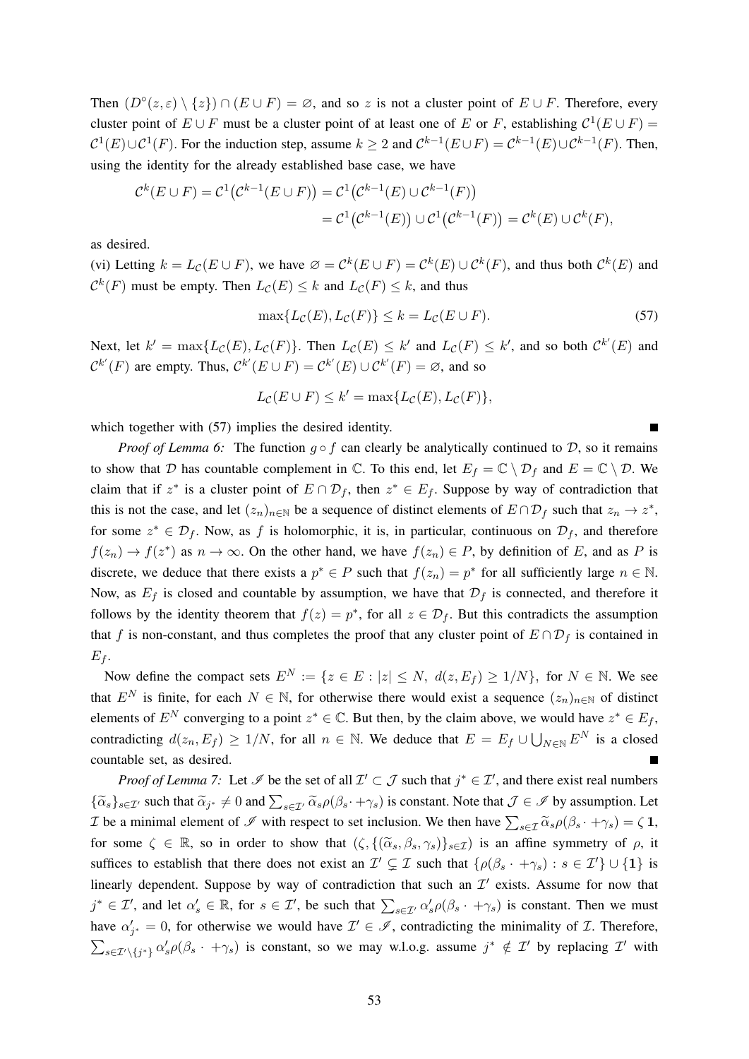Then $(D^\circ(z,\varepsilon)\setminus\{z\})\cap(E\cup F)=\varnothing$, and so $z$ is not a cluster point of $E\cup F$. Therefore, every cluster point of $E\cup F$ must be a cluster point of at least one of $E$ or $F$, establishing $\mathcal{C}^1(E\cup F)=\mathcal{C}^1(E)\cup\mathcal{C}^1(F)$. For the induction step, assume $k\geq 2$ and $\mathcal{C}^{k-1}(E\cup F)=\mathcal{C}^{k-1}(E)\cup\mathcal{C}^{k-1}(F)$. Then, using the identity for the already established base case, we have

$$
\begin{aligned}
\mathcal{C}^k(E\cup F)=\mathcal{C}^1\big(\mathcal{C}^{k-1}(E\cup F)\big)&=\mathcal{C}^1\big(\mathcal{C}^{k-1}(E)\cup\mathcal{C}^{k-1}(F)\big)\\
&=\mathcal{C}^1\big(\mathcal{C}^{k-1}(E)\big)\cup\mathcal{C}^1\big(\mathcal{C}^{k-1}(F)\big)=\mathcal{C}^k(E)\cup\mathcal{C}^k(F),
\end{aligned}
$$

as desired.

(vi) Letting $k=L_{\mathcal{C}}(E\cup F)$, we have $\varnothing=\mathcal{C}^k(E\cup F)=\mathcal{C}^k(E)\cup\mathcal{C}^k(F)$, and thus both $\mathcal{C}^k(E)$ and $\mathcal{C}^k(F)$ must be empty. Then $L_{\mathcal{C}}(E)\leq k$ and $L_{\mathcal{C}}(F)\leq k$, and thus

$$
\max\{L_{\mathcal{C}}(E),L_{\mathcal{C}}(F)\}\leq k=L_{\mathcal{C}}(E\cup F). \tag{57}
$$

Next, let $k'=\max\{L_{\mathcal{C}}(E),L_{\mathcal{C}}(F)\}$. Then $L_{\mathcal{C}}(E)\leq k'$ and $L_{\mathcal{C}}(F)\leq k'$, and so both $\mathcal{C}^{k'}(E)$ and $\mathcal{C}^{k'}(F)$ are empty. Thus, $\mathcal{C}^{k'}(E\cup F)=\mathcal{C}^{k'}(E)\cup\mathcal{C}^{k'}(F)=\varnothing$, and so

$$
L_{\mathcal{C}}(E\cup F)\leq k'=\max\{L_{\mathcal{C}}(E),L_{\mathcal{C}}(F)\},
$$

which together with (57) implies the desired identity. ∎

*Proof of Lemma 6:* The function $g\circ f$ can clearly be analytically continued to $\mathcal{D}$, so it remains to show that $\mathcal{D}$ has countable complement in $\mathbb{C}$. To this end, let $E_f=\mathbb{C}\setminus\mathcal{D}_f$ and $E=\mathbb{C}\setminus\mathcal{D}$. We claim that if $z^*$ is a cluster point of $E\cap\mathcal{D}_f$, then $z^*\in E_f$. Suppose by way of contradiction that this is not the case, and let $(z_n)_{n\in\mathbb{N}}$ be a sequence of distinct elements of $E\cap\mathcal{D}_f$ such that $z_n\to z^*$, for some $z^*\in\mathcal{D}_f$. Now, as $f$ is holomorphic, it is, in particular, continuous on $\mathcal{D}_f$, and therefore $f(z_n)\to f(z^*)$ as $n\to\infty$. On the other hand, we have $f(z_n)\in P$, by definition of $E$, and as $P$ is discrete, we deduce that there exists a $p^*\in P$ such that $f(z_n)=p^*$ for all sufficiently large $n\in\mathbb{N}$. Now, as $E_f$ is closed and countable by assumption, we have that $\mathcal{D}_f$ is connected, and therefore it follows by the identity theorem that $f(z)=p^*$, for all $z\in\mathcal{D}_f$. But this contradicts the assumption that $f$ is non-constant, and thus completes the proof that any cluster point of $E\cap\mathcal{D}_f$ is contained in $E_f$.

Now define the compact sets $E^N:=\{z\in E:|z|\leq N,\ d(z,E_f)\geq 1/N\}$, for $N\in\mathbb{N}$. We see that $E^N$ is finite, for each $N\in\mathbb{N}$, for otherwise there would exist a sequence $(z_n)_{n\in\mathbb{N}}$ of distinct elements of $E^N$ converging to a point $z^*\in\mathbb{C}$. But then, by the claim above, we would have $z^*\in E_f$, contradicting $d(z_n,E_f)\geq 1/N$, for all $n\in\mathbb{N}$. We deduce that $E=E_f\cup\bigcup_{N\in\mathbb{N}}E^N$ is a closed countable set, as desired. ∎

*Proof of Lemma 7:* Let $\mathscr{I}$ be the set of all $\mathcal{I}'\subset\mathcal{J}$ such that $j^*\in\mathcal{I}'$, and there exist real numbers $\{\widetilde{\alpha}_s\}_{s\in\mathcal{I}'}$ such that $\widetilde{\alpha}_{j^*}\neq 0$ and $\sum_{s\in\mathcal{I}'}\widetilde{\alpha}_s\rho(\beta_s\cdot+\gamma_s)$ is constant. Note that $\mathcal{J}\in\mathscr{I}$ by assumption. Let $\mathcal{I}$ be a minimal element of $\mathscr{I}$ with respect to set inclusion. We then have $\sum_{s\in\mathcal{I}}\widetilde{\alpha}_s\rho(\beta_s\cdot+\gamma_s)=\zeta\,\mathbf{1}$, for some $\zeta\in\mathbb{R}$, so in order to show that $(\zeta,\{(\widetilde{\alpha}_s,\beta_s,\gamma_s)\}_{s\in\mathcal{I}})$ is an affine symmetry of $\rho$, it suffices to establish that there does not exist an $\mathcal{I}'\subsetneq\mathcal{I}$ such that $\{\rho(\beta_s\cdot+\gamma_s):s\in\mathcal{I}'\}\cup\{\mathbf{1}\}$ is linearly dependent. Suppose by way of contradiction that such an $\mathcal{I}'$ exists. Assume for now that $j^*\in\mathcal{I}'$, and let $\alpha'_s\in\mathbb{R}$, for $s\in\mathcal{I}'$, be such that $\sum_{s\in\mathcal{I}'}\alpha'_s\rho(\beta_s\cdot+\gamma_s)$ is constant. Then we must have $\alpha'_{j^*}=0$, for otherwise we would have $\mathcal{I}'\in\mathscr{I}$, contradicting the minimality of $\mathcal{I}$. Therefore, $\sum_{s\in\mathcal{I}'\setminus\{j^*\}}\alpha'_s\rho(\beta_s\cdot+\gamma_s)$ is constant, so we may w.l.o.g. assume $j^*\notin\mathcal{I}'$ by replacing $\mathcal{I}'$ with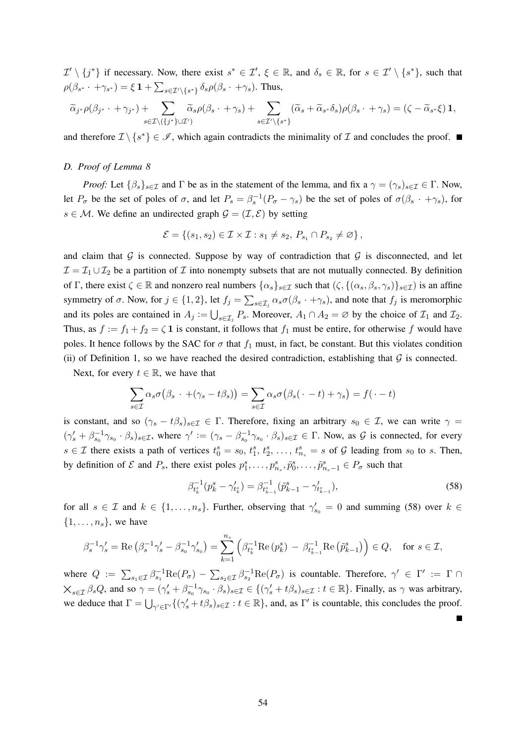$\mathcal{I}' \setminus \{j^*\}$ if necessary. Now, there exist $s^* \in \mathcal{I}'$, $\xi \in \mathbb{R}$, and $\delta_s \in \mathbb{R}$, for $s \in \mathcal{I}' \setminus \{s^*\}$, such that $\rho(\beta_{s^*} \cdot +\gamma_{s^*}) = \xi\, \mathbf{1} + \sum_{s\in\mathcal{I}'\setminus\{s^*\}} \delta_s \rho(\beta_s \cdot +\gamma_s)$. Thus,

$$\widetilde{\alpha}_{j^*}\rho(\beta_{j^*} \cdot +\gamma_{j^*}) + \sum_{s\in\mathcal{I}\setminus(\{j^*\}\cup\mathcal{I}')} \widetilde{\alpha}_s\rho(\beta_s \cdot +\gamma_s) + \sum_{s\in\mathcal{I}'\setminus\{s^*\}} (\widetilde{\alpha}_s + \widetilde{\alpha}_{s^*}\delta_s)\rho(\beta_s \cdot +\gamma_s) = (\zeta - \widetilde{\alpha}_{s^*}\xi)\,\mathbf{1},$$

and therefore $\mathcal{I} \setminus \{s^*\} \in \mathscr{I}$, which again contradicts the minimality of $\mathcal{I}$ and concludes the proof. ■

### D. Proof of Lemma 8

*Proof:* Let $\{\beta_s\}_{s\in\mathcal{I}}$ and $\Gamma$ be as in the statement of the lemma, and fix a $\gamma = (\gamma_s)_{s\in\mathcal{I}} \in \Gamma$. Now, let $P_\sigma$ be the set of poles of $\sigma$, and let $P_s = \beta_s^{-1}(P_\sigma - \gamma_s)$ be the set of poles of $\sigma(\beta_s \cdot +\gamma_s)$, for $s \in \mathcal{M}$. We define an undirected graph $\mathcal{G} = (\mathcal{I}, \mathcal{E})$ by setting

$$\mathcal{E} = \{(s_1, s_2) \in \mathcal{I}\times\mathcal{I} : s_1 \neq s_2,\, P_{s_1} \cap P_{s_2} \neq \varnothing\},$$

and claim that $\mathcal{G}$ is connected. Suppose by way of contradiction that $\mathcal{G}$ is disconnected, and let $\mathcal{I} = \mathcal{I}_1 \cup \mathcal{I}_2$ be a partition of $\mathcal{I}$ into nonempty subsets that are not mutually connected. By definition of $\Gamma$, there exist $\zeta \in \mathbb{R}$ and nonzero real numbers $\{\alpha_s\}_{s\in\mathcal{I}}$ such that $(\zeta, \{(\alpha_s, \beta_s, \gamma_s)\}_{s\in\mathcal{I}})$ is an affine symmetry of $\sigma$. Now, for $j \in \{1, 2\}$, let $f_j = \sum_{s\in\mathcal{I}_j} \alpha_s\sigma(\beta_s \cdot +\gamma_s)$, and note that $f_j$ is meromorphic and its poles are contained in $A_j := \bigcup_{s\in\mathcal{I}_j} P_s$. Moreover, $A_1 \cap A_2 = \varnothing$ by the choice of $\mathcal{I}_1$ and $\mathcal{I}_2$. Thus, as $f := f_1 + f_2 = \zeta\,\mathbf{1}$ is constant, it follows that $f_1$ must be entire, for otherwise $f$ would have poles. It hence follows by the SAC for $\sigma$ that $f_1$ must, in fact, be constant. But this violates condition (ii) of Definition 1, so we have reached the desired contradiction, establishing that $\mathcal{G}$ is connected.

Next, for every $t \in \mathbb{R}$, we have that

$$\sum_{s\in\mathcal{I}} \alpha_s\sigma\big(\beta_s \cdot +(\gamma_s - t\beta_s)\big) = \sum_{s\in\mathcal{I}} \alpha_s\sigma\big(\beta_s(\cdot - t) + \gamma_s\big) = f(\cdot - t)$$

is constant, and so $(\gamma_s - t\beta_s)_{s\in\mathcal{I}} \in \Gamma$. Therefore, fixing an arbitrary $s_0 \in \mathcal{I}$, we can write $\gamma = (\gamma'_s + \beta_{s_0}^{-1}\gamma_{s_0} \cdot \beta_s)_{s\in\mathcal{I}}$, where $\gamma' := (\gamma_s - \beta_{s_0}^{-1}\gamma_{s_0} \cdot \beta_s)_{s\in\mathcal{I}} \in \Gamma$. Now, as $\mathcal{G}$ is connected, for every $s \in \mathcal{I}$ there exists a path of vertices $t_0^s = s_0,\, t_1^s,\, t_2^s,\, \dots,\, t_{n_s}^s = s$ of $\mathcal{G}$ leading from $s_0$ to $s$. Then, by definition of $\mathcal{E}$ and $P_s$, there exist poles $p_1^s, \dots, p_{n_s}^s, \tilde{p}_0^s, \dots, \tilde{p}_{n_s-1}^s \in P_\sigma$ such that

$$\beta_{t_k^s}^{-1}(p_k^s - \gamma'_{t_k^s}) = \beta_{t_{k-1}^s}^{-1}(\tilde{p}_{k-1}^s - \gamma'_{t_{k-1}^s}), \tag{58}$$

for all $s \in \mathcal{I}$ and $k \in \{1, \dots, n_s\}$. Further, observing that $\gamma'_{s_0} = 0$ and summing (58) over $k \in \{1, \dots, n_s\}$, we have

$$\beta_s^{-1}\gamma'_s = \mathrm{Re}\left(\beta_s^{-1}\gamma'_s - \beta_{s_0}^{-1}\gamma'_{s_0}\right) = \sum_{k=1}^{n_s}\left(\beta_{t_k^s}^{-1}\mathrm{Re}\,(p_k^s) \;-\; \beta_{t_{k-1}^s}^{-1}\mathrm{Re}\left(\tilde{p}_{k-1}^s\right)\right) \in Q, \quad \text{for } s \in \mathcal{I},$$

where $Q := \sum_{s_1\in\mathcal{I}} \beta_{s_1}^{-1}\mathrm{Re}(P_\sigma) - \sum_{s_2\in\mathcal{I}} \beta_{s_2}^{-1}\mathrm{Re}(P_\sigma)$ is countable. Therefore, $\gamma' \in \Gamma' := \Gamma \cap \bigtimes_{s\in\mathcal{I}} \beta_s Q$, and so $\gamma = (\gamma'_s + \beta_{s_0}^{-1}\gamma_{s_0} \cdot \beta_s)_{s\in\mathcal{I}} \in \{(\gamma'_s + t\beta_s)_{s\in\mathcal{I}} : t \in \mathbb{R}\}$. Finally, as $\gamma$ was arbitrary, we deduce that $\Gamma = \bigcup_{\gamma'\in\Gamma'} \{(\gamma'_s + t\beta_s)_{s\in\mathcal{I}} : t \in \mathbb{R}\}$, and, as $\Gamma'$ is countable, this concludes the proof. ■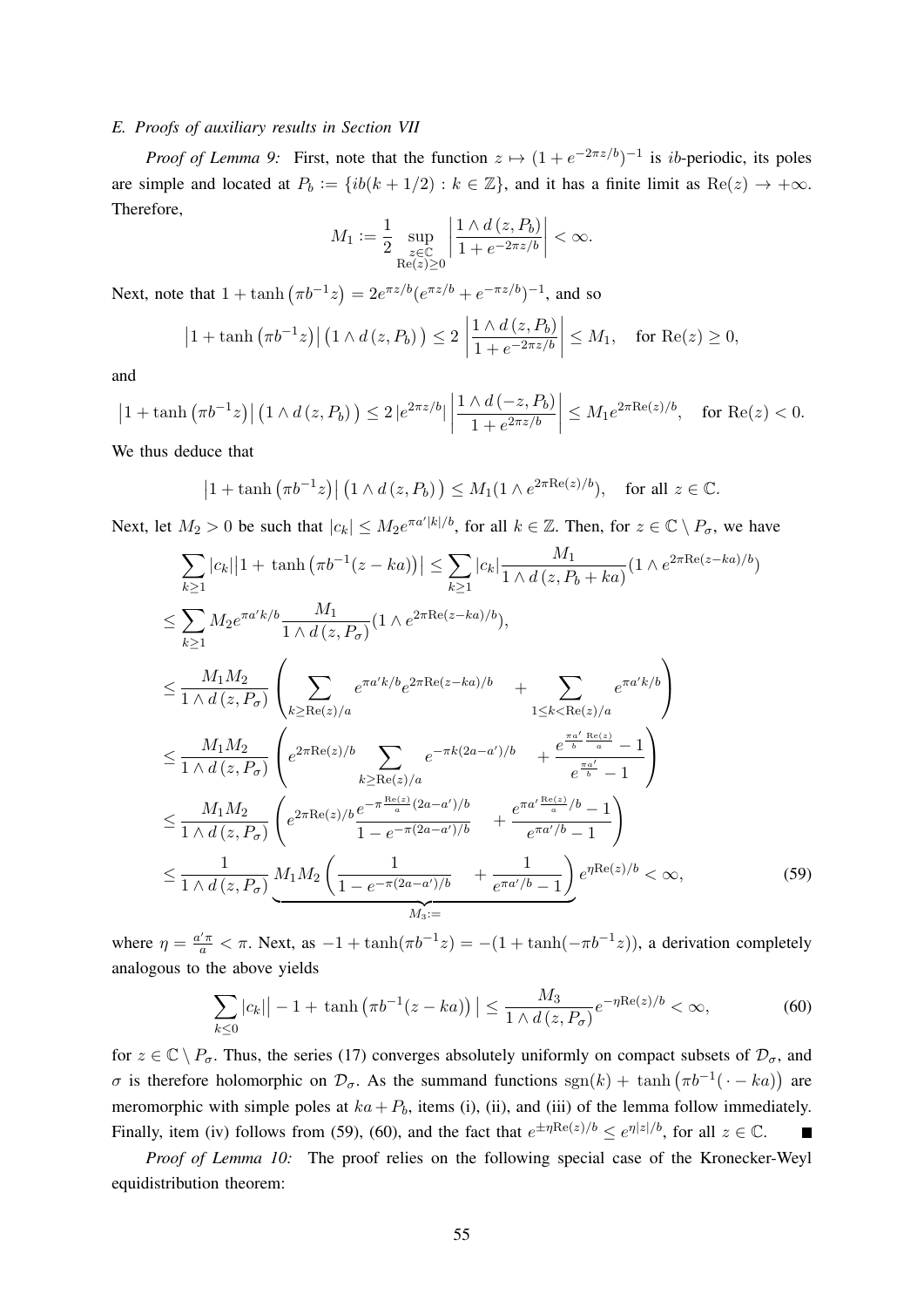*E. Proofs of auxiliary results in Section VII*

*Proof of Lemma 9:* First, note that the function $z \mapsto (1+e^{-2\pi z/b})^{-1}$ is $ib$-periodic, its poles are simple and located at $P_b := \{ib(k+1/2) : k \in \mathbb{Z}\}$, and it has a finite limit as $\mathrm{Re}(z) \to +\infty$. Therefore,

$$M_1 := \frac{1}{2} \sup_{\substack{z\in\mathbb{C}\\ \mathrm{Re}(z)\geq 0}} \left| \frac{1 \wedge d\left(z, P_b\right)}{1+e^{-2\pi z/b}} \right| < \infty.$$

Next, note that $1+\tanh\left(\pi b^{-1} z\right) = 2e^{\pi z/b}(e^{\pi z/b}+e^{-\pi z/b})^{-1}$, and so

$$\left|1+\tanh\left(\pi b^{-1} z\right)\right| \left(1 \wedge d\left(z, P_b\right)\right) \leq 2 \left| \frac{1 \wedge d\left(z, P_b\right)}{1+e^{-2\pi z/b}} \right| \leq M_1, \quad \text{for } \mathrm{Re}(z) \geq 0,$$

and

$$\left|1+\tanh\left(\pi b^{-1} z\right)\right| \left(1 \wedge d\left(z, P_b\right)\right) \leq 2 \left|e^{2\pi z/b}\right| \left| \frac{1 \wedge d\left(-z, P_b\right)}{1+e^{2\pi z/b}} \right| \leq M_1 e^{2\pi \mathrm{Re}(z)/b}, \quad \text{for } \mathrm{Re}(z) < 0.$$

We thus deduce that

$$\left|1+\tanh\left(\pi b^{-1} z\right)\right| \left(1 \wedge d\left(z, P_b\right)\right) \leq M_1 (1 \wedge e^{2\pi \mathrm{Re}(z)/b}), \quad \text{for all } z \in \mathbb{C}.$$

Next, let $M_2 > 0$ be such that $|c_k| \leq M_2 e^{\pi a'|k|/b}$, for all $k \in \mathbb{Z}$. Then, for $z \in \mathbb{C} \setminus P_\sigma$, we have

$$\begin{aligned}
&\sum_{k\geq 1} |c_k| \left|1+\tanh\left(\pi b^{-1}(z-ka)\right)\right| \leq \sum_{k\geq 1} |c_k| \frac{M_1}{1 \wedge d\left(z, P_b+ka\right)} (1 \wedge e^{2\pi \mathrm{Re}(z-ka)/b}) \\
&\leq \sum_{k\geq 1} M_2 e^{\pi a' k/b} \frac{M_1}{1 \wedge d\left(z, P_\sigma\right)} (1 \wedge e^{2\pi \mathrm{Re}(z-ka)/b}), \\
&\leq \frac{M_1 M_2}{1 \wedge d\left(z, P_\sigma\right)} \left( \sum_{k \geq \mathrm{Re}(z)/a} e^{\pi a' k/b} e^{2\pi \mathrm{Re}(z-ka)/b} + \sum_{1 \leq k < \mathrm{Re}(z)/a} e^{\pi a' k/b} \right) \\
&\leq \frac{M_1 M_2}{1 \wedge d\left(z, P_\sigma\right)} \left( e^{2\pi \mathrm{Re}(z)/b} \sum_{k \geq \mathrm{Re}(z)/a} e^{-\pi k(2a-a')/b} + \frac{e^{\frac{\pi a'}{b}\frac{\mathrm{Re}(z)}{a}} - 1}{e^{\frac{\pi a'}{b}} - 1} \right) \\
&\leq \frac{M_1 M_2}{1 \wedge d\left(z, P_\sigma\right)} \left( e^{2\pi \mathrm{Re}(z)/b} \frac{e^{-\pi \frac{\mathrm{Re}(z)}{a}(2a-a')/b}}{1-e^{-\pi(2a-a')/b}} + \frac{e^{\pi a' \frac{\mathrm{Re}(z)}{a}/b} - 1}{e^{\pi a'/b} - 1} \right) \\
&\leq \frac{1}{1 \wedge d\left(z, P_\sigma\right)} \underbrace{M_1 M_2 \left( \frac{1}{1-e^{-\pi(2a-a')/b}} + \frac{1}{e^{\pi a'/b}-1} \right)}_{M_3 :=} e^{\eta \mathrm{Re}(z)/b} < \infty,
\end{aligned} \tag{59}$$

where $\eta = \frac{a'\pi}{a} < \pi$. Next, as $-1+\tanh(\pi b^{-1} z) = -(1+\tanh(-\pi b^{-1} z))$, a derivation completely analogous to the above yields

$$\sum_{k\leq 0} |c_k| \left| -1+\tanh\left(\pi b^{-1}(z-ka)\right) \right| \leq \frac{M_3}{1 \wedge d\left(z, P_\sigma\right)} e^{-\eta \mathrm{Re}(z)/b} < \infty, \tag{60}$$

for $z \in \mathbb{C} \setminus P_\sigma$. Thus, the series (17) converges absolutely uniformly on compact subsets of $\mathcal{D}_\sigma$, and $\sigma$ is therefore holomorphic on $\mathcal{D}_\sigma$. As the summand functions $\mathrm{sgn}(k) + \tanh\left(\pi b^{-1}(\,\cdot - ka)\right)$ are meromorphic with simple poles at $ka + P_b$, items (i), (ii), and (iii) of the lemma follow immediately. Finally, item (iv) follows from (59), (60), and the fact that $e^{\pm \eta \mathrm{Re}(z)/b} \leq e^{\eta |z|/b}$, for all $z \in \mathbb{C}$. ■

*Proof of Lemma 10:* The proof relies on the following special case of the Kronecker-Weyl equidistribution theorem: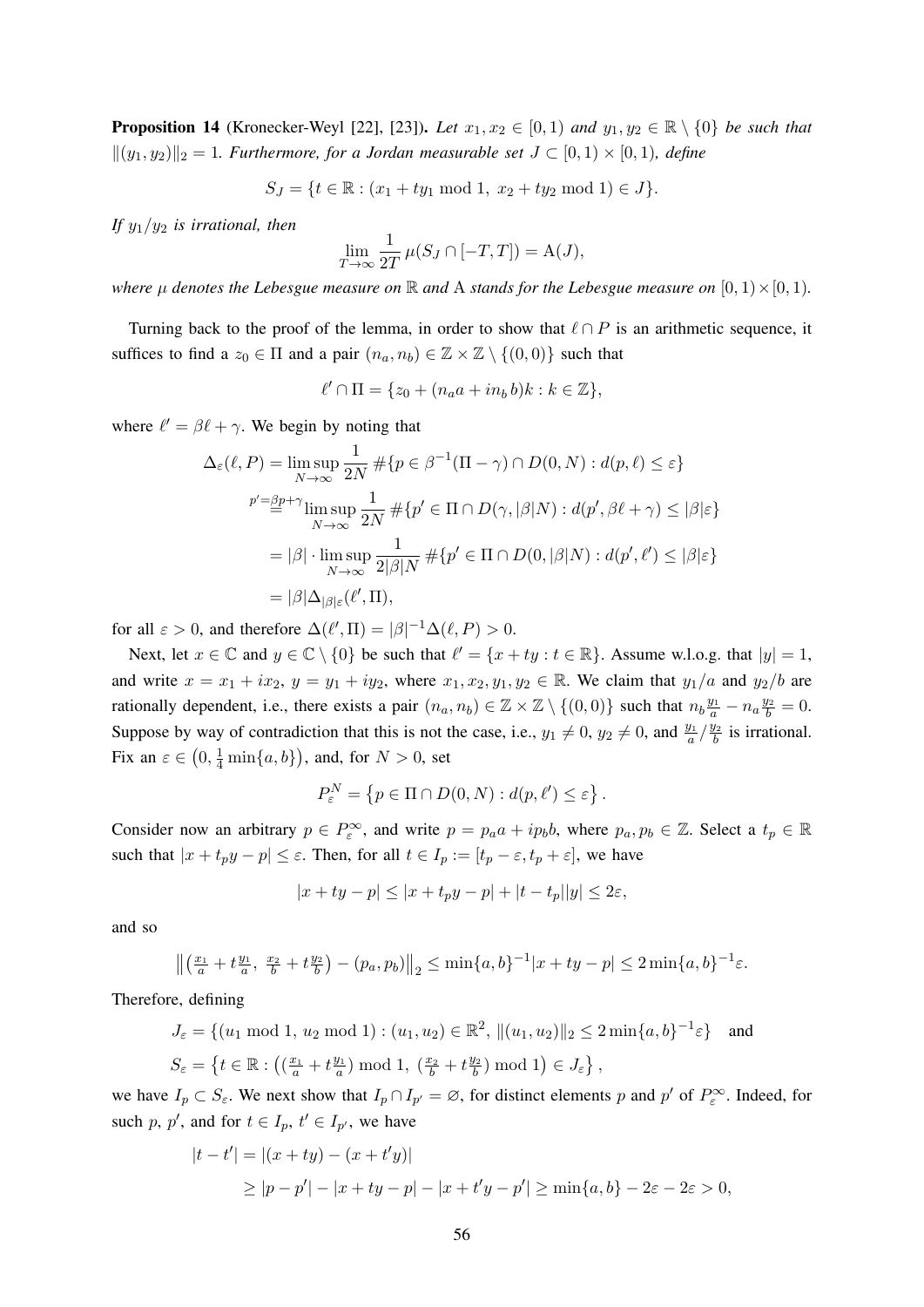**Proposition 14** (Kronecker-Weyl [22], [23]). *Let $x_1, x_2 \in [0,1)$ and $y_1, y_2 \in \mathbb{R} \setminus \{0\}$ be such that $\|(y_1, y_2)\|_2 = 1$. Furthermore, for a Jordan measurable set $J \subset [0,1) \times [0,1)$, define*

$$S_J = \{t \in \mathbb{R} : (x_1 + ty_1 \bmod 1,\ x_2 + ty_2 \bmod 1) \in J\}.$$

*If $y_1/y_2$ is irrational, then*

$$\lim_{T \to \infty} \frac{1}{2T}\, \mu(S_J \cap [-T, T]) = \mathrm{A}(J),$$

*where $\mu$ denotes the Lebesgue measure on $\mathbb{R}$ and $\mathrm{A}$ stands for the Lebesgue measure on $[0,1) \times [0,1)$.*

Turning back to the proof of the lemma, in order to show that $\ell \cap P$ is an arithmetic sequence, it suffices to find a $z_0 \in \Pi$ and a pair $(n_a, n_b) \in \mathbb{Z} \times \mathbb{Z} \setminus \{(0,0)\}$ such that

$$\ell' \cap \Pi = \{z_0 + (n_a a + i n_b b)k : k \in \mathbb{Z}\},$$

where $\ell' = \beta\ell + \gamma$. We begin by noting that

$$\begin{aligned}
\Delta_\varepsilon(\ell, P) &= \limsup_{N \to \infty} \frac{1}{2N}\, \#\{p \in \beta^{-1}(\Pi - \gamma) \cap D(0, N) : d(p, \ell) \le \varepsilon\} \\
&\overset{p' = \beta p + \gamma}{=} \limsup_{N \to \infty} \frac{1}{2N}\, \#\{p' \in \Pi \cap D(\gamma, |\beta| N) : d(p', \beta\ell + \gamma) \le |\beta|\varepsilon\} \\
&= |\beta| \cdot \limsup_{N \to \infty} \frac{1}{2|\beta| N}\, \#\{p' \in \Pi \cap D(0, |\beta| N) : d(p', \ell') \le |\beta|\varepsilon\} \\
&= |\beta| \Delta_{|\beta|\varepsilon}(\ell', \Pi),
\end{aligned}$$

for all $\varepsilon > 0$, and therefore $\Delta(\ell', \Pi) = |\beta|^{-1}\Delta(\ell, P) > 0$.

Next, let $x \in \mathbb{C}$ and $y \in \mathbb{C} \setminus \{0\}$ be such that $\ell' = \{x + ty : t \in \mathbb{R}\}$. Assume w.l.o.g. that $|y| = 1$, and write $x = x_1 + ix_2$, $y = y_1 + iy_2$, where $x_1, x_2, y_1, y_2 \in \mathbb{R}$. We claim that $y_1/a$ and $y_2/b$ are rationally dependent, i.e., there exists a pair $(n_a, n_b) \in \mathbb{Z} \times \mathbb{Z} \setminus \{(0,0)\}$ such that $n_b \frac{y_1}{a} - n_a \frac{y_2}{b} = 0$. Suppose by way of contradiction that this is not the case, i.e., $y_1 \neq 0$, $y_2 \neq 0$, and $\frac{y_1}{a} / \frac{y_2}{b}$ is irrational. Fix an $\varepsilon \in \left(0, \frac{1}{4}\min\{a, b\}\right)$, and, for $N > 0$, set

$$P_\varepsilon^N = \left\{p \in \Pi \cap D(0, N) : d(p, \ell') \le \varepsilon\right\}.$$

Consider now an arbitrary $p \in P_\varepsilon^\infty$, and write $p = p_a a + i p_b b$, where $p_a, p_b \in \mathbb{Z}$. Select a $t_p \in \mathbb{R}$ such that $|x + t_p y - p| \le \varepsilon$. Then, for all $t \in I_p := [t_p - \varepsilon, t_p + \varepsilon]$, we have

$$|x + ty - p| \le |x + t_p y - p| + |t - t_p||y| \le 2\varepsilon,$$

and so

$$\left\|\left(\tfrac{x_1}{a} + t\tfrac{y_1}{a},\ \tfrac{x_2}{b} + t\tfrac{y_2}{b}\right) - (p_a, p_b)\right\|_2 \le \min\{a, b\}^{-1}|x + ty - p| \le 2\min\{a, b\}^{-1}\varepsilon.$$

Therefore, defining

$$J_\varepsilon = \{(u_1 \bmod 1,\ u_2 \bmod 1) : (u_1, u_2) \in \mathbb{R}^2,\ \|(u_1, u_2)\|_2 \le 2\min\{a, b\}^{-1}\varepsilon\} \quad \text{and}$$

$$S_\varepsilon = \left\{t \in \mathbb{R} : \left(\left(\tfrac{x_1}{a} + t\tfrac{y_1}{a}\right) \bmod 1,\ \left(\tfrac{x_2}{b} + t\tfrac{y_2}{b}\right) \bmod 1\right) \in J_\varepsilon\right\},$$

we have $I_p \subset S_\varepsilon$. We next show that $I_p \cap I_{p'} = \varnothing$, for distinct elements $p$ and $p'$ of $P_\varepsilon^\infty$. Indeed, for such $p$, $p'$, and for $t \in I_p$, $t' \in I_{p'}$, we have

$$\begin{aligned}
|t - t'| &= |(x + ty) - (x + t'y)| \\
&\ge |p - p'| - |x + ty - p| - |x + t'y - p'| \ge \min\{a, b\} - 2\varepsilon - 2\varepsilon > 0,
\end{aligned}$$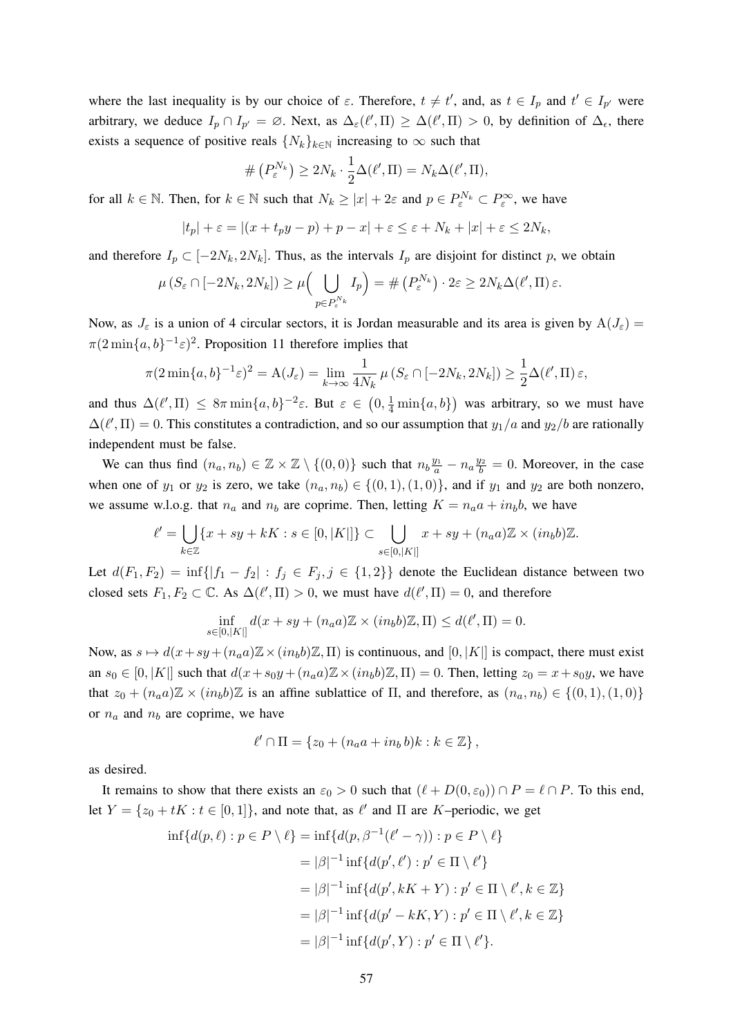where the last inequality is by our choice of $\varepsilon$. Therefore, $t \neq t'$, and, as $t \in I_p$ and $t' \in I_{p'}$ were arbitrary, we deduce $I_p \cap I_{p'} = \varnothing$. Next, as $\Delta_\varepsilon(\ell', \Pi) \geq \Delta(\ell', \Pi) > 0$, by definition of $\Delta_\epsilon$, there exists a sequence of positive reals $\{N_k\}_{k\in\mathbb{N}}$ increasing to $\infty$ such that

$$\#\left(P_\varepsilon^{N_k}\right) \geq 2N_k \cdot \frac{1}{2}\Delta(\ell', \Pi) = N_k \Delta(\ell', \Pi),$$

for all $k \in \mathbb{N}$. Then, for $k \in \mathbb{N}$ such that $N_k \geq |x| + 2\varepsilon$ and $p \in P_\varepsilon^{N_k} \subset P_\varepsilon^\infty$, we have

$$|t_p| + \varepsilon = |(x + t_p y - p) + p - x| + \varepsilon \leq \varepsilon + N_k + |x| + \varepsilon \leq 2N_k,$$

and therefore $I_p \subset [-2N_k, 2N_k]$. Thus, as the intervals $I_p$ are disjoint for distinct $p$, we obtain

$$\mu\left(S_\varepsilon \cap [-2N_k, 2N_k]\right) \geq \mu\Big(\bigcup_{p\in P_\varepsilon^{N_k}} I_p\Big) = \#\left(P_\varepsilon^{N_k}\right) \cdot 2\varepsilon \geq 2N_k \Delta(\ell', \Pi)\,\varepsilon.$$

Now, as $J_\varepsilon$ is a union of 4 circular sectors, it is Jordan measurable and its area is given by $\mathrm{A}(J_\varepsilon) = \pi(2\min\{a,b\}^{-1}\varepsilon)^2$. Proposition 11 therefore implies that

$$\pi(2\min\{a,b\}^{-1}\varepsilon)^2 = \mathrm{A}(J_\varepsilon) = \lim_{k\to\infty} \frac{1}{4N_k}\mu\left(S_\varepsilon \cap [-2N_k, 2N_k]\right) \geq \frac{1}{2}\Delta(\ell', \Pi)\,\varepsilon,$$

and thus $\Delta(\ell', \Pi) \leq 8\pi \min\{a,b\}^{-2}\varepsilon$. But $\varepsilon \in \left(0, \frac{1}{4}\min\{a,b\}\right)$ was arbitrary, so we must have $\Delta(\ell', \Pi) = 0$. This constitutes a contradiction, and so our assumption that $y_1/a$ and $y_2/b$ are rationally independent must be false.

We can thus find $(n_a, n_b) \in \mathbb{Z} \times \mathbb{Z} \setminus \{(0,0)\}$ such that $n_b \frac{y_1}{a} - n_a \frac{y_2}{b} = 0$. Moreover, in the case when one of $y_1$ or $y_2$ is zero, we take $(n_a, n_b) \in \{(0,1), (1,0)\}$, and if $y_1$ and $y_2$ are both nonzero, we assume w.l.o.g. that $n_a$ and $n_b$ are coprime. Then, letting $K = n_a a + i n_b b$, we have

$$\ell' = \bigcup_{k\in\mathbb{Z}} \{x + sy + kK : s \in [0, |K|]\} \subset \bigcup_{s\in[0,|K|]} x + sy + (n_a a)\mathbb{Z} \times (i n_b b)\mathbb{Z}.$$

Let $d(F_1, F_2) = \inf\{|f_1 - f_2| : f_j \in F_j, j \in \{1,2\}\}$ denote the Euclidean distance between two closed sets $F_1, F_2 \subset \mathbb{C}$. As $\Delta(\ell', \Pi) > 0$, we must have $d(\ell', \Pi) = 0$, and therefore

$$\inf_{s\in[0,|K|]} d(x + sy + (n_a a)\mathbb{Z} \times (i n_b b)\mathbb{Z}, \Pi) \leq d(\ell', \Pi) = 0.$$

Now, as $s \mapsto d(x + sy + (n_a a)\mathbb{Z} \times (i n_b b)\mathbb{Z}, \Pi)$ is continuous, and $[0, |K|]$ is compact, there must exist an $s_0 \in [0, |K|]$ such that $d(x + s_0 y + (n_a a)\mathbb{Z} \times (i n_b b)\mathbb{Z}, \Pi) = 0$. Then, letting $z_0 = x + s_0 y$, we have that $z_0 + (n_a a)\mathbb{Z} \times (i n_b b)\mathbb{Z}$ is an affine sublattice of $\Pi$, and therefore, as $(n_a, n_b) \in \{(0,1), (1,0)\}$ or $n_a$ and $n_b$ are coprime, we have

$$\ell' \cap \Pi = \{z_0 + (n_a a + i n_b b)k : k \in \mathbb{Z}\},$$

as desired.

It remains to show that there exists an $\varepsilon_0 > 0$ such that $(\ell + D(0, \varepsilon_0)) \cap P = \ell \cap P$. To this end, let $Y = \{z_0 + tK : t \in [0,1]\}$, and note that, as $\ell'$ and $\Pi$ are $K$–periodic, we get

$$\begin{aligned}
\inf\{d(p, \ell) : p \in P \setminus \ell\} &= \inf\{d(p, \beta^{-1}(\ell' - \gamma)) : p \in P \setminus \ell\} \\
&= |\beta|^{-1} \inf\{d(p', \ell') : p' \in \Pi \setminus \ell'\} \\
&= |\beta|^{-1} \inf\{d(p', kK + Y) : p' \in \Pi \setminus \ell', k \in \mathbb{Z}\} \\
&= |\beta|^{-1} \inf\{d(p' - kK, Y) : p' \in \Pi \setminus \ell', k \in \mathbb{Z}\} \\
&= |\beta|^{-1} \inf\{d(p', Y) : p' \in \Pi \setminus \ell'\}.
\end{aligned}$$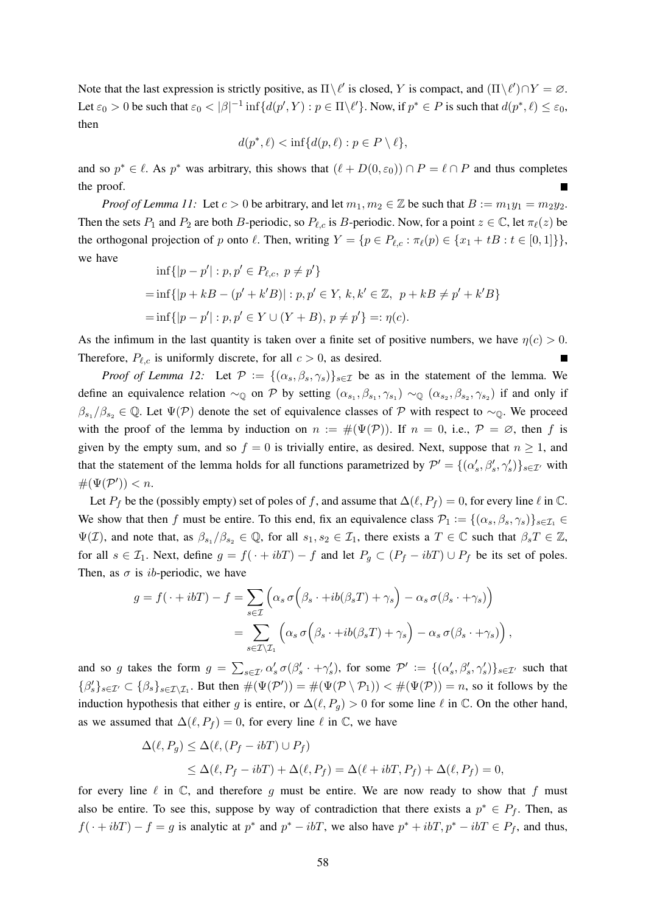Note that the last expression is strictly positive, as $\Pi\setminus\ell'$ is closed, $Y$ is compact, and $(\Pi\setminus\ell')\cap Y = \varnothing$. Let $\varepsilon_0 > 0$ be such that $\varepsilon_0 < |\beta|^{-1}\inf\{d(p', Y) : p \in \Pi\setminus\ell'\}$. Now, if $p^* \in P$ is such that $d(p^*, \ell) \leq \varepsilon_0$, then

$$d(p^*, \ell) < \inf\{d(p, \ell) : p \in P \setminus \ell\},$$

and so $p^* \in \ell$. As $p^*$ was arbitrary, this shows that $(\ell + D(0, \varepsilon_0)) \cap P = \ell \cap P$ and thus completes the proof. ■

*Proof of Lemma 11:* Let $c > 0$ be arbitrary, and let $m_1, m_2 \in \mathbb{Z}$ be such that $B := m_1 y_1 = m_2 y_2$. Then the sets $P_1$ and $P_2$ are both $B$-periodic, so $P_{\ell,c}$ is $B$-periodic. Now, for a point $z \in \mathbb{C}$, let $\pi_\ell(z)$ be the orthogonal projection of $p$ onto $\ell$. Then, writing $Y = \{p \in P_{\ell,c} : \pi_\ell(p) \in \{x_1 + tB : t \in [0,1]\}\}$, we have

$$\begin{aligned}
&\inf\{|p - p'| : p, p' \in P_{\ell,c},\ p \neq p'\} \\
=&\inf\{|p + kB - (p' + k'B)| : p, p' \in Y,\ k, k' \in \mathbb{Z},\ \ p + kB \neq p' + k'B\} \\
=&\inf\{|p - p'| : p, p' \in Y \cup (Y + B),\ p \neq p'\} =: \eta(c).
\end{aligned}$$

As the infimum in the last quantity is taken over a finite set of positive numbers, we have $\eta(c) > 0$. Therefore, $P_{\ell,c}$ is uniformly discrete, for all $c > 0$, as desired. ■

*Proof of Lemma 12:* Let $\mathcal{P} := \{(\alpha_s, \beta_s, \gamma_s)\}_{s\in\mathcal{I}}$ be as in the statement of the lemma. We define an equivalence relation $\sim_\mathbb{Q}$ on $\mathcal{P}$ by setting $(\alpha_{s_1}, \beta_{s_1}, \gamma_{s_1}) \sim_\mathbb{Q} (\alpha_{s_2}, \beta_{s_2}, \gamma_{s_2})$ if and only if $\beta_{s_1}/\beta_{s_2} \in \mathbb{Q}$. Let $\Psi(\mathcal{P})$ denote the set of equivalence classes of $\mathcal{P}$ with respect to $\sim_\mathbb{Q}$. We proceed with the proof of the lemma by induction on $n := \#(\Psi(\mathcal{P}))$. If $n = 0$, i.e., $\mathcal{P} = \varnothing$, then $f$ is given by the empty sum, and so $f = 0$ is trivially entire, as desired. Next, suppose that $n \geq 1$, and that the statement of the lemma holds for all functions parametrized by $\mathcal{P}' = \{(\alpha'_s, \beta'_s, \gamma'_s)\}_{s\in\mathcal{I}'}$ with $\#(\Psi(\mathcal{P}')) < n$.

Let $P_f$ be the (possibly empty) set of poles of $f$, and assume that $\Delta(\ell, P_f) = 0$, for every line $\ell$ in $\mathbb{C}$. We show that then $f$ must be entire. To this end, fix an equivalence class $\mathcal{P}_1 := \{(\alpha_s, \beta_s, \gamma_s)\}_{s\in\mathcal{I}_1} \in \Psi(\mathcal{I})$, and note that, as $\beta_{s_1}/\beta_{s_2} \in \mathbb{Q}$, for all $s_1, s_2 \in \mathcal{I}_1$, there exists a $T \in \mathbb{C}$ such that $\beta_s T \in \mathbb{Z}$, for all $s \in \mathcal{I}_1$. Next, define $g = f(\,\cdot + ibT) - f$ and let $P_g \subset (P_f - ibT) \cup P_f$ be its set of poles. Then, as $\sigma$ is $ib$-periodic, we have

$$\begin{aligned}
g = f(\,\cdot + ibT) - f &= \sum_{s\in\mathcal{I}} \Big(\alpha_s\,\sigma\Big(\beta_s \cdot + ib(\beta_s T) + \gamma_s\Big) - \alpha_s\,\sigma(\beta_s \cdot + \gamma_s)\Big) \\
&= \sum_{s\in\mathcal{I}\setminus\mathcal{I}_1} \Big(\alpha_s\,\sigma\Big(\beta_s \cdot + ib(\beta_s T) + \gamma_s\Big) - \alpha_s\,\sigma(\beta_s \cdot + \gamma_s)\Big),
\end{aligned}$$

and so $g$ takes the form $g = \sum_{s\in\mathcal{I}'} \alpha'_s\,\sigma(\beta'_s \cdot + \gamma'_s)$, for some $\mathcal{P}' := \{(\alpha'_s, \beta'_s, \gamma'_s)\}_{s\in\mathcal{I}'}$ such that $\{\beta'_s\}_{s\in\mathcal{I}'} \subset \{\beta_s\}_{s\in\mathcal{I}\setminus\mathcal{I}_1}$. But then $\#(\Psi(\mathcal{P}')) = \#(\Psi(\mathcal{P} \setminus \mathcal{P}_1)) < \#(\Psi(\mathcal{P})) = n$, so it follows by the induction hypothesis that either $g$ is entire, or $\Delta(\ell, P_g) > 0$ for some line $\ell$ in $\mathbb{C}$. On the other hand, as we assumed that $\Delta(\ell, P_f) = 0$, for every line $\ell$ in $\mathbb{C}$, we have

$$\begin{aligned}
\Delta(\ell, P_g) &\leq \Delta(\ell, (P_f - ibT) \cup P_f) \\
&\leq \Delta(\ell, P_f - ibT) + \Delta(\ell, P_f) = \Delta(\ell + ibT, P_f) + \Delta(\ell, P_f) = 0,
\end{aligned}$$

for every line $\ell$ in $\mathbb{C}$, and therefore $g$ must be entire. We are now ready to show that $f$ must also be entire. To see this, suppose by way of contradiction that there exists a $p^* \in P_f$. Then, as $f(\,\cdot + ibT) - f = g$ is analytic at $p^*$ and $p^* - ibT$, we also have $p^* + ibT, p^* - ibT \in P_f$, and thus,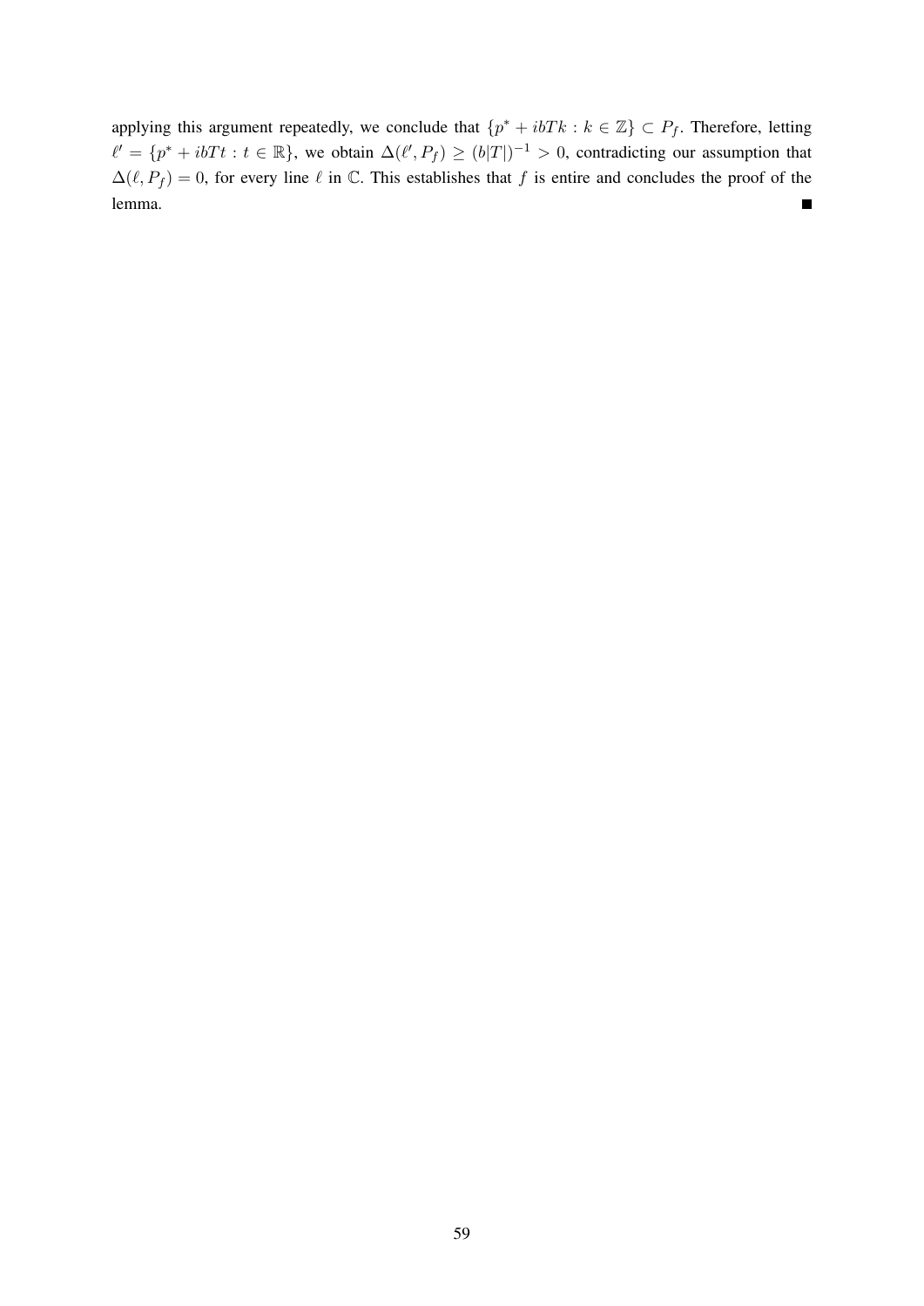applying this argument repeatedly, we conclude that $\{p^* + ibTk : k \in \mathbb{Z}\} \subset P_f$. Therefore, letting $\ell' = \{p^* + ibTt : t \in \mathbb{R}\}$, we obtain $\Delta(\ell', P_f) \geq (b|T|)^{-1} > 0$, contradicting our assumption that $\Delta(\ell, P_f) = 0$, for every line $\ell$ in $\mathbb{C}$. This establishes that $f$ is entire and concludes the proof of the lemma. ∎